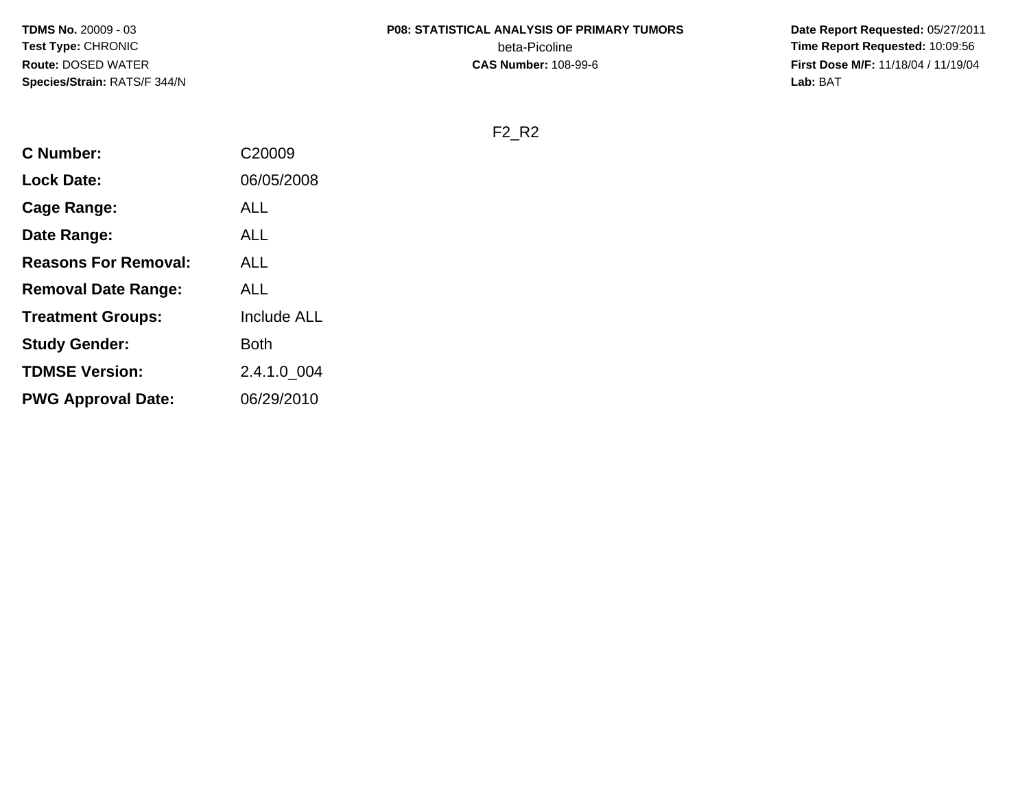**TDMS No.** 20009 - 03
**Test Type:** CHRONIC
**Route:** DOSED WATER
**Species/Strain:** RATS/F 344/N

**P08: STATISTICAL ANALYSIS OF PRIMARY TUMORS**
beta-Picoline
**CAS Number:** 108-99-6

**Date Report Requested:** 05/27/2011
**Time Report Requested:** 10:09:56
**First Dose M/F:** 11/18/04 / 11/19/04
**Lab:** BAT

F2_R2

| | |
|---|---|
| **C Number:** | C20009 |
| **Lock Date:** | 06/05/2008 |
| **Cage Range:** | ALL |
| **Date Range:** | ALL |
| **Reasons For Removal:** | ALL |
| **Removal Date Range:** | ALL |
| **Treatment Groups:** | Include ALL |
| **Study Gender:** | Both |
| **TDMSE Version:** | 2.4.1.0_004 |
| **PWG Approval Date:** | 06/29/2010 |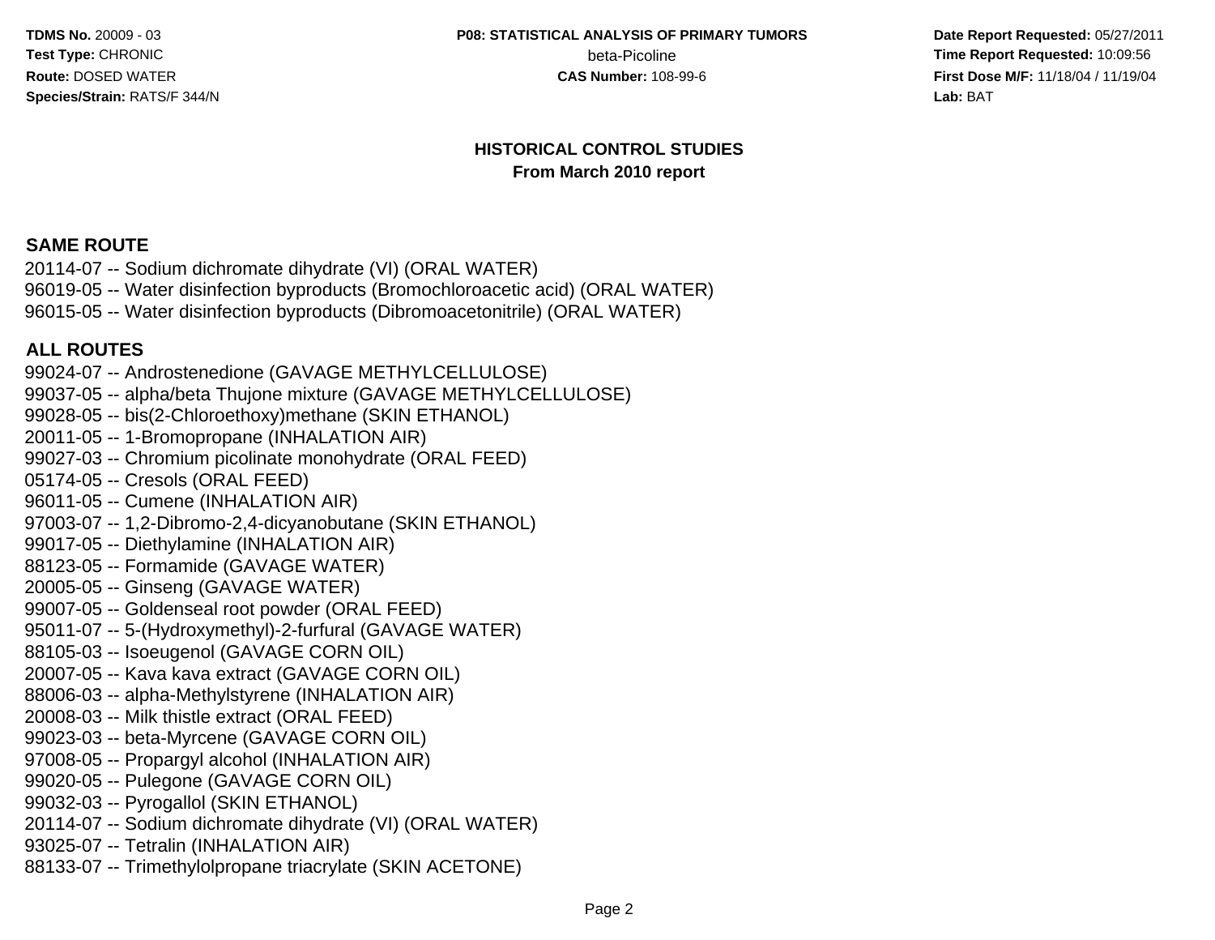## HISTORICAL CONTROL STUDIES
### From March 2010 report

**SAME ROUTE**

20114-07 -- Sodium dichromate dihydrate (VI) (ORAL WATER)
96019-05 -- Water disinfection byproducts (Bromochloroacetic acid) (ORAL WATER)
96015-05 -- Water disinfection byproducts (Dibromoacetonitrile) (ORAL WATER)

**ALL ROUTES**

99024-07 -- Androstenedione (GAVAGE METHYLCELLULOSE)
99037-05 -- alpha/beta Thujone mixture (GAVAGE METHYLCELLULOSE)
99028-05 -- bis(2-Chloroethoxy)methane (SKIN ETHANOL)
20011-05 -- 1-Bromopropane (INHALATION AIR)
99027-03 -- Chromium picolinate monohydrate (ORAL FEED)
05174-05 -- Cresols (ORAL FEED)
96011-05 -- Cumene (INHALATION AIR)
97003-07 -- 1,2-Dibromo-2,4-dicyanobutane (SKIN ETHANOL)
99017-05 -- Diethylamine (INHALATION AIR)
88123-05 -- Formamide (GAVAGE WATER)
20005-05 -- Ginseng (GAVAGE WATER)
99007-05 -- Goldenseal root powder (ORAL FEED)
95011-07 -- 5-(Hydroxymethyl)-2-furfural (GAVAGE WATER)
88105-03 -- Isoeugenol (GAVAGE CORN OIL)
20007-05 -- Kava kava extract (GAVAGE CORN OIL)
88006-03 -- alpha-Methylstyrene (INHALATION AIR)
20008-03 -- Milk thistle extract (ORAL FEED)
99023-03 -- beta-Myrcene (GAVAGE CORN OIL)
97008-05 -- Propargyl alcohol (INHALATION AIR)
99020-05 -- Pulegone (GAVAGE CORN OIL)
99032-03 -- Pyrogallol (SKIN ETHANOL)
20114-07 -- Sodium dichromate dihydrate (VI) (ORAL WATER)
93025-07 -- Tetralin (INHALATION AIR)
88133-07 -- Trimethylolpropane triacrylate (SKIN ACETONE)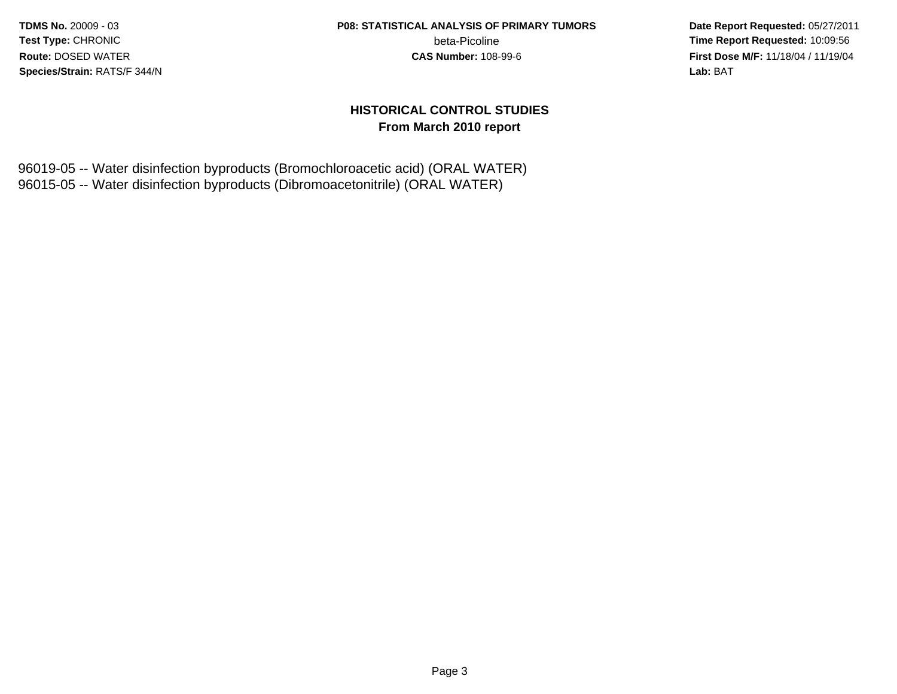## HISTORICAL CONTROL STUDIES
## From March 2010 report

96019-05 -- Water disinfection byproducts (Bromochloroacetic acid) (ORAL WATER)
96015-05 -- Water disinfection byproducts (Dibromoacetonitrile) (ORAL WATER)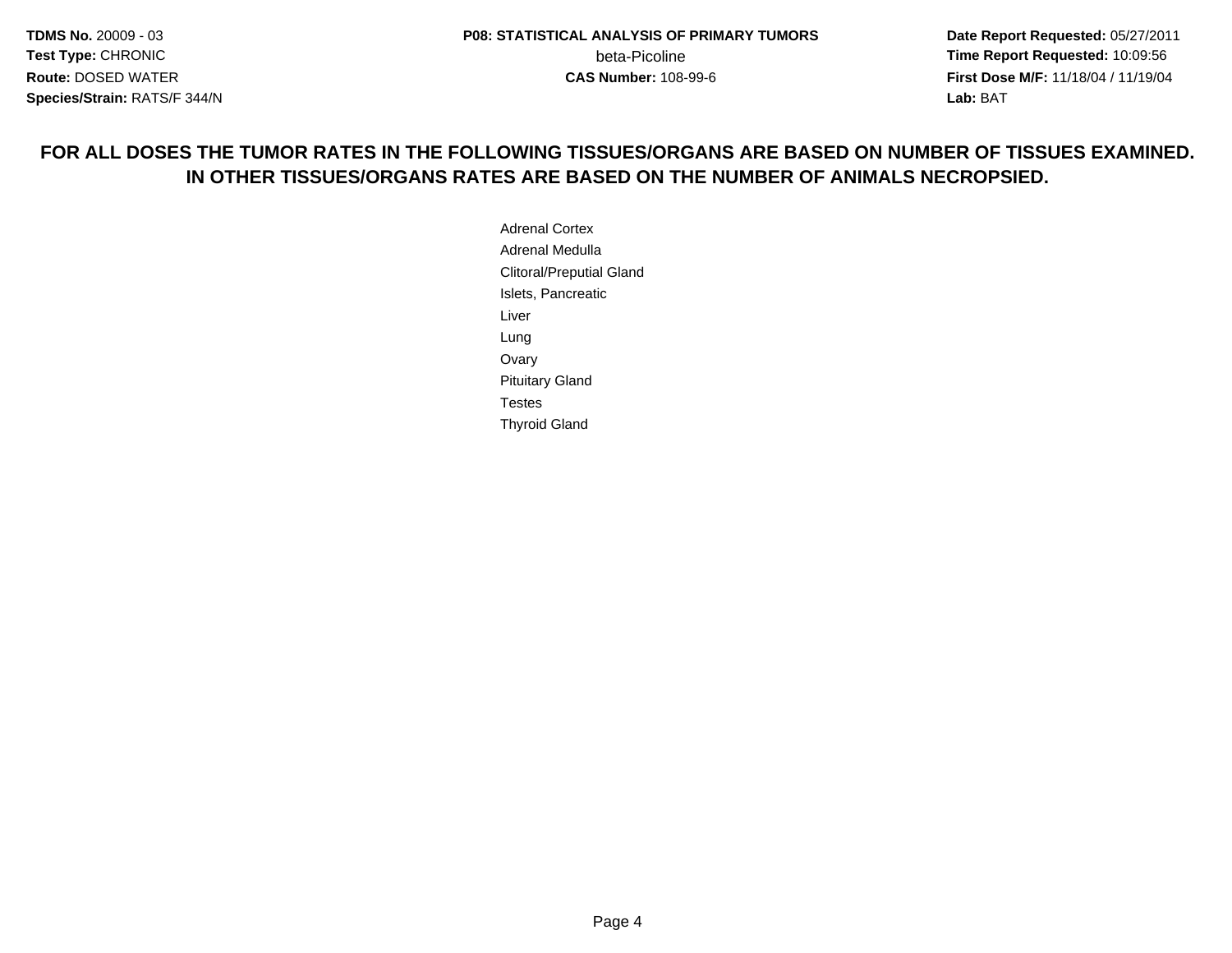**TDMS No.** 20009 - 03
**Test Type:** CHRONIC
**Route:** DOSED WATER
**Species/Strain:** RATS/F 344/N

**P08: STATISTICAL ANALYSIS OF PRIMARY TUMORS**
beta-Picoline
**CAS Number:** 108-99-6

**Date Report Requested:** 05/27/2011
**Time Report Requested:** 10:09:56
**First Dose M/F:** 11/18/04 / 11/19/04
**Lab:** BAT

**FOR ALL DOSES THE TUMOR RATES IN THE FOLLOWING TISSUES/ORGANS ARE BASED ON NUMBER OF TISSUES EXAMINED. IN OTHER TISSUES/ORGANS RATES ARE BASED ON THE NUMBER OF ANIMALS NECROPSIED.**

Adrenal Cortex
Adrenal Medulla
Clitoral/Preputial Gland
Islets, Pancreatic
Liver
Lung
Ovary
Pituitary Gland
Testes
Thyroid Gland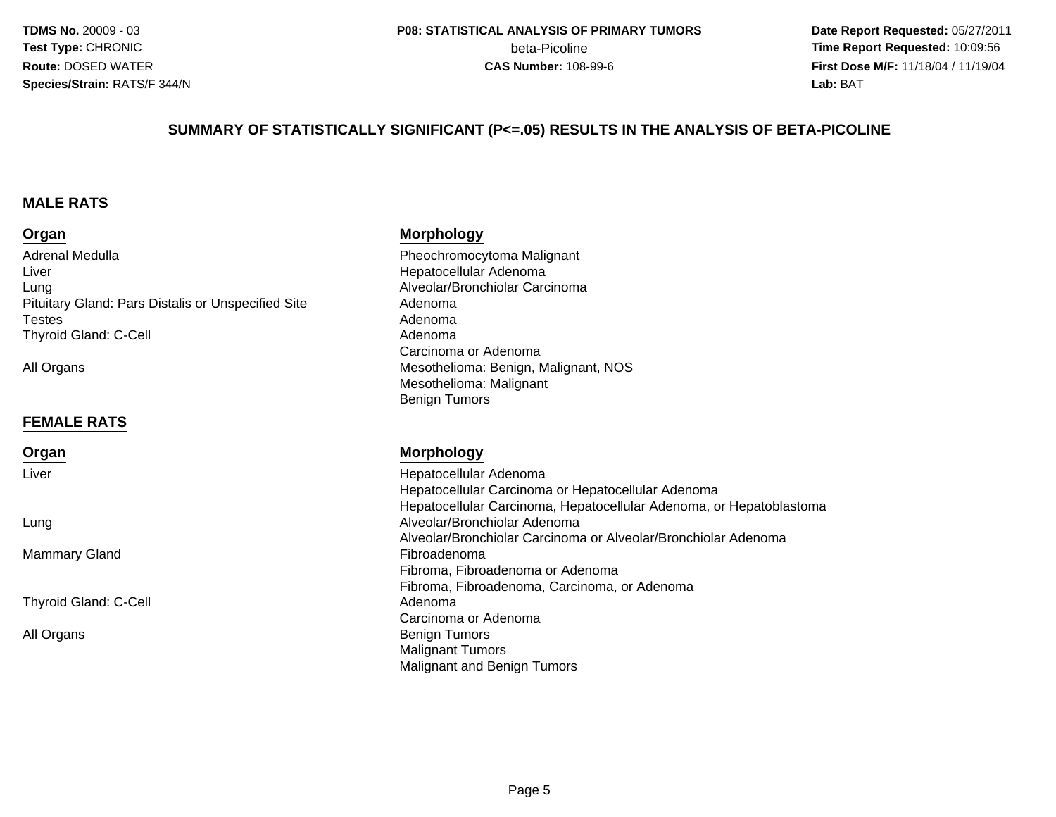## SUMMARY OF STATISTICALLY SIGNIFICANT (P<=.05) RESULTS IN THE ANALYSIS OF BETA-PICOLINE

### MALE RATS

| Organ | Morphology |
|---|---|
| Adrenal Medulla | Pheochromocytoma Malignant |
| Liver | Hepatocellular Adenoma |
| Lung | Alveolar/Bronchiolar Carcinoma |
| Pituitary Gland: Pars Distalis or Unspecified Site | Adenoma |
| Testes | Adenoma |
| Thyroid Gland: C-Cell | Adenoma |
| | Carcinoma or Adenoma |
| All Organs | Mesothelioma: Benign, Malignant, NOS |
| | Mesothelioma: Malignant |
| | Benign Tumors |

### FEMALE RATS

| Organ | Morphology |
|---|---|
| Liver | Hepatocellular Adenoma |
| | Hepatocellular Carcinoma or Hepatocellular Adenoma |
| | Hepatocellular Carcinoma, Hepatocellular Adenoma, or Hepatoblastoma |
| Lung | Alveolar/Bronchiolar Adenoma |
| | Alveolar/Bronchiolar Carcinoma or Alveolar/Bronchiolar Adenoma |
| Mammary Gland | Fibroadenoma |
| | Fibroma, Fibroadenoma or Adenoma |
| | Fibroma, Fibroadenoma, Carcinoma, or Adenoma |
| Thyroid Gland: C-Cell | Adenoma |
| | Carcinoma or Adenoma |
| All Organs | Benign Tumors |
| | Malignant Tumors |
| | Malignant and Benign Tumors |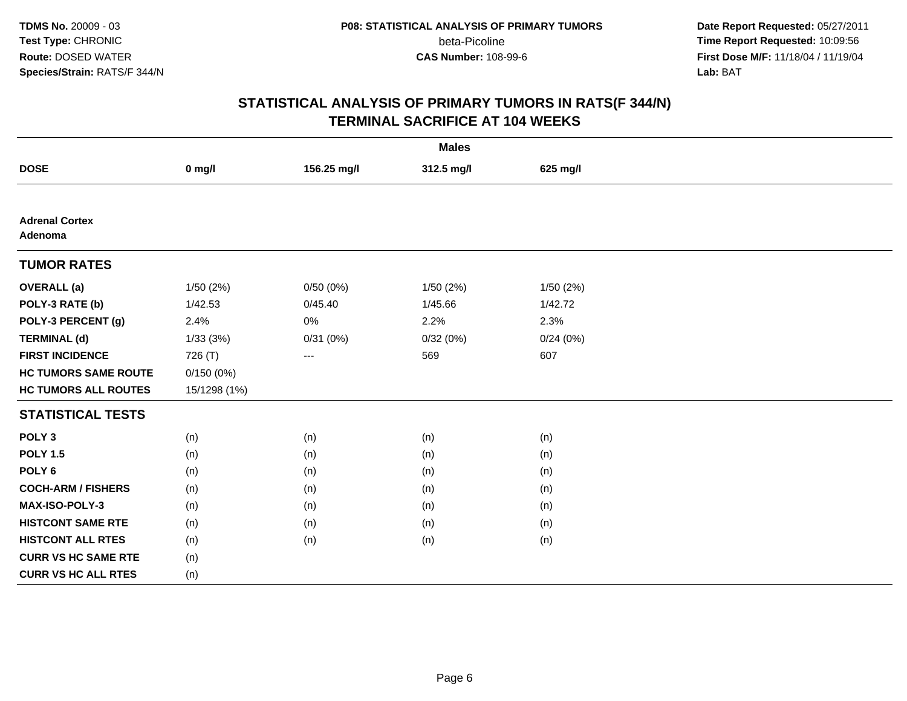**TDMS No.** 20009 - 03
**Test Type:** CHRONIC
**Route:** DOSED WATER
**Species/Strain:** RATS/F 344/N

**P08: STATISTICAL ANALYSIS OF PRIMARY TUMORS**
beta-Picoline
**CAS Number:** 108-99-6

**Date Report Requested:** 05/27/2011
**Time Report Requested:** 10:09:56
**First Dose M/F:** 11/18/04 / 11/19/04
**Lab:** BAT

## STATISTICAL ANALYSIS OF PRIMARY TUMORS IN RATS(F 344/N)
## TERMINAL SACRIFICE AT 104 WEEKS

| | Males | | | |
|---|---|---|---|---|
| **DOSE** | **0 mg/l** | **156.25 mg/l** | **312.5 mg/l** | **625 mg/l** |
| **Adrenal Cortex Adenoma** | | | | |
| **TUMOR RATES** | | | | |
| **OVERALL (a)** | 1/50 (2%) | 0/50 (0%) | 1/50 (2%) | 1/50 (2%) |
| **POLY-3 RATE (b)** | 1/42.53 | 0/45.40 | 1/45.66 | 1/42.72 |
| **POLY-3 PERCENT (g)** | 2.4% | 0% | 2.2% | 2.3% |
| **TERMINAL (d)** | 1/33 (3%) | 0/31 (0%) | 0/32 (0%) | 0/24 (0%) |
| **FIRST INCIDENCE** | 726 (T) | --- | 569 | 607 |
| **HC TUMORS SAME ROUTE** | 0/150 (0%) | | | |
| **HC TUMORS ALL ROUTES** | 15/1298 (1%) | | | |
| **STATISTICAL TESTS** | | | | |
| **POLY 3** | (n) | (n) | (n) | (n) |
| **POLY 1.5** | (n) | (n) | (n) | (n) |
| **POLY 6** | (n) | (n) | (n) | (n) |
| **COCH-ARM / FISHERS** | (n) | (n) | (n) | (n) |
| **MAX-ISO-POLY-3** | (n) | (n) | (n) | (n) |
| **HISTCONT SAME RTE** | (n) | (n) | (n) | (n) |
| **HISTCONT ALL RTES** | (n) | (n) | (n) | (n) |
| **CURR VS HC SAME RTE** | (n) | | | |
| **CURR VS HC ALL RTES** | (n) | | | |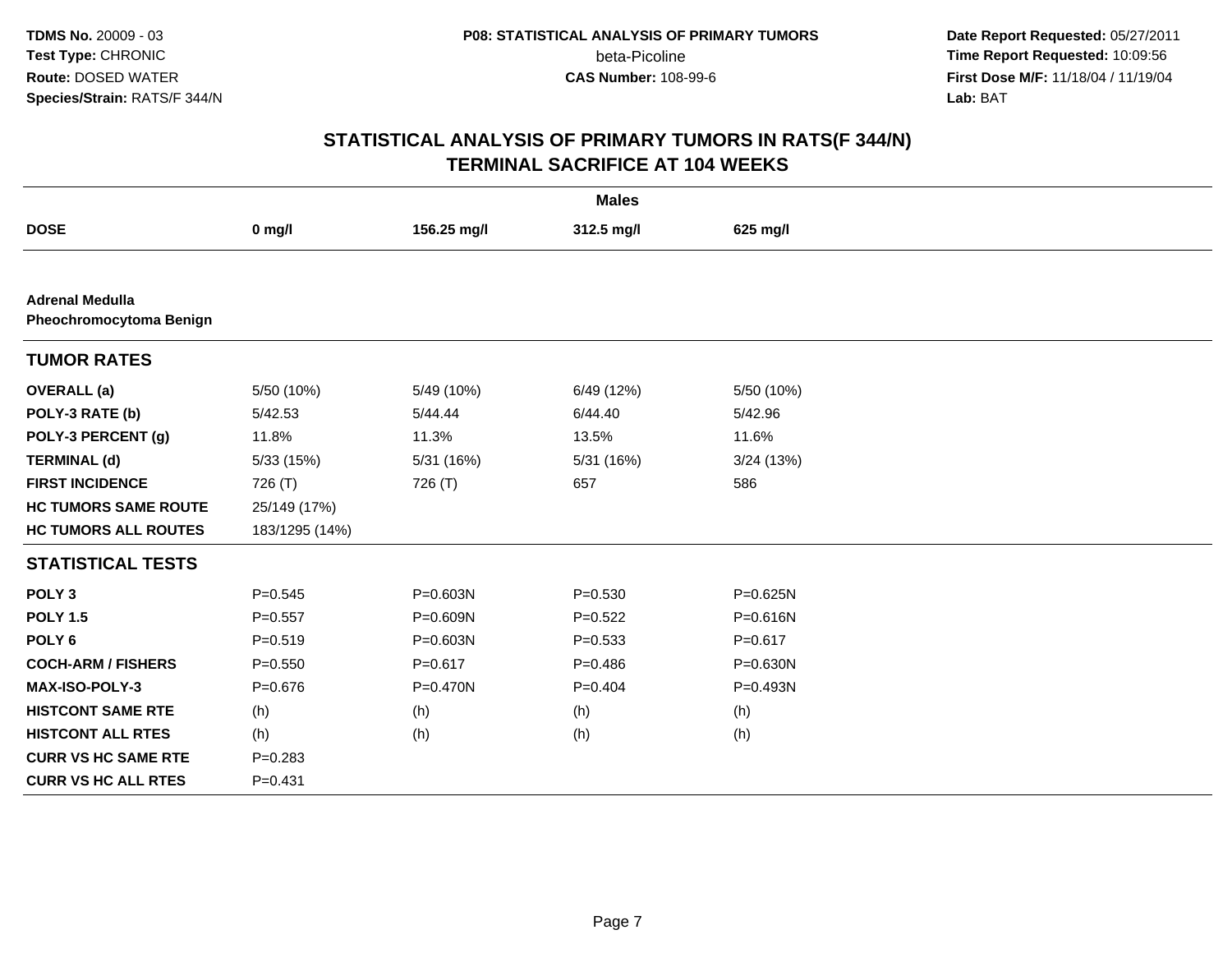TDMS No. 20009 - 03
Test Type: CHRONIC
Route: DOSED WATER
Species/Strain: RATS/F 344/N

P08: STATISTICAL ANALYSIS OF PRIMARY TUMORS
beta-Picoline
CAS Number: 108-99-6

Date Report Requested: 05/27/2011
Time Report Requested: 10:09:56
First Dose M/F: 11/18/04 / 11/19/04
Lab: BAT

# STATISTICAL ANALYSIS OF PRIMARY TUMORS IN RATS(F 344/N)
## TERMINAL SACRIFICE AT 104 WEEKS

| Males | | | | |
|---|---|---|---|---|
| **DOSE** | **0 mg/l** | **156.25 mg/l** | **312.5 mg/l** | **625 mg/l** |
| **Adrenal Medulla** | | | | |
| **Pheochromocytoma Benign** | | | | |
| **TUMOR RATES** | | | | |
| **OVERALL (a)** | 5/50 (10%) | 5/49 (10%) | 6/49 (12%) | 5/50 (10%) |
| **POLY-3 RATE (b)** | 5/42.53 | 5/44.44 | 6/44.40 | 5/42.96 |
| **POLY-3 PERCENT (g)** | 11.8% | 11.3% | 13.5% | 11.6% |
| **TERMINAL (d)** | 5/33 (15%) | 5/31 (16%) | 5/31 (16%) | 3/24 (13%) |
| **FIRST INCIDENCE** | 726 (T) | 726 (T) | 657 | 586 |
| **HC TUMORS SAME ROUTE** | 25/149 (17%) | | | |
| **HC TUMORS ALL ROUTES** | 183/1295 (14%) | | | |
| **STATISTICAL TESTS** | | | | |
| **POLY 3** | P=0.545 | P=0.603N | P=0.530 | P=0.625N |
| **POLY 1.5** | P=0.557 | P=0.609N | P=0.522 | P=0.616N |
| **POLY 6** | P=0.519 | P=0.603N | P=0.533 | P=0.617 |
| **COCH-ARM / FISHERS** | P=0.550 | P=0.617 | P=0.486 | P=0.630N |
| **MAX-ISO-POLY-3** | P=0.676 | P=0.470N | P=0.404 | P=0.493N |
| **HISTCONT SAME RTE** | (h) | (h) | (h) | (h) |
| **HISTCONT ALL RTES** | (h) | (h) | (h) | (h) |
| **CURR VS HC SAME RTE** | P=0.283 | | | |
| **CURR VS HC ALL RTES** | P=0.431 | | | |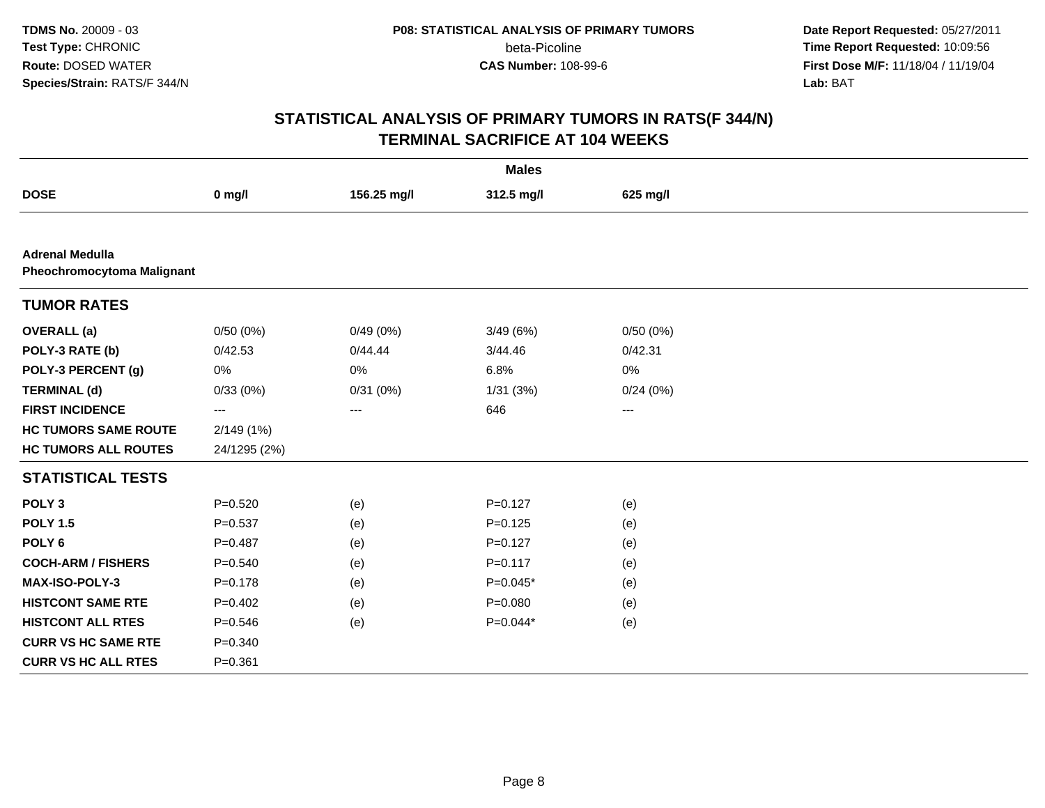**TDMS No.** 20009 - 03
**Test Type:** CHRONIC
**Route:** DOSED WATER
**Species/Strain:** RATS/F 344/N

**P08: STATISTICAL ANALYSIS OF PRIMARY TUMORS**
beta-Picoline
**CAS Number:** 108-99-6

**Date Report Requested:** 05/27/2011
**Time Report Requested:** 10:09:56
**First Dose M/F:** 11/18/04 / 11/19/04
**Lab:** BAT

## STATISTICAL ANALYSIS OF PRIMARY TUMORS IN RATS(F 344/N)
## TERMINAL SACRIFICE AT 104 WEEKS

| | Males | | | |
|---|---|---|---|---|
| **DOSE** | **0 mg/l** | **156.25 mg/l** | **312.5 mg/l** | **625 mg/l** |
| **Adrenal Medulla** | | | | |
| **Pheochromocytoma Malignant** | | | | |
| **TUMOR RATES** | | | | |
| **OVERALL (a)** | 0/50 (0%) | 0/49 (0%) | 3/49 (6%) | 0/50 (0%) |
| **POLY-3 RATE (b)** | 0/42.53 | 0/44.44 | 3/44.46 | 0/42.31 |
| **POLY-3 PERCENT (g)** | 0% | 0% | 6.8% | 0% |
| **TERMINAL (d)** | 0/33 (0%) | 0/31 (0%) | 1/31 (3%) | 0/24 (0%) |
| **FIRST INCIDENCE** | --- | --- | 646 | --- |
| **HC TUMORS SAME ROUTE** | 2/149 (1%) | | | |
| **HC TUMORS ALL ROUTES** | 24/1295 (2%) | | | |
| **STATISTICAL TESTS** | | | | |
| **POLY 3** | P=0.520 | (e) | P=0.127 | (e) |
| **POLY 1.5** | P=0.537 | (e) | P=0.125 | (e) |
| **POLY 6** | P=0.487 | (e) | P=0.127 | (e) |
| **COCH-ARM / FISHERS** | P=0.540 | (e) | P=0.117 | (e) |
| **MAX-ISO-POLY-3** | P=0.178 | (e) | P=0.045* | (e) |
| **HISTCONT SAME RTE** | P=0.402 | (e) | P=0.080 | (e) |
| **HISTCONT ALL RTES** | P=0.546 | (e) | P=0.044* | (e) |
| **CURR VS HC SAME RTE** | P=0.340 | | | |
| **CURR VS HC ALL RTES** | P=0.361 | | | |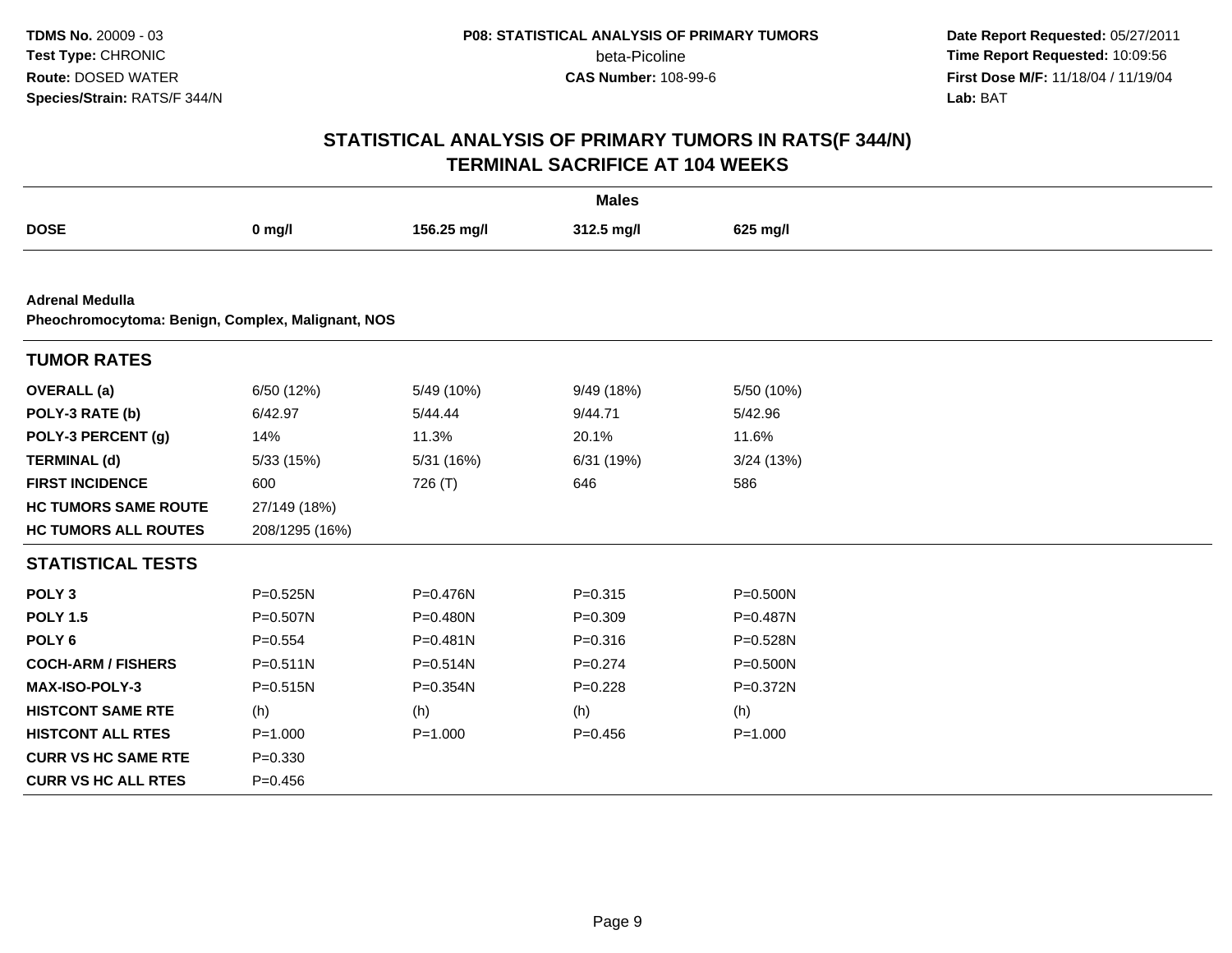**TDMS No.** 20009 - 03
**Test Type:** CHRONIC
**Route:** DOSED WATER
**Species/Strain:** RATS/F 344/N

**P08: STATISTICAL ANALYSIS OF PRIMARY TUMORS**
beta-Picoline
**CAS Number:** 108-99-6

**Date Report Requested:** 05/27/2011
**Time Report Requested:** 10:09:56
**First Dose M/F:** 11/18/04 / 11/19/04
**Lab:** BAT

# STATISTICAL ANALYSIS OF PRIMARY TUMORS IN RATS(F 344/N) TERMINAL SACRIFICE AT 104 WEEKS

| | Males | | | |
|---|---|---|---|---|
| **DOSE** | **0 mg/l** | **156.25 mg/l** | **312.5 mg/l** | **625 mg/l** |

**Adrenal Medulla**
**Pheochromocytoma: Benign, Complex, Malignant, NOS**

| **TUMOR RATES** | | | | |
|---|---|---|---|---|
| **OVERALL (a)** | 6/50 (12%) | 5/49 (10%) | 9/49 (18%) | 5/50 (10%) |
| **POLY-3 RATE (b)** | 6/42.97 | 5/44.44 | 9/44.71 | 5/42.96 |
| **POLY-3 PERCENT (g)** | 14% | 11.3% | 20.1% | 11.6% |
| **TERMINAL (d)** | 5/33 (15%) | 5/31 (16%) | 6/31 (19%) | 3/24 (13%) |
| **FIRST INCIDENCE** | 600 | 726 (T) | 646 | 586 |
| **HC TUMORS SAME ROUTE** | 27/149 (18%) | | | |
| **HC TUMORS ALL ROUTES** | 208/1295 (16%) | | | |

| **STATISTICAL TESTS** | | | | |
|---|---|---|---|---|
| **POLY 3** | P=0.525N | P=0.476N | P=0.315 | P=0.500N |
| **POLY 1.5** | P=0.507N | P=0.480N | P=0.309 | P=0.487N |
| **POLY 6** | P=0.554 | P=0.481N | P=0.316 | P=0.528N |
| **COCH-ARM / FISHERS** | P=0.511N | P=0.514N | P=0.274 | P=0.500N |
| **MAX-ISO-POLY-3** | P=0.515N | P=0.354N | P=0.228 | P=0.372N |
| **HISTCONT SAME RTE** | (h) | (h) | (h) | (h) |
| **HISTCONT ALL RTES** | P=1.000 | P=1.000 | P=0.456 | P=1.000 |
| **CURR VS HC SAME RTE** | P=0.330 | | | |
| **CURR VS HC ALL RTES** | P=0.456 | | | |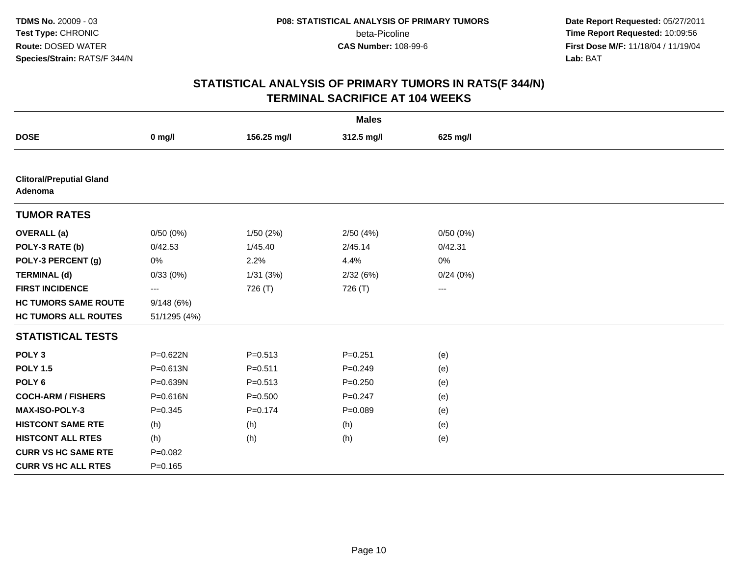**TDMS No.** 20009 - 03
**Test Type:** CHRONIC
**Route:** DOSED WATER
**Species/Strain:** RATS/F 344/N

**P08: STATISTICAL ANALYSIS OF PRIMARY TUMORS**
beta-Picoline
**CAS Number:** 108-99-6

**Date Report Requested:** 05/27/2011
**Time Report Requested:** 10:09:56
**First Dose M/F:** 11/18/04 / 11/19/04
**Lab:** BAT

## STATISTICAL ANALYSIS OF PRIMARY TUMORS IN RATS(F 344/N)
## TERMINAL SACRIFICE AT 104 WEEKS

| | Males | | | |
|---|---|---|---|---|
| **DOSE** | **0 mg/l** | **156.25 mg/l** | **312.5 mg/l** | **625 mg/l** |
| **Clitoral/Preputial Gland Adenoma** | | | | |
| **TUMOR RATES** | | | | |
| **OVERALL (a)** | 0/50 (0%) | 1/50 (2%) | 2/50 (4%) | 0/50 (0%) |
| **POLY-3 RATE (b)** | 0/42.53 | 1/45.40 | 2/45.14 | 0/42.31 |
| **POLY-3 PERCENT (g)** | 0% | 2.2% | 4.4% | 0% |
| **TERMINAL (d)** | 0/33 (0%) | 1/31 (3%) | 2/32 (6%) | 0/24 (0%) |
| **FIRST INCIDENCE** | --- | 726 (T) | 726 (T) | --- |
| **HC TUMORS SAME ROUTE** | 9/148 (6%) | | | |
| **HC TUMORS ALL ROUTES** | 51/1295 (4%) | | | |
| **STATISTICAL TESTS** | | | | |
| **POLY 3** | P=0.622N | P=0.513 | P=0.251 | (e) |
| **POLY 1.5** | P=0.613N | P=0.511 | P=0.249 | (e) |
| **POLY 6** | P=0.639N | P=0.513 | P=0.250 | (e) |
| **COCH-ARM / FISHERS** | P=0.616N | P=0.500 | P=0.247 | (e) |
| **MAX-ISO-POLY-3** | P=0.345 | P=0.174 | P=0.089 | (e) |
| **HISTCONT SAME RTE** | (h) | (h) | (h) | (e) |
| **HISTCONT ALL RTES** | (h) | (h) | (h) | (e) |
| **CURR VS HC SAME RTE** | P=0.082 | | | |
| **CURR VS HC ALL RTES** | P=0.165 | | | |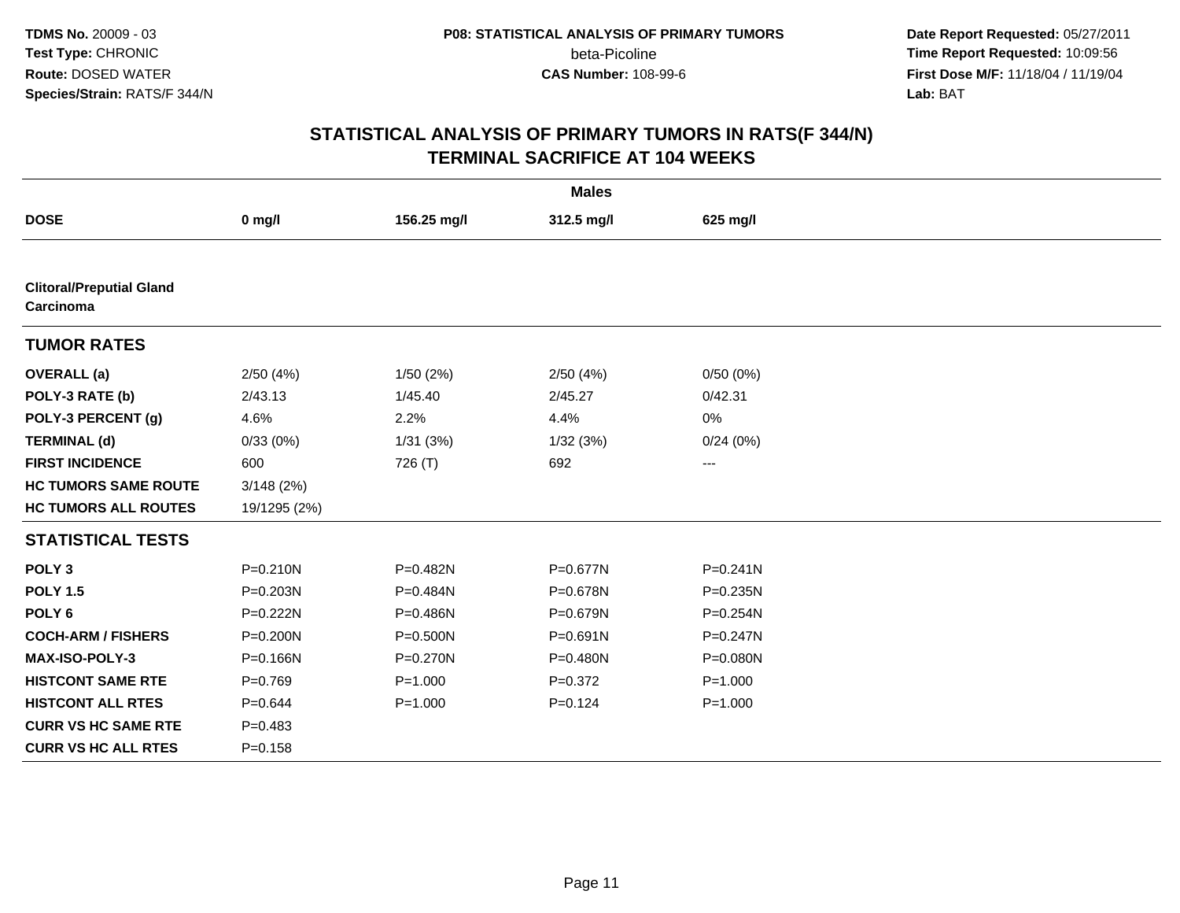## STATISTICAL ANALYSIS OF PRIMARY TUMORS IN RATS(F 344/N)
## TERMINAL SACRIFICE AT 104 WEEKS

| | Males | | | |
|---|---|---|---|---|
| **DOSE** | **0 mg/l** | **156.25 mg/l** | **312.5 mg/l** | **625 mg/l** |
| **Clitoral/Preputial Gland Carcinoma** | | | | |
| **TUMOR RATES** | | | | |
| **OVERALL (a)** | 2/50 (4%) | 1/50 (2%) | 2/50 (4%) | 0/50 (0%) |
| **POLY-3 RATE (b)** | 2/43.13 | 1/45.40 | 2/45.27 | 0/42.31 |
| **POLY-3 PERCENT (g)** | 4.6% | 2.2% | 4.4% | 0% |
| **TERMINAL (d)** | 0/33 (0%) | 1/31 (3%) | 1/32 (3%) | 0/24 (0%) |
| **FIRST INCIDENCE** | 600 | 726 (T) | 692 | --- |
| **HC TUMORS SAME ROUTE** | 3/148 (2%) | | | |
| **HC TUMORS ALL ROUTES** | 19/1295 (2%) | | | |
| **STATISTICAL TESTS** | | | | |
| **POLY 3** | P=0.210N | P=0.482N | P=0.677N | P=0.241N |
| **POLY 1.5** | P=0.203N | P=0.484N | P=0.678N | P=0.235N |
| **POLY 6** | P=0.222N | P=0.486N | P=0.679N | P=0.254N |
| **COCH-ARM / FISHERS** | P=0.200N | P=0.500N | P=0.691N | P=0.247N |
| **MAX-ISO-POLY-3** | P=0.166N | P=0.270N | P=0.480N | P=0.080N |
| **HISTCONT SAME RTE** | P=0.769 | P=1.000 | P=0.372 | P=1.000 |
| **HISTCONT ALL RTES** | P=0.644 | P=1.000 | P=0.124 | P=1.000 |
| **CURR VS HC SAME RTE** | P=0.483 | | | |
| **CURR VS HC ALL RTES** | P=0.158 | | | |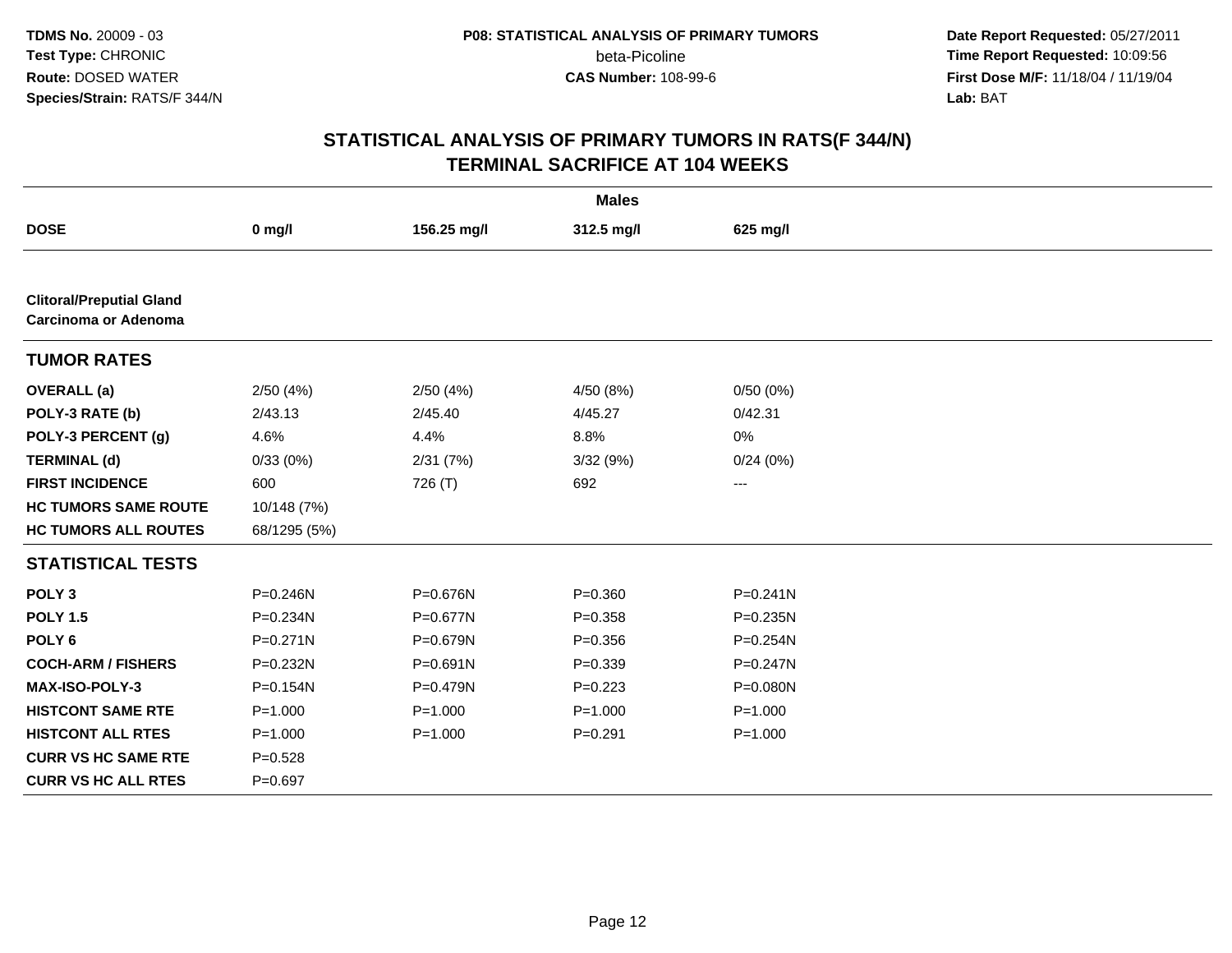**TDMS No.** 20009 - 03
**Test Type:** CHRONIC
**Route:** DOSED WATER
**Species/Strain:** RATS/F 344/N

**P08: STATISTICAL ANALYSIS OF PRIMARY TUMORS**
beta-Picoline
**CAS Number:** 108-99-6

**Date Report Requested:** 05/27/2011
**Time Report Requested:** 10:09:56
**First Dose M/F:** 11/18/04 / 11/19/04
**Lab:** BAT

## STATISTICAL ANALYSIS OF PRIMARY TUMORS IN RATS(F 344/N)
## TERMINAL SACRIFICE AT 104 WEEKS

| | Males | | | |
|---|---|---|---|---|
| **DOSE** | **0 mg/l** | **156.25 mg/l** | **312.5 mg/l** | **625 mg/l** |
| **Clitoral/Preputial Gland Carcinoma or Adenoma** | | | | |
| **TUMOR RATES** | | | | |
| **OVERALL (a)** | 2/50 (4%) | 2/50 (4%) | 4/50 (8%) | 0/50 (0%) |
| **POLY-3 RATE (b)** | 2/43.13 | 2/45.40 | 4/45.27 | 0/42.31 |
| **POLY-3 PERCENT (g)** | 4.6% | 4.4% | 8.8% | 0% |
| **TERMINAL (d)** | 0/33 (0%) | 2/31 (7%) | 3/32 (9%) | 0/24 (0%) |
| **FIRST INCIDENCE** | 600 | 726 (T) | 692 | --- |
| **HC TUMORS SAME ROUTE** | 10/148 (7%) | | | |
| **HC TUMORS ALL ROUTES** | 68/1295 (5%) | | | |
| **STATISTICAL TESTS** | | | | |
| **POLY 3** | P=0.246N | P=0.676N | P=0.360 | P=0.241N |
| **POLY 1.5** | P=0.234N | P=0.677N | P=0.358 | P=0.235N |
| **POLY 6** | P=0.271N | P=0.679N | P=0.356 | P=0.254N |
| **COCH-ARM / FISHERS** | P=0.232N | P=0.691N | P=0.339 | P=0.247N |
| **MAX-ISO-POLY-3** | P=0.154N | P=0.479N | P=0.223 | P=0.080N |
| **HISTCONT SAME RTE** | P=1.000 | P=1.000 | P=1.000 | P=1.000 |
| **HISTCONT ALL RTES** | P=1.000 | P=1.000 | P=0.291 | P=1.000 |
| **CURR VS HC SAME RTE** | P=0.528 | | | |
| **CURR VS HC ALL RTES** | P=0.697 | | | |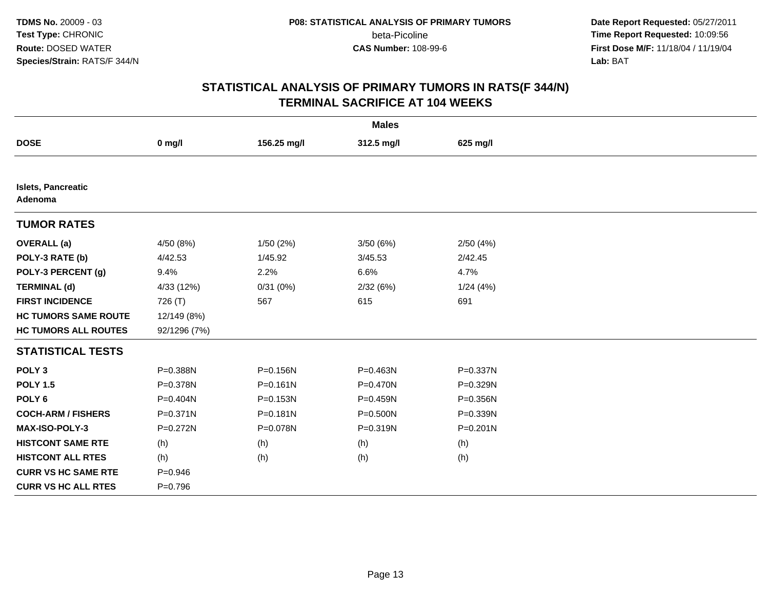# STATISTICAL ANALYSIS OF PRIMARY TUMORS IN RATS(F 344/N)
## TERMINAL SACRIFICE AT 104 WEEKS

| | Males | | | |
|---|---|---|---|---|
| **DOSE** | **0 mg/l** | **156.25 mg/l** | **312.5 mg/l** | **625 mg/l** |
| **Islets, Pancreatic Adenoma** | | | | |
| **TUMOR RATES** | | | | |
| **OVERALL (a)** | 4/50 (8%) | 1/50 (2%) | 3/50 (6%) | 2/50 (4%) |
| **POLY-3 RATE (b)** | 4/42.53 | 1/45.92 | 3/45.53 | 2/42.45 |
| **POLY-3 PERCENT (g)** | 9.4% | 2.2% | 6.6% | 4.7% |
| **TERMINAL (d)** | 4/33 (12%) | 0/31 (0%) | 2/32 (6%) | 1/24 (4%) |
| **FIRST INCIDENCE** | 726 (T) | 567 | 615 | 691 |
| **HC TUMORS SAME ROUTE** | 12/149 (8%) | | | |
| **HC TUMORS ALL ROUTES** | 92/1296 (7%) | | | |
| **STATISTICAL TESTS** | | | | |
| **POLY 3** | P=0.388N | P=0.156N | P=0.463N | P=0.337N |
| **POLY 1.5** | P=0.378N | P=0.161N | P=0.470N | P=0.329N |
| **POLY 6** | P=0.404N | P=0.153N | P=0.459N | P=0.356N |
| **COCH-ARM / FISHERS** | P=0.371N | P=0.181N | P=0.500N | P=0.339N |
| **MAX-ISO-POLY-3** | P=0.272N | P=0.078N | P=0.319N | P=0.201N |
| **HISTCONT SAME RTE** | (h) | (h) | (h) | (h) |
| **HISTCONT ALL RTES** | (h) | (h) | (h) | (h) |
| **CURR VS HC SAME RTE** | P=0.946 | | | |
| **CURR VS HC ALL RTES** | P=0.796 | | | |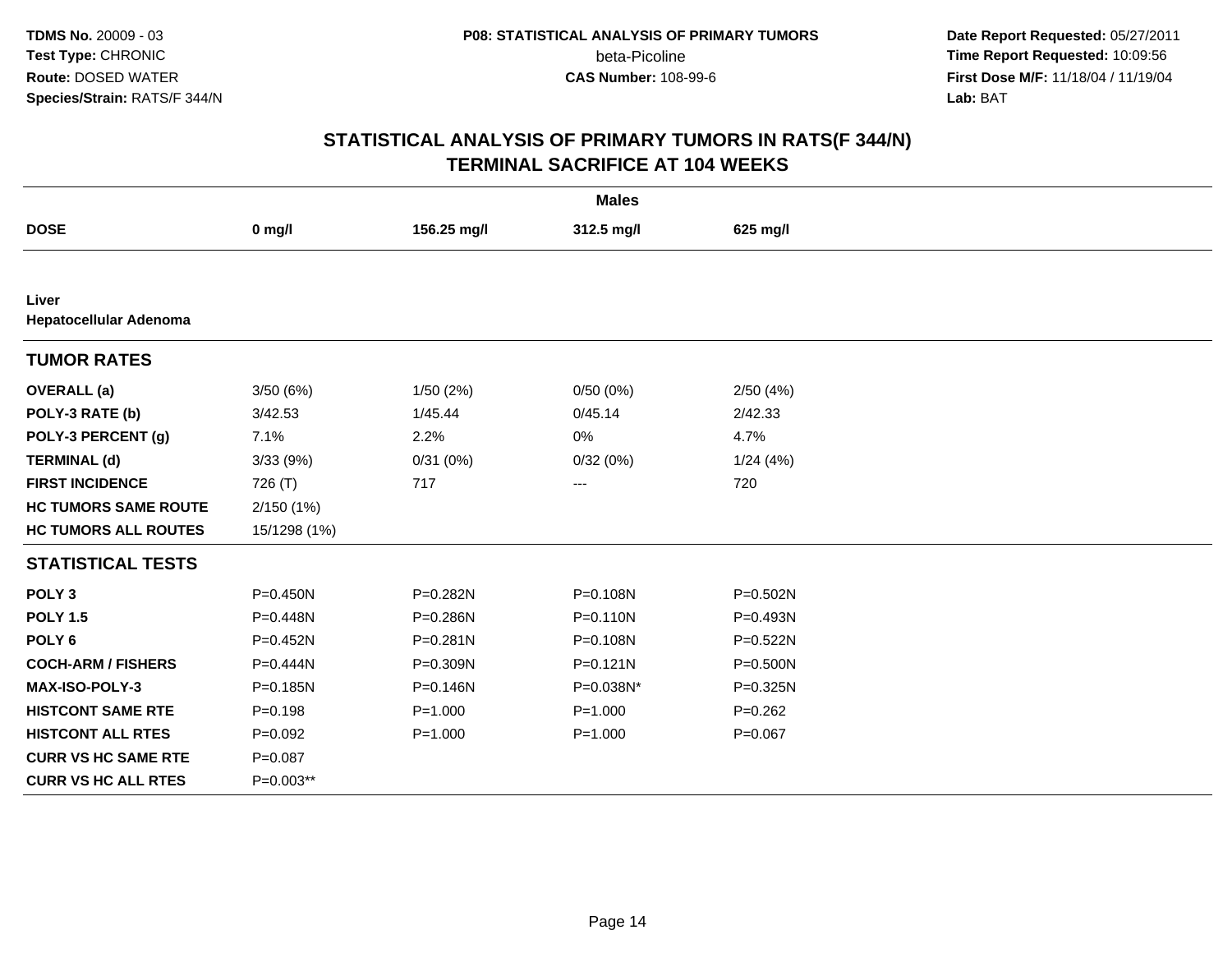# STATISTICAL ANALYSIS OF PRIMARY TUMORS IN RATS(F 344/N) TERMINAL SACRIFICE AT 104 WEEKS

| | Males | | | |
|---|---|---|---|---|
| **DOSE** | **0 mg/l** | **156.25 mg/l** | **312.5 mg/l** | **625 mg/l** |
| **Liver** | | | | |
| **Hepatocellular Adenoma** | | | | |
| **TUMOR RATES** | | | | |
| **OVERALL (a)** | 3/50 (6%) | 1/50 (2%) | 0/50 (0%) | 2/50 (4%) |
| **POLY-3 RATE (b)** | 3/42.53 | 1/45.44 | 0/45.14 | 2/42.33 |
| **POLY-3 PERCENT (g)** | 7.1% | 2.2% | 0% | 4.7% |
| **TERMINAL (d)** | 3/33 (9%) | 0/31 (0%) | 0/32 (0%) | 1/24 (4%) |
| **FIRST INCIDENCE** | 726 (T) | 717 | --- | 720 |
| **HC TUMORS SAME ROUTE** | 2/150 (1%) | | | |
| **HC TUMORS ALL ROUTES** | 15/1298 (1%) | | | |
| **STATISTICAL TESTS** | | | | |
| **POLY 3** | P=0.450N | P=0.282N | P=0.108N | P=0.502N |
| **POLY 1.5** | P=0.448N | P=0.286N | P=0.110N | P=0.493N |
| **POLY 6** | P=0.452N | P=0.281N | P=0.108N | P=0.522N |
| **COCH-ARM / FISHERS** | P=0.444N | P=0.309N | P=0.121N | P=0.500N |
| **MAX-ISO-POLY-3** | P=0.185N | P=0.146N | P=0.038N* | P=0.325N |
| **HISTCONT SAME RTE** | P=0.198 | P=1.000 | P=1.000 | P=0.262 |
| **HISTCONT ALL RTES** | P=0.092 | P=1.000 | P=1.000 | P=0.067 |
| **CURR VS HC SAME RTE** | P=0.087 | | | |
| **CURR VS HC ALL RTES** | P=0.003** | | | |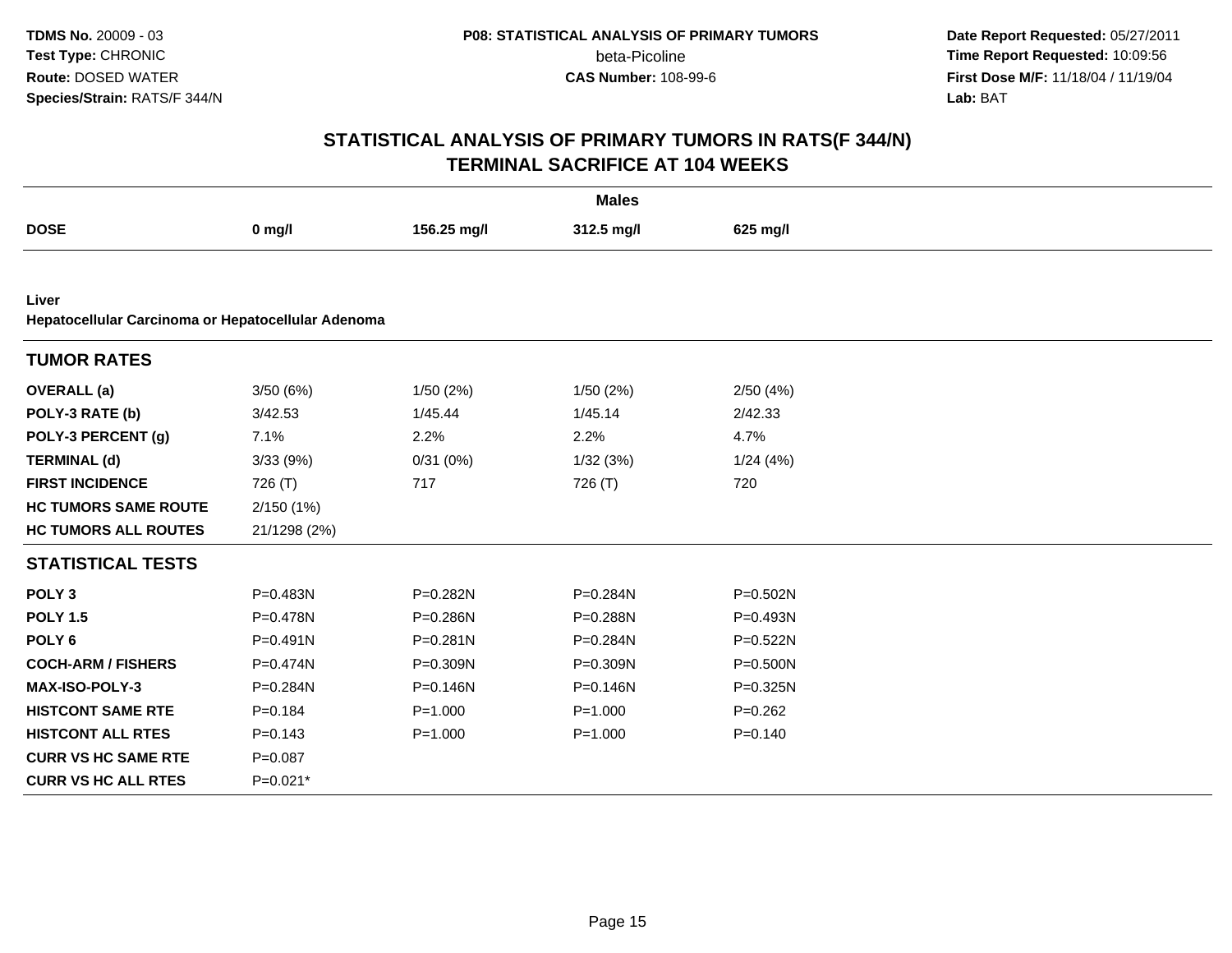# STATISTICAL ANALYSIS OF PRIMARY TUMORS IN RATS(F 344/N)
## TERMINAL SACRIFICE AT 104 WEEKS

| | Males | | | |
|---|---|---|---|---|
| **DOSE** | **0 mg/l** | **156.25 mg/l** | **312.5 mg/l** | **625 mg/l** |
| **Liver** | | | | |
| **Hepatocellular Carcinoma or Hepatocellular Adenoma** | | | | |
| **TUMOR RATES** | | | | |
| **OVERALL (a)** | 3/50 (6%) | 1/50 (2%) | 1/50 (2%) | 2/50 (4%) |
| **POLY-3 RATE (b)** | 3/42.53 | 1/45.44 | 1/45.14 | 2/42.33 |
| **POLY-3 PERCENT (g)** | 7.1% | 2.2% | 2.2% | 4.7% |
| **TERMINAL (d)** | 3/33 (9%) | 0/31 (0%) | 1/32 (3%) | 1/24 (4%) |
| **FIRST INCIDENCE** | 726 (T) | 717 | 726 (T) | 720 |
| **HC TUMORS SAME ROUTE** | 2/150 (1%) | | | |
| **HC TUMORS ALL ROUTES** | 21/1298 (2%) | | | |
| **STATISTICAL TESTS** | | | | |
| **POLY 3** | P=0.483N | P=0.282N | P=0.284N | P=0.502N |
| **POLY 1.5** | P=0.478N | P=0.286N | P=0.288N | P=0.493N |
| **POLY 6** | P=0.491N | P=0.281N | P=0.284N | P=0.522N |
| **COCH-ARM / FISHERS** | P=0.474N | P=0.309N | P=0.309N | P=0.500N |
| **MAX-ISO-POLY-3** | P=0.284N | P=0.146N | P=0.146N | P=0.325N |
| **HISTCONT SAME RTE** | P=0.184 | P=1.000 | P=1.000 | P=0.262 |
| **HISTCONT ALL RTES** | P=0.143 | P=1.000 | P=1.000 | P=0.140 |
| **CURR VS HC SAME RTE** | P=0.087 | | | |
| **CURR VS HC ALL RTES** | P=0.021* | | | |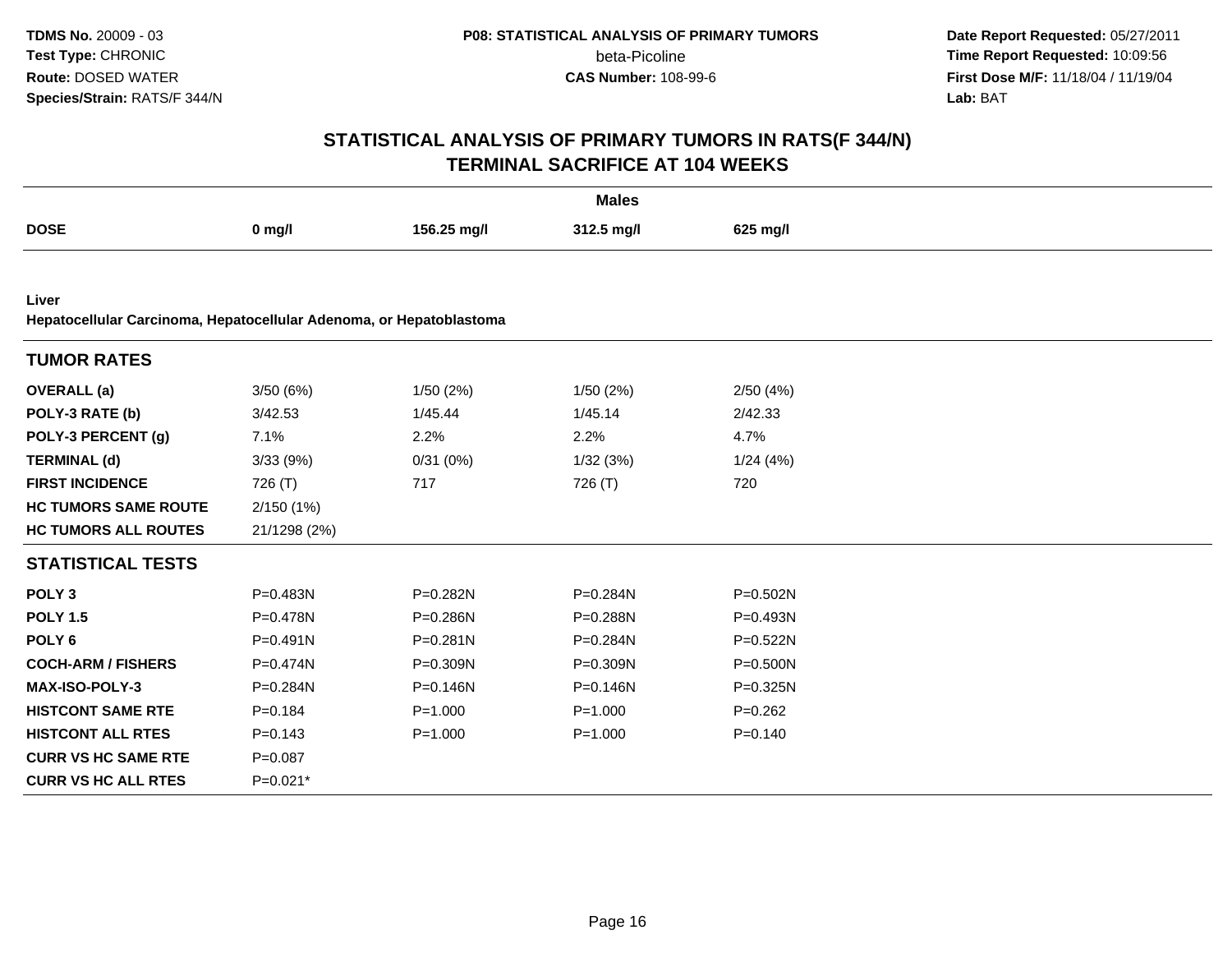**TDMS No.** 20009 - 03
**Test Type:** CHRONIC
**Route:** DOSED WATER
**Species/Strain:** RATS/F 344/N

**P08: STATISTICAL ANALYSIS OF PRIMARY TUMORS**
beta-Picoline
**CAS Number:** 108-99-6

**Date Report Requested:** 05/27/2011
**Time Report Requested:** 10:09:56
**First Dose M/F:** 11/18/04 / 11/19/04
**Lab:** BAT

# STATISTICAL ANALYSIS OF PRIMARY TUMORS IN RATS(F 344/N)
## TERMINAL SACRIFICE AT 104 WEEKS

| | Males | | | |
|---|---|---|---|---|
| **DOSE** | **0 mg/l** | **156.25 mg/l** | **312.5 mg/l** | **625 mg/l** |

**Liver**
**Hepatocellular Carcinoma, Hepatocellular Adenoma, or Hepatoblastoma**

| **TUMOR RATES** | | | | |
|---|---|---|---|---|
| **OVERALL (a)** | 3/50 (6%) | 1/50 (2%) | 1/50 (2%) | 2/50 (4%) |
| **POLY-3 RATE (b)** | 3/42.53 | 1/45.44 | 1/45.14 | 2/42.33 |
| **POLY-3 PERCENT (g)** | 7.1% | 2.2% | 2.2% | 4.7% |
| **TERMINAL (d)** | 3/33 (9%) | 0/31 (0%) | 1/32 (3%) | 1/24 (4%) |
| **FIRST INCIDENCE** | 726 (T) | 717 | 726 (T) | 720 |
| **HC TUMORS SAME ROUTE** | 2/150 (1%) | | | |
| **HC TUMORS ALL ROUTES** | 21/1298 (2%) | | | |
| **STATISTICAL TESTS** | | | | |
| **POLY 3** | P=0.483N | P=0.282N | P=0.284N | P=0.502N |
| **POLY 1.5** | P=0.478N | P=0.286N | P=0.288N | P=0.493N |
| **POLY 6** | P=0.491N | P=0.281N | P=0.284N | P=0.522N |
| **COCH-ARM / FISHERS** | P=0.474N | P=0.309N | P=0.309N | P=0.500N |
| **MAX-ISO-POLY-3** | P=0.284N | P=0.146N | P=0.146N | P=0.325N |
| **HISTCONT SAME RTE** | P=0.184 | P=1.000 | P=1.000 | P=0.262 |
| **HISTCONT ALL RTES** | P=0.143 | P=1.000 | P=1.000 | P=0.140 |
| **CURR VS HC SAME RTE** | P=0.087 | | | |
| **CURR VS HC ALL RTES** | P=0.021* | | | |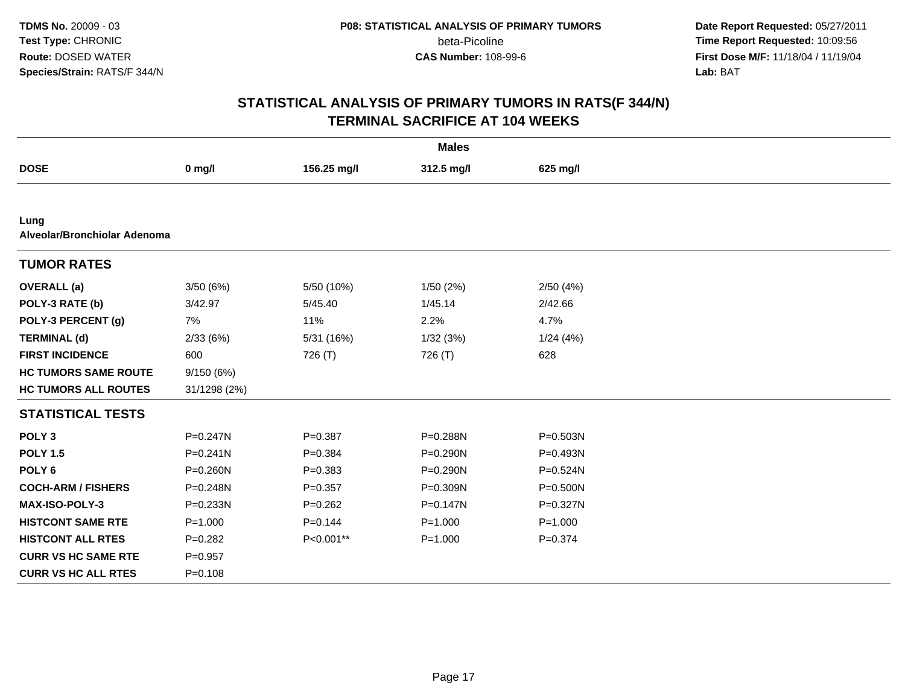TDMS No. 20009 - 03
Test Type: CHRONIC
Route: DOSED WATER
Species/Strain: RATS/F 344/N

P08: STATISTICAL ANALYSIS OF PRIMARY TUMORS
beta-Picoline
CAS Number: 108-99-6

Date Report Requested: 05/27/2011
Time Report Requested: 10:09:56
First Dose M/F: 11/18/04 / 11/19/04
Lab: BAT

## STATISTICAL ANALYSIS OF PRIMARY TUMORS IN RATS(F 344/N) TERMINAL SACRIFICE AT 104 WEEKS

| Males | | | | |
|---|---|---|---|---|
| **DOSE** | **0 mg/l** | **156.25 mg/l** | **312.5 mg/l** | **625 mg/l** |
| **Lung** | | | | |
| **Alveolar/Bronchiolar Adenoma** | | | | |
| **TUMOR RATES** | | | | |
| **OVERALL (a)** | 3/50 (6%) | 5/50 (10%) | 1/50 (2%) | 2/50 (4%) |
| **POLY-3 RATE (b)** | 3/42.97 | 5/45.40 | 1/45.14 | 2/42.66 |
| **POLY-3 PERCENT (g)** | 7% | 11% | 2.2% | 4.7% |
| **TERMINAL (d)** | 2/33 (6%) | 5/31 (16%) | 1/32 (3%) | 1/24 (4%) |
| **FIRST INCIDENCE** | 600 | 726 (T) | 726 (T) | 628 |
| **HC TUMORS SAME ROUTE** | 9/150 (6%) | | | |
| **HC TUMORS ALL ROUTES** | 31/1298 (2%) | | | |
| **STATISTICAL TESTS** | | | | |
| **POLY 3** | P=0.247N | P=0.387 | P=0.288N | P=0.503N |
| **POLY 1.5** | P=0.241N | P=0.384 | P=0.290N | P=0.493N |
| **POLY 6** | P=0.260N | P=0.383 | P=0.290N | P=0.524N |
| **COCH-ARM / FISHERS** | P=0.248N | P=0.357 | P=0.309N | P=0.500N |
| **MAX-ISO-POLY-3** | P=0.233N | P=0.262 | P=0.147N | P=0.327N |
| **HISTCONT SAME RTE** | P=1.000 | P=0.144 | P=1.000 | P=1.000 |
| **HISTCONT ALL RTES** | P=0.282 | P<0.001** | P=1.000 | P=0.374 |
| **CURR VS HC SAME RTE** | P=0.957 | | | |
| **CURR VS HC ALL RTES** | P=0.108 | | | |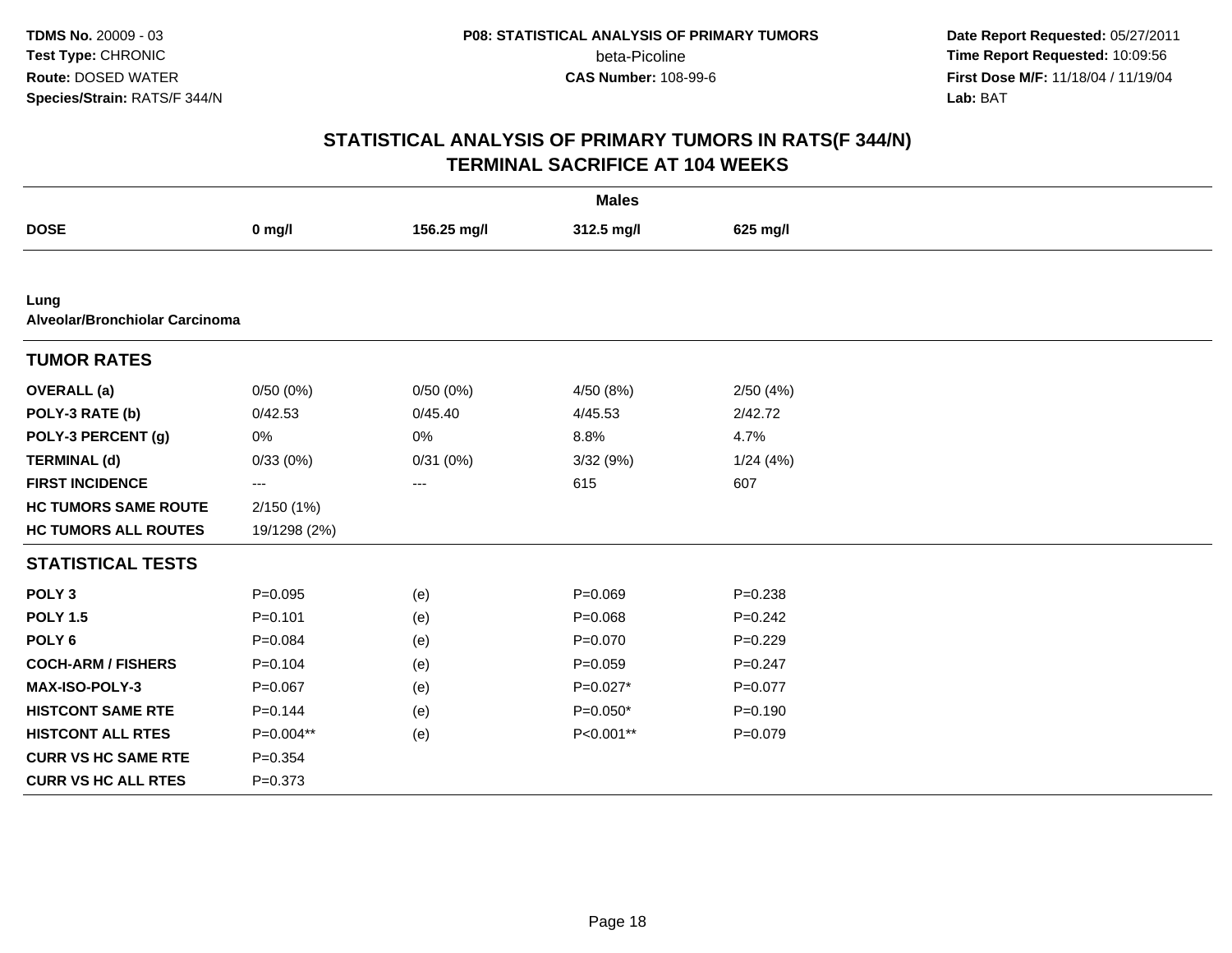TDMS No. 20009 - 03
Test Type: CHRONIC
Route: DOSED WATER
Species/Strain: RATS/F 344/N

P08: STATISTICAL ANALYSIS OF PRIMARY TUMORS
beta-Picoline
CAS Number: 108-99-6

Date Report Requested: 05/27/2011
Time Report Requested: 10:09:56
First Dose M/F: 11/18/04 / 11/19/04
Lab: BAT

# STATISTICAL ANALYSIS OF PRIMARY TUMORS IN RATS(F 344/N)
## TERMINAL SACRIFICE AT 104 WEEKS

| | Males | | | |
|---|---|---|---|---|
| **DOSE** | **0 mg/l** | **156.25 mg/l** | **312.5 mg/l** | **625 mg/l** |
| **Lung** | | | | |
| **Alveolar/Bronchiolar Carcinoma** | | | | |
| **TUMOR RATES** | | | | |
| **OVERALL (a)** | 0/50 (0%) | 0/50 (0%) | 4/50 (8%) | 2/50 (4%) |
| **POLY-3 RATE (b)** | 0/42.53 | 0/45.40 | 4/45.53 | 2/42.72 |
| **POLY-3 PERCENT (g)** | 0% | 0% | 8.8% | 4.7% |
| **TERMINAL (d)** | 0/33 (0%) | 0/31 (0%) | 3/32 (9%) | 1/24 (4%) |
| **FIRST INCIDENCE** | --- | --- | 615 | 607 |
| **HC TUMORS SAME ROUTE** | 2/150 (1%) | | | |
| **HC TUMORS ALL ROUTES** | 19/1298 (2%) | | | |
| **STATISTICAL TESTS** | | | | |
| **POLY 3** | P=0.095 | (e) | P=0.069 | P=0.238 |
| **POLY 1.5** | P=0.101 | (e) | P=0.068 | P=0.242 |
| **POLY 6** | P=0.084 | (e) | P=0.070 | P=0.229 |
| **COCH-ARM / FISHERS** | P=0.104 | (e) | P=0.059 | P=0.247 |
| **MAX-ISO-POLY-3** | P=0.067 | (e) | P=0.027* | P=0.077 |
| **HISTCONT SAME RTE** | P=0.144 | (e) | P=0.050* | P=0.190 |
| **HISTCONT ALL RTES** | P=0.004** | (e) | P<0.001** | P=0.079 |
| **CURR VS HC SAME RTE** | P=0.354 | | | |
| **CURR VS HC ALL RTES** | P=0.373 | | | |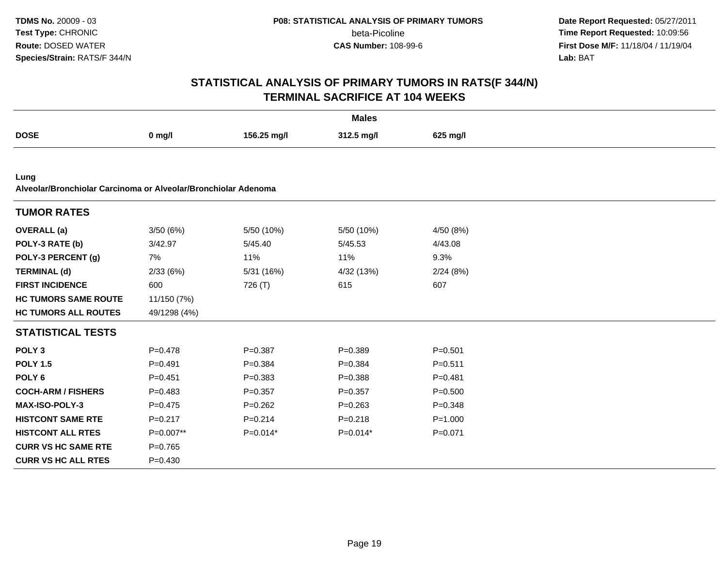**TDMS No.** 20009 - 03
**Test Type:** CHRONIC
**Route:** DOSED WATER
**Species/Strain:** RATS/F 344/N

**P08: STATISTICAL ANALYSIS OF PRIMARY TUMORS**
beta-Picoline
**CAS Number:** 108-99-6

**Date Report Requested:** 05/27/2011
**Time Report Requested:** 10:09:56
**First Dose M/F:** 11/18/04 / 11/19/04
**Lab:** BAT

## STATISTICAL ANALYSIS OF PRIMARY TUMORS IN RATS(F 344/N)
## TERMINAL SACRIFICE AT 104 WEEKS

| | Males | | | |
|---|---|---|---|---|
| **DOSE** | **0 mg/l** | **156.25 mg/l** | **312.5 mg/l** | **625 mg/l** |
| **Lung** | | | | |
| **Alveolar/Bronchiolar Carcinoma or Alveolar/Bronchiolar Adenoma** | | | | |
| **TUMOR RATES** | | | | |
| **OVERALL (a)** | 3/50 (6%) | 5/50 (10%) | 5/50 (10%) | 4/50 (8%) |
| **POLY-3 RATE (b)** | 3/42.97 | 5/45.40 | 5/45.53 | 4/43.08 |
| **POLY-3 PERCENT (g)** | 7% | 11% | 11% | 9.3% |
| **TERMINAL (d)** | 2/33 (6%) | 5/31 (16%) | 4/32 (13%) | 2/24 (8%) |
| **FIRST INCIDENCE** | 600 | 726 (T) | 615 | 607 |
| **HC TUMORS SAME ROUTE** | 11/150 (7%) | | | |
| **HC TUMORS ALL ROUTES** | 49/1298 (4%) | | | |
| **STATISTICAL TESTS** | | | | |
| **POLY 3** | P=0.478 | P=0.387 | P=0.389 | P=0.501 |
| **POLY 1.5** | P=0.491 | P=0.384 | P=0.384 | P=0.511 |
| **POLY 6** | P=0.451 | P=0.383 | P=0.388 | P=0.481 |
| **COCH-ARM / FISHERS** | P=0.483 | P=0.357 | P=0.357 | P=0.500 |
| **MAX-ISO-POLY-3** | P=0.475 | P=0.262 | P=0.263 | P=0.348 |
| **HISTCONT SAME RTE** | P=0.217 | P=0.214 | P=0.218 | P=1.000 |
| **HISTCONT ALL RTES** | P=0.007** | P=0.014* | P=0.014* | P=0.071 |
| **CURR VS HC SAME RTE** | P=0.765 | | | |
| **CURR VS HC ALL RTES** | P=0.430 | | | |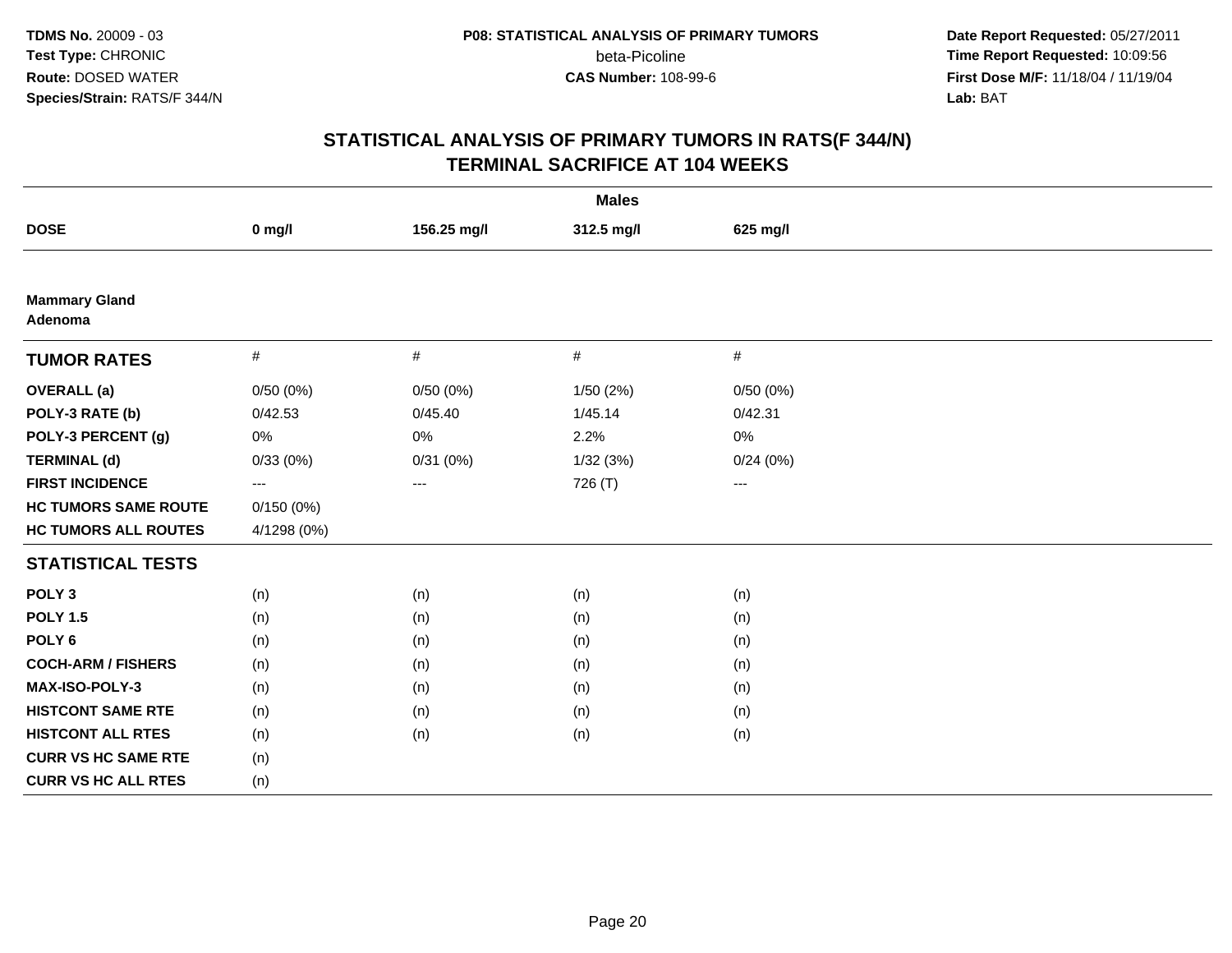**TDMS No.** 20009 - 03
**Test Type:** CHRONIC
**Route:** DOSED WATER
**Species/Strain:** RATS/F 344/N

**P08: STATISTICAL ANALYSIS OF PRIMARY TUMORS**
beta-Picoline
**CAS Number:** 108-99-6

**Date Report Requested:** 05/27/2011
**Time Report Requested:** 10:09:56
**First Dose M/F:** 11/18/04 / 11/19/04
**Lab:** BAT

## STATISTICAL ANALYSIS OF PRIMARY TUMORS IN RATS(F 344/N) TERMINAL SACRIFICE AT 104 WEEKS

| | Males | | | |
|---|---|---|---|---|
| **DOSE** | **0 mg/l** | **156.25 mg/l** | **312.5 mg/l** | **625 mg/l** |
| **Mammary Gland Adenoma** | | | | |
| **TUMOR RATES** | # | # | # | # |
| **OVERALL (a)** | 0/50 (0%) | 0/50 (0%) | 1/50 (2%) | 0/50 (0%) |
| **POLY-3 RATE (b)** | 0/42.53 | 0/45.40 | 1/45.14 | 0/42.31 |
| **POLY-3 PERCENT (g)** | 0% | 0% | 2.2% | 0% |
| **TERMINAL (d)** | 0/33 (0%) | 0/31 (0%) | 1/32 (3%) | 0/24 (0%) |
| **FIRST INCIDENCE** | --- | --- | 726 (T) | --- |
| **HC TUMORS SAME ROUTE** | 0/150 (0%) | | | |
| **HC TUMORS ALL ROUTES** | 4/1298 (0%) | | | |
| **STATISTICAL TESTS** | | | | |
| **POLY 3** | (n) | (n) | (n) | (n) |
| **POLY 1.5** | (n) | (n) | (n) | (n) |
| **POLY 6** | (n) | (n) | (n) | (n) |
| **COCH-ARM / FISHERS** | (n) | (n) | (n) | (n) |
| **MAX-ISO-POLY-3** | (n) | (n) | (n) | (n) |
| **HISTCONT SAME RTE** | (n) | (n) | (n) | (n) |
| **HISTCONT ALL RTES** | (n) | (n) | (n) | (n) |
| **CURR VS HC SAME RTE** | (n) | | | |
| **CURR VS HC ALL RTES** | (n) | | | |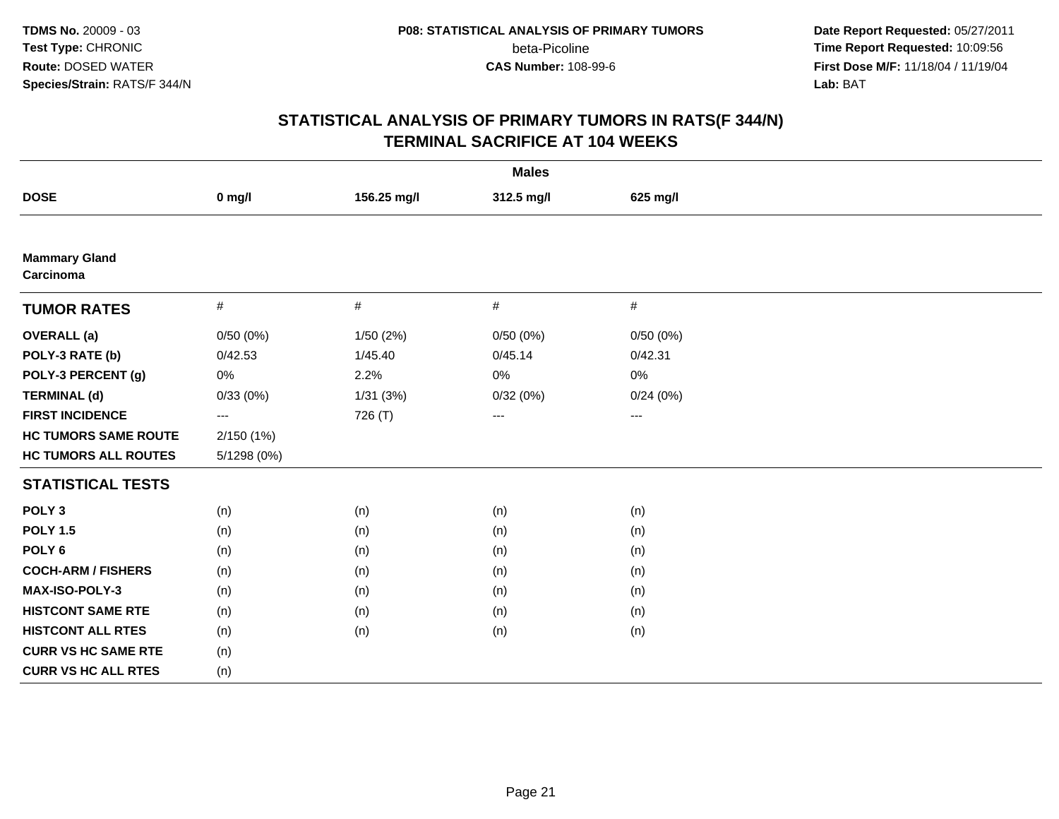## STATISTICAL ANALYSIS OF PRIMARY TUMORS IN RATS(F 344/N)
## TERMINAL SACRIFICE AT 104 WEEKS

| | Males | | | |
|---|---|---|---|---|
| **DOSE** | **0 mg/l** | **156.25 mg/l** | **312.5 mg/l** | **625 mg/l** |
| **Mammary Gland Carcinoma** | | | | |
| **TUMOR RATES** | # | # | # | # |
| **OVERALL (a)** | 0/50 (0%) | 1/50 (2%) | 0/50 (0%) | 0/50 (0%) |
| **POLY-3 RATE (b)** | 0/42.53 | 1/45.40 | 0/45.14 | 0/42.31 |
| **POLY-3 PERCENT (g)** | 0% | 2.2% | 0% | 0% |
| **TERMINAL (d)** | 0/33 (0%) | 1/31 (3%) | 0/32 (0%) | 0/24 (0%) |
| **FIRST INCIDENCE** | --- | 726 (T) | --- | --- |
| **HC TUMORS SAME ROUTE** | 2/150 (1%) | | | |
| **HC TUMORS ALL ROUTES** | 5/1298 (0%) | | | |
| **STATISTICAL TESTS** | | | | |
| **POLY 3** | (n) | (n) | (n) | (n) |
| **POLY 1.5** | (n) | (n) | (n) | (n) |
| **POLY 6** | (n) | (n) | (n) | (n) |
| **COCH-ARM / FISHERS** | (n) | (n) | (n) | (n) |
| **MAX-ISO-POLY-3** | (n) | (n) | (n) | (n) |
| **HISTCONT SAME RTE** | (n) | (n) | (n) | (n) |
| **HISTCONT ALL RTES** | (n) | (n) | (n) | (n) |
| **CURR VS HC SAME RTE** | (n) | | | |
| **CURR VS HC ALL RTES** | (n) | | | |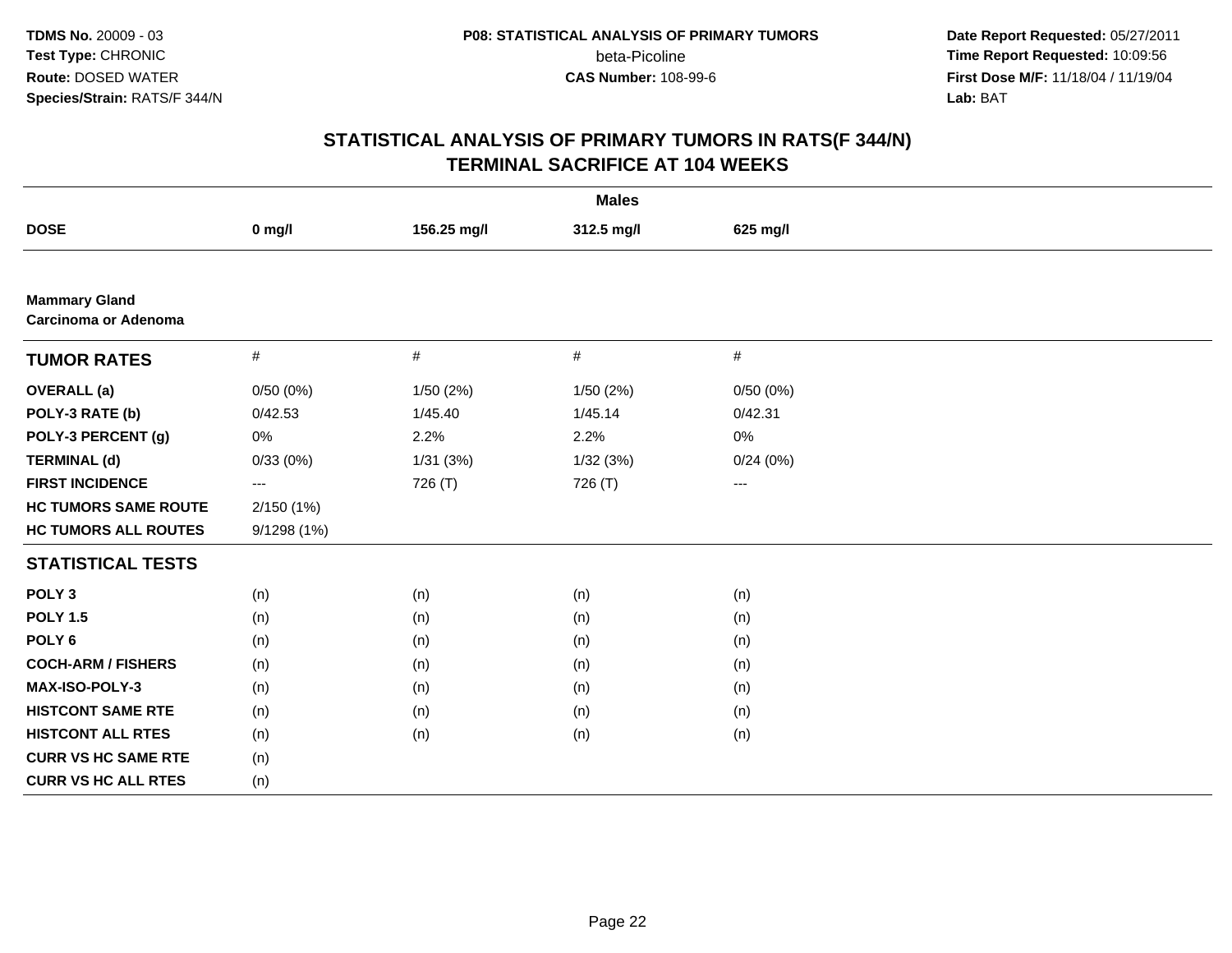**TDMS No.** 20009 - 03
**Test Type:** CHRONIC
**Route:** DOSED WATER
**Species/Strain:** RATS/F 344/N

**P08: STATISTICAL ANALYSIS OF PRIMARY TUMORS**
beta-Picoline
**CAS Number:** 108-99-6

**Date Report Requested:** 05/27/2011
**Time Report Requested:** 10:09:56
**First Dose M/F:** 11/18/04 / 11/19/04
**Lab:** BAT

## STATISTICAL ANALYSIS OF PRIMARY TUMORS IN RATS(F 344/N)
## TERMINAL SACRIFICE AT 104 WEEKS

| | Males | | | |
|---|---|---|---|---|
| **DOSE** | **0 mg/l** | **156.25 mg/l** | **312.5 mg/l** | **625 mg/l** |
| **Mammary Gland** | | | | |
| **Carcinoma or Adenoma** | | | | |
| **TUMOR RATES** | # | # | # | # |
| **OVERALL (a)** | 0/50 (0%) | 1/50 (2%) | 1/50 (2%) | 0/50 (0%) |
| **POLY-3 RATE (b)** | 0/42.53 | 1/45.40 | 1/45.14 | 0/42.31 |
| **POLY-3 PERCENT (g)** | 0% | 2.2% | 2.2% | 0% |
| **TERMINAL (d)** | 0/33 (0%) | 1/31 (3%) | 1/32 (3%) | 0/24 (0%) |
| **FIRST INCIDENCE** | --- | 726 (T) | 726 (T) | --- |
| **HC TUMORS SAME ROUTE** | 2/150 (1%) | | | |
| **HC TUMORS ALL ROUTES** | 9/1298 (1%) | | | |
| **STATISTICAL TESTS** | | | | |
| **POLY 3** | (n) | (n) | (n) | (n) |
| **POLY 1.5** | (n) | (n) | (n) | (n) |
| **POLY 6** | (n) | (n) | (n) | (n) |
| **COCH-ARM / FISHERS** | (n) | (n) | (n) | (n) |
| **MAX-ISO-POLY-3** | (n) | (n) | (n) | (n) |
| **HISTCONT SAME RTE** | (n) | (n) | (n) | (n) |
| **HISTCONT ALL RTES** | (n) | (n) | (n) | (n) |
| **CURR VS HC SAME RTE** | (n) | | | |
| **CURR VS HC ALL RTES** | (n) | | | |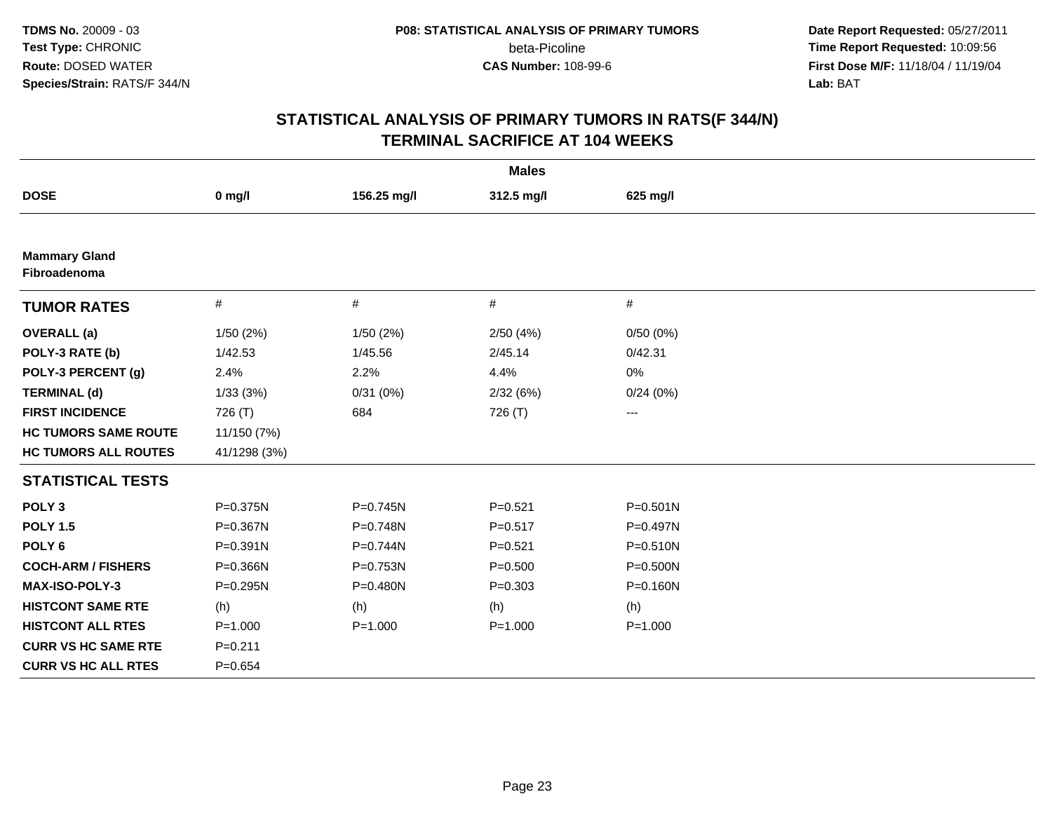**TDMS No.** 20009 - 03
**Test Type:** CHRONIC
**Route:** DOSED WATER
**Species/Strain:** RATS/F 344/N

**P08: STATISTICAL ANALYSIS OF PRIMARY TUMORS**
beta-Picoline
**CAS Number:** 108-99-6

**Date Report Requested:** 05/27/2011
**Time Report Requested:** 10:09:56
**First Dose M/F:** 11/18/04 / 11/19/04
**Lab:** BAT

# STATISTICAL ANALYSIS OF PRIMARY TUMORS IN RATS(F 344/N)
## TERMINAL SACRIFICE AT 104 WEEKS

| | Males | | | |
|---|---|---|---|---|
| **DOSE** | **0 mg/l** | **156.25 mg/l** | **312.5 mg/l** | **625 mg/l** |
| **Mammary Gland** | | | | |
| **Fibroadenoma** | | | | |
| **TUMOR RATES** | # | # | # | # |
| **OVERALL (a)** | 1/50 (2%) | 1/50 (2%) | 2/50 (4%) | 0/50 (0%) |
| **POLY-3 RATE (b)** | 1/42.53 | 1/45.56 | 2/45.14 | 0/42.31 |
| **POLY-3 PERCENT (g)** | 2.4% | 2.2% | 4.4% | 0% |
| **TERMINAL (d)** | 1/33 (3%) | 0/31 (0%) | 2/32 (6%) | 0/24 (0%) |
| **FIRST INCIDENCE** | 726 (T) | 684 | 726 (T) | --- |
| **HC TUMORS SAME ROUTE** | 11/150 (7%) | | | |
| **HC TUMORS ALL ROUTES** | 41/1298 (3%) | | | |
| **STATISTICAL TESTS** | | | | |
| **POLY 3** | P=0.375N | P=0.745N | P=0.521 | P=0.501N |
| **POLY 1.5** | P=0.367N | P=0.748N | P=0.517 | P=0.497N |
| **POLY 6** | P=0.391N | P=0.744N | P=0.521 | P=0.510N |
| **COCH-ARM / FISHERS** | P=0.366N | P=0.753N | P=0.500 | P=0.500N |
| **MAX-ISO-POLY-3** | P=0.295N | P=0.480N | P=0.303 | P=0.160N |
| **HISTCONT SAME RTE** | (h) | (h) | (h) | (h) |
| **HISTCONT ALL RTES** | P=1.000 | P=1.000 | P=1.000 | P=1.000 |
| **CURR VS HC SAME RTE** | P=0.211 | | | |
| **CURR VS HC ALL RTES** | P=0.654 | | | |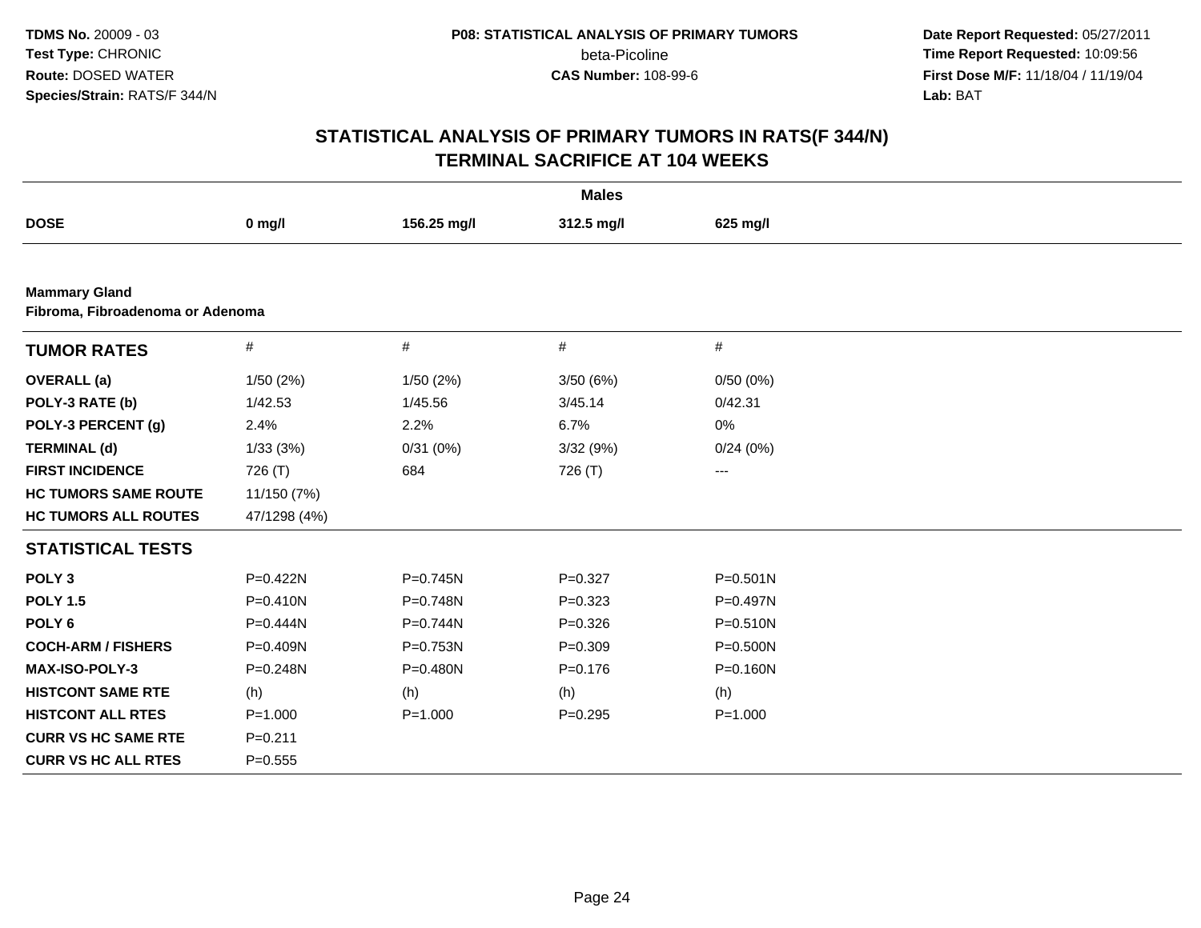**TDMS No.** 20009 - 03
**Test Type:** CHRONIC
**Route:** DOSED WATER
**Species/Strain:** RATS/F 344/N

**P08: STATISTICAL ANALYSIS OF PRIMARY TUMORS**
beta-Picoline
**CAS Number:** 108-99-6

**Date Report Requested:** 05/27/2011
**Time Report Requested:** 10:09:56
**First Dose M/F:** 11/18/04 / 11/19/04
**Lab:** BAT

## STATISTICAL ANALYSIS OF PRIMARY TUMORS IN RATS(F 344/N)
## TERMINAL SACRIFICE AT 104 WEEKS

| | Males | | | |
|---|---|---|---|---|
| **DOSE** | **0 mg/l** | **156.25 mg/l** | **312.5 mg/l** | **625 mg/l** |

**Mammary Gland**
**Fibroma, Fibroadenoma or Adenoma**

| **TUMOR RATES** | # | # | # | # |
|---|---|---|---|---|
| **OVERALL (a)** | 1/50 (2%) | 1/50 (2%) | 3/50 (6%) | 0/50 (0%) |
| **POLY-3 RATE (b)** | 1/42.53 | 1/45.56 | 3/45.14 | 0/42.31 |
| **POLY-3 PERCENT (g)** | 2.4% | 2.2% | 6.7% | 0% |
| **TERMINAL (d)** | 1/33 (3%) | 0/31 (0%) | 3/32 (9%) | 0/24 (0%) |
| **FIRST INCIDENCE** | 726 (T) | 684 | 726 (T) | --- |
| **HC TUMORS SAME ROUTE** | 11/150 (7%) | | | |
| **HC TUMORS ALL ROUTES** | 47/1298 (4%) | | | |
| **STATISTICAL TESTS** | | | | |
| **POLY 3** | P=0.422N | P=0.745N | P=0.327 | P=0.501N |
| **POLY 1.5** | P=0.410N | P=0.748N | P=0.323 | P=0.497N |
| **POLY 6** | P=0.444N | P=0.744N | P=0.326 | P=0.510N |
| **COCH-ARM / FISHERS** | P=0.409N | P=0.753N | P=0.309 | P=0.500N |
| **MAX-ISO-POLY-3** | P=0.248N | P=0.480N | P=0.176 | P=0.160N |
| **HISTCONT SAME RTE** | (h) | (h) | (h) | (h) |
| **HISTCONT ALL RTES** | P=1.000 | P=1.000 | P=0.295 | P=1.000 |
| **CURR VS HC SAME RTE** | P=0.211 | | | |
| **CURR VS HC ALL RTES** | P=0.555 | | | |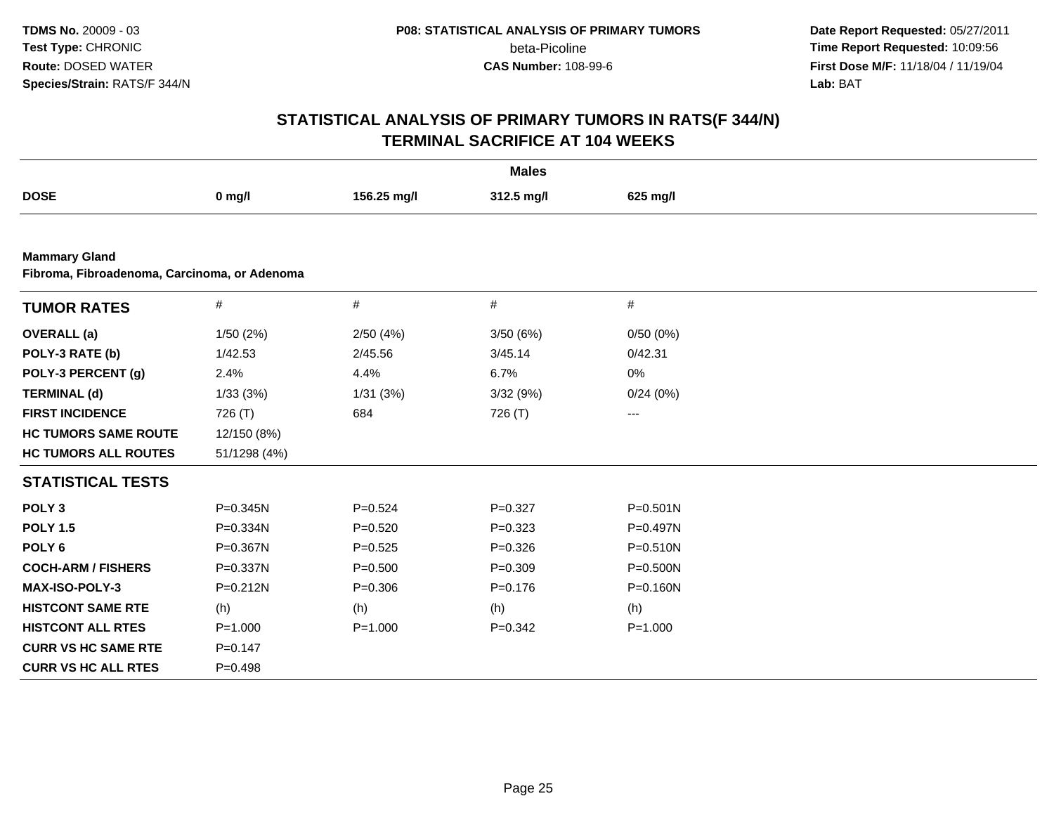**TDMS No.** 20009 - 03
**Test Type:** CHRONIC
**Route:** DOSED WATER
**Species/Strain:** RATS/F 344/N

**P08: STATISTICAL ANALYSIS OF PRIMARY TUMORS**
beta-Picoline
**CAS Number:** 108-99-6

**Date Report Requested:** 05/27/2011
**Time Report Requested:** 10:09:56
**First Dose M/F:** 11/18/04 / 11/19/04
**Lab:** BAT

# STATISTICAL ANALYSIS OF PRIMARY TUMORS IN RATS(F 344/N)
## TERMINAL SACRIFICE AT 104 WEEKS

**Males**

| DOSE | 0 mg/l | 156.25 mg/l | 312.5 mg/l | 625 mg/l |
|---|---|---|---|---|

**Mammary Gland**
**Fibroma, Fibroadenoma, Carcinoma, or Adenoma**

| TUMOR RATES | # | # | # | # |
|---|---|---|---|---|
| **OVERALL (a)** | 1/50 (2%) | 2/50 (4%) | 3/50 (6%) | 0/50 (0%) |
| **POLY-3 RATE (b)** | 1/42.53 | 2/45.56 | 3/45.14 | 0/42.31 |
| **POLY-3 PERCENT (g)** | 2.4% | 4.4% | 6.7% | 0% |
| **TERMINAL (d)** | 1/33 (3%) | 1/31 (3%) | 3/32 (9%) | 0/24 (0%) |
| **FIRST INCIDENCE** | 726 (T) | 684 | 726 (T) | --- |
| **HC TUMORS SAME ROUTE** | 12/150 (8%) | | | |
| **HC TUMORS ALL ROUTES** | 51/1298 (4%) | | | |
| **STATISTICAL TESTS** | | | | |
| **POLY 3** | P=0.345N | P=0.524 | P=0.327 | P=0.501N |
| **POLY 1.5** | P=0.334N | P=0.520 | P=0.323 | P=0.497N |
| **POLY 6** | P=0.367N | P=0.525 | P=0.326 | P=0.510N |
| **COCH-ARM / FISHERS** | P=0.337N | P=0.500 | P=0.309 | P=0.500N |
| **MAX-ISO-POLY-3** | P=0.212N | P=0.306 | P=0.176 | P=0.160N |
| **HISTCONT SAME RTE** | (h) | (h) | (h) | (h) |
| **HISTCONT ALL RTES** | P=1.000 | P=1.000 | P=0.342 | P=1.000 |
| **CURR VS HC SAME RTE** | P=0.147 | | | |
| **CURR VS HC ALL RTES** | P=0.498 | | | |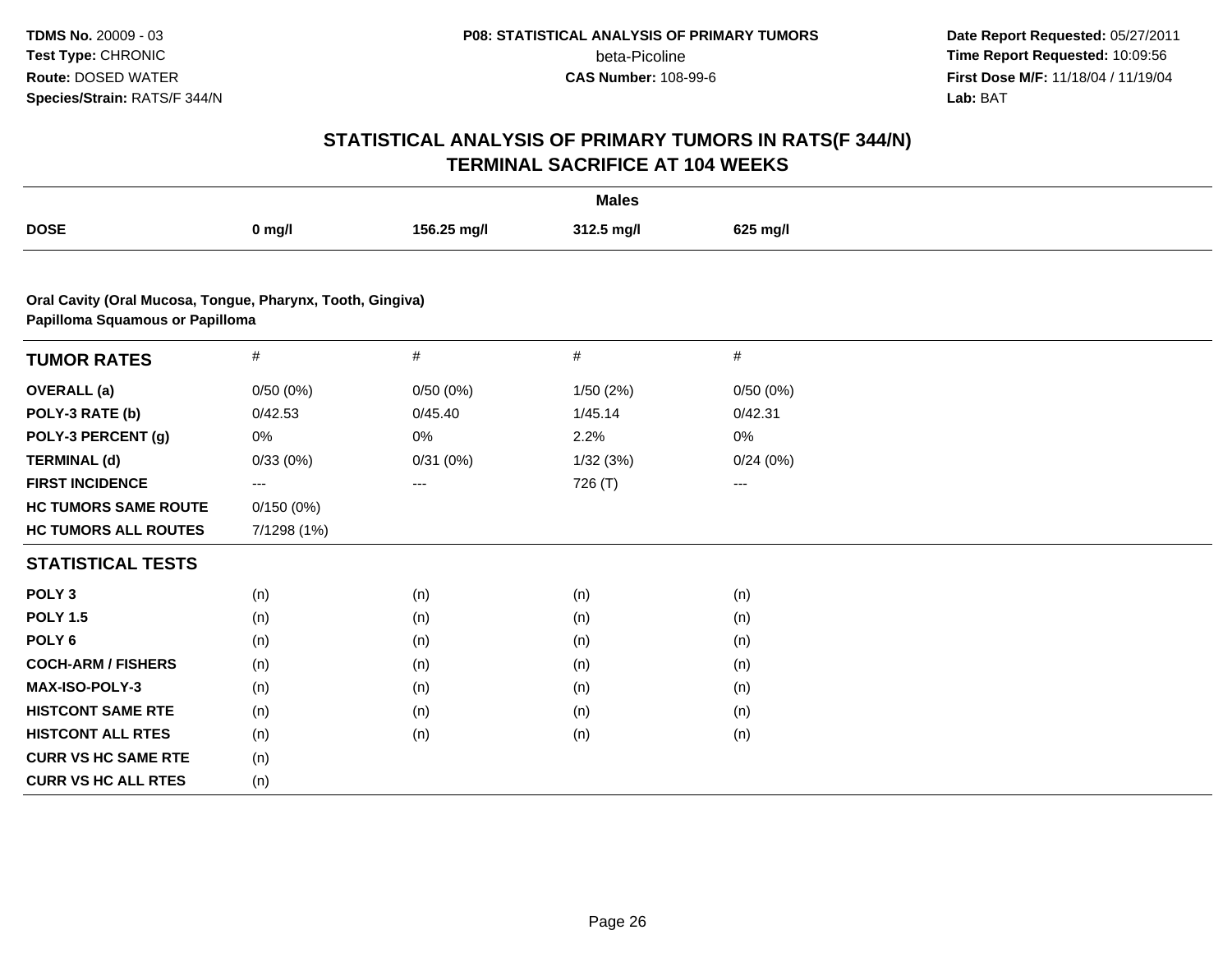TDMS No. 20009 - 03
Test Type: CHRONIC
Route: DOSED WATER
Species/Strain: RATS/F 344/N

P08: STATISTICAL ANALYSIS OF PRIMARY TUMORS
beta-Picoline
CAS Number: 108-99-6

Date Report Requested: 05/27/2011
Time Report Requested: 10:09:56
First Dose M/F: 11/18/04 / 11/19/04
Lab: BAT

# STATISTICAL ANALYSIS OF PRIMARY TUMORS IN RATS(F 344/N)
## TERMINAL SACRIFICE AT 104 WEEKS

| | Males | | | |
|---|---|---|---|---|
| **DOSE** | **0 mg/l** | **156.25 mg/l** | **312.5 mg/l** | **625 mg/l** |

**Oral Cavity (Oral Mucosa, Tongue, Pharynx, Tooth, Gingiva)**
**Papilloma Squamous or Papilloma**

| **TUMOR RATES** | # | # | # | # |
|---|---|---|---|---|
| **OVERALL (a)** | 0/50 (0%) | 0/50 (0%) | 1/50 (2%) | 0/50 (0%) |
| **POLY-3 RATE (b)** | 0/42.53 | 0/45.40 | 1/45.14 | 0/42.31 |
| **POLY-3 PERCENT (g)** | 0% | 0% | 2.2% | 0% |
| **TERMINAL (d)** | 0/33 (0%) | 0/31 (0%) | 1/32 (3%) | 0/24 (0%) |
| **FIRST INCIDENCE** | --- | --- | 726 (T) | --- |
| **HC TUMORS SAME ROUTE** | 0/150 (0%) | | | |
| **HC TUMORS ALL ROUTES** | 7/1298 (1%) | | | |
| **STATISTICAL TESTS** | | | | |
| **POLY 3** | (n) | (n) | (n) | (n) |
| **POLY 1.5** | (n) | (n) | (n) | (n) |
| **POLY 6** | (n) | (n) | (n) | (n) |
| **COCH-ARM / FISHERS** | (n) | (n) | (n) | (n) |
| **MAX-ISO-POLY-3** | (n) | (n) | (n) | (n) |
| **HISTCONT SAME RTE** | (n) | (n) | (n) | (n) |
| **HISTCONT ALL RTES** | (n) | (n) | (n) | (n) |
| **CURR VS HC SAME RTE** | (n) | | | |
| **CURR VS HC ALL RTES** | (n) | | | |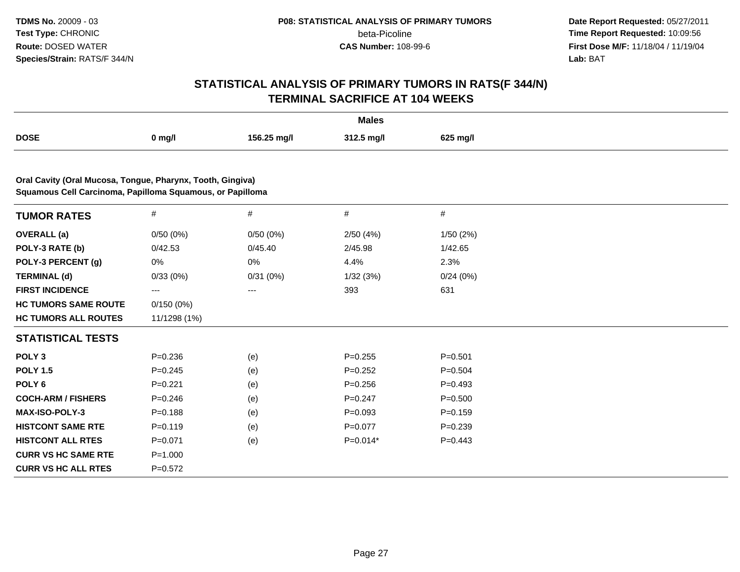**TDMS No.** 20009 - 03
**Test Type:** CHRONIC
**Route:** DOSED WATER
**Species/Strain:** RATS/F 344/N

**P08: STATISTICAL ANALYSIS OF PRIMARY TUMORS**
beta-Picoline
**CAS Number:** 108-99-6

**Date Report Requested:** 05/27/2011
**Time Report Requested:** 10:09:56
**First Dose M/F:** 11/18/04 / 11/19/04
**Lab:** BAT

## STATISTICAL ANALYSIS OF PRIMARY TUMORS IN RATS(F 344/N)
## TERMINAL SACRIFICE AT 104 WEEKS

| | Males | | | |
|---|---|---|---|---|
| **DOSE** | **0 mg/l** | **156.25 mg/l** | **312.5 mg/l** | **625 mg/l** |

**Oral Cavity (Oral Mucosa, Tongue, Pharynx, Tooth, Gingiva)**
**Squamous Cell Carcinoma, Papilloma Squamous, or Papilloma**

| **TUMOR RATES** | # | # | # | # |
|---|---|---|---|---|
| **OVERALL (a)** | 0/50 (0%) | 0/50 (0%) | 2/50 (4%) | 1/50 (2%) |
| **POLY-3 RATE (b)** | 0/42.53 | 0/45.40 | 2/45.98 | 1/42.65 |
| **POLY-3 PERCENT (g)** | 0% | 0% | 4.4% | 2.3% |
| **TERMINAL (d)** | 0/33 (0%) | 0/31 (0%) | 1/32 (3%) | 0/24 (0%) |
| **FIRST INCIDENCE** | --- | --- | 393 | 631 |
| **HC TUMORS SAME ROUTE** | 0/150 (0%) | | | |
| **HC TUMORS ALL ROUTES** | 11/1298 (1%) | | | |
| **STATISTICAL TESTS** | | | | |
| **POLY 3** | P=0.236 | (e) | P=0.255 | P=0.501 |
| **POLY 1.5** | P=0.245 | (e) | P=0.252 | P=0.504 |
| **POLY 6** | P=0.221 | (e) | P=0.256 | P=0.493 |
| **COCH-ARM / FISHERS** | P=0.246 | (e) | P=0.247 | P=0.500 |
| **MAX-ISO-POLY-3** | P=0.188 | (e) | P=0.093 | P=0.159 |
| **HISTCONT SAME RTE** | P=0.119 | (e) | P=0.077 | P=0.239 |
| **HISTCONT ALL RTES** | P=0.071 | (e) | P=0.014* | P=0.443 |
| **CURR VS HC SAME RTE** | P=1.000 | | | |
| **CURR VS HC ALL RTES** | P=0.572 | | | |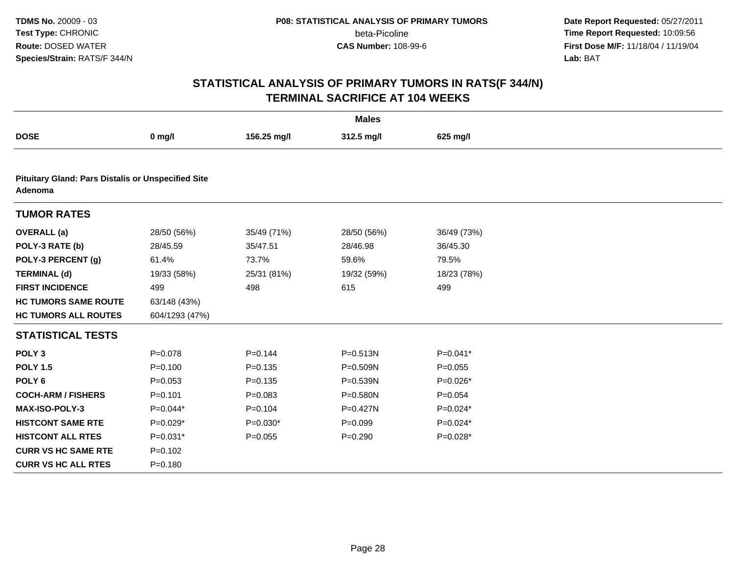## STATISTICAL ANALYSIS OF PRIMARY TUMORS IN RATS(F 344/N) TERMINAL SACRIFICE AT 104 WEEKS

| | | Males | | |
|---|---|---|---|---|
| **DOSE** | **0 mg/l** | **156.25 mg/l** | **312.5 mg/l** | **625 mg/l** |
| **Pituitary Gland: Pars Distalis or Unspecified Site Adenoma** | | | | |
| **TUMOR RATES** | | | | |
| **OVERALL (a)** | 28/50 (56%) | 35/49 (71%) | 28/50 (56%) | 36/49 (73%) |
| **POLY-3 RATE (b)** | 28/45.59 | 35/47.51 | 28/46.98 | 36/45.30 |
| **POLY-3 PERCENT (g)** | 61.4% | 73.7% | 59.6% | 79.5% |
| **TERMINAL (d)** | 19/33 (58%) | 25/31 (81%) | 19/32 (59%) | 18/23 (78%) |
| **FIRST INCIDENCE** | 499 | 498 | 615 | 499 |
| **HC TUMORS SAME ROUTE** | 63/148 (43%) | | | |
| **HC TUMORS ALL ROUTES** | 604/1293 (47%) | | | |
| **STATISTICAL TESTS** | | | | |
| **POLY 3** | P=0.078 | P=0.144 | P=0.513N | P=0.041* |
| **POLY 1.5** | P=0.100 | P=0.135 | P=0.509N | P=0.055 |
| **POLY 6** | P=0.053 | P=0.135 | P=0.539N | P=0.026* |
| **COCH-ARM / FISHERS** | P=0.101 | P=0.083 | P=0.580N | P=0.054 |
| **MAX-ISO-POLY-3** | P=0.044* | P=0.104 | P=0.427N | P=0.024* |
| **HISTCONT SAME RTE** | P=0.029* | P=0.030* | P=0.099 | P=0.024* |
| **HISTCONT ALL RTES** | P=0.031* | P=0.055 | P=0.290 | P=0.028* |
| **CURR VS HC SAME RTE** | P=0.102 | | | |
| **CURR VS HC ALL RTES** | P=0.180 | | | |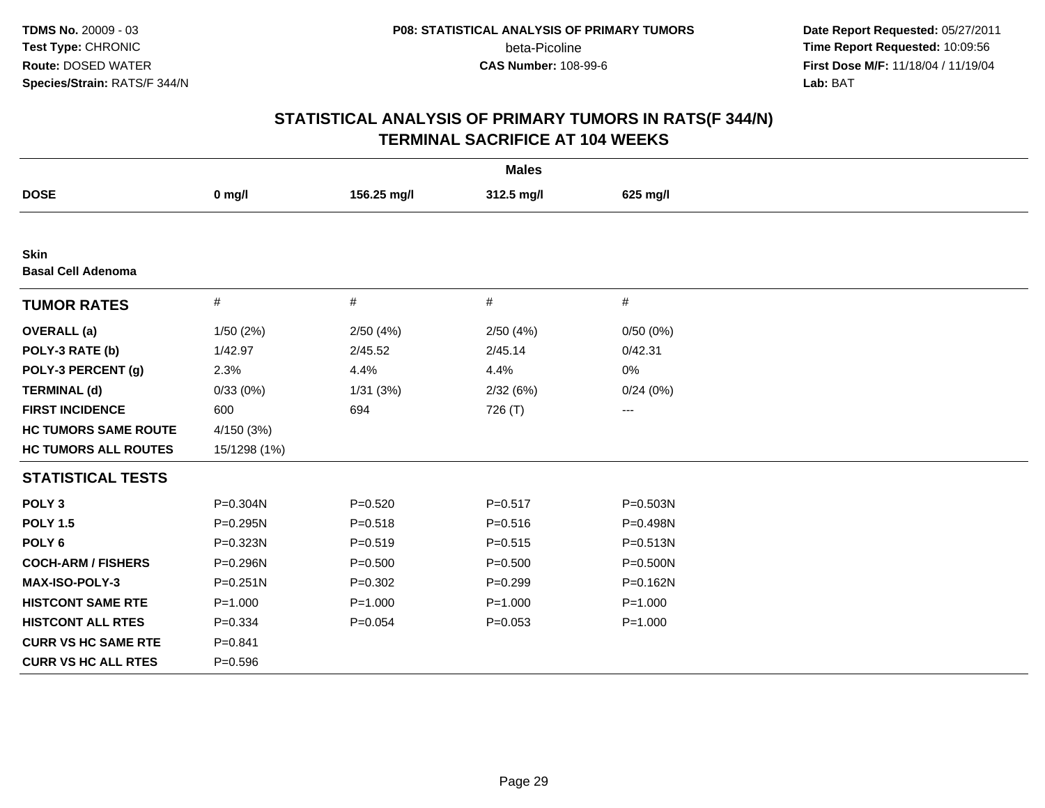**TDMS No.** 20009 - 03
**Test Type:** CHRONIC
**Route:** DOSED WATER
**Species/Strain:** RATS/F 344/N

**P08: STATISTICAL ANALYSIS OF PRIMARY TUMORS**
beta-Picoline
**CAS Number:** 108-99-6

**Date Report Requested:** 05/27/2011
**Time Report Requested:** 10:09:56
**First Dose M/F:** 11/18/04 / 11/19/04
**Lab:** BAT

## STATISTICAL ANALYSIS OF PRIMARY TUMORS IN RATS(F 344/N)
## TERMINAL SACRIFICE AT 104 WEEKS

| | Males | | | |
|---|---|---|---|---|
| **DOSE** | **0 mg/l** | **156.25 mg/l** | **312.5 mg/l** | **625 mg/l** |
| **Skin** | | | | |
| **Basal Cell Adenoma** | | | | |
| **TUMOR RATES** | # | # | # | # |
| **OVERALL (a)** | 1/50 (2%) | 2/50 (4%) | 2/50 (4%) | 0/50 (0%) |
| **POLY-3 RATE (b)** | 1/42.97 | 2/45.52 | 2/45.14 | 0/42.31 |
| **POLY-3 PERCENT (g)** | 2.3% | 4.4% | 4.4% | 0% |
| **TERMINAL (d)** | 0/33 (0%) | 1/31 (3%) | 2/32 (6%) | 0/24 (0%) |
| **FIRST INCIDENCE** | 600 | 694 | 726 (T) | --- |
| **HC TUMORS SAME ROUTE** | 4/150 (3%) | | | |
| **HC TUMORS ALL ROUTES** | 15/1298 (1%) | | | |
| **STATISTICAL TESTS** | | | | |
| **POLY 3** | P=0.304N | P=0.520 | P=0.517 | P=0.503N |
| **POLY 1.5** | P=0.295N | P=0.518 | P=0.516 | P=0.498N |
| **POLY 6** | P=0.323N | P=0.519 | P=0.515 | P=0.513N |
| **COCH-ARM / FISHERS** | P=0.296N | P=0.500 | P=0.500 | P=0.500N |
| **MAX-ISO-POLY-3** | P=0.251N | P=0.302 | P=0.299 | P=0.162N |
| **HISTCONT SAME RTE** | P=1.000 | P=1.000 | P=1.000 | P=1.000 |
| **HISTCONT ALL RTES** | P=0.334 | P=0.054 | P=0.053 | P=1.000 |
| **CURR VS HC SAME RTE** | P=0.841 | | | |
| **CURR VS HC ALL RTES** | P=0.596 | | | |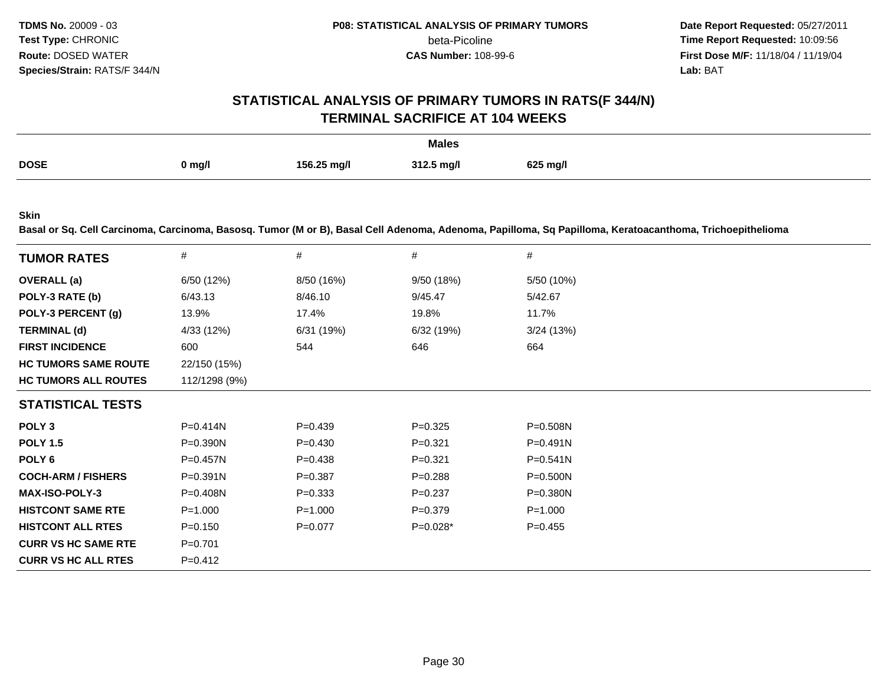**TDMS No.** 20009 - 03
**Test Type:** CHRONIC
**Route:** DOSED WATER
**Species/Strain:** RATS/F 344/N

**P08: STATISTICAL ANALYSIS OF PRIMARY TUMORS**
beta-Picoline
**CAS Number:** 108-99-6

**Date Report Requested:** 05/27/2011
**Time Report Requested:** 10:09:56
**First Dose M/F:** 11/18/04 / 11/19/04
**Lab:** BAT

## STATISTICAL ANALYSIS OF PRIMARY TUMORS IN RATS(F 344/N) TERMINAL SACRIFICE AT 104 WEEKS

| | Males | | | |
|---|---|---|---|---|
| **DOSE** | **0 mg/l** | **156.25 mg/l** | **312.5 mg/l** | **625 mg/l** |

**Skin**
**Basal or Sq. Cell Carcinoma, Carcinoma, Basosq. Tumor (M or B), Basal Cell Adenoma, Adenoma, Papilloma, Sq Papilloma, Keratoacanthoma, Trichoepithelioma**

| **TUMOR RATES** | # | # | # | # |
|---|---|---|---|---|
| **OVERALL (a)** | 6/50 (12%) | 8/50 (16%) | 9/50 (18%) | 5/50 (10%) |
| **POLY-3 RATE (b)** | 6/43.13 | 8/46.10 | 9/45.47 | 5/42.67 |
| **POLY-3 PERCENT (g)** | 13.9% | 17.4% | 19.8% | 11.7% |
| **TERMINAL (d)** | 4/33 (12%) | 6/31 (19%) | 6/32 (19%) | 3/24 (13%) |
| **FIRST INCIDENCE** | 600 | 544 | 646 | 664 |
| **HC TUMORS SAME ROUTE** | 22/150 (15%) | | | |
| **HC TUMORS ALL ROUTES** | 112/1298 (9%) | | | |
| **STATISTICAL TESTS** | | | | |
| **POLY 3** | P=0.414N | P=0.439 | P=0.325 | P=0.508N |
| **POLY 1.5** | P=0.390N | P=0.430 | P=0.321 | P=0.491N |
| **POLY 6** | P=0.457N | P=0.438 | P=0.321 | P=0.541N |
| **COCH-ARM / FISHERS** | P=0.391N | P=0.387 | P=0.288 | P=0.500N |
| **MAX-ISO-POLY-3** | P=0.408N | P=0.333 | P=0.237 | P=0.380N |
| **HISTCONT SAME RTE** | P=1.000 | P=1.000 | P=0.379 | P=1.000 |
| **HISTCONT ALL RTES** | P=0.150 | P=0.077 | P=0.028* | P=0.455 |
| **CURR VS HC SAME RTE** | P=0.701 | | | |
| **CURR VS HC ALL RTES** | P=0.412 | | | |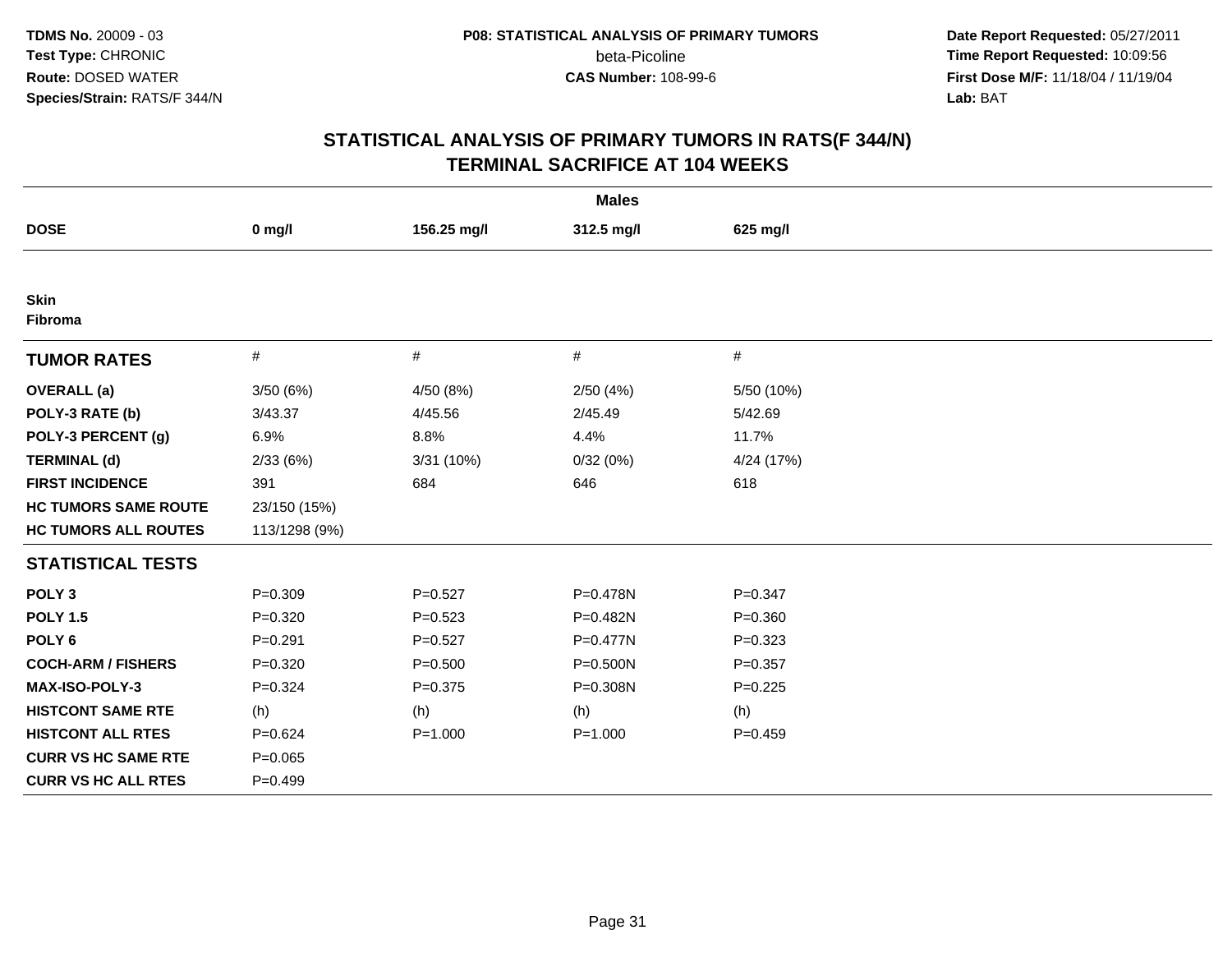**TDMS No.** 20009 - 03
**Test Type:** CHRONIC
**Route:** DOSED WATER
**Species/Strain:** RATS/F 344/N

**P08: STATISTICAL ANALYSIS OF PRIMARY TUMORS**
beta-Picoline
**CAS Number:** 108-99-6

**Date Report Requested:** 05/27/2011
**Time Report Requested:** 10:09:56
**First Dose M/F:** 11/18/04 / 11/19/04
**Lab:** BAT

## STATISTICAL ANALYSIS OF PRIMARY TUMORS IN RATS(F 344/N)
## TERMINAL SACRIFICE AT 104 WEEKS

| | Males | | | |
|---|---|---|---|---|
| **DOSE** | **0 mg/l** | **156.25 mg/l** | **312.5 mg/l** | **625 mg/l** |
| **Skin** | | | | |
| **Fibroma** | | | | |
| **TUMOR RATES** | # | # | # | # |
| **OVERALL (a)** | 3/50 (6%) | 4/50 (8%) | 2/50 (4%) | 5/50 (10%) |
| **POLY-3 RATE (b)** | 3/43.37 | 4/45.56 | 2/45.49 | 5/42.69 |
| **POLY-3 PERCENT (g)** | 6.9% | 8.8% | 4.4% | 11.7% |
| **TERMINAL (d)** | 2/33 (6%) | 3/31 (10%) | 0/32 (0%) | 4/24 (17%) |
| **FIRST INCIDENCE** | 391 | 684 | 646 | 618 |
| **HC TUMORS SAME ROUTE** | 23/150 (15%) | | | |
| **HC TUMORS ALL ROUTES** | 113/1298 (9%) | | | |
| **STATISTICAL TESTS** | | | | |
| **POLY 3** | P=0.309 | P=0.527 | P=0.478N | P=0.347 |
| **POLY 1.5** | P=0.320 | P=0.523 | P=0.482N | P=0.360 |
| **POLY 6** | P=0.291 | P=0.527 | P=0.477N | P=0.323 |
| **COCH-ARM / FISHERS** | P=0.320 | P=0.500 | P=0.500N | P=0.357 |
| **MAX-ISO-POLY-3** | P=0.324 | P=0.375 | P=0.308N | P=0.225 |
| **HISTCONT SAME RTE** | (h) | (h) | (h) | (h) |
| **HISTCONT ALL RTES** | P=0.624 | P=1.000 | P=1.000 | P=0.459 |
| **CURR VS HC SAME RTE** | P=0.065 | | | |
| **CURR VS HC ALL RTES** | P=0.499 | | | |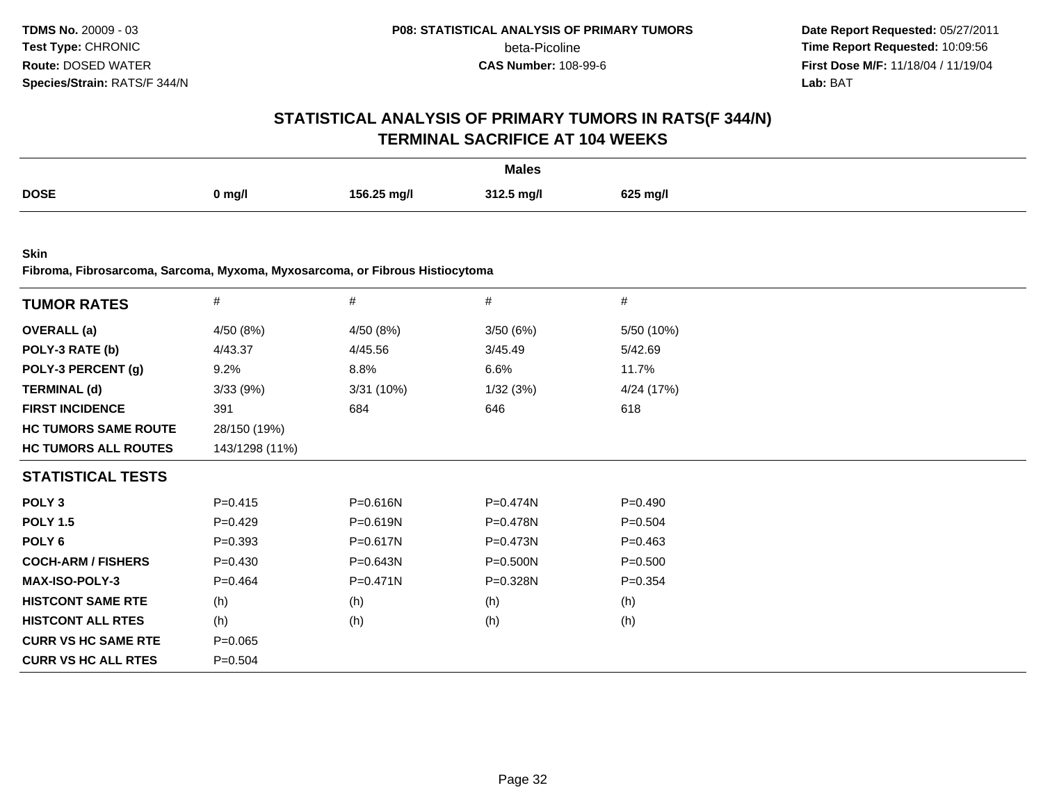# STATISTICAL ANALYSIS OF PRIMARY TUMORS IN RATS(F 344/N)
## TERMINAL SACRIFICE AT 104 WEEKS

| | Males | | | |
|---|---|---|---|---|
| **DOSE** | **0 mg/l** | **156.25 mg/l** | **312.5 mg/l** | **625 mg/l** |

**Skin**
**Fibroma, Fibrosarcoma, Sarcoma, Myxoma, Myxosarcoma, or Fibrous Histiocytoma**

| **TUMOR RATES** | # | # | # | # |
|---|---|---|---|---|
| **OVERALL (a)** | 4/50 (8%) | 4/50 (8%) | 3/50 (6%) | 5/50 (10%) |
| **POLY-3 RATE (b)** | 4/43.37 | 4/45.56 | 3/45.49 | 5/42.69 |
| **POLY-3 PERCENT (g)** | 9.2% | 8.8% | 6.6% | 11.7% |
| **TERMINAL (d)** | 3/33 (9%) | 3/31 (10%) | 1/32 (3%) | 4/24 (17%) |
| **FIRST INCIDENCE** | 391 | 684 | 646 | 618 |
| **HC TUMORS SAME ROUTE** | 28/150 (19%) | | | |
| **HC TUMORS ALL ROUTES** | 143/1298 (11%) | | | |
| **STATISTICAL TESTS** | | | | |
| **POLY 3** | P=0.415 | P=0.616N | P=0.474N | P=0.490 |
| **POLY 1.5** | P=0.429 | P=0.619N | P=0.478N | P=0.504 |
| **POLY 6** | P=0.393 | P=0.617N | P=0.473N | P=0.463 |
| **COCH-ARM / FISHERS** | P=0.430 | P=0.643N | P=0.500N | P=0.500 |
| **MAX-ISO-POLY-3** | P=0.464 | P=0.471N | P=0.328N | P=0.354 |
| **HISTCONT SAME RTE** | (h) | (h) | (h) | (h) |
| **HISTCONT ALL RTES** | (h) | (h) | (h) | (h) |
| **CURR VS HC SAME RTE** | P=0.065 | | | |
| **CURR VS HC ALL RTES** | P=0.504 | | | |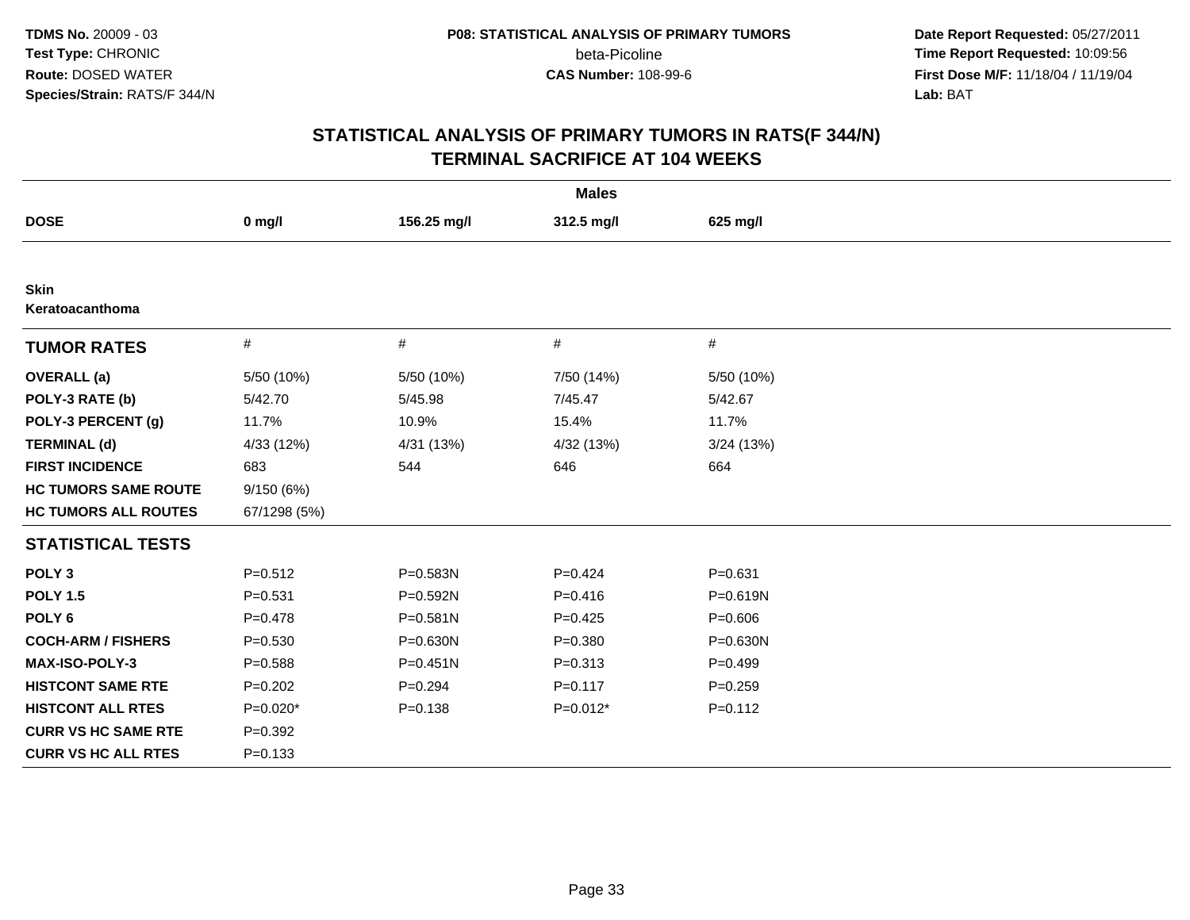# STATISTICAL ANALYSIS OF PRIMARY TUMORS IN RATS(F 344/N) TERMINAL SACRIFICE AT 104 WEEKS

| | Males | | | |
|---|---|---|---|---|
| **DOSE** | **0 mg/l** | **156.25 mg/l** | **312.5 mg/l** | **625 mg/l** |
| **Skin Keratoacanthoma** | | | | |
| **TUMOR RATES** | # | # | # | # |
| **OVERALL (a)** | 5/50 (10%) | 5/50 (10%) | 7/50 (14%) | 5/50 (10%) |
| **POLY-3 RATE (b)** | 5/42.70 | 5/45.98 | 7/45.47 | 5/42.67 |
| **POLY-3 PERCENT (g)** | 11.7% | 10.9% | 15.4% | 11.7% |
| **TERMINAL (d)** | 4/33 (12%) | 4/31 (13%) | 4/32 (13%) | 3/24 (13%) |
| **FIRST INCIDENCE** | 683 | 544 | 646 | 664 |
| **HC TUMORS SAME ROUTE** | 9/150 (6%) | | | |
| **HC TUMORS ALL ROUTES** | 67/1298 (5%) | | | |
| **STATISTICAL TESTS** | | | | |
| **POLY 3** | P=0.512 | P=0.583N | P=0.424 | P=0.631 |
| **POLY 1.5** | P=0.531 | P=0.592N | P=0.416 | P=0.619N |
| **POLY 6** | P=0.478 | P=0.581N | P=0.425 | P=0.606 |
| **COCH-ARM / FISHERS** | P=0.530 | P=0.630N | P=0.380 | P=0.630N |
| **MAX-ISO-POLY-3** | P=0.588 | P=0.451N | P=0.313 | P=0.499 |
| **HISTCONT SAME RTE** | P=0.202 | P=0.294 | P=0.117 | P=0.259 |
| **HISTCONT ALL RTES** | P=0.020* | P=0.138 | P=0.012* | P=0.112 |
| **CURR VS HC SAME RTE** | P=0.392 | | | |
| **CURR VS HC ALL RTES** | P=0.133 | | | |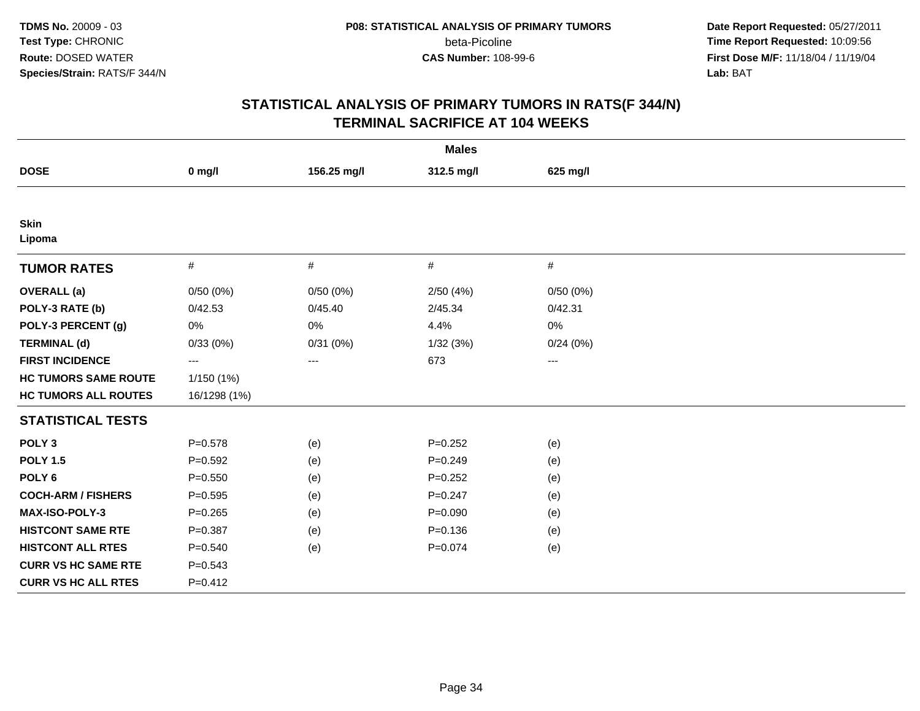**TDMS No.** 20009 - 03
**Test Type:** CHRONIC
**Route:** DOSED WATER
**Species/Strain:** RATS/F 344/N

**P08: STATISTICAL ANALYSIS OF PRIMARY TUMORS**
beta-Picoline
**CAS Number:** 108-99-6

**Date Report Requested:** 05/27/2011
**Time Report Requested:** 10:09:56
**First Dose M/F:** 11/18/04 / 11/19/04
**Lab:** BAT

## STATISTICAL ANALYSIS OF PRIMARY TUMORS IN RATS(F 344/N)
## TERMINAL SACRIFICE AT 104 WEEKS

| Males | | | | |
|---|---|---|---|---|
| **DOSE** | **0 mg/l** | **156.25 mg/l** | **312.5 mg/l** | **625 mg/l** |
| **Skin** | | | | |
| **Lipoma** | | | | |
| **TUMOR RATES** | # | # | # | # |
| **OVERALL (a)** | 0/50 (0%) | 0/50 (0%) | 2/50 (4%) | 0/50 (0%) |
| **POLY-3 RATE (b)** | 0/42.53 | 0/45.40 | 2/45.34 | 0/42.31 |
| **POLY-3 PERCENT (g)** | 0% | 0% | 4.4% | 0% |
| **TERMINAL (d)** | 0/33 (0%) | 0/31 (0%) | 1/32 (3%) | 0/24 (0%) |
| **FIRST INCIDENCE** | --- | --- | 673 | --- |
| **HC TUMORS SAME ROUTE** | 1/150 (1%) | | | |
| **HC TUMORS ALL ROUTES** | 16/1298 (1%) | | | |
| **STATISTICAL TESTS** | | | | |
| **POLY 3** | P=0.578 | (e) | P=0.252 | (e) |
| **POLY 1.5** | P=0.592 | (e) | P=0.249 | (e) |
| **POLY 6** | P=0.550 | (e) | P=0.252 | (e) |
| **COCH-ARM / FISHERS** | P=0.595 | (e) | P=0.247 | (e) |
| **MAX-ISO-POLY-3** | P=0.265 | (e) | P=0.090 | (e) |
| **HISTCONT SAME RTE** | P=0.387 | (e) | P=0.136 | (e) |
| **HISTCONT ALL RTES** | P=0.540 | (e) | P=0.074 | (e) |
| **CURR VS HC SAME RTE** | P=0.543 | | | |
| **CURR VS HC ALL RTES** | P=0.412 | | | |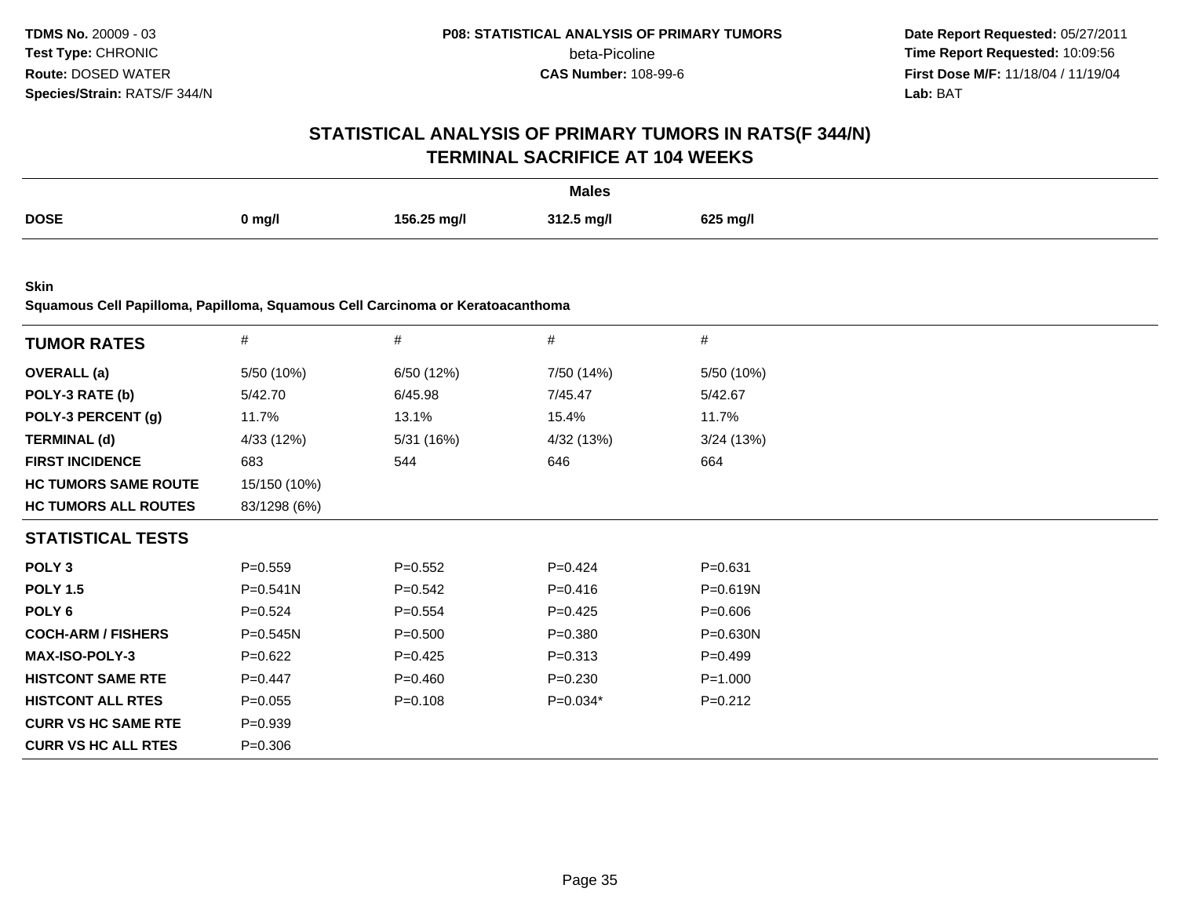**TDMS No.** 20009 - 03
**Test Type:** CHRONIC
**Route:** DOSED WATER
**Species/Strain:** RATS/F 344/N

**P08: STATISTICAL ANALYSIS OF PRIMARY TUMORS**
beta-Picoline
**CAS Number:** 108-99-6

**Date Report Requested:** 05/27/2011
**Time Report Requested:** 10:09:56
**First Dose M/F:** 11/18/04 / 11/19/04
**Lab:** BAT

## STATISTICAL ANALYSIS OF PRIMARY TUMORS IN RATS(F 344/N)
## TERMINAL SACRIFICE AT 104 WEEKS

**Males**

| DOSE | 0 mg/l | 156.25 mg/l | 312.5 mg/l | 625 mg/l |
|---|---|---|---|---|

**Skin**
**Squamous Cell Papilloma, Papilloma, Squamous Cell Carcinoma or Keratoacanthoma**

| TUMOR RATES | # | # | # | # |
|---|---|---|---|---|
| **OVERALL (a)** | 5/50 (10%) | 6/50 (12%) | 7/50 (14%) | 5/50 (10%) |
| **POLY-3 RATE (b)** | 5/42.70 | 6/45.98 | 7/45.47 | 5/42.67 |
| **POLY-3 PERCENT (g)** | 11.7% | 13.1% | 15.4% | 11.7% |
| **TERMINAL (d)** | 4/33 (12%) | 5/31 (16%) | 4/32 (13%) | 3/24 (13%) |
| **FIRST INCIDENCE** | 683 | 544 | 646 | 664 |
| **HC TUMORS SAME ROUTE** | 15/150 (10%) | | | |
| **HC TUMORS ALL ROUTES** | 83/1298 (6%) | | | |
| **STATISTICAL TESTS** | | | | |
| **POLY 3** | P=0.559 | P=0.552 | P=0.424 | P=0.631 |
| **POLY 1.5** | P=0.541N | P=0.542 | P=0.416 | P=0.619N |
| **POLY 6** | P=0.524 | P=0.554 | P=0.425 | P=0.606 |
| **COCH-ARM / FISHERS** | P=0.545N | P=0.500 | P=0.380 | P=0.630N |
| **MAX-ISO-POLY-3** | P=0.622 | P=0.425 | P=0.313 | P=0.499 |
| **HISTCONT SAME RTE** | P=0.447 | P=0.460 | P=0.230 | P=1.000 |
| **HISTCONT ALL RTES** | P=0.055 | P=0.108 | P=0.034* | P=0.212 |
| **CURR VS HC SAME RTE** | P=0.939 | | | |
| **CURR VS HC ALL RTES** | P=0.306 | | | |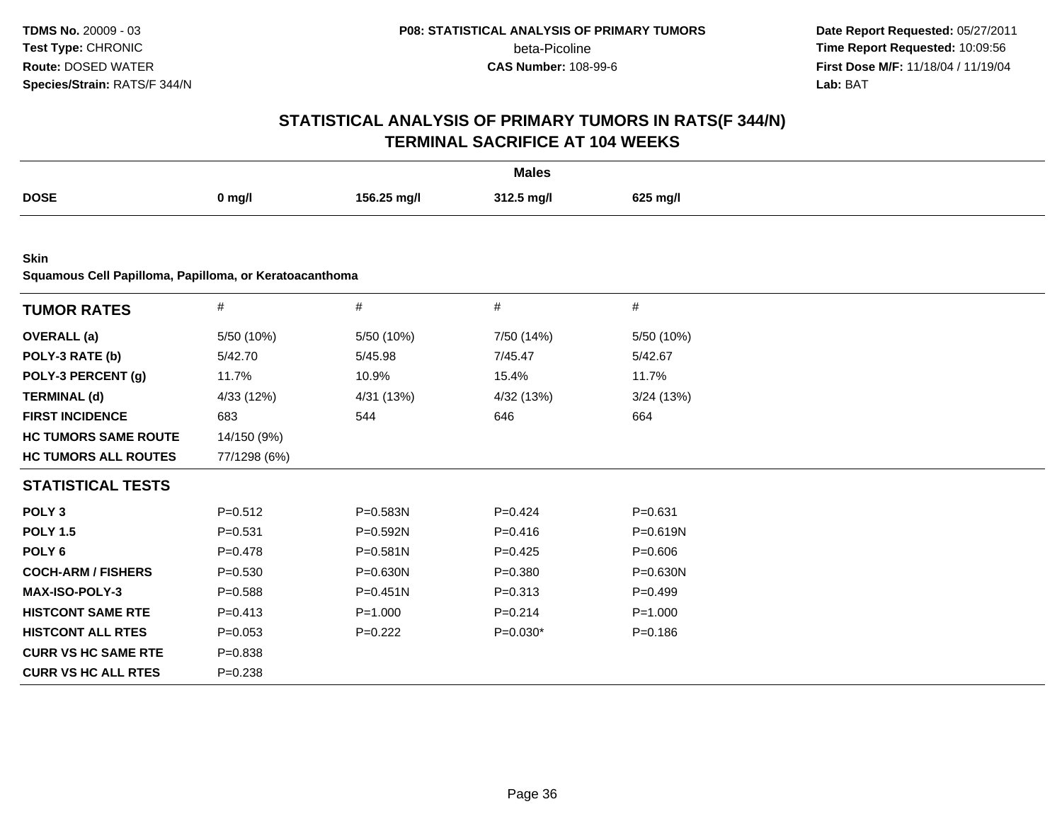**TDMS No.** 20009 - 03
**Test Type:** CHRONIC
**Route:** DOSED WATER
**Species/Strain:** RATS/F 344/N

**P08: STATISTICAL ANALYSIS OF PRIMARY TUMORS**
beta-Picoline
**CAS Number:** 108-99-6

**Date Report Requested:** 05/27/2011
**Time Report Requested:** 10:09:56
**First Dose M/F:** 11/18/04 / 11/19/04
**Lab:** BAT

## STATISTICAL ANALYSIS OF PRIMARY TUMORS IN RATS(F 344/N)
## TERMINAL SACRIFICE AT 104 WEEKS

| | Males | | | |
|---|---|---|---|---|
| **DOSE** | **0 mg/l** | **156.25 mg/l** | **312.5 mg/l** | **625 mg/l** |

**Skin**
**Squamous Cell Papilloma, Papilloma, or Keratoacanthoma**

| **TUMOR RATES** | # | # | # | # |
|---|---|---|---|---|
| **OVERALL (a)** | 5/50 (10%) | 5/50 (10%) | 7/50 (14%) | 5/50 (10%) |
| **POLY-3 RATE (b)** | 5/42.70 | 5/45.98 | 7/45.47 | 5/42.67 |
| **POLY-3 PERCENT (g)** | 11.7% | 10.9% | 15.4% | 11.7% |
| **TERMINAL (d)** | 4/33 (12%) | 4/31 (13%) | 4/32 (13%) | 3/24 (13%) |
| **FIRST INCIDENCE** | 683 | 544 | 646 | 664 |
| **HC TUMORS SAME ROUTE** | 14/150 (9%) | | | |
| **HC TUMORS ALL ROUTES** | 77/1298 (6%) | | | |
| **STATISTICAL TESTS** | | | | |
| **POLY 3** | P=0.512 | P=0.583N | P=0.424 | P=0.631 |
| **POLY 1.5** | P=0.531 | P=0.592N | P=0.416 | P=0.619N |
| **POLY 6** | P=0.478 | P=0.581N | P=0.425 | P=0.606 |
| **COCH-ARM / FISHERS** | P=0.530 | P=0.630N | P=0.380 | P=0.630N |
| **MAX-ISO-POLY-3** | P=0.588 | P=0.451N | P=0.313 | P=0.499 |
| **HISTCONT SAME RTE** | P=0.413 | P=1.000 | P=0.214 | P=1.000 |
| **HISTCONT ALL RTES** | P=0.053 | P=0.222 | P=0.030* | P=0.186 |
| **CURR VS HC SAME RTE** | P=0.838 | | | |
| **CURR VS HC ALL RTES** | P=0.238 | | | |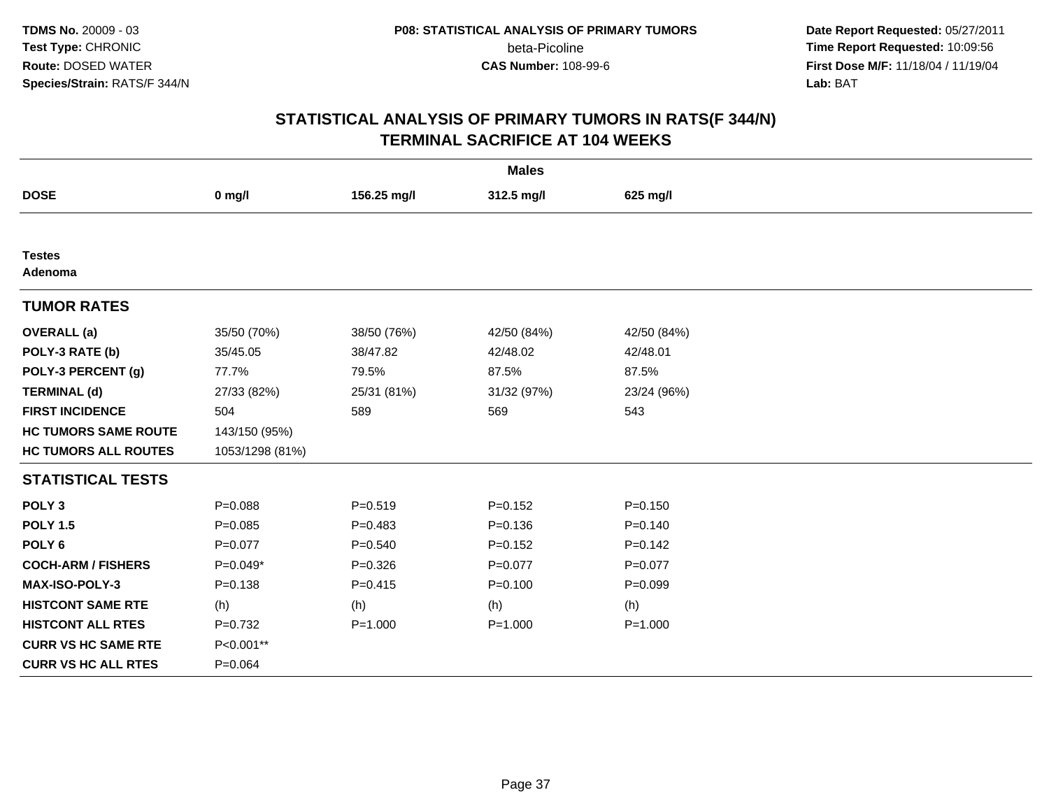**TDMS No.** 20009 - 03
**Test Type:** CHRONIC
**Route:** DOSED WATER
**Species/Strain:** RATS/F 344/N

**P08: STATISTICAL ANALYSIS OF PRIMARY TUMORS**
beta-Picoline
**CAS Number:** 108-99-6

**Date Report Requested:** 05/27/2011
**Time Report Requested:** 10:09:56
**First Dose M/F:** 11/18/04 / 11/19/04
**Lab:** BAT

## STATISTICAL ANALYSIS OF PRIMARY TUMORS IN RATS(F 344/N) TERMINAL SACRIFICE AT 104 WEEKS

| | Males | | | |
|---|---|---|---|---|
| **DOSE** | **0 mg/l** | **156.25 mg/l** | **312.5 mg/l** | **625 mg/l** |
| **Testes** | | | | |
| **Adenoma** | | | | |
| **TUMOR RATES** | | | | |
| **OVERALL (a)** | 35/50 (70%) | 38/50 (76%) | 42/50 (84%) | 42/50 (84%) |
| **POLY-3 RATE (b)** | 35/45.05 | 38/47.82 | 42/48.02 | 42/48.01 |
| **POLY-3 PERCENT (g)** | 77.7% | 79.5% | 87.5% | 87.5% |
| **TERMINAL (d)** | 27/33 (82%) | 25/31 (81%) | 31/32 (97%) | 23/24 (96%) |
| **FIRST INCIDENCE** | 504 | 589 | 569 | 543 |
| **HC TUMORS SAME ROUTE** | 143/150 (95%) | | | |
| **HC TUMORS ALL ROUTES** | 1053/1298 (81%) | | | |
| **STATISTICAL TESTS** | | | | |
| **POLY 3** | P=0.088 | P=0.519 | P=0.152 | P=0.150 |
| **POLY 1.5** | P=0.085 | P=0.483 | P=0.136 | P=0.140 |
| **POLY 6** | P=0.077 | P=0.540 | P=0.152 | P=0.142 |
| **COCH-ARM / FISHERS** | P=0.049* | P=0.326 | P=0.077 | P=0.077 |
| **MAX-ISO-POLY-3** | P=0.138 | P=0.415 | P=0.100 | P=0.099 |
| **HISTCONT SAME RTE** | (h) | (h) | (h) | (h) |
| **HISTCONT ALL RTES** | P=0.732 | P=1.000 | P=1.000 | P=1.000 |
| **CURR VS HC SAME RTE** | P<0.001** | | | |
| **CURR VS HC ALL RTES** | P=0.064 | | | |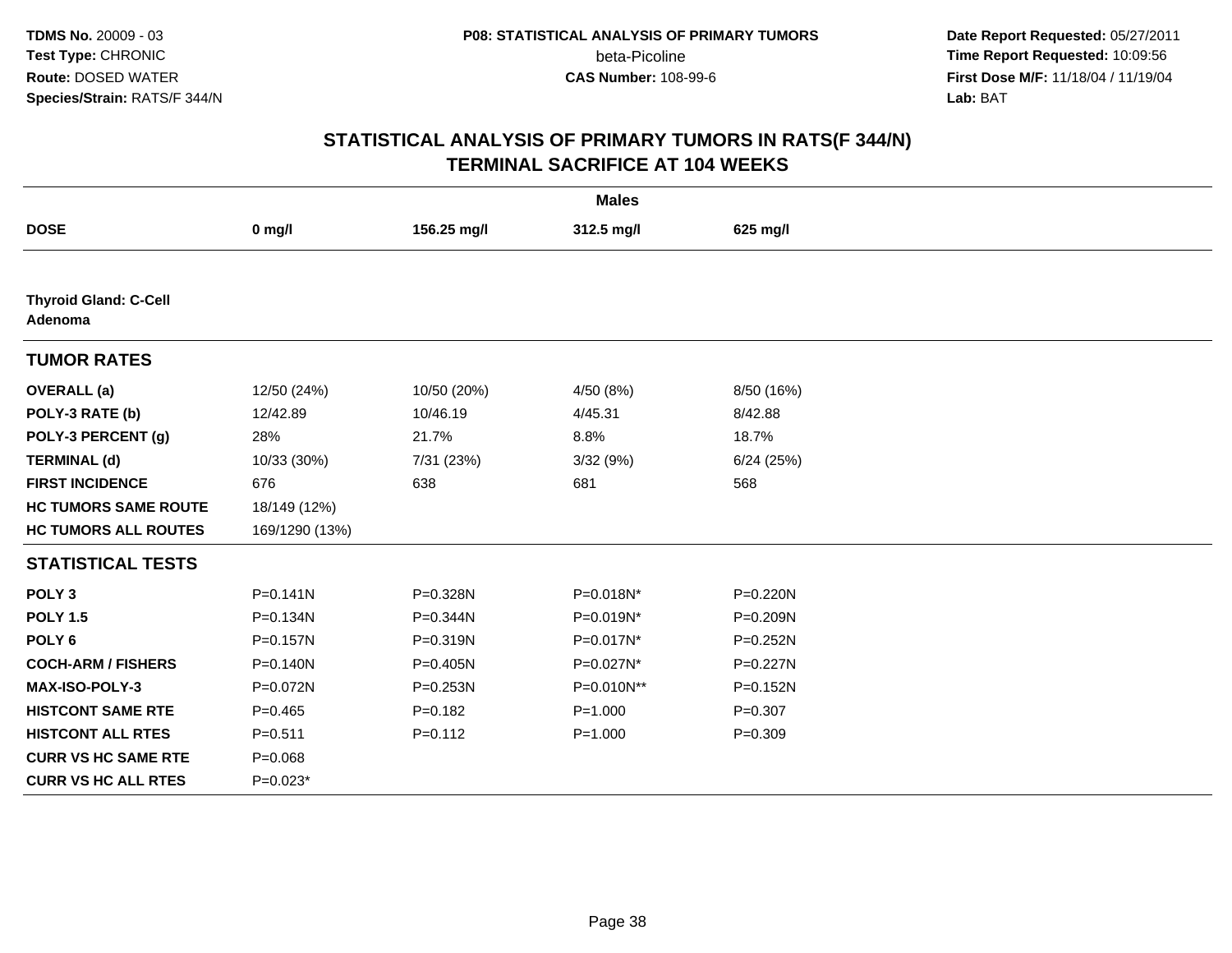# STATISTICAL ANALYSIS OF PRIMARY TUMORS IN RATS(F 344/N)
## TERMINAL SACRIFICE AT 104 WEEKS

| | Males | | | |
|---|---|---|---|---|
| **DOSE** | **0 mg/l** | **156.25 mg/l** | **312.5 mg/l** | **625 mg/l** |
| **Thyroid Gland: C-Cell Adenoma** | | | | |
| **TUMOR RATES** | | | | |
| **OVERALL (a)** | 12/50 (24%) | 10/50 (20%) | 4/50 (8%) | 8/50 (16%) |
| **POLY-3 RATE (b)** | 12/42.89 | 10/46.19 | 4/45.31 | 8/42.88 |
| **POLY-3 PERCENT (g)** | 28% | 21.7% | 8.8% | 18.7% |
| **TERMINAL (d)** | 10/33 (30%) | 7/31 (23%) | 3/32 (9%) | 6/24 (25%) |
| **FIRST INCIDENCE** | 676 | 638 | 681 | 568 |
| **HC TUMORS SAME ROUTE** | 18/149 (12%) | | | |
| **HC TUMORS ALL ROUTES** | 169/1290 (13%) | | | |
| **STATISTICAL TESTS** | | | | |
| **POLY 3** | P=0.141N | P=0.328N | P=0.018N* | P=0.220N |
| **POLY 1.5** | P=0.134N | P=0.344N | P=0.019N* | P=0.209N |
| **POLY 6** | P=0.157N | P=0.319N | P=0.017N* | P=0.252N |
| **COCH-ARM / FISHERS** | P=0.140N | P=0.405N | P=0.027N* | P=0.227N |
| **MAX-ISO-POLY-3** | P=0.072N | P=0.253N | P=0.010N** | P=0.152N |
| **HISTCONT SAME RTE** | P=0.465 | P=0.182 | P=1.000 | P=0.307 |
| **HISTCONT ALL RTES** | P=0.511 | P=0.112 | P=1.000 | P=0.309 |
| **CURR VS HC SAME RTE** | P=0.068 | | | |
| **CURR VS HC ALL RTES** | P=0.023* | | | |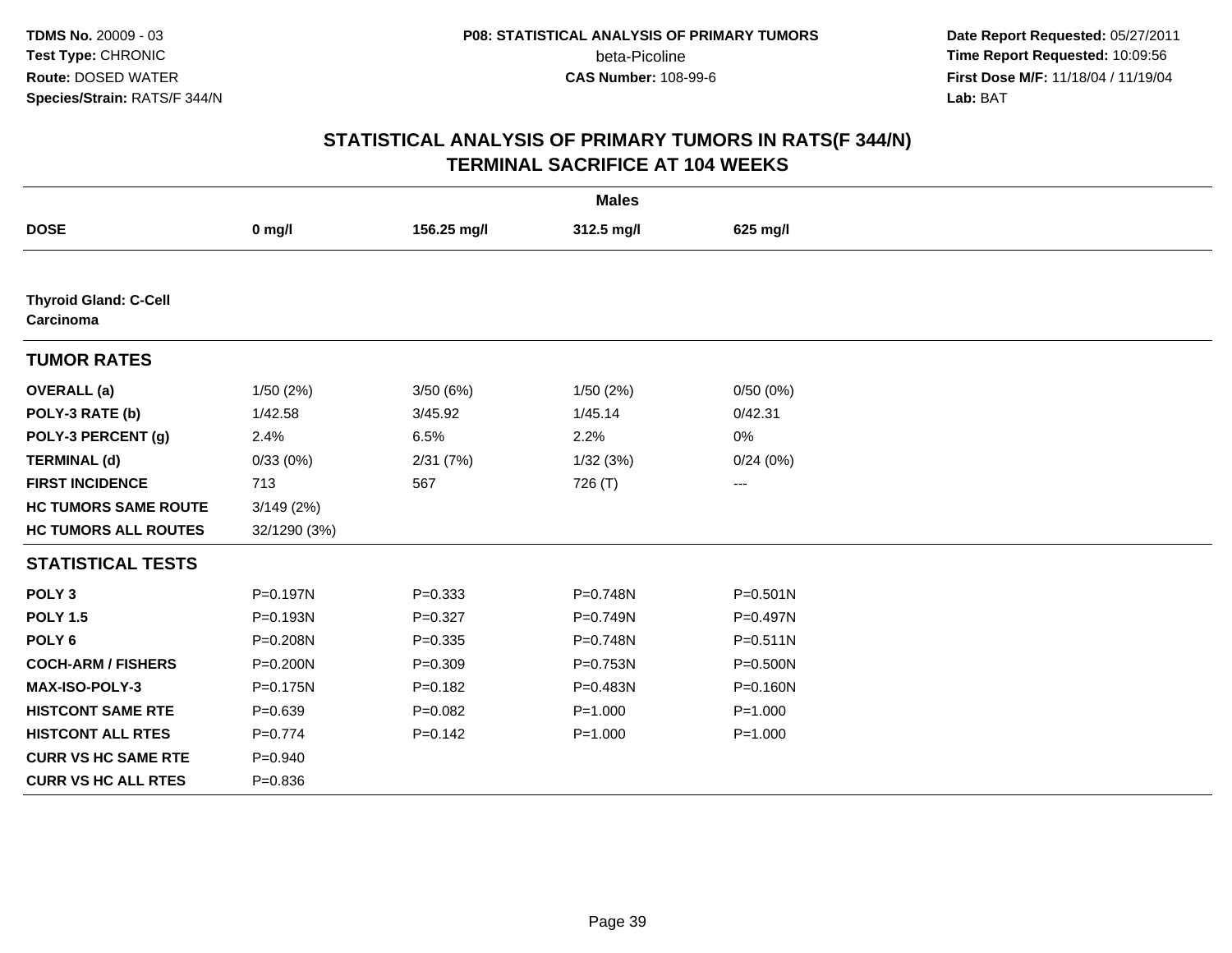TDMS No. 20009 - 03
Test Type: CHRONIC
Route: DOSED WATER
Species/Strain: RATS/F 344/N

P08: STATISTICAL ANALYSIS OF PRIMARY TUMORS
beta-Picoline
CAS Number: 108-99-6

Date Report Requested: 05/27/2011
Time Report Requested: 10:09:56
First Dose M/F: 11/18/04 / 11/19/04
Lab: BAT

## STATISTICAL ANALYSIS OF PRIMARY TUMORS IN RATS(F 344/N)
## TERMINAL SACRIFICE AT 104 WEEKS

| | Males | | | |
|---|---|---|---|---|
| **DOSE** | **0 mg/l** | **156.25 mg/l** | **312.5 mg/l** | **625 mg/l** |
| **Thyroid Gland: C-Cell Carcinoma** | | | | |
| **TUMOR RATES** | | | | |
| **OVERALL (a)** | 1/50 (2%) | 3/50 (6%) | 1/50 (2%) | 0/50 (0%) |
| **POLY-3 RATE (b)** | 1/42.58 | 3/45.92 | 1/45.14 | 0/42.31 |
| **POLY-3 PERCENT (g)** | 2.4% | 6.5% | 2.2% | 0% |
| **TERMINAL (d)** | 0/33 (0%) | 2/31 (7%) | 1/32 (3%) | 0/24 (0%) |
| **FIRST INCIDENCE** | 713 | 567 | 726 (T) | --- |
| **HC TUMORS SAME ROUTE** | 3/149 (2%) | | | |
| **HC TUMORS ALL ROUTES** | 32/1290 (3%) | | | |
| **STATISTICAL TESTS** | | | | |
| **POLY 3** | P=0.197N | P=0.333 | P=0.748N | P=0.501N |
| **POLY 1.5** | P=0.193N | P=0.327 | P=0.749N | P=0.497N |
| **POLY 6** | P=0.208N | P=0.335 | P=0.748N | P=0.511N |
| **COCH-ARM / FISHERS** | P=0.200N | P=0.309 | P=0.753N | P=0.500N |
| **MAX-ISO-POLY-3** | P=0.175N | P=0.182 | P=0.483N | P=0.160N |
| **HISTCONT SAME RTE** | P=0.639 | P=0.082 | P=1.000 | P=1.000 |
| **HISTCONT ALL RTES** | P=0.774 | P=0.142 | P=1.000 | P=1.000 |
| **CURR VS HC SAME RTE** | P=0.940 | | | |
| **CURR VS HC ALL RTES** | P=0.836 | | | |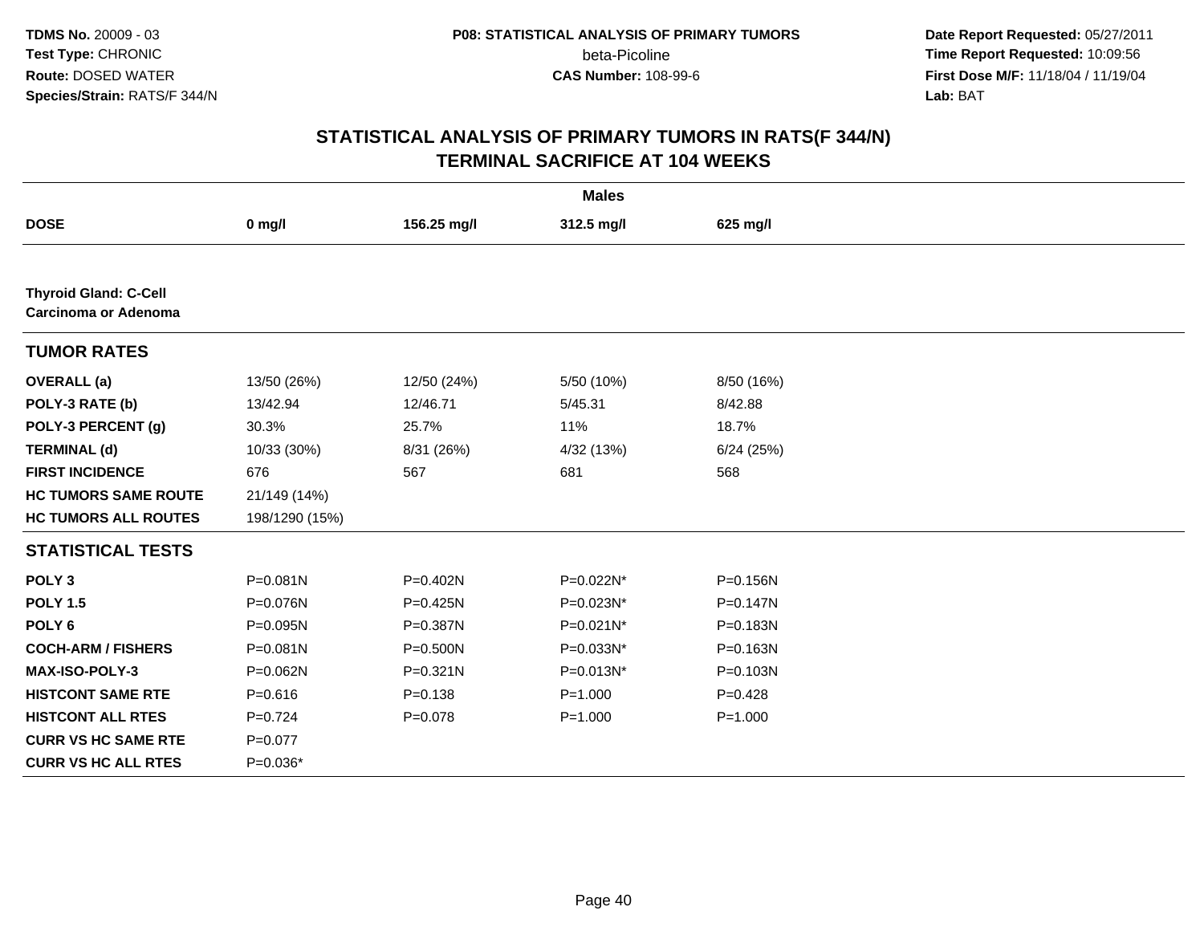# STATISTICAL ANALYSIS OF PRIMARY TUMORS IN RATS(F 344/N)
## TERMINAL SACRIFICE AT 104 WEEKS

| | Males | | | |
|---|---|---|---|---|
| **DOSE** | **0 mg/l** | **156.25 mg/l** | **312.5 mg/l** | **625 mg/l** |
| **Thyroid Gland: C-Cell Carcinoma or Adenoma** | | | | |
| **TUMOR RATES** | | | | |
| **OVERALL (a)** | 13/50 (26%) | 12/50 (24%) | 5/50 (10%) | 8/50 (16%) |
| **POLY-3 RATE (b)** | 13/42.94 | 12/46.71 | 5/45.31 | 8/42.88 |
| **POLY-3 PERCENT (g)** | 30.3% | 25.7% | 11% | 18.7% |
| **TERMINAL (d)** | 10/33 (30%) | 8/31 (26%) | 4/32 (13%) | 6/24 (25%) |
| **FIRST INCIDENCE** | 676 | 567 | 681 | 568 |
| **HC TUMORS SAME ROUTE** | 21/149 (14%) | | | |
| **HC TUMORS ALL ROUTES** | 198/1290 (15%) | | | |
| **STATISTICAL TESTS** | | | | |
| **POLY 3** | P=0.081N | P=0.402N | P=0.022N* | P=0.156N |
| **POLY 1.5** | P=0.076N | P=0.425N | P=0.023N* | P=0.147N |
| **POLY 6** | P=0.095N | P=0.387N | P=0.021N* | P=0.183N |
| **COCH-ARM / FISHERS** | P=0.081N | P=0.500N | P=0.033N* | P=0.163N |
| **MAX-ISO-POLY-3** | P=0.062N | P=0.321N | P=0.013N* | P=0.103N |
| **HISTCONT SAME RTE** | P=0.616 | P=0.138 | P=1.000 | P=0.428 |
| **HISTCONT ALL RTES** | P=0.724 | P=0.078 | P=1.000 | P=1.000 |
| **CURR VS HC SAME RTE** | P=0.077 | | | |
| **CURR VS HC ALL RTES** | P=0.036* | | | |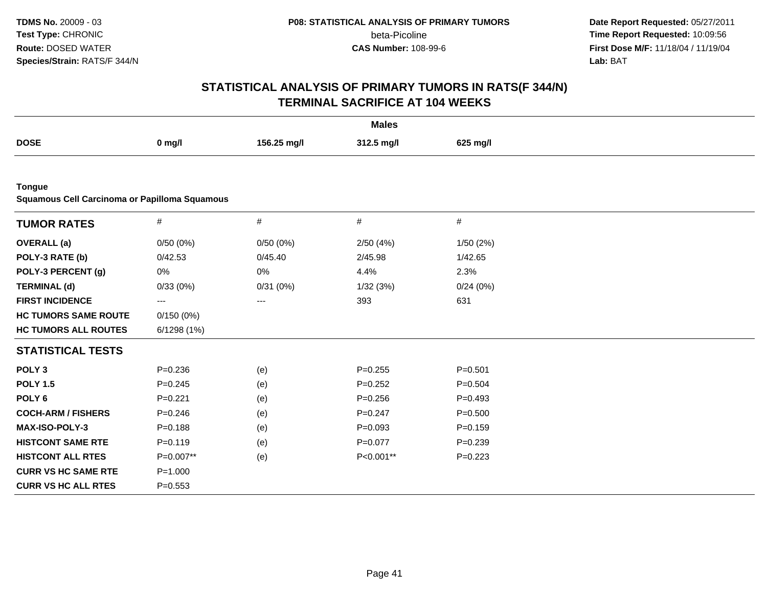TDMS No. 20009 - 03
Test Type: CHRONIC
Route: DOSED WATER
Species/Strain: RATS/F 344/N

P08: STATISTICAL ANALYSIS OF PRIMARY TUMORS
beta-Picoline
CAS Number: 108-99-6

Date Report Requested: 05/27/2011
Time Report Requested: 10:09:56
First Dose M/F: 11/18/04 / 11/19/04
Lab: BAT

# STATISTICAL ANALYSIS OF PRIMARY TUMORS IN RATS(F 344/N)
## TERMINAL SACRIFICE AT 104 WEEKS

| | Males | | | |
|---|---|---|---|---|
| **DOSE** | **0 mg/l** | **156.25 mg/l** | **312.5 mg/l** | **625 mg/l** |
| **Tongue** | | | | |
| **Squamous Cell Carcinoma or Papilloma Squamous** | | | | |
| **TUMOR RATES** | # | # | # | # |
| **OVERALL (a)** | 0/50 (0%) | 0/50 (0%) | 2/50 (4%) | 1/50 (2%) |
| **POLY-3 RATE (b)** | 0/42.53 | 0/45.40 | 2/45.98 | 1/42.65 |
| **POLY-3 PERCENT (g)** | 0% | 0% | 4.4% | 2.3% |
| **TERMINAL (d)** | 0/33 (0%) | 0/31 (0%) | 1/32 (3%) | 0/24 (0%) |
| **FIRST INCIDENCE** | --- | --- | 393 | 631 |
| **HC TUMORS SAME ROUTE** | 0/150 (0%) | | | |
| **HC TUMORS ALL ROUTES** | 6/1298 (1%) | | | |
| **STATISTICAL TESTS** | | | | |
| **POLY 3** | P=0.236 | (e) | P=0.255 | P=0.501 |
| **POLY 1.5** | P=0.245 | (e) | P=0.252 | P=0.504 |
| **POLY 6** | P=0.221 | (e) | P=0.256 | P=0.493 |
| **COCH-ARM / FISHERS** | P=0.246 | (e) | P=0.247 | P=0.500 |
| **MAX-ISO-POLY-3** | P=0.188 | (e) | P=0.093 | P=0.159 |
| **HISTCONT SAME RTE** | P=0.119 | (e) | P=0.077 | P=0.239 |
| **HISTCONT ALL RTES** | P=0.007** | (e) | P<0.001** | P=0.223 |
| **CURR VS HC SAME RTE** | P=1.000 | | | |
| **CURR VS HC ALL RTES** | P=0.553 | | | |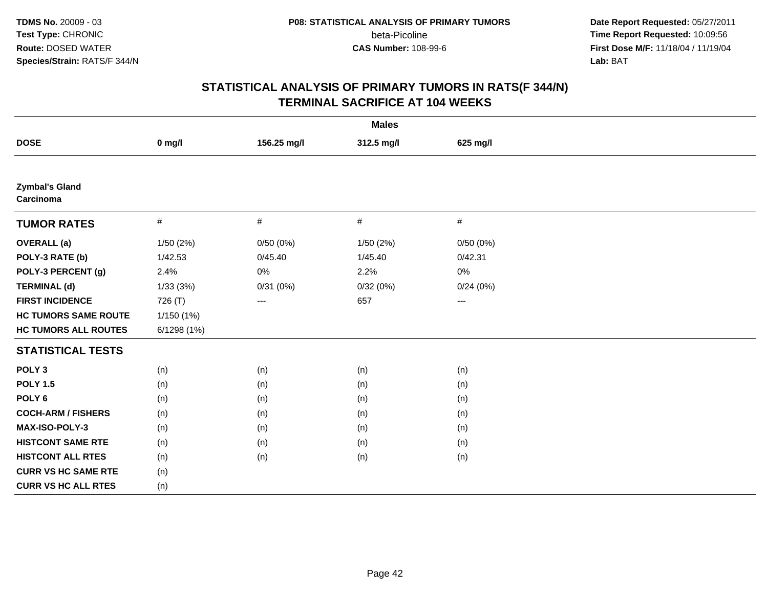**TDMS No.** 20009 - 03
**Test Type:** CHRONIC
**Route:** DOSED WATER
**Species/Strain:** RATS/F 344/N

**P08: STATISTICAL ANALYSIS OF PRIMARY TUMORS**
beta-Picoline
**CAS Number:** 108-99-6

**Date Report Requested:** 05/27/2011
**Time Report Requested:** 10:09:56
**First Dose M/F:** 11/18/04 / 11/19/04
**Lab:** BAT

## STATISTICAL ANALYSIS OF PRIMARY TUMORS IN RATS(F 344/N)
## TERMINAL SACRIFICE AT 104 WEEKS

| | Males | | | |
|---|---|---|---|---|
| **DOSE** | **0 mg/l** | **156.25 mg/l** | **312.5 mg/l** | **625 mg/l** |
| **Zymbal's Gland Carcinoma** | | | | |
| **TUMOR RATES** | # | # | # | # |
| **OVERALL (a)** | 1/50 (2%) | 0/50 (0%) | 1/50 (2%) | 0/50 (0%) |
| **POLY-3 RATE (b)** | 1/42.53 | 0/45.40 | 1/45.40 | 0/42.31 |
| **POLY-3 PERCENT (g)** | 2.4% | 0% | 2.2% | 0% |
| **TERMINAL (d)** | 1/33 (3%) | 0/31 (0%) | 0/32 (0%) | 0/24 (0%) |
| **FIRST INCIDENCE** | 726 (T) | --- | 657 | --- |
| **HC TUMORS SAME ROUTE** | 1/150 (1%) | | | |
| **HC TUMORS ALL ROUTES** | 6/1298 (1%) | | | |
| **STATISTICAL TESTS** | | | | |
| **POLY 3** | (n) | (n) | (n) | (n) |
| **POLY 1.5** | (n) | (n) | (n) | (n) |
| **POLY 6** | (n) | (n) | (n) | (n) |
| **COCH-ARM / FISHERS** | (n) | (n) | (n) | (n) |
| **MAX-ISO-POLY-3** | (n) | (n) | (n) | (n) |
| **HISTCONT SAME RTE** | (n) | (n) | (n) | (n) |
| **HISTCONT ALL RTES** | (n) | (n) | (n) | (n) |
| **CURR VS HC SAME RTE** | (n) | | | |
| **CURR VS HC ALL RTES** | (n) | | | |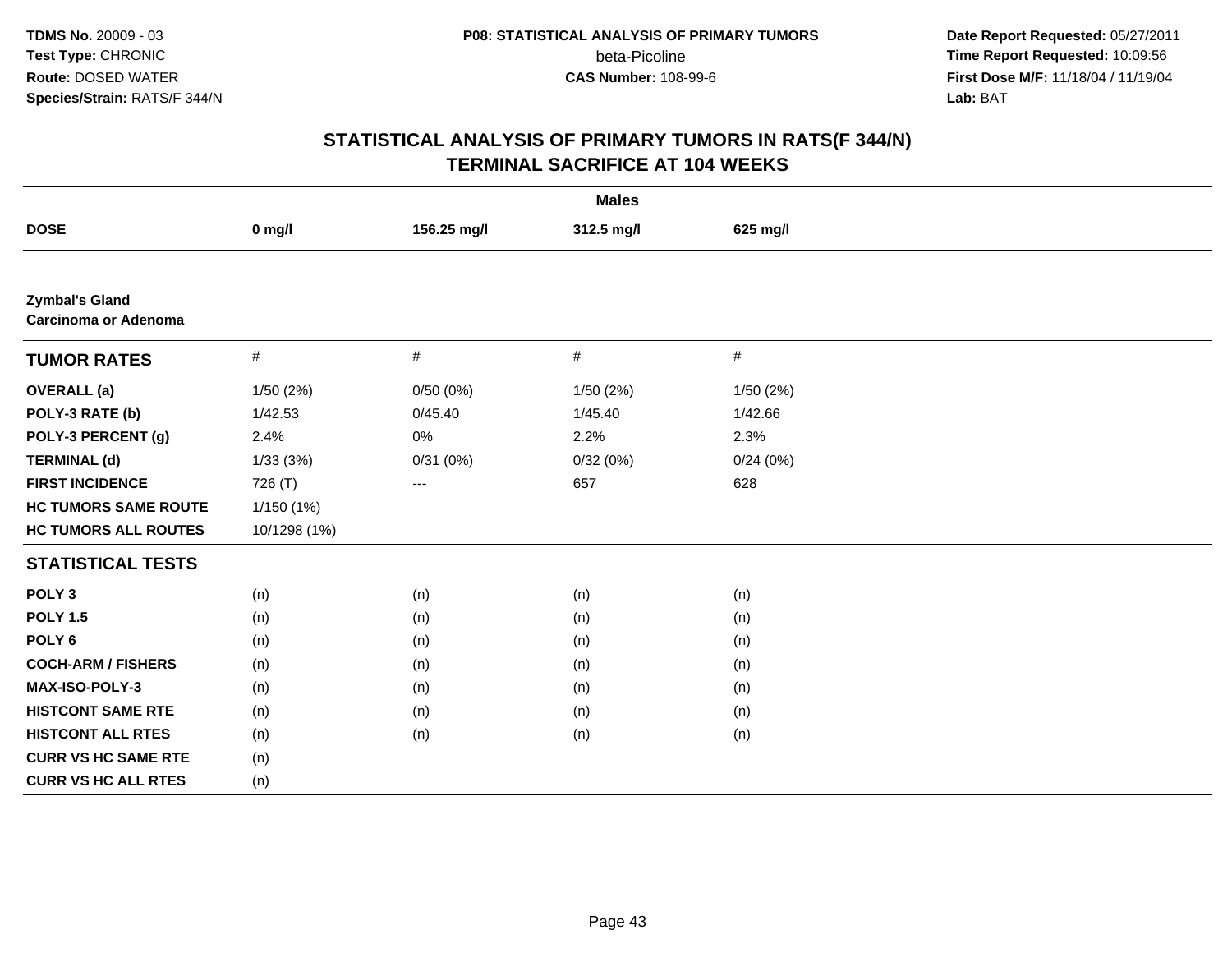**TDMS No.** 20009 - 03
**Test Type:** CHRONIC
**Route:** DOSED WATER
**Species/Strain:** RATS/F 344/N

**P08: STATISTICAL ANALYSIS OF PRIMARY TUMORS**
beta-Picoline
**CAS Number:** 108-99-6

**Date Report Requested:** 05/27/2011
**Time Report Requested:** 10:09:56
**First Dose M/F:** 11/18/04 / 11/19/04
**Lab:** BAT

# STATISTICAL ANALYSIS OF PRIMARY TUMORS IN RATS(F 344/N)
## TERMINAL SACRIFICE AT 104 WEEKS

| Males | | | | |
|---|---|---|---|---|
| **DOSE** | **0 mg/l** | **156.25 mg/l** | **312.5 mg/l** | **625 mg/l** |
| **Zymbal's Gland** | | | | |
| **Carcinoma or Adenoma** | | | | |
| **TUMOR RATES** | # | # | # | # |
| **OVERALL (a)** | 1/50 (2%) | 0/50 (0%) | 1/50 (2%) | 1/50 (2%) |
| **POLY-3 RATE (b)** | 1/42.53 | 0/45.40 | 1/45.40 | 1/42.66 |
| **POLY-3 PERCENT (g)** | 2.4% | 0% | 2.2% | 2.3% |
| **TERMINAL (d)** | 1/33 (3%) | 0/31 (0%) | 0/32 (0%) | 0/24 (0%) |
| **FIRST INCIDENCE** | 726 (T) | --- | 657 | 628 |
| **HC TUMORS SAME ROUTE** | 1/150 (1%) | | | |
| **HC TUMORS ALL ROUTES** | 10/1298 (1%) | | | |
| **STATISTICAL TESTS** | | | | |
| **POLY 3** | (n) | (n) | (n) | (n) |
| **POLY 1.5** | (n) | (n) | (n) | (n) |
| **POLY 6** | (n) | (n) | (n) | (n) |
| **COCH-ARM / FISHERS** | (n) | (n) | (n) | (n) |
| **MAX-ISO-POLY-3** | (n) | (n) | (n) | (n) |
| **HISTCONT SAME RTE** | (n) | (n) | (n) | (n) |
| **HISTCONT ALL RTES** | (n) | (n) | (n) | (n) |
| **CURR VS HC SAME RTE** | (n) | | | |
| **CURR VS HC ALL RTES** | (n) | | | |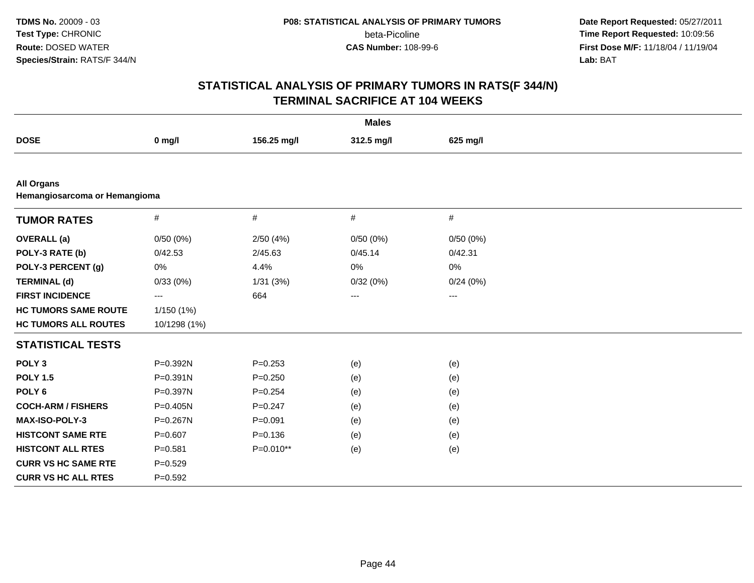**TDMS No.** 20009 - 03
**Test Type:** CHRONIC
**Route:** DOSED WATER
**Species/Strain:** RATS/F 344/N

**P08: STATISTICAL ANALYSIS OF PRIMARY TUMORS**
beta-Picoline
**CAS Number:** 108-99-6

**Date Report Requested:** 05/27/2011
**Time Report Requested:** 10:09:56
**First Dose M/F:** 11/18/04 / 11/19/04
**Lab:** BAT

## STATISTICAL ANALYSIS OF PRIMARY TUMORS IN RATS(F 344/N)
## TERMINAL SACRIFICE AT 104 WEEKS

**Males**

| DOSE | 0 mg/l | 156.25 mg/l | 312.5 mg/l | 625 mg/l |
|---|---|---|---|---|

**All Organs**
**Hemangiosarcoma or Hemangioma**

| TUMOR RATES | # | # | # | # |
|---|---|---|---|---|
| **OVERALL (a)** | 0/50 (0%) | 2/50 (4%) | 0/50 (0%) | 0/50 (0%) |
| **POLY-3 RATE (b)** | 0/42.53 | 2/45.63 | 0/45.14 | 0/42.31 |
| **POLY-3 PERCENT (g)** | 0% | 4.4% | 0% | 0% |
| **TERMINAL (d)** | 0/33 (0%) | 1/31 (3%) | 0/32 (0%) | 0/24 (0%) |
| **FIRST INCIDENCE** | --- | 664 | --- | --- |
| **HC TUMORS SAME ROUTE** | 1/150 (1%) | | | |
| **HC TUMORS ALL ROUTES** | 10/1298 (1%) | | | |
| **STATISTICAL TESTS** | | | | |
| **POLY 3** | P=0.392N | P=0.253 | (e) | (e) |
| **POLY 1.5** | P=0.391N | P=0.250 | (e) | (e) |
| **POLY 6** | P=0.397N | P=0.254 | (e) | (e) |
| **COCH-ARM / FISHERS** | P=0.405N | P=0.247 | (e) | (e) |
| **MAX-ISO-POLY-3** | P=0.267N | P=0.091 | (e) | (e) |
| **HISTCONT SAME RTE** | P=0.607 | P=0.136 | (e) | (e) |
| **HISTCONT ALL RTES** | P=0.581 | P=0.010** | (e) | (e) |
| **CURR VS HC SAME RTE** | P=0.529 | | | |
| **CURR VS HC ALL RTES** | P=0.592 | | | |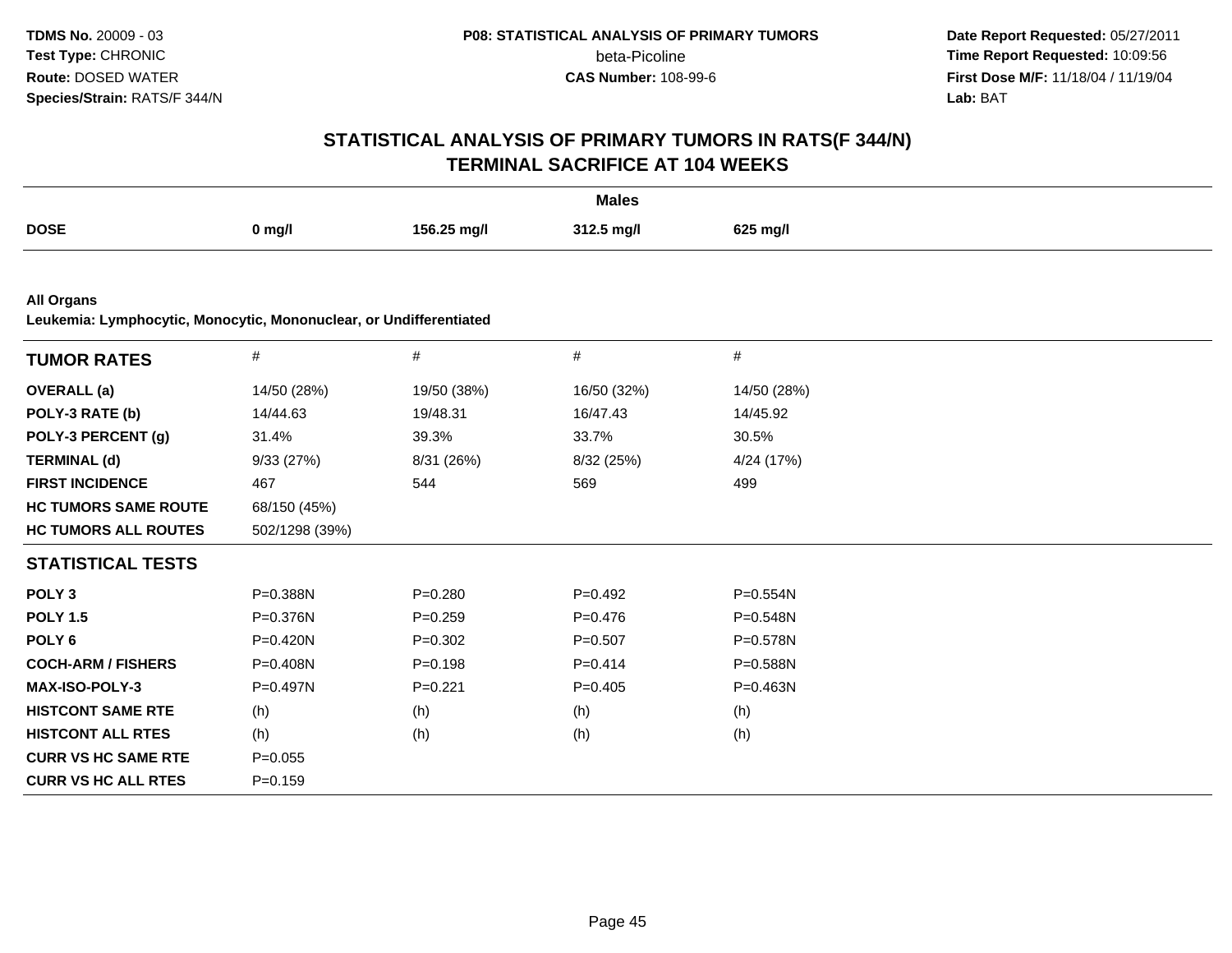# STATISTICAL ANALYSIS OF PRIMARY TUMORS IN RATS(F 344/N)
## TERMINAL SACRIFICE AT 104 WEEKS

| | Males | | | |
|---|---|---|---|---|
| **DOSE** | **0 mg/l** | **156.25 mg/l** | **312.5 mg/l** | **625 mg/l** |

**All Organs**
**Leukemia: Lymphocytic, Monocytic, Mononuclear, or Undifferentiated**

| **TUMOR RATES** | # | # | # | # |
|---|---|---|---|---|
| **OVERALL (a)** | 14/50 (28%) | 19/50 (38%) | 16/50 (32%) | 14/50 (28%) |
| **POLY-3 RATE (b)** | 14/44.63 | 19/48.31 | 16/47.43 | 14/45.92 |
| **POLY-3 PERCENT (g)** | 31.4% | 39.3% | 33.7% | 30.5% |
| **TERMINAL (d)** | 9/33 (27%) | 8/31 (26%) | 8/32 (25%) | 4/24 (17%) |
| **FIRST INCIDENCE** | 467 | 544 | 569 | 499 |
| **HC TUMORS SAME ROUTE** | 68/150 (45%) | | | |
| **HC TUMORS ALL ROUTES** | 502/1298 (39%) | | | |
| **STATISTICAL TESTS** | | | | |
| **POLY 3** | P=0.388N | P=0.280 | P=0.492 | P=0.554N |
| **POLY 1.5** | P=0.376N | P=0.259 | P=0.476 | P=0.548N |
| **POLY 6** | P=0.420N | P=0.302 | P=0.507 | P=0.578N |
| **COCH-ARM / FISHERS** | P=0.408N | P=0.198 | P=0.414 | P=0.588N |
| **MAX-ISO-POLY-3** | P=0.497N | P=0.221 | P=0.405 | P=0.463N |
| **HISTCONT SAME RTE** | (h) | (h) | (h) | (h) |
| **HISTCONT ALL RTES** | (h) | (h) | (h) | (h) |
| **CURR VS HC SAME RTE** | P=0.055 | | | |
| **CURR VS HC ALL RTES** | P=0.159 | | | |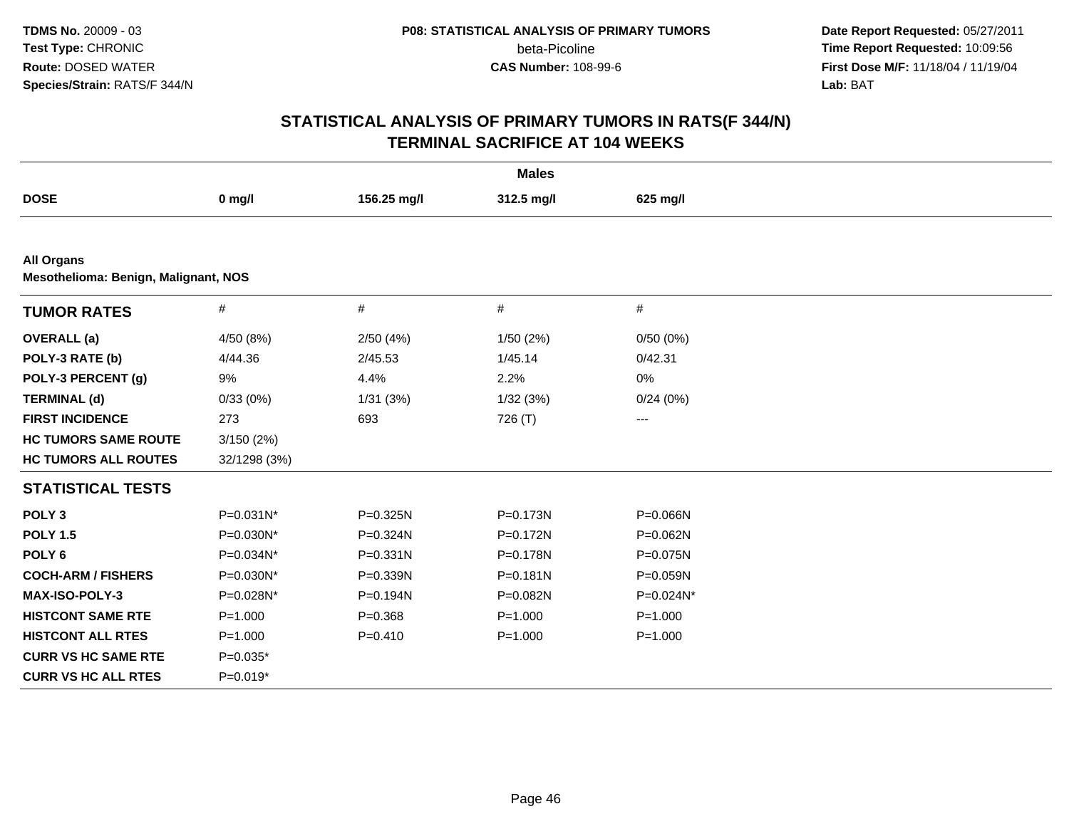**TDMS No.** 20009 - 03
**Test Type:** CHRONIC
**Route:** DOSED WATER
**Species/Strain:** RATS/F 344/N

**P08: STATISTICAL ANALYSIS OF PRIMARY TUMORS**
beta-Picoline
**CAS Number:** 108-99-6

**Date Report Requested:** 05/27/2011
**Time Report Requested:** 10:09:56
**First Dose M/F:** 11/18/04 / 11/19/04
**Lab:** BAT

# STATISTICAL ANALYSIS OF PRIMARY TUMORS IN RATS(F 344/N)
## TERMINAL SACRIFICE AT 104 WEEKS

| | Males | | | |
|---|---|---|---|---|
| **DOSE** | **0 mg/l** | **156.25 mg/l** | **312.5 mg/l** | **625 mg/l** |

**All Organs**
**Mesothelioma: Benign, Malignant, NOS**

| **TUMOR RATES** | # | # | # | # |
|---|---|---|---|---|
| **OVERALL (a)** | 4/50 (8%) | 2/50 (4%) | 1/50 (2%) | 0/50 (0%) |
| **POLY-3 RATE (b)** | 4/44.36 | 2/45.53 | 1/45.14 | 0/42.31 |
| **POLY-3 PERCENT (g)** | 9% | 4.4% | 2.2% | 0% |
| **TERMINAL (d)** | 0/33 (0%) | 1/31 (3%) | 1/32 (3%) | 0/24 (0%) |
| **FIRST INCIDENCE** | 273 | 693 | 726 (T) | --- |
| **HC TUMORS SAME ROUTE** | 3/150 (2%) | | | |
| **HC TUMORS ALL ROUTES** | 32/1298 (3%) | | | |
| **STATISTICAL TESTS** | | | | |
| **POLY 3** | P=0.031N* | P=0.325N | P=0.173N | P=0.066N |
| **POLY 1.5** | P=0.030N* | P=0.324N | P=0.172N | P=0.062N |
| **POLY 6** | P=0.034N* | P=0.331N | P=0.178N | P=0.075N |
| **COCH-ARM / FISHERS** | P=0.030N* | P=0.339N | P=0.181N | P=0.059N |
| **MAX-ISO-POLY-3** | P=0.028N* | P=0.194N | P=0.082N | P=0.024N* |
| **HISTCONT SAME RTE** | P=1.000 | P=0.368 | P=1.000 | P=1.000 |
| **HISTCONT ALL RTES** | P=1.000 | P=0.410 | P=1.000 | P=1.000 |
| **CURR VS HC SAME RTE** | P=0.035* | | | |
| **CURR VS HC ALL RTES** | P=0.019* | | | |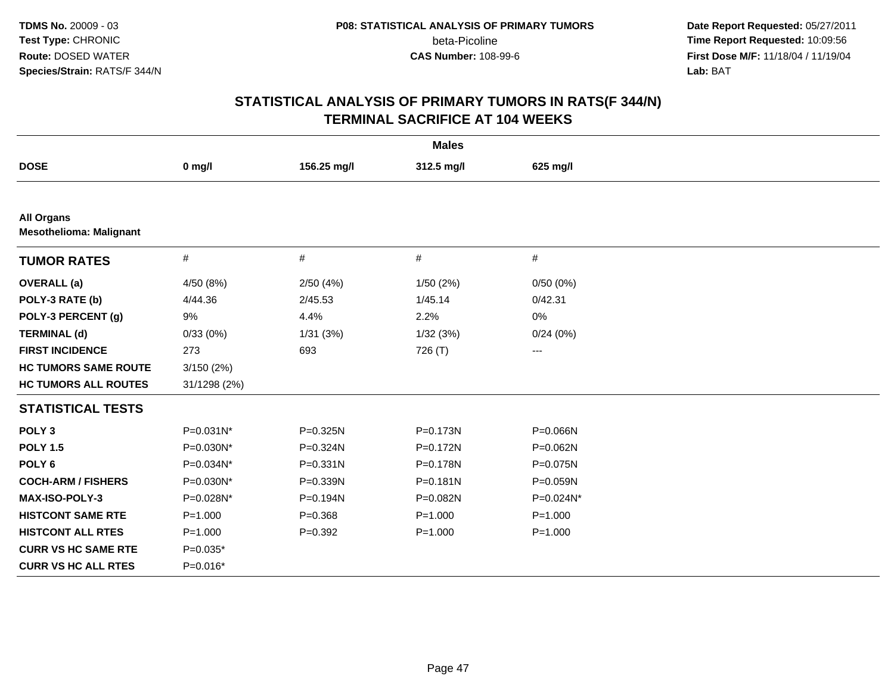**TDMS No.** 20009 - 03
**Test Type:** CHRONIC
**Route:** DOSED WATER
**Species/Strain:** RATS/F 344/N

**P08: STATISTICAL ANALYSIS OF PRIMARY TUMORS**
beta-Picoline
**CAS Number:** 108-99-6

**Date Report Requested:** 05/27/2011
**Time Report Requested:** 10:09:56
**First Dose M/F:** 11/18/04 / 11/19/04
**Lab:** BAT

# STATISTICAL ANALYSIS OF PRIMARY TUMORS IN RATS(F 344/N)
## TERMINAL SACRIFICE AT 104 WEEKS

| | Males | | | |
|---|---|---|---|---|
| **DOSE** | **0 mg/l** | **156.25 mg/l** | **312.5 mg/l** | **625 mg/l** |
| **All Organs** | | | | |
| **Mesothelioma: Malignant** | | | | |
| **TUMOR RATES** | # | # | # | # |
| **OVERALL (a)** | 4/50 (8%) | 2/50 (4%) | 1/50 (2%) | 0/50 (0%) |
| **POLY-3 RATE (b)** | 4/44.36 | 2/45.53 | 1/45.14 | 0/42.31 |
| **POLY-3 PERCENT (g)** | 9% | 4.4% | 2.2% | 0% |
| **TERMINAL (d)** | 0/33 (0%) | 1/31 (3%) | 1/32 (3%) | 0/24 (0%) |
| **FIRST INCIDENCE** | 273 | 693 | 726 (T) | --- |
| **HC TUMORS SAME ROUTE** | 3/150 (2%) | | | |
| **HC TUMORS ALL ROUTES** | 31/1298 (2%) | | | |
| **STATISTICAL TESTS** | | | | |
| **POLY 3** | P=0.031N* | P=0.325N | P=0.173N | P=0.066N |
| **POLY 1.5** | P=0.030N* | P=0.324N | P=0.172N | P=0.062N |
| **POLY 6** | P=0.034N* | P=0.331N | P=0.178N | P=0.075N |
| **COCH-ARM / FISHERS** | P=0.030N* | P=0.339N | P=0.181N | P=0.059N |
| **MAX-ISO-POLY-3** | P=0.028N* | P=0.194N | P=0.082N | P=0.024N* |
| **HISTCONT SAME RTE** | P=1.000 | P=0.368 | P=1.000 | P=1.000 |
| **HISTCONT ALL RTES** | P=1.000 | P=0.392 | P=1.000 | P=1.000 |
| **CURR VS HC SAME RTE** | P=0.035* | | | |
| **CURR VS HC ALL RTES** | P=0.016* | | | |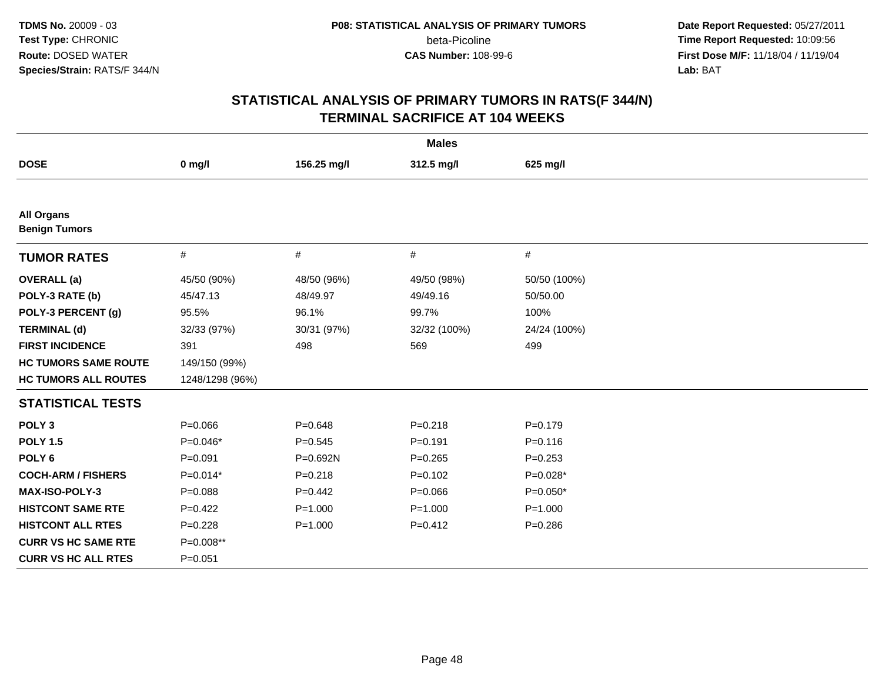# STATISTICAL ANALYSIS OF PRIMARY TUMORS IN RATS(F 344/N) TERMINAL SACRIFICE AT 104 WEEKS

| | Males | | | |
|---|---|---|---|---|
| **DOSE** | **0 mg/l** | **156.25 mg/l** | **312.5 mg/l** | **625 mg/l** |
| **All Organs** | | | | |
| **Benign Tumors** | | | | |
| **TUMOR RATES** | # | # | # | # |
| **OVERALL (a)** | 45/50 (90%) | 48/50 (96%) | 49/50 (98%) | 50/50 (100%) |
| **POLY-3 RATE (b)** | 45/47.13 | 48/49.97 | 49/49.16 | 50/50.00 |
| **POLY-3 PERCENT (g)** | 95.5% | 96.1% | 99.7% | 100% |
| **TERMINAL (d)** | 32/33 (97%) | 30/31 (97%) | 32/32 (100%) | 24/24 (100%) |
| **FIRST INCIDENCE** | 391 | 498 | 569 | 499 |
| **HC TUMORS SAME ROUTE** | 149/150 (99%) | | | |
| **HC TUMORS ALL ROUTES** | 1248/1298 (96%) | | | |
| **STATISTICAL TESTS** | | | | |
| **POLY 3** | P=0.066 | P=0.648 | P=0.218 | P=0.179 |
| **POLY 1.5** | P=0.046* | P=0.545 | P=0.191 | P=0.116 |
| **POLY 6** | P=0.091 | P=0.692N | P=0.265 | P=0.253 |
| **COCH-ARM / FISHERS** | P=0.014* | P=0.218 | P=0.102 | P=0.028* |
| **MAX-ISO-POLY-3** | P=0.088 | P=0.442 | P=0.066 | P=0.050* |
| **HISTCONT SAME RTE** | P=0.422 | P=1.000 | P=1.000 | P=1.000 |
| **HISTCONT ALL RTES** | P=0.228 | P=1.000 | P=0.412 | P=0.286 |
| **CURR VS HC SAME RTE** | P=0.008** | | | |
| **CURR VS HC ALL RTES** | P=0.051 | | | |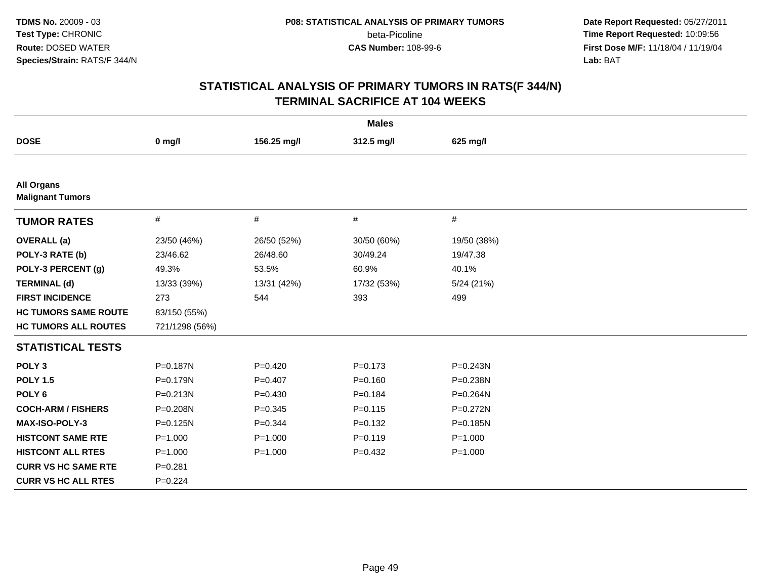**TDMS No.** 20009 - 03
**Test Type:** CHRONIC
**Route:** DOSED WATER
**Species/Strain:** RATS/F 344/N

**P08: STATISTICAL ANALYSIS OF PRIMARY TUMORS**
beta-Picoline
**CAS Number:** 108-99-6

**Date Report Requested:** 05/27/2011
**Time Report Requested:** 10:09:56
**First Dose M/F:** 11/18/04 / 11/19/04
**Lab:** BAT

# STATISTICAL ANALYSIS OF PRIMARY TUMORS IN RATS(F 344/N)
## TERMINAL SACRIFICE AT 104 WEEKS

| | Males | | | |
|---|---|---|---|---|
| **DOSE** | **0 mg/l** | **156.25 mg/l** | **312.5 mg/l** | **625 mg/l** |
| **All Organs** | | | | |
| **Malignant Tumors** | | | | |
| **TUMOR RATES** | # | # | # | # |
| **OVERALL (a)** | 23/50 (46%) | 26/50 (52%) | 30/50 (60%) | 19/50 (38%) |
| **POLY-3 RATE (b)** | 23/46.62 | 26/48.60 | 30/49.24 | 19/47.38 |
| **POLY-3 PERCENT (g)** | 49.3% | 53.5% | 60.9% | 40.1% |
| **TERMINAL (d)** | 13/33 (39%) | 13/31 (42%) | 17/32 (53%) | 5/24 (21%) |
| **FIRST INCIDENCE** | 273 | 544 | 393 | 499 |
| **HC TUMORS SAME ROUTE** | 83/150 (55%) | | | |
| **HC TUMORS ALL ROUTES** | 721/1298 (56%) | | | |
| **STATISTICAL TESTS** | | | | |
| **POLY 3** | P=0.187N | P=0.420 | P=0.173 | P=0.243N |
| **POLY 1.5** | P=0.179N | P=0.407 | P=0.160 | P=0.238N |
| **POLY 6** | P=0.213N | P=0.430 | P=0.184 | P=0.264N |
| **COCH-ARM / FISHERS** | P=0.208N | P=0.345 | P=0.115 | P=0.272N |
| **MAX-ISO-POLY-3** | P=0.125N | P=0.344 | P=0.132 | P=0.185N |
| **HISTCONT SAME RTE** | P=1.000 | P=1.000 | P=0.119 | P=1.000 |
| **HISTCONT ALL RTES** | P=1.000 | P=1.000 | P=0.432 | P=1.000 |
| **CURR VS HC SAME RTE** | P=0.281 | | | |
| **CURR VS HC ALL RTES** | P=0.224 | | | |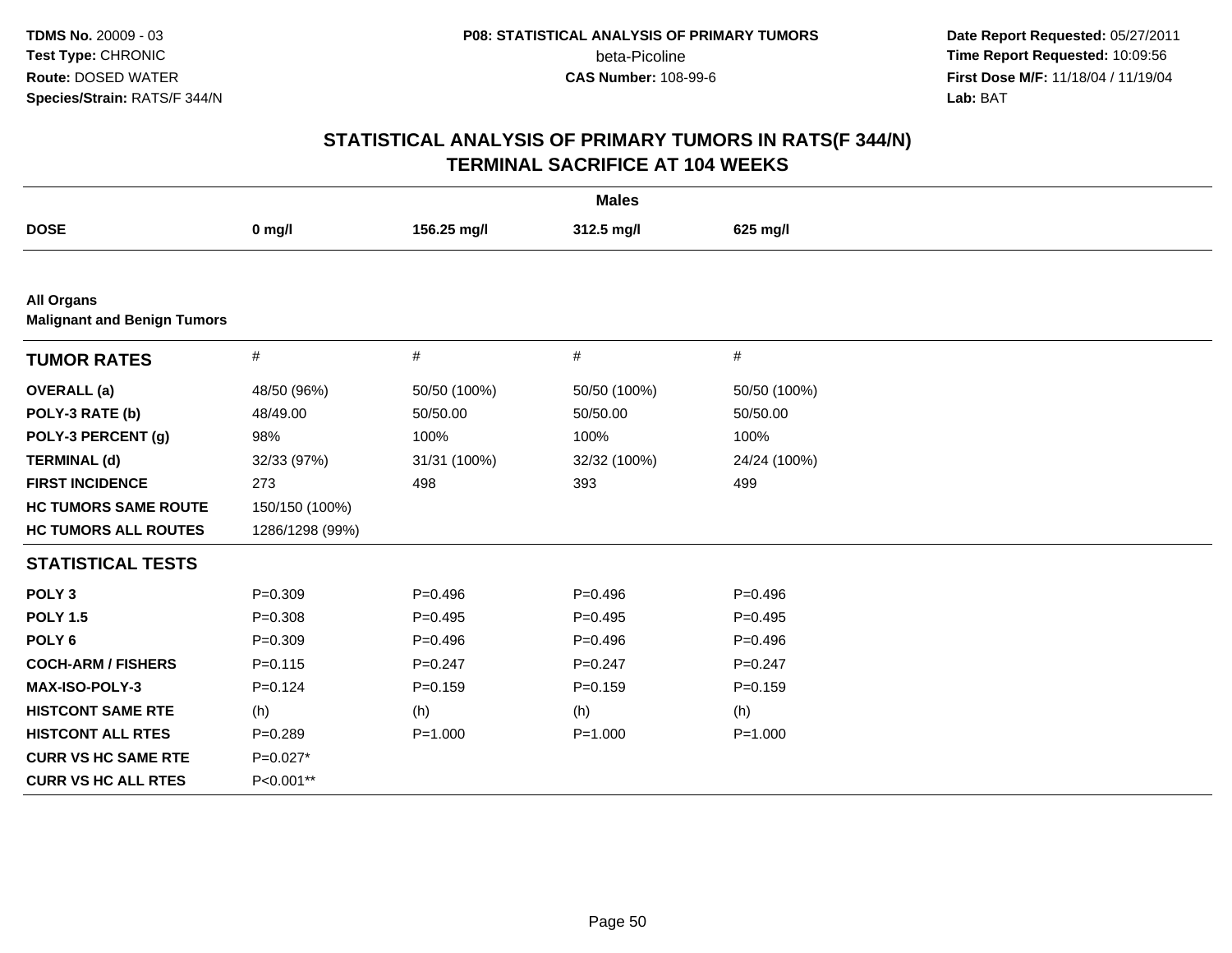TDMS No. 20009 - 03
Test Type: CHRONIC
Route: DOSED WATER
Species/Strain: RATS/F 344/N

P08: STATISTICAL ANALYSIS OF PRIMARY TUMORS
beta-Picoline
CAS Number: 108-99-6

Date Report Requested: 05/27/2011
Time Report Requested: 10:09:56
First Dose M/F: 11/18/04 / 11/19/04
Lab: BAT

## STATISTICAL ANALYSIS OF PRIMARY TUMORS IN RATS(F 344/N)
## TERMINAL SACRIFICE AT 104 WEEKS

| Males | | | | |
|---|---|---|---|---|
| **DOSE** | **0 mg/l** | **156.25 mg/l** | **312.5 mg/l** | **625 mg/l** |
| **All Organs** | | | | |
| **Malignant and Benign Tumors** | | | | |
| **TUMOR RATES** | # | # | # | # |
| **OVERALL (a)** | 48/50 (96%) | 50/50 (100%) | 50/50 (100%) | 50/50 (100%) |
| **POLY-3 RATE (b)** | 48/49.00 | 50/50.00 | 50/50.00 | 50/50.00 |
| **POLY-3 PERCENT (g)** | 98% | 100% | 100% | 100% |
| **TERMINAL (d)** | 32/33 (97%) | 31/31 (100%) | 32/32 (100%) | 24/24 (100%) |
| **FIRST INCIDENCE** | 273 | 498 | 393 | 499 |
| **HC TUMORS SAME ROUTE** | 150/150 (100%) | | | |
| **HC TUMORS ALL ROUTES** | 1286/1298 (99%) | | | |
| **STATISTICAL TESTS** | | | | |
| **POLY 3** | P=0.309 | P=0.496 | P=0.496 | P=0.496 |
| **POLY 1.5** | P=0.308 | P=0.495 | P=0.495 | P=0.495 |
| **POLY 6** | P=0.309 | P=0.496 | P=0.496 | P=0.496 |
| **COCH-ARM / FISHERS** | P=0.115 | P=0.247 | P=0.247 | P=0.247 |
| **MAX-ISO-POLY-3** | P=0.124 | P=0.159 | P=0.159 | P=0.159 |
| **HISTCONT SAME RTE** | (h) | (h) | (h) | (h) |
| **HISTCONT ALL RTES** | P=0.289 | P=1.000 | P=1.000 | P=1.000 |
| **CURR VS HC SAME RTE** | P=0.027* | | | |
| **CURR VS HC ALL RTES** | P<0.001** | | | |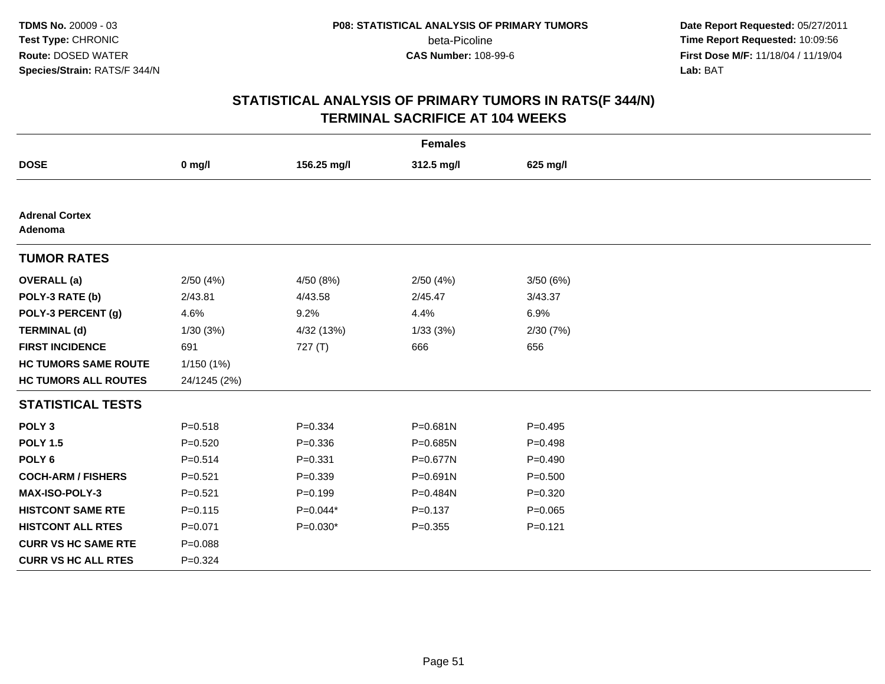**TDMS No.** 20009 - 03
**Test Type:** CHRONIC
**Route:** DOSED WATER
**Species/Strain:** RATS/F 344/N

**P08: STATISTICAL ANALYSIS OF PRIMARY TUMORS**
beta-Picoline
**CAS Number:** 108-99-6

**Date Report Requested:** 05/27/2011
**Time Report Requested:** 10:09:56
**First Dose M/F:** 11/18/04 / 11/19/04
**Lab:** BAT

## STATISTICAL ANALYSIS OF PRIMARY TUMORS IN RATS(F 344/N)
## TERMINAL SACRIFICE AT 104 WEEKS

| Females | | | | |
|---|---|---|---|---|
| **DOSE** | **0 mg/l** | **156.25 mg/l** | **312.5 mg/l** | **625 mg/l** |
| **Adrenal Cortex** | | | | |
| **Adenoma** | | | | |
| **TUMOR RATES** | | | | |
| **OVERALL (a)** | 2/50 (4%) | 4/50 (8%) | 2/50 (4%) | 3/50 (6%) |
| **POLY-3 RATE (b)** | 2/43.81 | 4/43.58 | 2/45.47 | 3/43.37 |
| **POLY-3 PERCENT (g)** | 4.6% | 9.2% | 4.4% | 6.9% |
| **TERMINAL (d)** | 1/30 (3%) | 4/32 (13%) | 1/33 (3%) | 2/30 (7%) |
| **FIRST INCIDENCE** | 691 | 727 (T) | 666 | 656 |
| **HC TUMORS SAME ROUTE** | 1/150 (1%) | | | |
| **HC TUMORS ALL ROUTES** | 24/1245 (2%) | | | |
| **STATISTICAL TESTS** | | | | |
| **POLY 3** | P=0.518 | P=0.334 | P=0.681N | P=0.495 |
| **POLY 1.5** | P=0.520 | P=0.336 | P=0.685N | P=0.498 |
| **POLY 6** | P=0.514 | P=0.331 | P=0.677N | P=0.490 |
| **COCH-ARM / FISHERS** | P=0.521 | P=0.339 | P=0.691N | P=0.500 |
| **MAX-ISO-POLY-3** | P=0.521 | P=0.199 | P=0.484N | P=0.320 |
| **HISTCONT SAME RTE** | P=0.115 | P=0.044* | P=0.137 | P=0.065 |
| **HISTCONT ALL RTES** | P=0.071 | P=0.030* | P=0.355 | P=0.121 |
| **CURR VS HC SAME RTE** | P=0.088 | | | |
| **CURR VS HC ALL RTES** | P=0.324 | | | |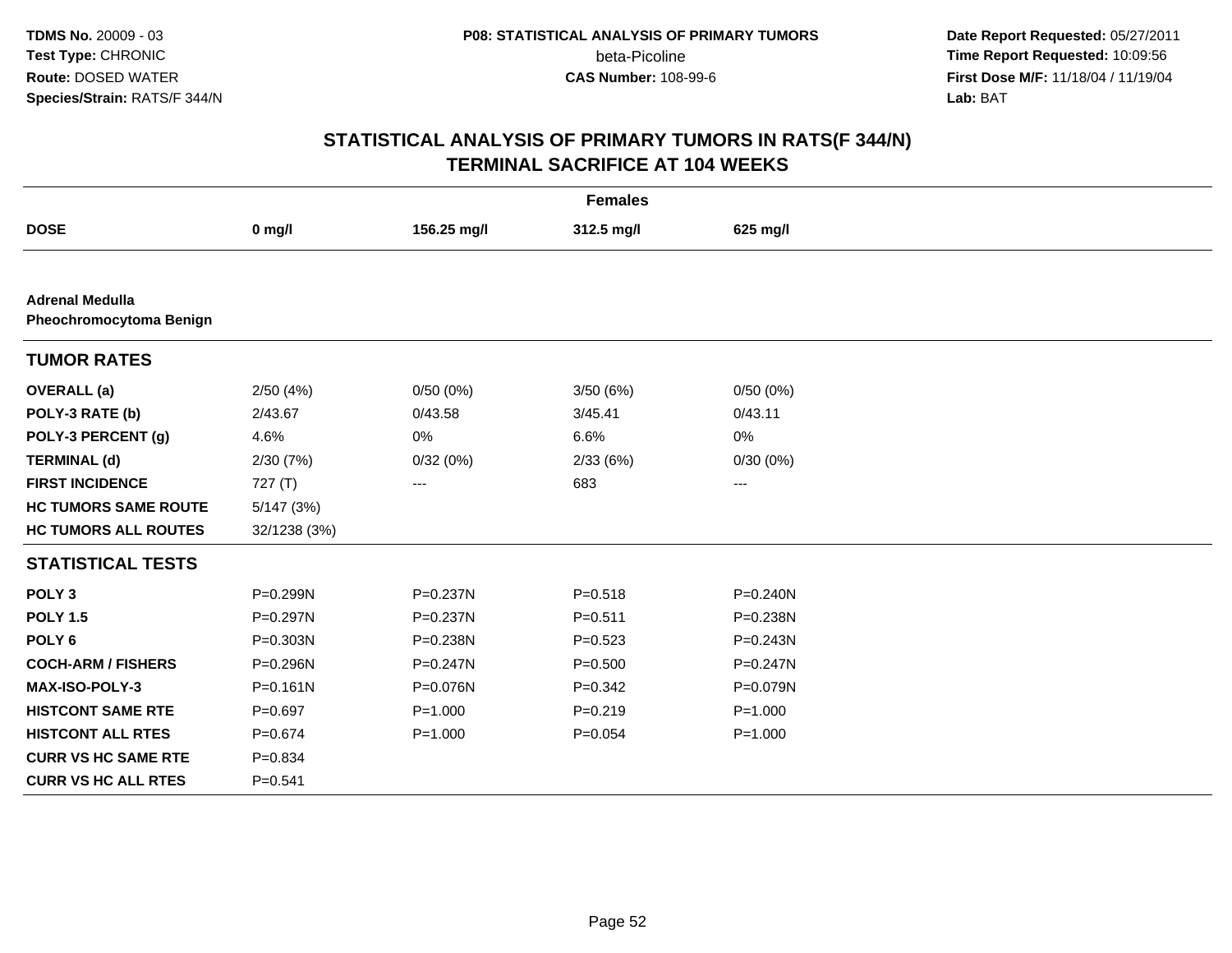# STATISTICAL ANALYSIS OF PRIMARY TUMORS IN RATS(F 344/N)
## TERMINAL SACRIFICE AT 104 WEEKS

| | Females | | | |
|---|---|---|---|---|
| **DOSE** | **0 mg/l** | **156.25 mg/l** | **312.5 mg/l** | **625 mg/l** |
| **Adrenal Medulla** | | | | |
| **Pheochromocytoma Benign** | | | | |
| **TUMOR RATES** | | | | |
| **OVERALL (a)** | 2/50 (4%) | 0/50 (0%) | 3/50 (6%) | 0/50 (0%) |
| **POLY-3 RATE (b)** | 2/43.67 | 0/43.58 | 3/45.41 | 0/43.11 |
| **POLY-3 PERCENT (g)** | 4.6% | 0% | 6.6% | 0% |
| **TERMINAL (d)** | 2/30 (7%) | 0/32 (0%) | 2/33 (6%) | 0/30 (0%) |
| **FIRST INCIDENCE** | 727 (T) | --- | 683 | --- |
| **HC TUMORS SAME ROUTE** | 5/147 (3%) | | | |
| **HC TUMORS ALL ROUTES** | 32/1238 (3%) | | | |
| **STATISTICAL TESTS** | | | | |
| **POLY 3** | P=0.299N | P=0.237N | P=0.518 | P=0.240N |
| **POLY 1.5** | P=0.297N | P=0.237N | P=0.511 | P=0.238N |
| **POLY 6** | P=0.303N | P=0.238N | P=0.523 | P=0.243N |
| **COCH-ARM / FISHERS** | P=0.296N | P=0.247N | P=0.500 | P=0.247N |
| **MAX-ISO-POLY-3** | P=0.161N | P=0.076N | P=0.342 | P=0.079N |
| **HISTCONT SAME RTE** | P=0.697 | P=1.000 | P=0.219 | P=1.000 |
| **HISTCONT ALL RTES** | P=0.674 | P=1.000 | P=0.054 | P=1.000 |
| **CURR VS HC SAME RTE** | P=0.834 | | | |
| **CURR VS HC ALL RTES** | P=0.541 | | | |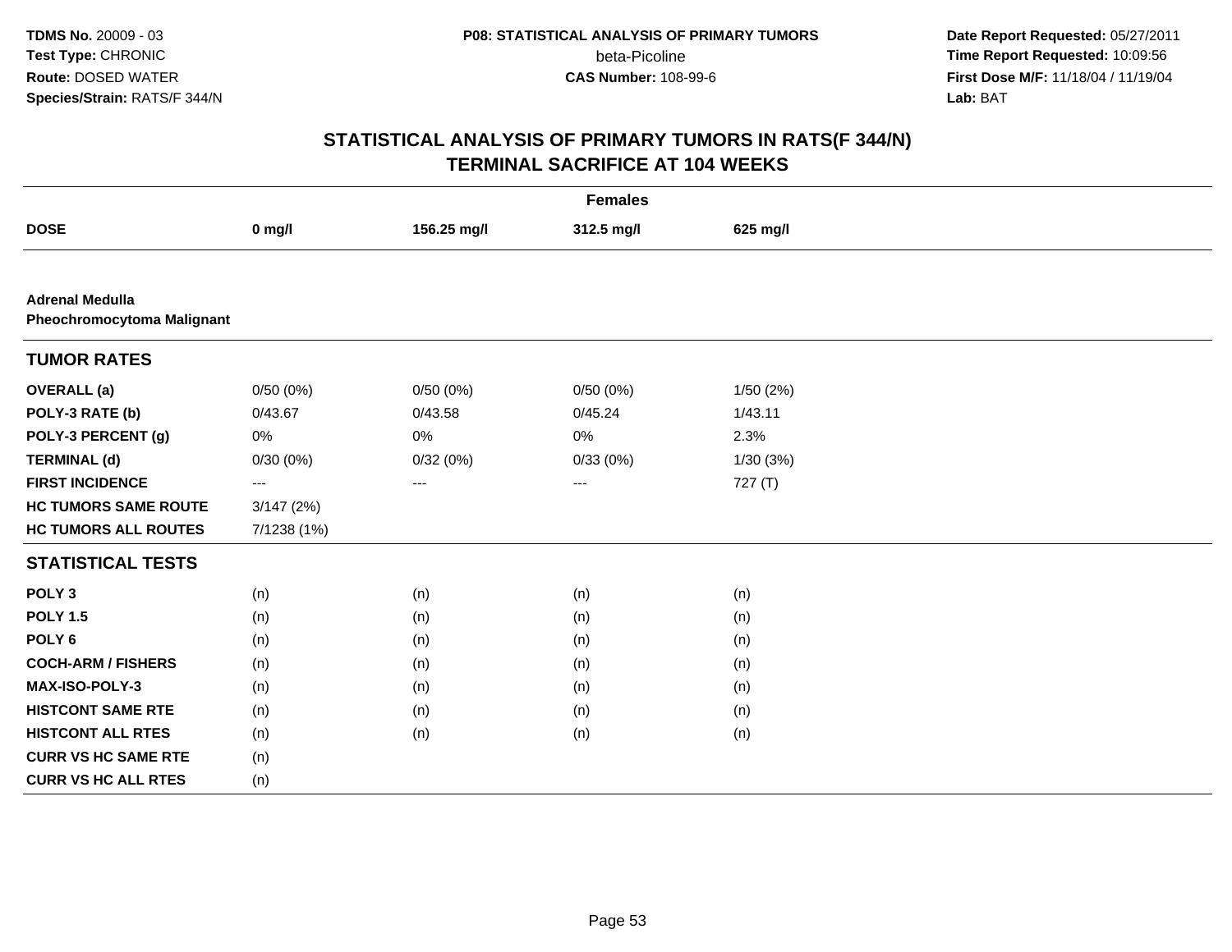# STATISTICAL ANALYSIS OF PRIMARY TUMORS IN RATS(F 344/N)
## TERMINAL SACRIFICE AT 104 WEEKS

| | Females | | | |
|---|---|---|---|---|
| **DOSE** | **0 mg/l** | **156.25 mg/l** | **312.5 mg/l** | **625 mg/l** |
| **Adrenal Medulla** | | | | |
| **Pheochromocytoma Malignant** | | | | |
| **TUMOR RATES** | | | | |
| **OVERALL (a)** | 0/50 (0%) | 0/50 (0%) | 0/50 (0%) | 1/50 (2%) |
| **POLY-3 RATE (b)** | 0/43.67 | 0/43.58 | 0/45.24 | 1/43.11 |
| **POLY-3 PERCENT (g)** | 0% | 0% | 0% | 2.3% |
| **TERMINAL (d)** | 0/30 (0%) | 0/32 (0%) | 0/33 (0%) | 1/30 (3%) |
| **FIRST INCIDENCE** | --- | --- | --- | 727 (T) |
| **HC TUMORS SAME ROUTE** | 3/147 (2%) | | | |
| **HC TUMORS ALL ROUTES** | 7/1238 (1%) | | | |
| **STATISTICAL TESTS** | | | | |
| **POLY 3** | (n) | (n) | (n) | (n) |
| **POLY 1.5** | (n) | (n) | (n) | (n) |
| **POLY 6** | (n) | (n) | (n) | (n) |
| **COCH-ARM / FISHERS** | (n) | (n) | (n) | (n) |
| **MAX-ISO-POLY-3** | (n) | (n) | (n) | (n) |
| **HISTCONT SAME RTE** | (n) | (n) | (n) | (n) |
| **HISTCONT ALL RTES** | (n) | (n) | (n) | (n) |
| **CURR VS HC SAME RTE** | (n) | | | |
| **CURR VS HC ALL RTES** | (n) | | | |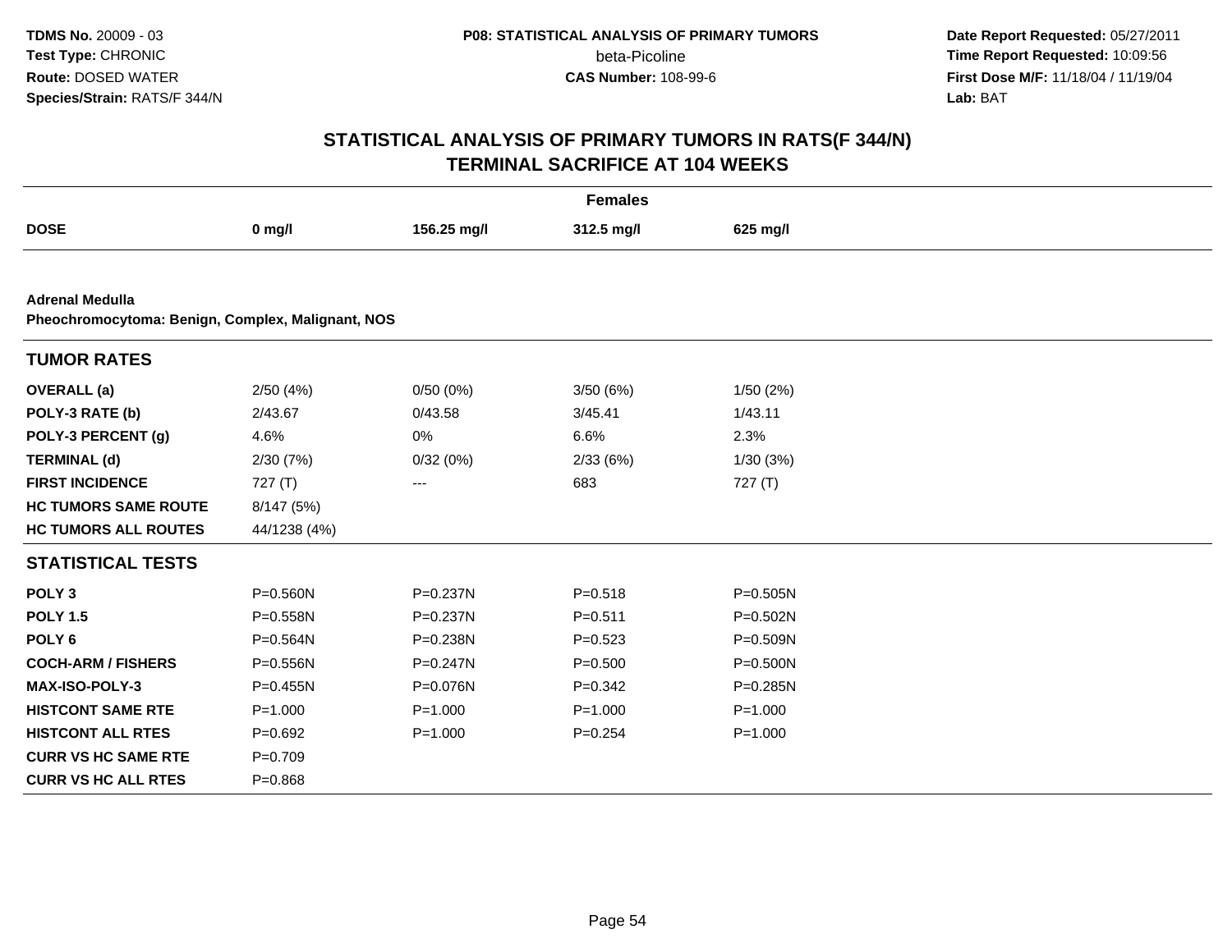TDMS No. 20009 - 03
Test Type: CHRONIC
Route: DOSED WATER
Species/Strain: RATS/F 344/N

P08: STATISTICAL ANALYSIS OF PRIMARY TUMORS
beta-Picoline
CAS Number: 108-99-6

Date Report Requested: 05/27/2011
Time Report Requested: 10:09:56
First Dose M/F: 11/18/04 / 11/19/04
Lab: BAT

## STATISTICAL ANALYSIS OF PRIMARY TUMORS IN RATS(F 344/N)
## TERMINAL SACRIFICE AT 104 WEEKS

**Females**

| DOSE | 0 mg/l | 156.25 mg/l | 312.5 mg/l | 625 mg/l |
|---|---|---|---|---|
| **Adrenal Medulla** | | | | |
| **Pheochromocytoma: Benign, Complex, Malignant, NOS** | | | | |
| **TUMOR RATES** | | | | |
| **OVERALL (a)** | 2/50 (4%) | 0/50 (0%) | 3/50 (6%) | 1/50 (2%) |
| **POLY-3 RATE (b)** | 2/43.67 | 0/43.58 | 3/45.41 | 1/43.11 |
| **POLY-3 PERCENT (g)** | 4.6% | 0% | 6.6% | 2.3% |
| **TERMINAL (d)** | 2/30 (7%) | 0/32 (0%) | 2/33 (6%) | 1/30 (3%) |
| **FIRST INCIDENCE** | 727 (T) | --- | 683 | 727 (T) |
| **HC TUMORS SAME ROUTE** | 8/147 (5%) | | | |
| **HC TUMORS ALL ROUTES** | 44/1238 (4%) | | | |
| **STATISTICAL TESTS** | | | | |
| **POLY 3** | P=0.560N | P=0.237N | P=0.518 | P=0.505N |
| **POLY 1.5** | P=0.558N | P=0.237N | P=0.511 | P=0.502N |
| **POLY 6** | P=0.564N | P=0.238N | P=0.523 | P=0.509N |
| **COCH-ARM / FISHERS** | P=0.556N | P=0.247N | P=0.500 | P=0.500N |
| **MAX-ISO-POLY-3** | P=0.455N | P=0.076N | P=0.342 | P=0.285N |
| **HISTCONT SAME RTE** | P=1.000 | P=1.000 | P=1.000 | P=1.000 |
| **HISTCONT ALL RTES** | P=0.692 | P=1.000 | P=0.254 | P=1.000 |
| **CURR VS HC SAME RTE** | P=0.709 | | | |
| **CURR VS HC ALL RTES** | P=0.868 | | | |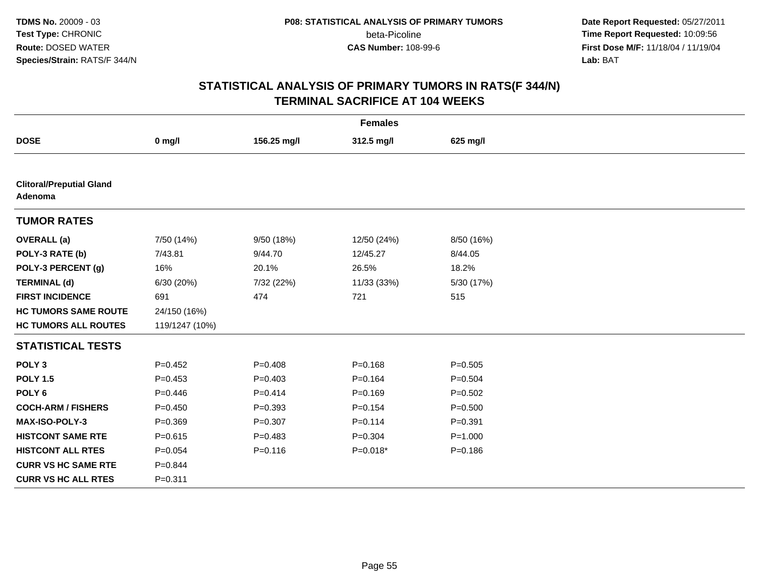**TDMS No.** 20009 - 03
**Test Type:** CHRONIC
**Route:** DOSED WATER
**Species/Strain:** RATS/F 344/N

**P08: STATISTICAL ANALYSIS OF PRIMARY TUMORS**
beta-Picoline
**CAS Number:** 108-99-6

**Date Report Requested:** 05/27/2011
**Time Report Requested:** 10:09:56
**First Dose M/F:** 11/18/04 / 11/19/04
**Lab:** BAT

## STATISTICAL ANALYSIS OF PRIMARY TUMORS IN RATS(F 344/N)
## TERMINAL SACRIFICE AT 104 WEEKS

| | Females | | | |
|---|---|---|---|---|
| **DOSE** | **0 mg/l** | **156.25 mg/l** | **312.5 mg/l** | **625 mg/l** |
| **Clitoral/Preputial Gland Adenoma** | | | | |
| **TUMOR RATES** | | | | |
| **OVERALL (a)** | 7/50 (14%) | 9/50 (18%) | 12/50 (24%) | 8/50 (16%) |
| **POLY-3 RATE (b)** | 7/43.81 | 9/44.70 | 12/45.27 | 8/44.05 |
| **POLY-3 PERCENT (g)** | 16% | 20.1% | 26.5% | 18.2% |
| **TERMINAL (d)** | 6/30 (20%) | 7/32 (22%) | 11/33 (33%) | 5/30 (17%) |
| **FIRST INCIDENCE** | 691 | 474 | 721 | 515 |
| **HC TUMORS SAME ROUTE** | 24/150 (16%) | | | |
| **HC TUMORS ALL ROUTES** | 119/1247 (10%) | | | |
| **STATISTICAL TESTS** | | | | |
| **POLY 3** | P=0.452 | P=0.408 | P=0.168 | P=0.505 |
| **POLY 1.5** | P=0.453 | P=0.403 | P=0.164 | P=0.504 |
| **POLY 6** | P=0.446 | P=0.414 | P=0.169 | P=0.502 |
| **COCH-ARM / FISHERS** | P=0.450 | P=0.393 | P=0.154 | P=0.500 |
| **MAX-ISO-POLY-3** | P=0.369 | P=0.307 | P=0.114 | P=0.391 |
| **HISTCONT SAME RTE** | P=0.615 | P=0.483 | P=0.304 | P=1.000 |
| **HISTCONT ALL RTES** | P=0.054 | P=0.116 | P=0.018* | P=0.186 |
| **CURR VS HC SAME RTE** | P=0.844 | | | |
| **CURR VS HC ALL RTES** | P=0.311 | | | |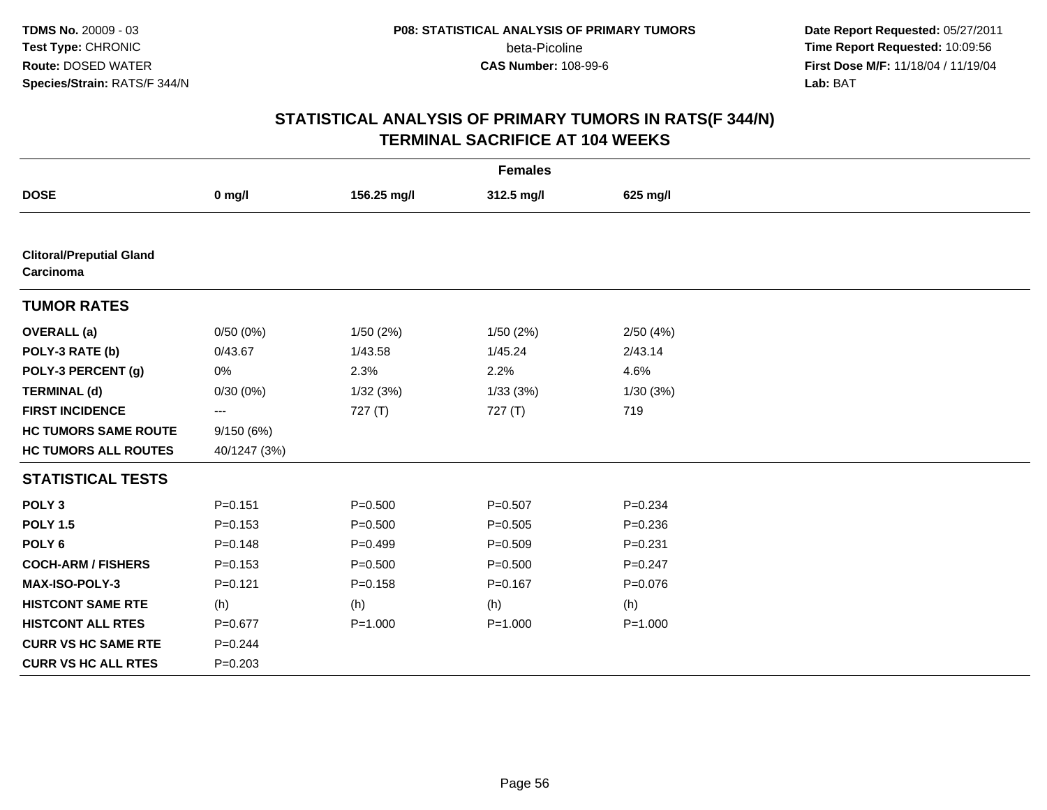# STATISTICAL ANALYSIS OF PRIMARY TUMORS IN RATS(F 344/N)
## TERMINAL SACRIFICE AT 104 WEEKS

| | Females | | | |
|---|---|---|---|---|
| **DOSE** | **0 mg/l** | **156.25 mg/l** | **312.5 mg/l** | **625 mg/l** |
| **Clitoral/Preputial Gland Carcinoma** | | | | |
| **TUMOR RATES** | | | | |
| **OVERALL (a)** | 0/50 (0%) | 1/50 (2%) | 1/50 (2%) | 2/50 (4%) |
| **POLY-3 RATE (b)** | 0/43.67 | 1/43.58 | 1/45.24 | 2/43.14 |
| **POLY-3 PERCENT (g)** | 0% | 2.3% | 2.2% | 4.6% |
| **TERMINAL (d)** | 0/30 (0%) | 1/32 (3%) | 1/33 (3%) | 1/30 (3%) |
| **FIRST INCIDENCE** | --- | 727 (T) | 727 (T) | 719 |
| **HC TUMORS SAME ROUTE** | 9/150 (6%) | | | |
| **HC TUMORS ALL ROUTES** | 40/1247 (3%) | | | |
| **STATISTICAL TESTS** | | | | |
| **POLY 3** | P=0.151 | P=0.500 | P=0.507 | P=0.234 |
| **POLY 1.5** | P=0.153 | P=0.500 | P=0.505 | P=0.236 |
| **POLY 6** | P=0.148 | P=0.499 | P=0.509 | P=0.231 |
| **COCH-ARM / FISHERS** | P=0.153 | P=0.500 | P=0.500 | P=0.247 |
| **MAX-ISO-POLY-3** | P=0.121 | P=0.158 | P=0.167 | P=0.076 |
| **HISTCONT SAME RTE** | (h) | (h) | (h) | (h) |
| **HISTCONT ALL RTES** | P=0.677 | P=1.000 | P=1.000 | P=1.000 |
| **CURR VS HC SAME RTE** | P=0.244 | | | |
| **CURR VS HC ALL RTES** | P=0.203 | | | |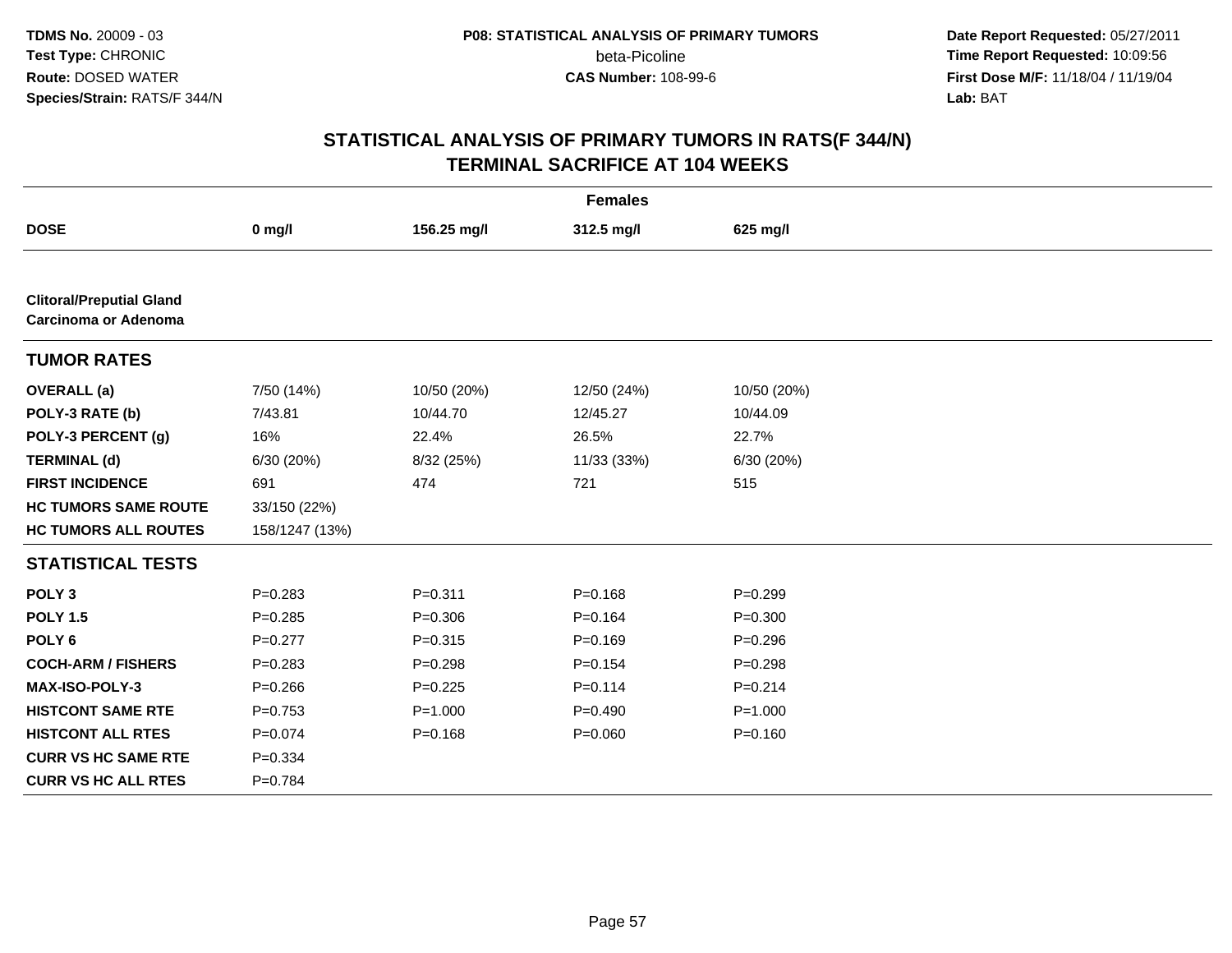# STATISTICAL ANALYSIS OF PRIMARY TUMORS IN RATS(F 344/N)
## TERMINAL SACRIFICE AT 104 WEEKS

| | Females | | | |
|---|---|---|---|---|
| **DOSE** | **0 mg/l** | **156.25 mg/l** | **312.5 mg/l** | **625 mg/l** |
| **Clitoral/Preputial Gland Carcinoma or Adenoma** | | | | |
| **TUMOR RATES** | | | | |
| **OVERALL (a)** | 7/50 (14%) | 10/50 (20%) | 12/50 (24%) | 10/50 (20%) |
| **POLY-3 RATE (b)** | 7/43.81 | 10/44.70 | 12/45.27 | 10/44.09 |
| **POLY-3 PERCENT (g)** | 16% | 22.4% | 26.5% | 22.7% |
| **TERMINAL (d)** | 6/30 (20%) | 8/32 (25%) | 11/33 (33%) | 6/30 (20%) |
| **FIRST INCIDENCE** | 691 | 474 | 721 | 515 |
| **HC TUMORS SAME ROUTE** | 33/150 (22%) | | | |
| **HC TUMORS ALL ROUTES** | 158/1247 (13%) | | | |
| **STATISTICAL TESTS** | | | | |
| **POLY 3** | P=0.283 | P=0.311 | P=0.168 | P=0.299 |
| **POLY 1.5** | P=0.285 | P=0.306 | P=0.164 | P=0.300 |
| **POLY 6** | P=0.277 | P=0.315 | P=0.169 | P=0.296 |
| **COCH-ARM / FISHERS** | P=0.283 | P=0.298 | P=0.154 | P=0.298 |
| **MAX-ISO-POLY-3** | P=0.266 | P=0.225 | P=0.114 | P=0.214 |
| **HISTCONT SAME RTE** | P=0.753 | P=1.000 | P=0.490 | P=1.000 |
| **HISTCONT ALL RTES** | P=0.074 | P=0.168 | P=0.060 | P=0.160 |
| **CURR VS HC SAME RTE** | P=0.334 | | | |
| **CURR VS HC ALL RTES** | P=0.784 | | | |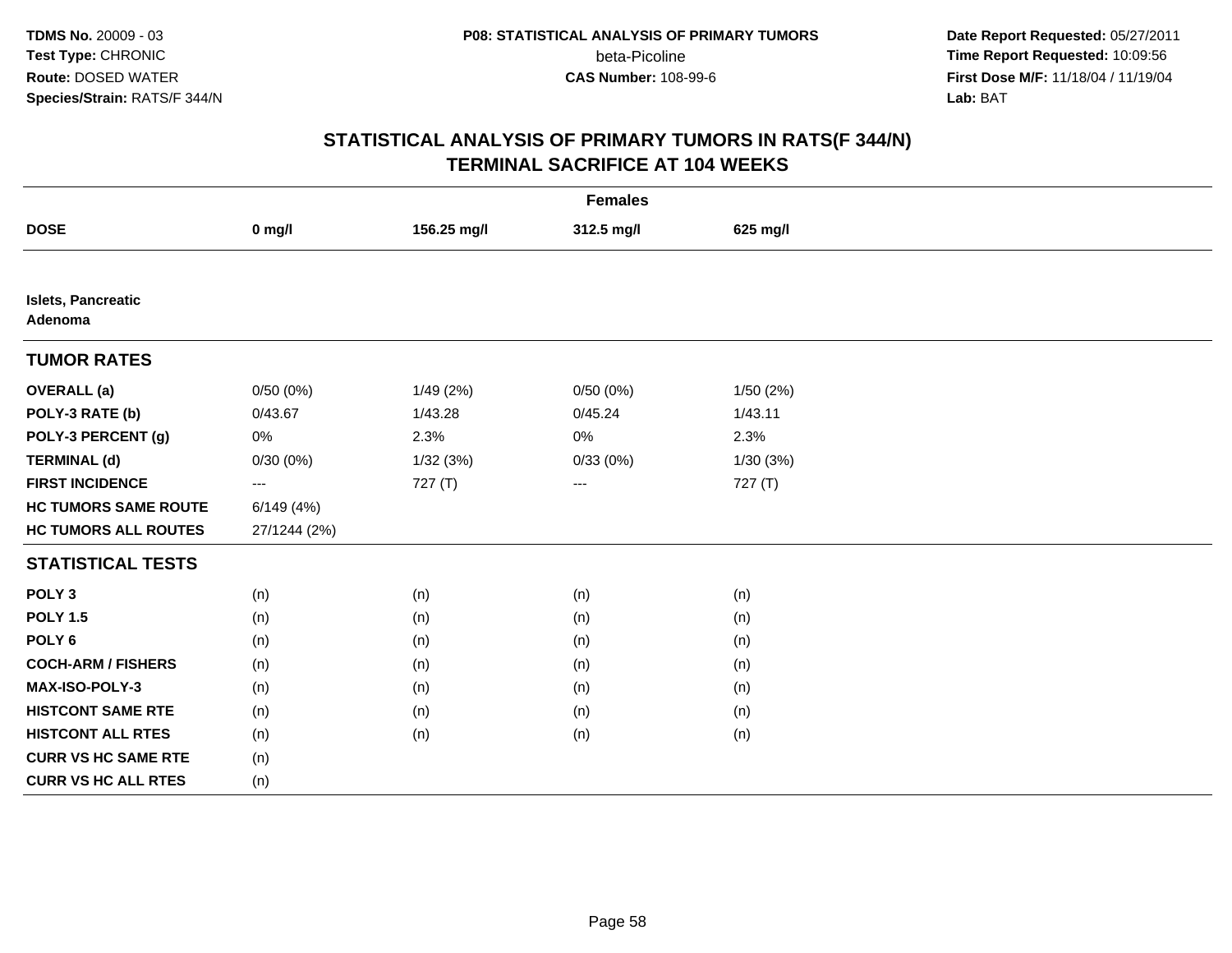# STATISTICAL ANALYSIS OF PRIMARY TUMORS IN RATS(F 344/N)
## TERMINAL SACRIFICE AT 104 WEEKS

**TDMS No.** 20009 - 03
**Test Type:** CHRONIC
**Route:** DOSED WATER
**Species/Strain:** RATS/F 344/N

**P08: STATISTICAL ANALYSIS OF PRIMARY TUMORS**
beta-Picoline
**CAS Number:** 108-99-6

**Date Report Requested:** 05/27/2011
**Time Report Requested:** 10:09:56
**First Dose M/F:** 11/18/04 / 11/19/04
**Lab:** BAT

| | Females | | | |
|---|---|---|---|---|
| **DOSE** | **0 mg/l** | **156.25 mg/l** | **312.5 mg/l** | **625 mg/l** |
| **Islets, Pancreatic Adenoma** | | | | |
| **TUMOR RATES** | | | | |
| **OVERALL (a)** | 0/50 (0%) | 1/49 (2%) | 0/50 (0%) | 1/50 (2%) |
| **POLY-3 RATE (b)** | 0/43.67 | 1/43.28 | 0/45.24 | 1/43.11 |
| **POLY-3 PERCENT (g)** | 0% | 2.3% | 0% | 2.3% |
| **TERMINAL (d)** | 0/30 (0%) | 1/32 (3%) | 0/33 (0%) | 1/30 (3%) |
| **FIRST INCIDENCE** | --- | 727 (T) | --- | 727 (T) |
| **HC TUMORS SAME ROUTE** | 6/149 (4%) | | | |
| **HC TUMORS ALL ROUTES** | 27/1244 (2%) | | | |
| **STATISTICAL TESTS** | | | | |
| **POLY 3** | (n) | (n) | (n) | (n) |
| **POLY 1.5** | (n) | (n) | (n) | (n) |
| **POLY 6** | (n) | (n) | (n) | (n) |
| **COCH-ARM / FISHERS** | (n) | (n) | (n) | (n) |
| **MAX-ISO-POLY-3** | (n) | (n) | (n) | (n) |
| **HISTCONT SAME RTE** | (n) | (n) | (n) | (n) |
| **HISTCONT ALL RTES** | (n) | (n) | (n) | (n) |
| **CURR VS HC SAME RTE** | (n) | | | |
| **CURR VS HC ALL RTES** | (n) | | | |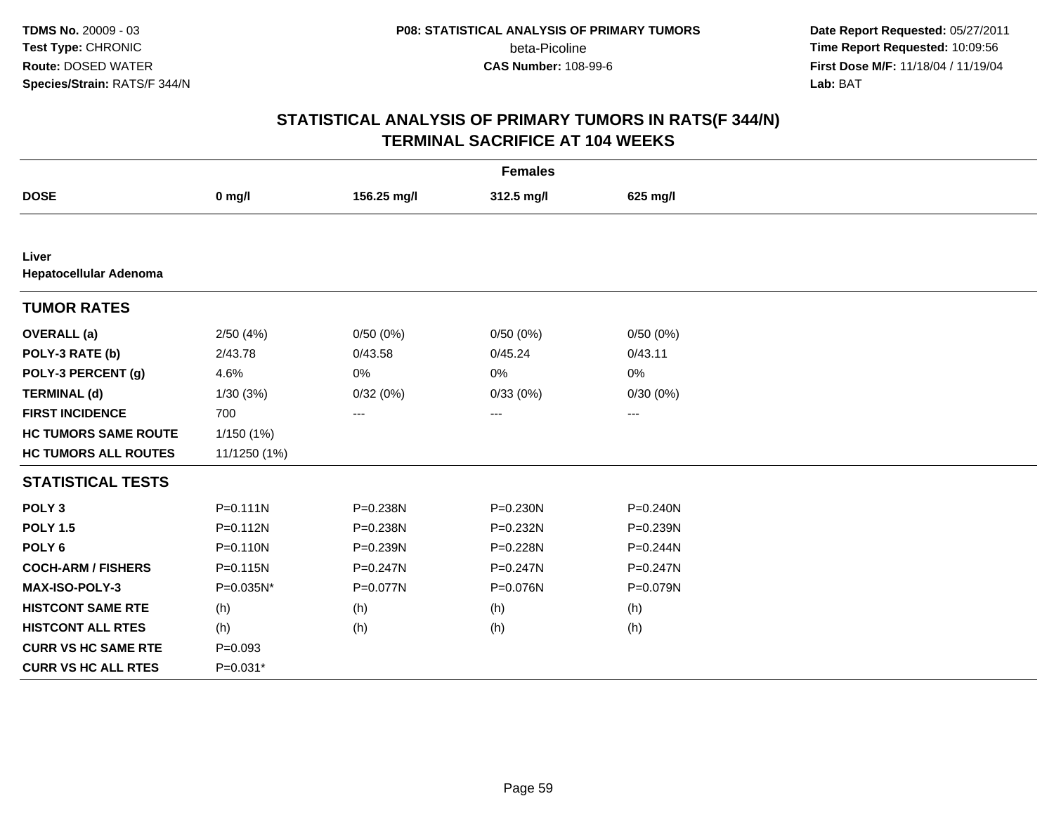TDMS No. 20009 - 03
Test Type: CHRONIC
Route: DOSED WATER
Species/Strain: RATS/F 344/N

P08: STATISTICAL ANALYSIS OF PRIMARY TUMORS
beta-Picoline
CAS Number: 108-99-6

Date Report Requested: 05/27/2011
Time Report Requested: 10:09:56
First Dose M/F: 11/18/04 / 11/19/04
Lab: BAT

## STATISTICAL ANALYSIS OF PRIMARY TUMORS IN RATS(F 344/N)
## TERMINAL SACRIFICE AT 104 WEEKS

| Females | | | | |
|---|---|---|---|---|
| **DOSE** | **0 mg/l** | **156.25 mg/l** | **312.5 mg/l** | **625 mg/l** |
| **Liver** | | | | |
| **Hepatocellular Adenoma** | | | | |
| **TUMOR RATES** | | | | |
| **OVERALL (a)** | 2/50 (4%) | 0/50 (0%) | 0/50 (0%) | 0/50 (0%) |
| **POLY-3 RATE (b)** | 2/43.78 | 0/43.58 | 0/45.24 | 0/43.11 |
| **POLY-3 PERCENT (g)** | 4.6% | 0% | 0% | 0% |
| **TERMINAL (d)** | 1/30 (3%) | 0/32 (0%) | 0/33 (0%) | 0/30 (0%) |
| **FIRST INCIDENCE** | 700 | --- | --- | --- |
| **HC TUMORS SAME ROUTE** | 1/150 (1%) | | | |
| **HC TUMORS ALL ROUTES** | 11/1250 (1%) | | | |
| **STATISTICAL TESTS** | | | | |
| **POLY 3** | P=0.111N | P=0.238N | P=0.230N | P=0.240N |
| **POLY 1.5** | P=0.112N | P=0.238N | P=0.232N | P=0.239N |
| **POLY 6** | P=0.110N | P=0.239N | P=0.228N | P=0.244N |
| **COCH-ARM / FISHERS** | P=0.115N | P=0.247N | P=0.247N | P=0.247N |
| **MAX-ISO-POLY-3** | P=0.035N* | P=0.077N | P=0.076N | P=0.079N |
| **HISTCONT SAME RTE** | (h) | (h) | (h) | (h) |
| **HISTCONT ALL RTES** | (h) | (h) | (h) | (h) |
| **CURR VS HC SAME RTE** | P=0.093 | | | |
| **CURR VS HC ALL RTES** | P=0.031* | | | |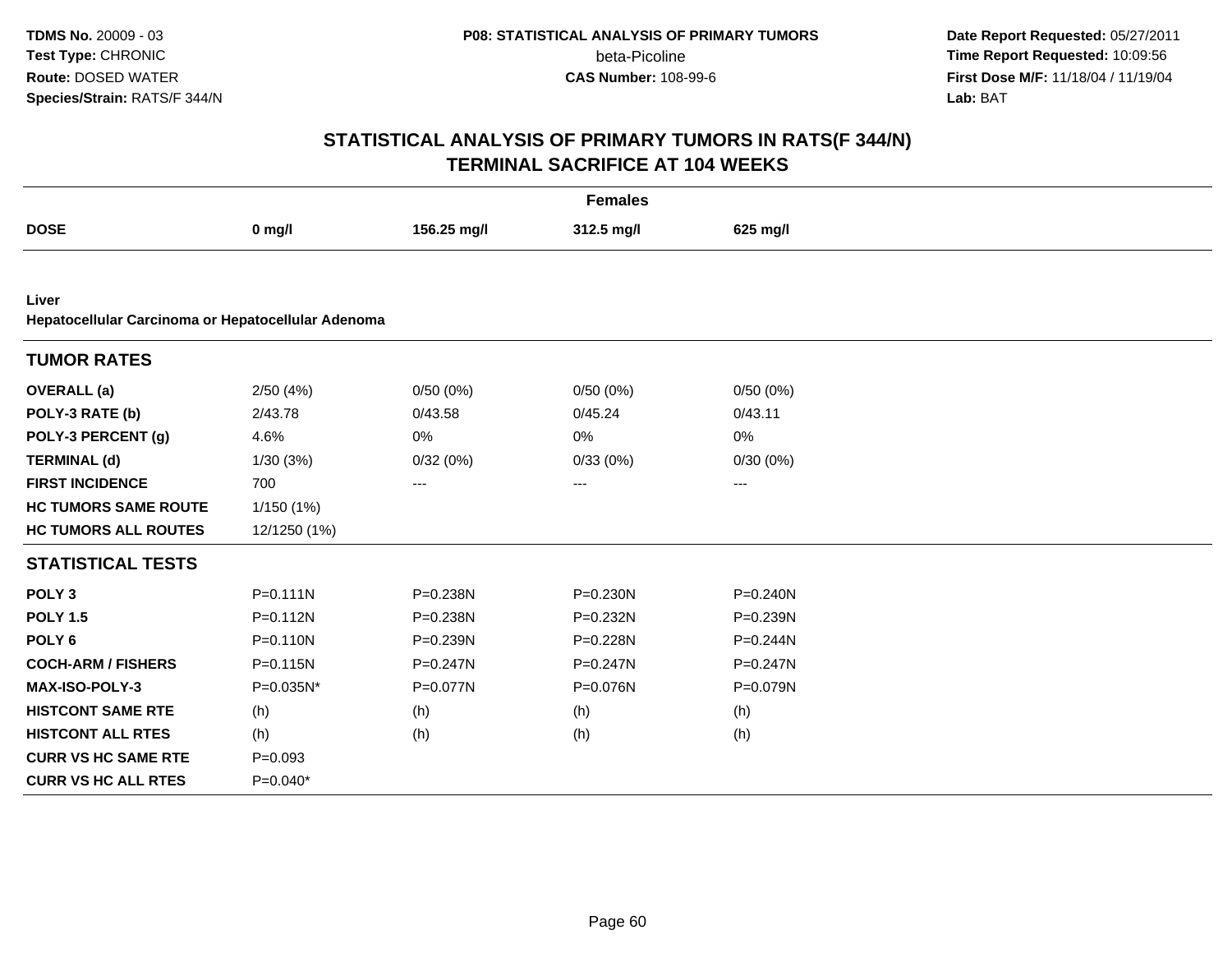**TDMS No.** 20009 - 03
**Test Type:** CHRONIC
**Route:** DOSED WATER
**Species/Strain:** RATS/F 344/N

**P08: STATISTICAL ANALYSIS OF PRIMARY TUMORS**
beta-Picoline
**CAS Number:** 108-99-6

**Date Report Requested:** 05/27/2011
**Time Report Requested:** 10:09:56
**First Dose M/F:** 11/18/04 / 11/19/04
**Lab:** BAT

# STATISTICAL ANALYSIS OF PRIMARY TUMORS IN RATS(F 344/N) TERMINAL SACRIFICE AT 104 WEEKS

| | Females | | | |
|---|---|---|---|---|
| **DOSE** | **0 mg/l** | **156.25 mg/l** | **312.5 mg/l** | **625 mg/l** |
| **Liver** | | | | |
| **Hepatocellular Carcinoma or Hepatocellular Adenoma** | | | | |
| **TUMOR RATES** | | | | |
| **OVERALL (a)** | 2/50 (4%) | 0/50 (0%) | 0/50 (0%) | 0/50 (0%) |
| **POLY-3 RATE (b)** | 2/43.78 | 0/43.58 | 0/45.24 | 0/43.11 |
| **POLY-3 PERCENT (g)** | 4.6% | 0% | 0% | 0% |
| **TERMINAL (d)** | 1/30 (3%) | 0/32 (0%) | 0/33 (0%) | 0/30 (0%) |
| **FIRST INCIDENCE** | 700 | --- | --- | --- |
| **HC TUMORS SAME ROUTE** | 1/150 (1%) | | | |
| **HC TUMORS ALL ROUTES** | 12/1250 (1%) | | | |
| **STATISTICAL TESTS** | | | | |
| **POLY 3** | P=0.111N | P=0.238N | P=0.230N | P=0.240N |
| **POLY 1.5** | P=0.112N | P=0.238N | P=0.232N | P=0.239N |
| **POLY 6** | P=0.110N | P=0.239N | P=0.228N | P=0.244N |
| **COCH-ARM / FISHERS** | P=0.115N | P=0.247N | P=0.247N | P=0.247N |
| **MAX-ISO-POLY-3** | P=0.035N* | P=0.077N | P=0.076N | P=0.079N |
| **HISTCONT SAME RTE** | (h) | (h) | (h) | (h) |
| **HISTCONT ALL RTES** | (h) | (h) | (h) | (h) |
| **CURR VS HC SAME RTE** | P=0.093 | | | |
| **CURR VS HC ALL RTES** | P=0.040* | | | |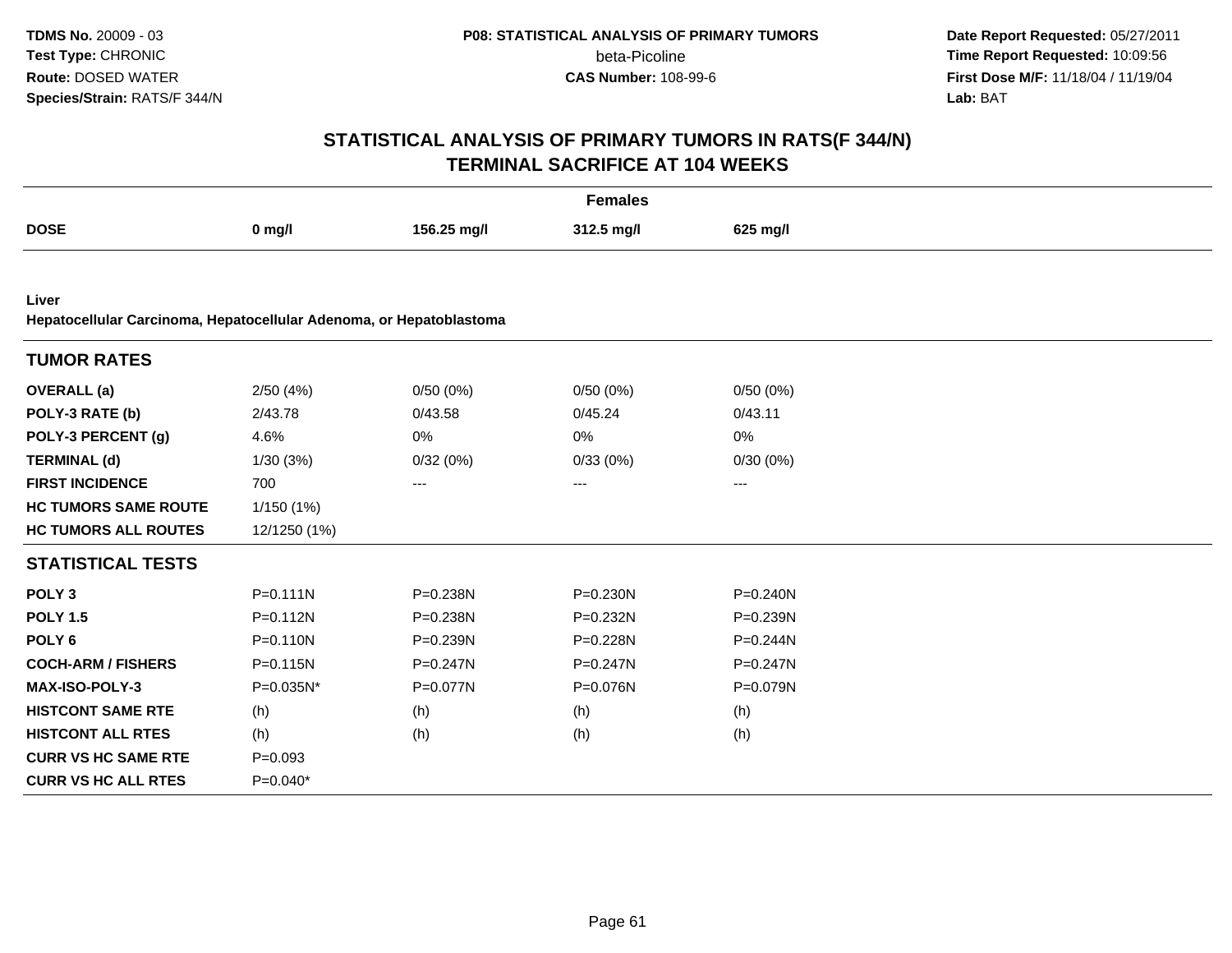# STATISTICAL ANALYSIS OF PRIMARY TUMORS IN RATS(F 344/N)
## TERMINAL SACRIFICE AT 104 WEEKS

| | Females | | | |
|---|---|---|---|---|
| **DOSE** | **0 mg/l** | **156.25 mg/l** | **312.5 mg/l** | **625 mg/l** |

**Liver**
**Hepatocellular Carcinoma, Hepatocellular Adenoma, or Hepatoblastoma**

| **TUMOR RATES** | | | | |
|---|---|---|---|---|
| **OVERALL (a)** | 2/50 (4%) | 0/50 (0%) | 0/50 (0%) | 0/50 (0%) |
| **POLY-3 RATE (b)** | 2/43.78 | 0/43.58 | 0/45.24 | 0/43.11 |
| **POLY-3 PERCENT (g)** | 4.6% | 0% | 0% | 0% |
| **TERMINAL (d)** | 1/30 (3%) | 0/32 (0%) | 0/33 (0%) | 0/30 (0%) |
| **FIRST INCIDENCE** | 700 | --- | --- | --- |
| **HC TUMORS SAME ROUTE** | 1/150 (1%) | | | |
| **HC TUMORS ALL ROUTES** | 12/1250 (1%) | | | |

| **STATISTICAL TESTS** | | | | |
|---|---|---|---|---|
| **POLY 3** | P=0.111N | P=0.238N | P=0.230N | P=0.240N |
| **POLY 1.5** | P=0.112N | P=0.238N | P=0.232N | P=0.239N |
| **POLY 6** | P=0.110N | P=0.239N | P=0.228N | P=0.244N |
| **COCH-ARM / FISHERS** | P=0.115N | P=0.247N | P=0.247N | P=0.247N |
| **MAX-ISO-POLY-3** | P=0.035N* | P=0.077N | P=0.076N | P=0.079N |
| **HISTCONT SAME RTE** | (h) | (h) | (h) | (h) |
| **HISTCONT ALL RTES** | (h) | (h) | (h) | (h) |
| **CURR VS HC SAME RTE** | P=0.093 | | | |
| **CURR VS HC ALL RTES** | P=0.040* | | | |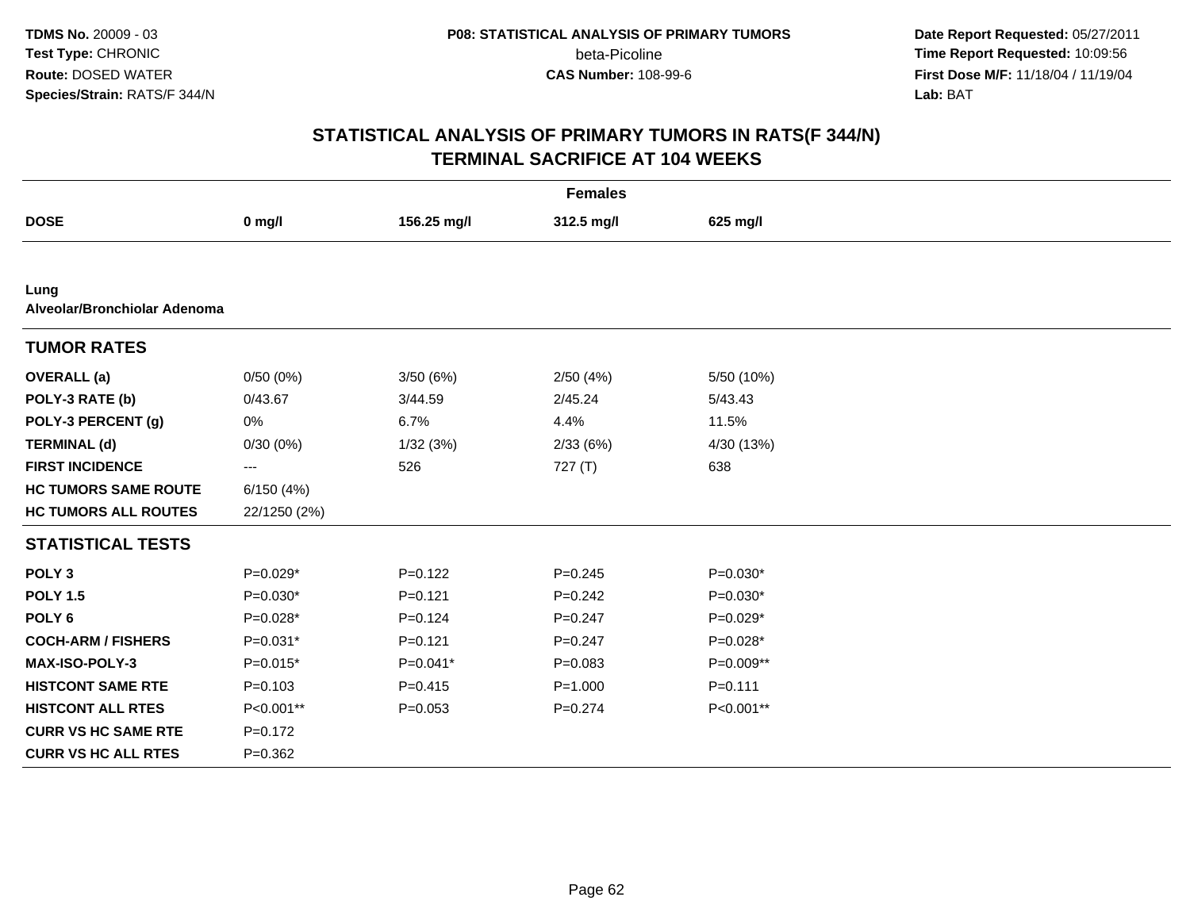# STATISTICAL ANALYSIS OF PRIMARY TUMORS IN RATS(F 344/N)
## TERMINAL SACRIFICE AT 104 WEEKS

| | Females | | | |
|---|---|---|---|---|
| **DOSE** | **0 mg/l** | **156.25 mg/l** | **312.5 mg/l** | **625 mg/l** |
| **Lung** | | | | |
| **Alveolar/Bronchiolar Adenoma** | | | | |
| **TUMOR RATES** | | | | |
| **OVERALL (a)** | 0/50 (0%) | 3/50 (6%) | 2/50 (4%) | 5/50 (10%) |
| **POLY-3 RATE (b)** | 0/43.67 | 3/44.59 | 2/45.24 | 5/43.43 |
| **POLY-3 PERCENT (g)** | 0% | 6.7% | 4.4% | 11.5% |
| **TERMINAL (d)** | 0/30 (0%) | 1/32 (3%) | 2/33 (6%) | 4/30 (13%) |
| **FIRST INCIDENCE** | --- | 526 | 727 (T) | 638 |
| **HC TUMORS SAME ROUTE** | 6/150 (4%) | | | |
| **HC TUMORS ALL ROUTES** | 22/1250 (2%) | | | |
| **STATISTICAL TESTS** | | | | |
| **POLY 3** | P=0.029* | P=0.122 | P=0.245 | P=0.030* |
| **POLY 1.5** | P=0.030* | P=0.121 | P=0.242 | P=0.030* |
| **POLY 6** | P=0.028* | P=0.124 | P=0.247 | P=0.029* |
| **COCH-ARM / FISHERS** | P=0.031* | P=0.121 | P=0.247 | P=0.028* |
| **MAX-ISO-POLY-3** | P=0.015* | P=0.041* | P=0.083 | P=0.009** |
| **HISTCONT SAME RTE** | P=0.103 | P=0.415 | P=1.000 | P=0.111 |
| **HISTCONT ALL RTES** | P<0.001** | P=0.053 | P=0.274 | P<0.001** |
| **CURR VS HC SAME RTE** | P=0.172 | | | |
| **CURR VS HC ALL RTES** | P=0.362 | | | |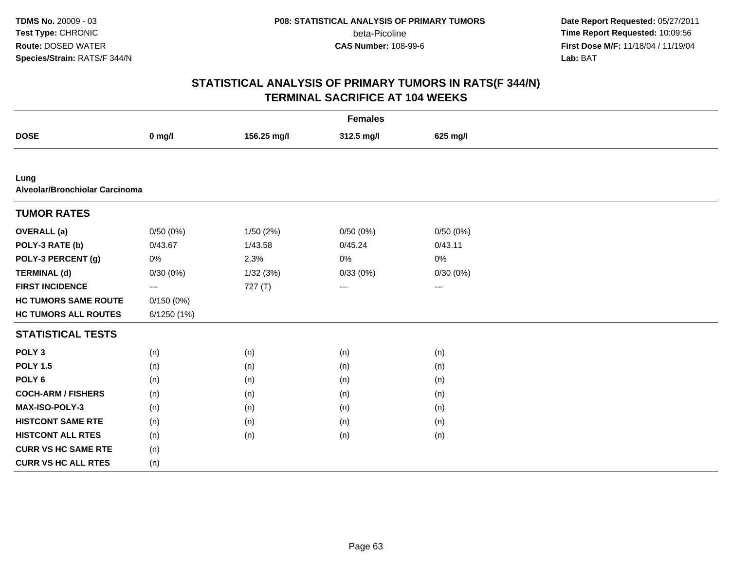**TDMS No.** 20009 - 03
**Test Type:** CHRONIC
**Route:** DOSED WATER
**Species/Strain:** RATS/F 344/N

**P08: STATISTICAL ANALYSIS OF PRIMARY TUMORS**
beta-Picoline
**CAS Number:** 108-99-6

**Date Report Requested:** 05/27/2011
**Time Report Requested:** 10:09:56
**First Dose M/F:** 11/18/04 / 11/19/04
**Lab:** BAT

## STATISTICAL ANALYSIS OF PRIMARY TUMORS IN RATS(F 344/N) TERMINAL SACRIFICE AT 104 WEEKS

| | Females | | | |
|---|---|---|---|---|
| **DOSE** | **0 mg/l** | **156.25 mg/l** | **312.5 mg/l** | **625 mg/l** |
| **Lung** | | | | |
| **Alveolar/Bronchiolar Carcinoma** | | | | |
| **TUMOR RATES** | | | | |
| **OVERALL (a)** | 0/50 (0%) | 1/50 (2%) | 0/50 (0%) | 0/50 (0%) |
| **POLY-3 RATE (b)** | 0/43.67 | 1/43.58 | 0/45.24 | 0/43.11 |
| **POLY-3 PERCENT (g)** | 0% | 2.3% | 0% | 0% |
| **TERMINAL (d)** | 0/30 (0%) | 1/32 (3%) | 0/33 (0%) | 0/30 (0%) |
| **FIRST INCIDENCE** | --- | 727 (T) | --- | --- |
| **HC TUMORS SAME ROUTE** | 0/150 (0%) | | | |
| **HC TUMORS ALL ROUTES** | 6/1250 (1%) | | | |
| **STATISTICAL TESTS** | | | | |
| **POLY 3** | (n) | (n) | (n) | (n) |
| **POLY 1.5** | (n) | (n) | (n) | (n) |
| **POLY 6** | (n) | (n) | (n) | (n) |
| **COCH-ARM / FISHERS** | (n) | (n) | (n) | (n) |
| **MAX-ISO-POLY-3** | (n) | (n) | (n) | (n) |
| **HISTCONT SAME RTE** | (n) | (n) | (n) | (n) |
| **HISTCONT ALL RTES** | (n) | (n) | (n) | (n) |
| **CURR VS HC SAME RTE** | (n) | | | |
| **CURR VS HC ALL RTES** | (n) | | | |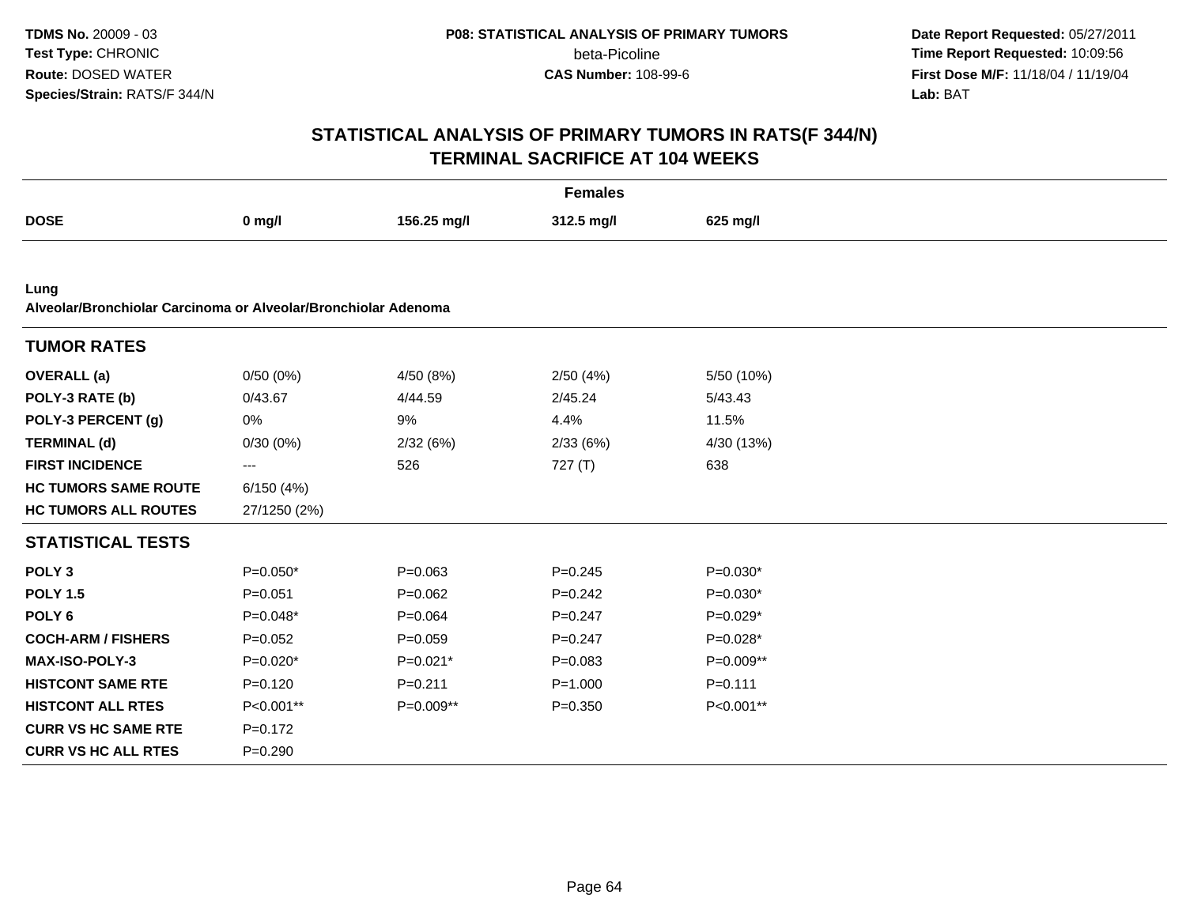# STATISTICAL ANALYSIS OF PRIMARY TUMORS IN RATS(F 344/N)
## TERMINAL SACRIFICE AT 104 WEEKS

| | Females | | | |
|---|---|---|---|---|
| **DOSE** | **0 mg/l** | **156.25 mg/l** | **312.5 mg/l** | **625 mg/l** |
| **Lung** | | | | |
| **Alveolar/Bronchiolar Carcinoma or Alveolar/Bronchiolar Adenoma** | | | | |
| **TUMOR RATES** | | | | |
| **OVERALL (a)** | 0/50 (0%) | 4/50 (8%) | 2/50 (4%) | 5/50 (10%) |
| **POLY-3 RATE (b)** | 0/43.67 | 4/44.59 | 2/45.24 | 5/43.43 |
| **POLY-3 PERCENT (g)** | 0% | 9% | 4.4% | 11.5% |
| **TERMINAL (d)** | 0/30 (0%) | 2/32 (6%) | 2/33 (6%) | 4/30 (13%) |
| **FIRST INCIDENCE** | --- | 526 | 727 (T) | 638 |
| **HC TUMORS SAME ROUTE** | 6/150 (4%) | | | |
| **HC TUMORS ALL ROUTES** | 27/1250 (2%) | | | |
| **STATISTICAL TESTS** | | | | |
| **POLY 3** | P=0.050* | P=0.063 | P=0.245 | P=0.030* |
| **POLY 1.5** | P=0.051 | P=0.062 | P=0.242 | P=0.030* |
| **POLY 6** | P=0.048* | P=0.064 | P=0.247 | P=0.029* |
| **COCH-ARM / FISHERS** | P=0.052 | P=0.059 | P=0.247 | P=0.028* |
| **MAX-ISO-POLY-3** | P=0.020* | P=0.021* | P=0.083 | P=0.009** |
| **HISTCONT SAME RTE** | P=0.120 | P=0.211 | P=1.000 | P=0.111 |
| **HISTCONT ALL RTES** | P<0.001** | P=0.009** | P=0.350 | P<0.001** |
| **CURR VS HC SAME RTE** | P=0.172 | | | |
| **CURR VS HC ALL RTES** | P=0.290 | | | |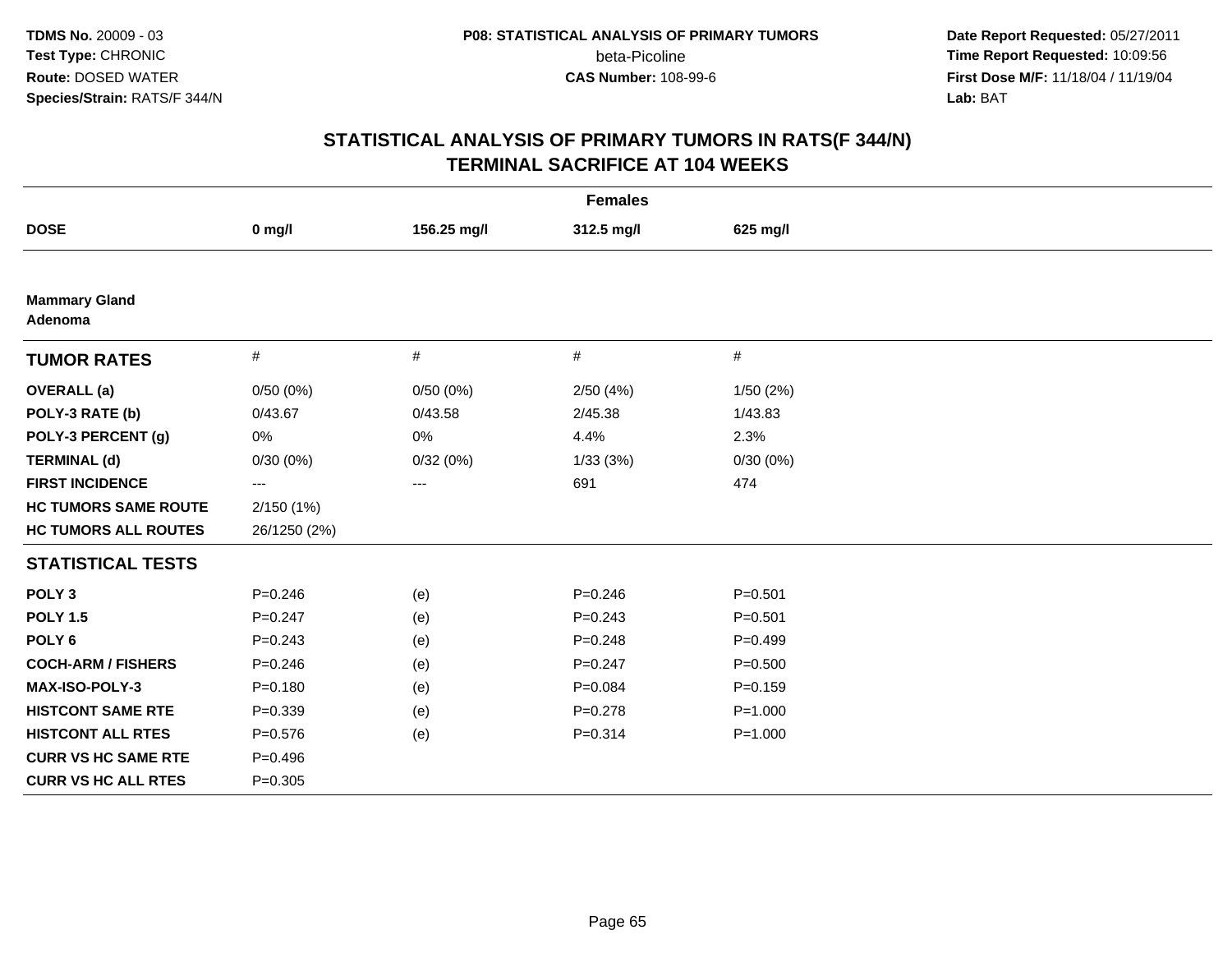# STATISTICAL ANALYSIS OF PRIMARY TUMORS IN RATS(F 344/N)
## TERMINAL SACRIFICE AT 104 WEEKS

| | Females | | | |
|---|---|---|---|---|
| **DOSE** | **0 mg/l** | **156.25 mg/l** | **312.5 mg/l** | **625 mg/l** |
| **Mammary Gland Adenoma** | | | | |
| **TUMOR RATES** | # | # | # | # |
| **OVERALL (a)** | 0/50 (0%) | 0/50 (0%) | 2/50 (4%) | 1/50 (2%) |
| **POLY-3 RATE (b)** | 0/43.67 | 0/43.58 | 2/45.38 | 1/43.83 |
| **POLY-3 PERCENT (g)** | 0% | 0% | 4.4% | 2.3% |
| **TERMINAL (d)** | 0/30 (0%) | 0/32 (0%) | 1/33 (3%) | 0/30 (0%) |
| **FIRST INCIDENCE** | --- | --- | 691 | 474 |
| **HC TUMORS SAME ROUTE** | 2/150 (1%) | | | |
| **HC TUMORS ALL ROUTES** | 26/1250 (2%) | | | |
| **STATISTICAL TESTS** | | | | |
| **POLY 3** | P=0.246 | (e) | P=0.246 | P=0.501 |
| **POLY 1.5** | P=0.247 | (e) | P=0.243 | P=0.501 |
| **POLY 6** | P=0.243 | (e) | P=0.248 | P=0.499 |
| **COCH-ARM / FISHERS** | P=0.246 | (e) | P=0.247 | P=0.500 |
| **MAX-ISO-POLY-3** | P=0.180 | (e) | P=0.084 | P=0.159 |
| **HISTCONT SAME RTE** | P=0.339 | (e) | P=0.278 | P=1.000 |
| **HISTCONT ALL RTES** | P=0.576 | (e) | P=0.314 | P=1.000 |
| **CURR VS HC SAME RTE** | P=0.496 | | | |
| **CURR VS HC ALL RTES** | P=0.305 | | | |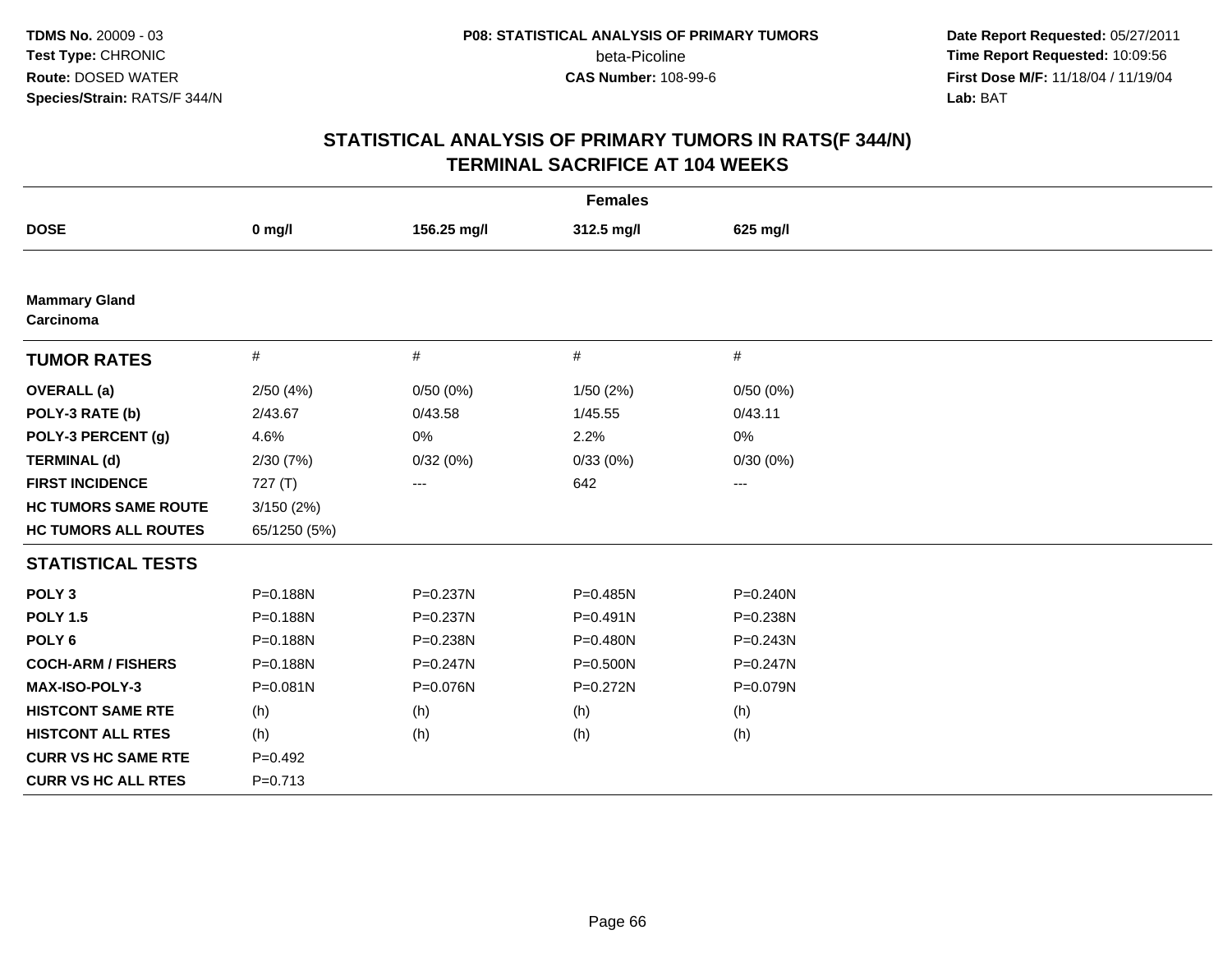**TDMS No.** 20009 - 03
**Test Type:** CHRONIC
**Route:** DOSED WATER
**Species/Strain:** RATS/F 344/N

**P08: STATISTICAL ANALYSIS OF PRIMARY TUMORS**
beta-Picoline
**CAS Number:** 108-99-6

**Date Report Requested:** 05/27/2011
**Time Report Requested:** 10:09:56
**First Dose M/F:** 11/18/04 / 11/19/04
**Lab:** BAT

## STATISTICAL ANALYSIS OF PRIMARY TUMORS IN RATS(F 344/N)
## TERMINAL SACRIFICE AT 104 WEEKS

| | Females | | | |
|---|---|---|---|---|
| **DOSE** | **0 mg/l** | **156.25 mg/l** | **312.5 mg/l** | **625 mg/l** |
| **Mammary Gland** | | | | |
| **Carcinoma** | | | | |
| **TUMOR RATES** | # | # | # | # |
| **OVERALL (a)** | 2/50 (4%) | 0/50 (0%) | 1/50 (2%) | 0/50 (0%) |
| **POLY-3 RATE (b)** | 2/43.67 | 0/43.58 | 1/45.55 | 0/43.11 |
| **POLY-3 PERCENT (g)** | 4.6% | 0% | 2.2% | 0% |
| **TERMINAL (d)** | 2/30 (7%) | 0/32 (0%) | 0/33 (0%) | 0/30 (0%) |
| **FIRST INCIDENCE** | 727 (T) | --- | 642 | --- |
| **HC TUMORS SAME ROUTE** | 3/150 (2%) | | | |
| **HC TUMORS ALL ROUTES** | 65/1250 (5%) | | | |
| **STATISTICAL TESTS** | | | | |
| **POLY 3** | P=0.188N | P=0.237N | P=0.485N | P=0.240N |
| **POLY 1.5** | P=0.188N | P=0.237N | P=0.491N | P=0.238N |
| **POLY 6** | P=0.188N | P=0.238N | P=0.480N | P=0.243N |
| **COCH-ARM / FISHERS** | P=0.188N | P=0.247N | P=0.500N | P=0.247N |
| **MAX-ISO-POLY-3** | P=0.081N | P=0.076N | P=0.272N | P=0.079N |
| **HISTCONT SAME RTE** | (h) | (h) | (h) | (h) |
| **HISTCONT ALL RTES** | (h) | (h) | (h) | (h) |
| **CURR VS HC SAME RTE** | P=0.492 | | | |
| **CURR VS HC ALL RTES** | P=0.713 | | | |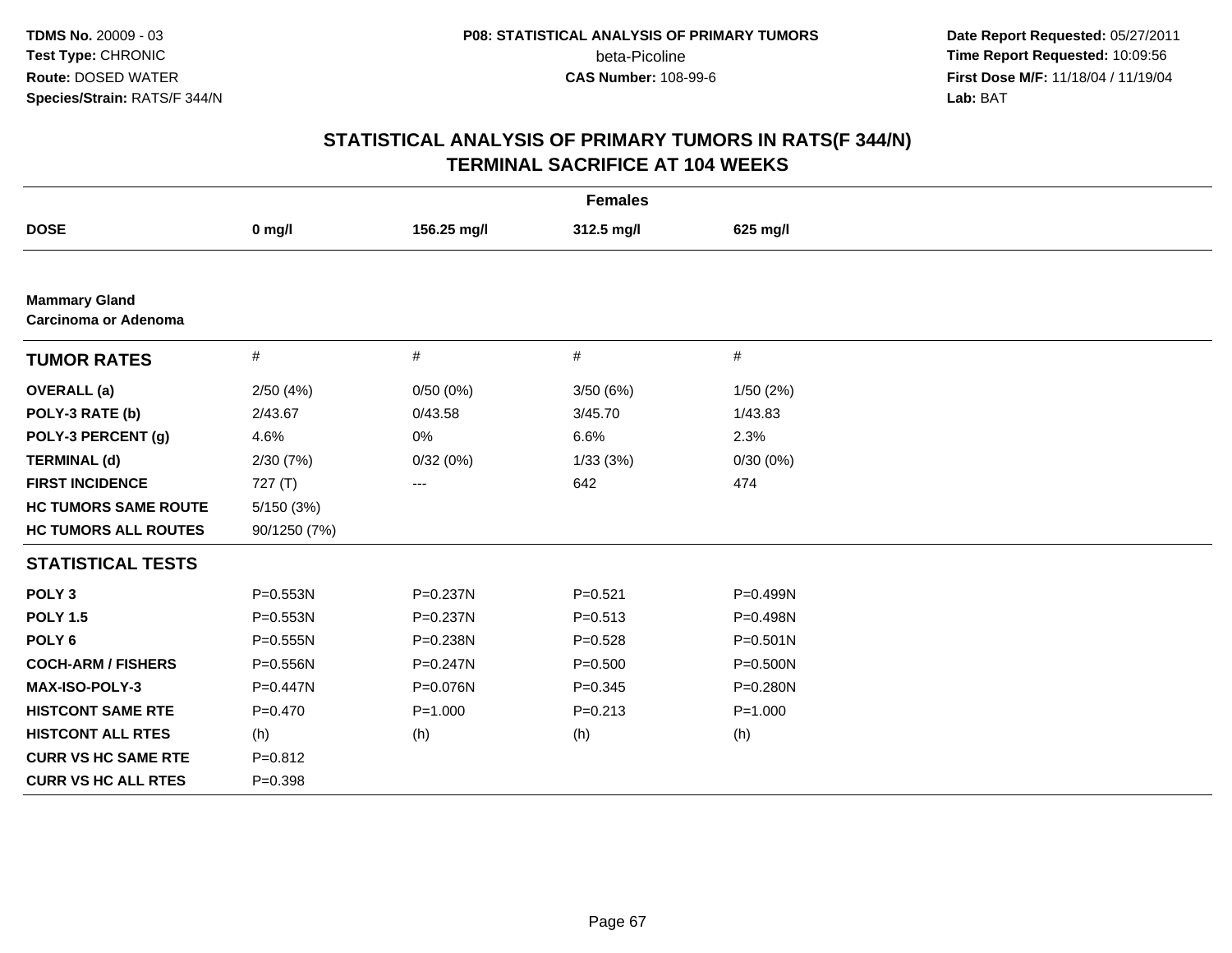**TDMS No.** 20009 - 03
**Test Type:** CHRONIC
**Route:** DOSED WATER
**Species/Strain:** RATS/F 344/N

**P08: STATISTICAL ANALYSIS OF PRIMARY TUMORS**
beta-Picoline
**CAS Number:** 108-99-6

**Date Report Requested:** 05/27/2011
**Time Report Requested:** 10:09:56
**First Dose M/F:** 11/18/04 / 11/19/04
**Lab:** BAT

## STATISTICAL ANALYSIS OF PRIMARY TUMORS IN RATS(F 344/N)
## TERMINAL SACRIFICE AT 104 WEEKS

| | Females | | | |
|---|---|---|---|---|
| **DOSE** | **0 mg/l** | **156.25 mg/l** | **312.5 mg/l** | **625 mg/l** |
| **Mammary Gland** | | | | |
| **Carcinoma or Adenoma** | | | | |
| **TUMOR RATES** | # | # | # | # |
| **OVERALL (a)** | 2/50 (4%) | 0/50 (0%) | 3/50 (6%) | 1/50 (2%) |
| **POLY-3 RATE (b)** | 2/43.67 | 0/43.58 | 3/45.70 | 1/43.83 |
| **POLY-3 PERCENT (g)** | 4.6% | 0% | 6.6% | 2.3% |
| **TERMINAL (d)** | 2/30 (7%) | 0/32 (0%) | 1/33 (3%) | 0/30 (0%) |
| **FIRST INCIDENCE** | 727 (T) | --- | 642 | 474 |
| **HC TUMORS SAME ROUTE** | 5/150 (3%) | | | |
| **HC TUMORS ALL ROUTES** | 90/1250 (7%) | | | |
| **STATISTICAL TESTS** | | | | |
| **POLY 3** | P=0.553N | P=0.237N | P=0.521 | P=0.499N |
| **POLY 1.5** | P=0.553N | P=0.237N | P=0.513 | P=0.498N |
| **POLY 6** | P=0.555N | P=0.238N | P=0.528 | P=0.501N |
| **COCH-ARM / FISHERS** | P=0.556N | P=0.247N | P=0.500 | P=0.500N |
| **MAX-ISO-POLY-3** | P=0.447N | P=0.076N | P=0.345 | P=0.280N |
| **HISTCONT SAME RTE** | P=0.470 | P=1.000 | P=0.213 | P=1.000 |
| **HISTCONT ALL RTES** | (h) | (h) | (h) | (h) |
| **CURR VS HC SAME RTE** | P=0.812 | | | |
| **CURR VS HC ALL RTES** | P=0.398 | | | |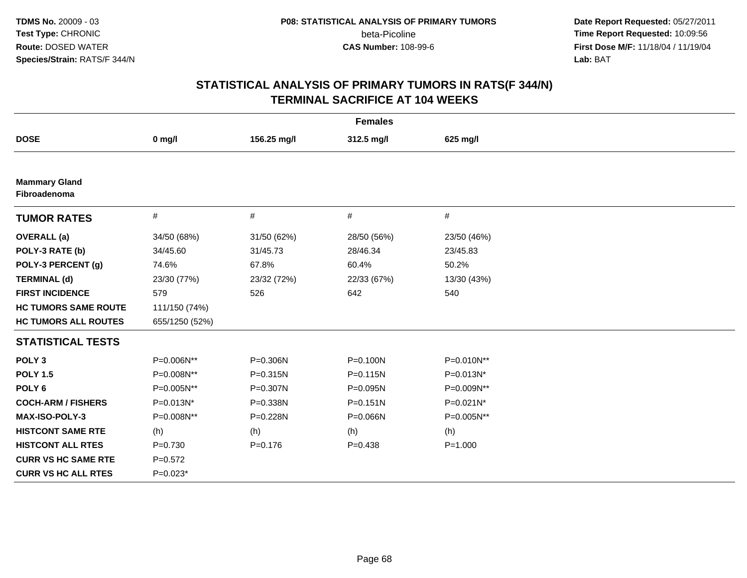**TDMS No.** 20009 - 03
**Test Type:** CHRONIC
**Route:** DOSED WATER
**Species/Strain:** RATS/F 344/N

**P08: STATISTICAL ANALYSIS OF PRIMARY TUMORS**
beta-Picoline
**CAS Number:** 108-99-6

**Date Report Requested:** 05/27/2011
**Time Report Requested:** 10:09:56
**First Dose M/F:** 11/18/04 / 11/19/04
**Lab:** BAT

# STATISTICAL ANALYSIS OF PRIMARY TUMORS IN RATS(F 344/N) TERMINAL SACRIFICE AT 104 WEEKS

| Females | | | | |
|---|---|---|---|---|
| **DOSE** | **0 mg/l** | **156.25 mg/l** | **312.5 mg/l** | **625 mg/l** |
| **Mammary Gland Fibroadenoma** | | | | |
| **TUMOR RATES** | # | # | # | # |
| **OVERALL (a)** | 34/50 (68%) | 31/50 (62%) | 28/50 (56%) | 23/50 (46%) |
| **POLY-3 RATE (b)** | 34/45.60 | 31/45.73 | 28/46.34 | 23/45.83 |
| **POLY-3 PERCENT (g)** | 74.6% | 67.8% | 60.4% | 50.2% |
| **TERMINAL (d)** | 23/30 (77%) | 23/32 (72%) | 22/33 (67%) | 13/30 (43%) |
| **FIRST INCIDENCE** | 579 | 526 | 642 | 540 |
| **HC TUMORS SAME ROUTE** | 111/150 (74%) | | | |
| **HC TUMORS ALL ROUTES** | 655/1250 (52%) | | | |
| **STATISTICAL TESTS** | | | | |
| **POLY 3** | P=0.006N** | P=0.306N | P=0.100N | P=0.010N** |
| **POLY 1.5** | P=0.008N** | P=0.315N | P=0.115N | P=0.013N* |
| **POLY 6** | P=0.005N** | P=0.307N | P=0.095N | P=0.009N** |
| **COCH-ARM / FISHERS** | P=0.013N* | P=0.338N | P=0.151N | P=0.021N* |
| **MAX-ISO-POLY-3** | P=0.008N** | P=0.228N | P=0.066N | P=0.005N** |
| **HISTCONT SAME RTE** | (h) | (h) | (h) | (h) |
| **HISTCONT ALL RTES** | P=0.730 | P=0.176 | P=0.438 | P=1.000 |
| **CURR VS HC SAME RTE** | P=0.572 | | | |
| **CURR VS HC ALL RTES** | P=0.023* | | | |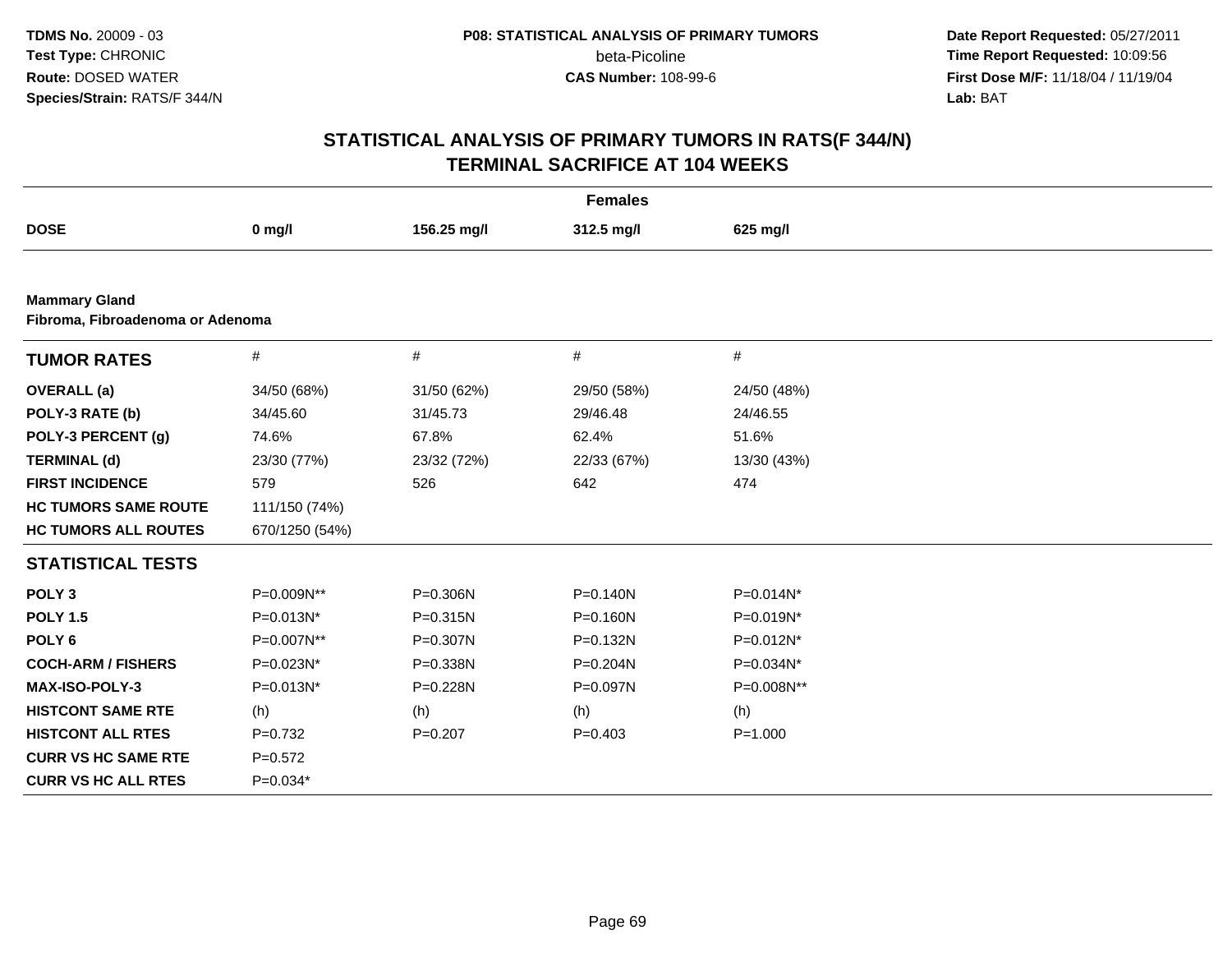# STATISTICAL ANALYSIS OF PRIMARY TUMORS IN RATS(F 344/N)
## TERMINAL SACRIFICE AT 104 WEEKS

| | Females | | | |
|---|---|---|---|---|
| **DOSE** | **0 mg/l** | **156.25 mg/l** | **312.5 mg/l** | **625 mg/l** |

**Mammary Gland**
**Fibroma, Fibroadenoma or Adenoma**

| **TUMOR RATES** | # | # | # | # |
|---|---|---|---|---|
| **OVERALL (a)** | 34/50 (68%) | 31/50 (62%) | 29/50 (58%) | 24/50 (48%) |
| **POLY-3 RATE (b)** | 34/45.60 | 31/45.73 | 29/46.48 | 24/46.55 |
| **POLY-3 PERCENT (g)** | 74.6% | 67.8% | 62.4% | 51.6% |
| **TERMINAL (d)** | 23/30 (77%) | 23/32 (72%) | 22/33 (67%) | 13/30 (43%) |
| **FIRST INCIDENCE** | 579 | 526 | 642 | 474 |
| **HC TUMORS SAME ROUTE** | 111/150 (74%) | | | |
| **HC TUMORS ALL ROUTES** | 670/1250 (54%) | | | |
| **STATISTICAL TESTS** | | | | |
| **POLY 3** | P=0.009N** | P=0.306N | P=0.140N | P=0.014N* |
| **POLY 1.5** | P=0.013N* | P=0.315N | P=0.160N | P=0.019N* |
| **POLY 6** | P=0.007N** | P=0.307N | P=0.132N | P=0.012N* |
| **COCH-ARM / FISHERS** | P=0.023N* | P=0.338N | P=0.204N | P=0.034N* |
| **MAX-ISO-POLY-3** | P=0.013N* | P=0.228N | P=0.097N | P=0.008N** |
| **HISTCONT SAME RTE** | (h) | (h) | (h) | (h) |
| **HISTCONT ALL RTES** | P=0.732 | P=0.207 | P=0.403 | P=1.000 |
| **CURR VS HC SAME RTE** | P=0.572 | | | |
| **CURR VS HC ALL RTES** | P=0.034* | | | |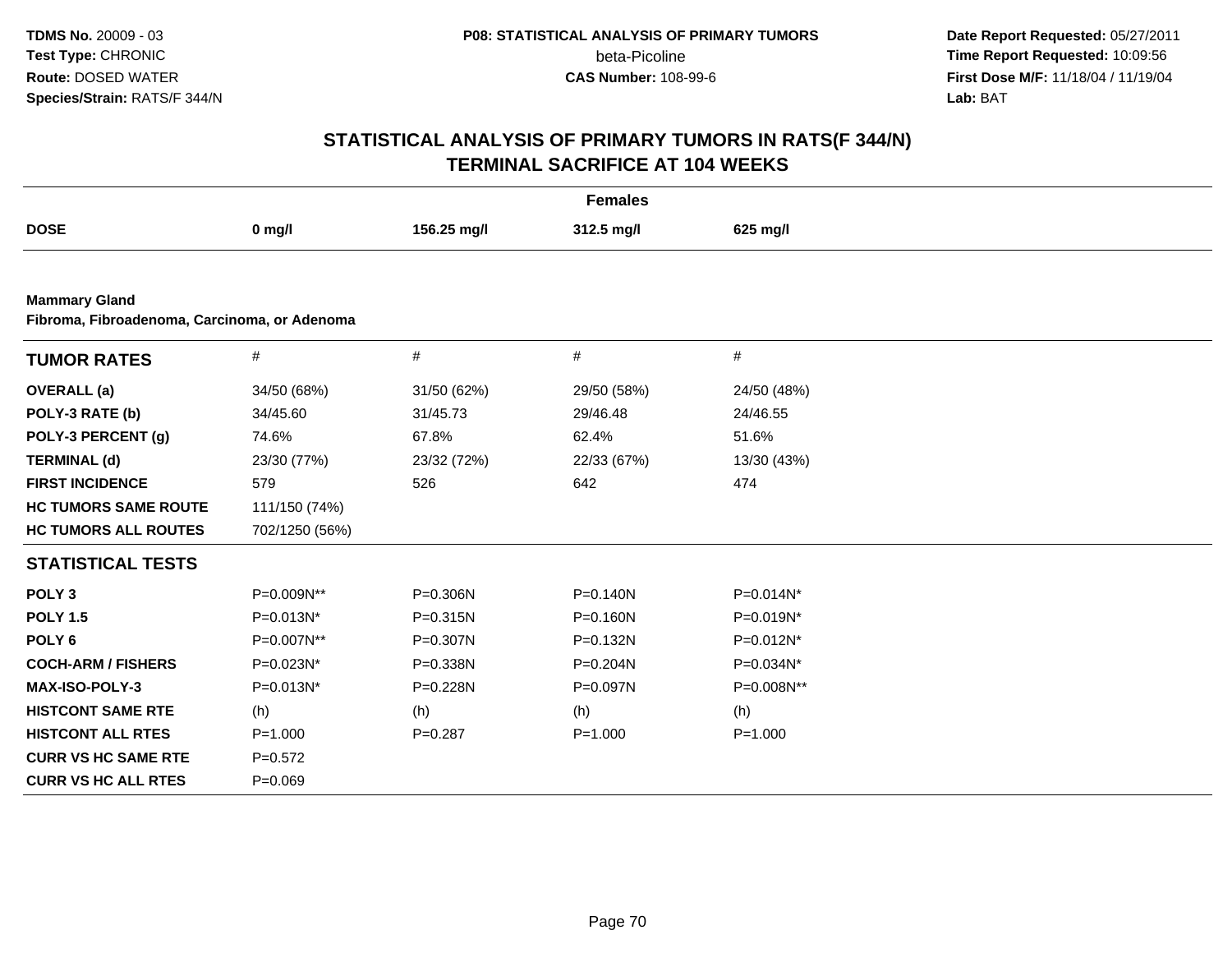**TDMS No.** 20009 - 03
**Test Type:** CHRONIC
**Route:** DOSED WATER
**Species/Strain:** RATS/F 344/N

**P08: STATISTICAL ANALYSIS OF PRIMARY TUMORS**
beta-Picoline
**CAS Number:** 108-99-6

**Date Report Requested:** 05/27/2011
**Time Report Requested:** 10:09:56
**First Dose M/F:** 11/18/04 / 11/19/04
**Lab:** BAT

## STATISTICAL ANALYSIS OF PRIMARY TUMORS IN RATS(F 344/N)
## TERMINAL SACRIFICE AT 104 WEEKS

| | Females | | | |
|---|---|---|---|---|
| **DOSE** | **0 mg/l** | **156.25 mg/l** | **312.5 mg/l** | **625 mg/l** |

**Mammary Gland**
**Fibroma, Fibroadenoma, Carcinoma, or Adenoma**

| **TUMOR RATES** | # | # | # | # |
|---|---|---|---|---|
| **OVERALL (a)** | 34/50 (68%) | 31/50 (62%) | 29/50 (58%) | 24/50 (48%) |
| **POLY-3 RATE (b)** | 34/45.60 | 31/45.73 | 29/46.48 | 24/46.55 |
| **POLY-3 PERCENT (g)** | 74.6% | 67.8% | 62.4% | 51.6% |
| **TERMINAL (d)** | 23/30 (77%) | 23/32 (72%) | 22/33 (67%) | 13/30 (43%) |
| **FIRST INCIDENCE** | 579 | 526 | 642 | 474 |
| **HC TUMORS SAME ROUTE** | 111/150 (74%) | | | |
| **HC TUMORS ALL ROUTES** | 702/1250 (56%) | | | |
| **STATISTICAL TESTS** | | | | |
| **POLY 3** | P=0.009N** | P=0.306N | P=0.140N | P=0.014N* |
| **POLY 1.5** | P=0.013N* | P=0.315N | P=0.160N | P=0.019N* |
| **POLY 6** | P=0.007N** | P=0.307N | P=0.132N | P=0.012N* |
| **COCH-ARM / FISHERS** | P=0.023N* | P=0.338N | P=0.204N | P=0.034N* |
| **MAX-ISO-POLY-3** | P=0.013N* | P=0.228N | P=0.097N | P=0.008N** |
| **HISTCONT SAME RTE** | (h) | (h) | (h) | (h) |
| **HISTCONT ALL RTES** | P=1.000 | P=0.287 | P=1.000 | P=1.000 |
| **CURR VS HC SAME RTE** | P=0.572 | | | |
| **CURR VS HC ALL RTES** | P=0.069 | | | |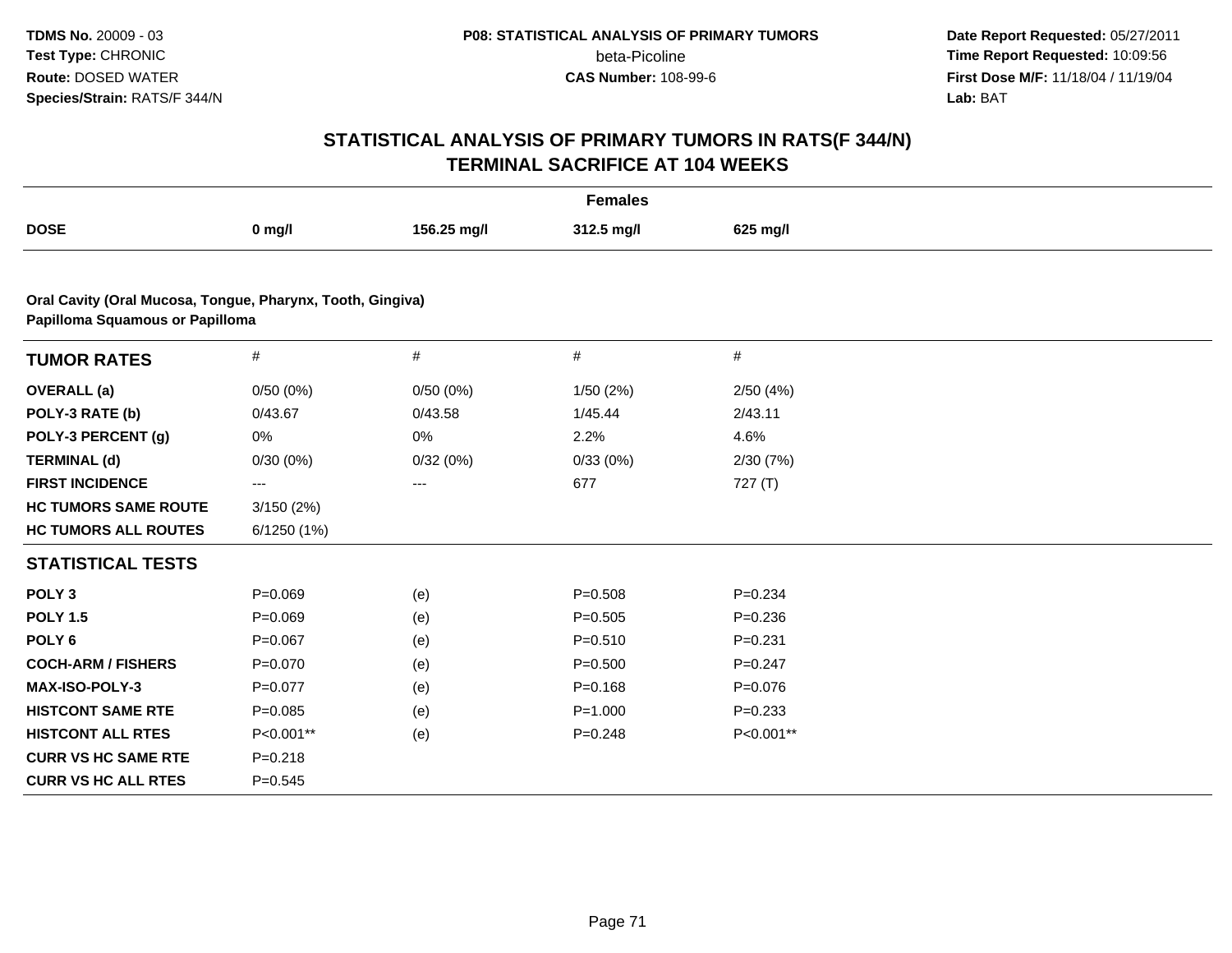## STATISTICAL ANALYSIS OF PRIMARY TUMORS IN RATS(F 344/N)
## TERMINAL SACRIFICE AT 104 WEEKS

| | Females | | | |
|---|---|---|---|---|
| **DOSE** | **0 mg/l** | **156.25 mg/l** | **312.5 mg/l** | **625 mg/l** |

**Oral Cavity (Oral Mucosa, Tongue, Pharynx, Tooth, Gingiva)**
**Papilloma Squamous or Papilloma**

| **TUMOR RATES** | # | # | # | # |
|---|---|---|---|---|
| **OVERALL (a)** | 0/50 (0%) | 0/50 (0%) | 1/50 (2%) | 2/50 (4%) |
| **POLY-3 RATE (b)** | 0/43.67 | 0/43.58 | 1/45.44 | 2/43.11 |
| **POLY-3 PERCENT (g)** | 0% | 0% | 2.2% | 4.6% |
| **TERMINAL (d)** | 0/30 (0%) | 0/32 (0%) | 0/33 (0%) | 2/30 (7%) |
| **FIRST INCIDENCE** | --- | --- | 677 | 727 (T) |
| **HC TUMORS SAME ROUTE** | 3/150 (2%) | | | |
| **HC TUMORS ALL ROUTES** | 6/1250 (1%) | | | |
| **STATISTICAL TESTS** | | | | |
| **POLY 3** | P=0.069 | (e) | P=0.508 | P=0.234 |
| **POLY 1.5** | P=0.069 | (e) | P=0.505 | P=0.236 |
| **POLY 6** | P=0.067 | (e) | P=0.510 | P=0.231 |
| **COCH-ARM / FISHERS** | P=0.070 | (e) | P=0.500 | P=0.247 |
| **MAX-ISO-POLY-3** | P=0.077 | (e) | P=0.168 | P=0.076 |
| **HISTCONT SAME RTE** | P=0.085 | (e) | P=1.000 | P=0.233 |
| **HISTCONT ALL RTES** | P<0.001** | (e) | P=0.248 | P<0.001** |
| **CURR VS HC SAME RTE** | P=0.218 | | | |
| **CURR VS HC ALL RTES** | P=0.545 | | | |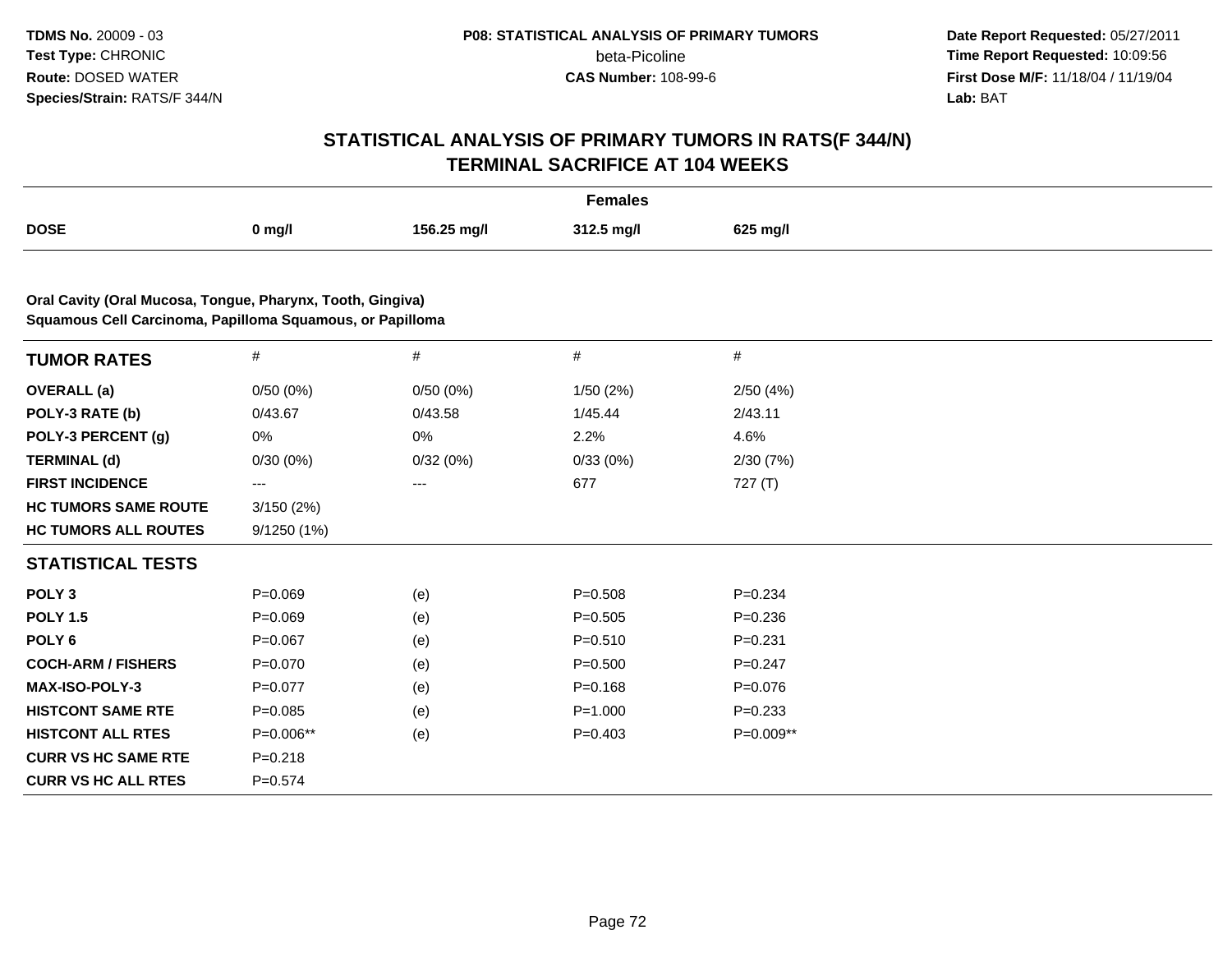# STATISTICAL ANALYSIS OF PRIMARY TUMORS IN RATS(F 344/N)
## TERMINAL SACRIFICE AT 104 WEEKS

TDMS No. 20009 - 03
Test Type: CHRONIC
Route: DOSED WATER
Species/Strain: RATS/F 344/N

P08: STATISTICAL ANALYSIS OF PRIMARY TUMORS
beta-Picoline
CAS Number: 108-99-6

Date Report Requested: 05/27/2011
Time Report Requested: 10:09:56
First Dose M/F: 11/18/04 / 11/19/04
Lab: BAT

| | Females | | | |
|---|---|---|---|---|
| **DOSE** | **0 mg/l** | **156.25 mg/l** | **312.5 mg/l** | **625 mg/l** |

**Oral Cavity (Oral Mucosa, Tongue, Pharynx, Tooth, Gingiva)**
**Squamous Cell Carcinoma, Papilloma Squamous, or Papilloma**

| **TUMOR RATES** | # | # | # | # |
|---|---|---|---|---|
| **OVERALL (a)** | 0/50 (0%) | 0/50 (0%) | 1/50 (2%) | 2/50 (4%) |
| **POLY-3 RATE (b)** | 0/43.67 | 0/43.58 | 1/45.44 | 2/43.11 |
| **POLY-3 PERCENT (g)** | 0% | 0% | 2.2% | 4.6% |
| **TERMINAL (d)** | 0/30 (0%) | 0/32 (0%) | 0/33 (0%) | 2/30 (7%) |
| **FIRST INCIDENCE** | --- | --- | 677 | 727 (T) |
| **HC TUMORS SAME ROUTE** | 3/150 (2%) | | | |
| **HC TUMORS ALL ROUTES** | 9/1250 (1%) | | | |
| **STATISTICAL TESTS** | | | | |
| **POLY 3** | P=0.069 | (e) | P=0.508 | P=0.234 |
| **POLY 1.5** | P=0.069 | (e) | P=0.505 | P=0.236 |
| **POLY 6** | P=0.067 | (e) | P=0.510 | P=0.231 |
| **COCH-ARM / FISHERS** | P=0.070 | (e) | P=0.500 | P=0.247 |
| **MAX-ISO-POLY-3** | P=0.077 | (e) | P=0.168 | P=0.076 |
| **HISTCONT SAME RTE** | P=0.085 | (e) | P=1.000 | P=0.233 |
| **HISTCONT ALL RTES** | P=0.006** | (e) | P=0.403 | P=0.009** |
| **CURR VS HC SAME RTE** | P=0.218 | | | |
| **CURR VS HC ALL RTES** | P=0.574 | | | |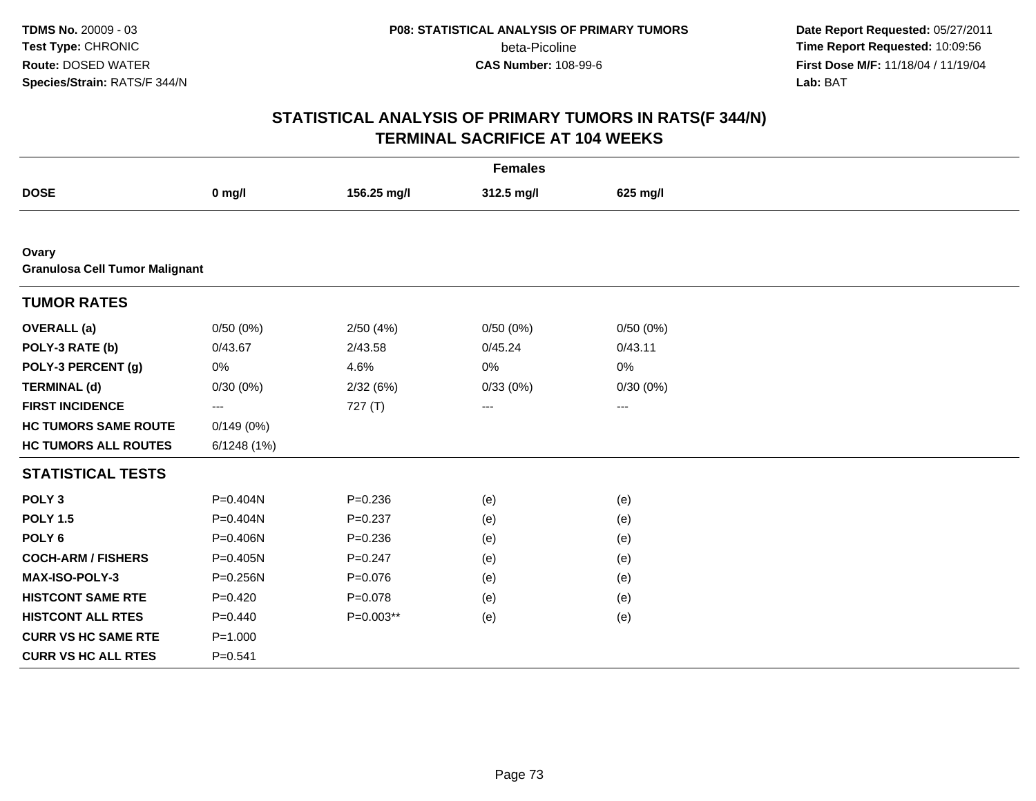# STATISTICAL ANALYSIS OF PRIMARY TUMORS IN RATS(F 344/N)
## TERMINAL SACRIFICE AT 104 WEEKS

| | Females | | | |
|---|---|---|---|---|
| **DOSE** | **0 mg/l** | **156.25 mg/l** | **312.5 mg/l** | **625 mg/l** |
| **Ovary** | | | | |
| **Granulosa Cell Tumor Malignant** | | | | |
| **TUMOR RATES** | | | | |
| **OVERALL (a)** | 0/50 (0%) | 2/50 (4%) | 0/50 (0%) | 0/50 (0%) |
| **POLY-3 RATE (b)** | 0/43.67 | 2/43.58 | 0/45.24 | 0/43.11 |
| **POLY-3 PERCENT (g)** | 0% | 4.6% | 0% | 0% |
| **TERMINAL (d)** | 0/30 (0%) | 2/32 (6%) | 0/33 (0%) | 0/30 (0%) |
| **FIRST INCIDENCE** | --- | 727 (T) | --- | --- |
| **HC TUMORS SAME ROUTE** | 0/149 (0%) | | | |
| **HC TUMORS ALL ROUTES** | 6/1248 (1%) | | | |
| **STATISTICAL TESTS** | | | | |
| **POLY 3** | P=0.404N | P=0.236 | (e) | (e) |
| **POLY 1.5** | P=0.404N | P=0.237 | (e) | (e) |
| **POLY 6** | P=0.406N | P=0.236 | (e) | (e) |
| **COCH-ARM / FISHERS** | P=0.405N | P=0.247 | (e) | (e) |
| **MAX-ISO-POLY-3** | P=0.256N | P=0.076 | (e) | (e) |
| **HISTCONT SAME RTE** | P=0.420 | P=0.078 | (e) | (e) |
| **HISTCONT ALL RTES** | P=0.440 | P=0.003** | (e) | (e) |
| **CURR VS HC SAME RTE** | P=1.000 | | | |
| **CURR VS HC ALL RTES** | P=0.541 | | | |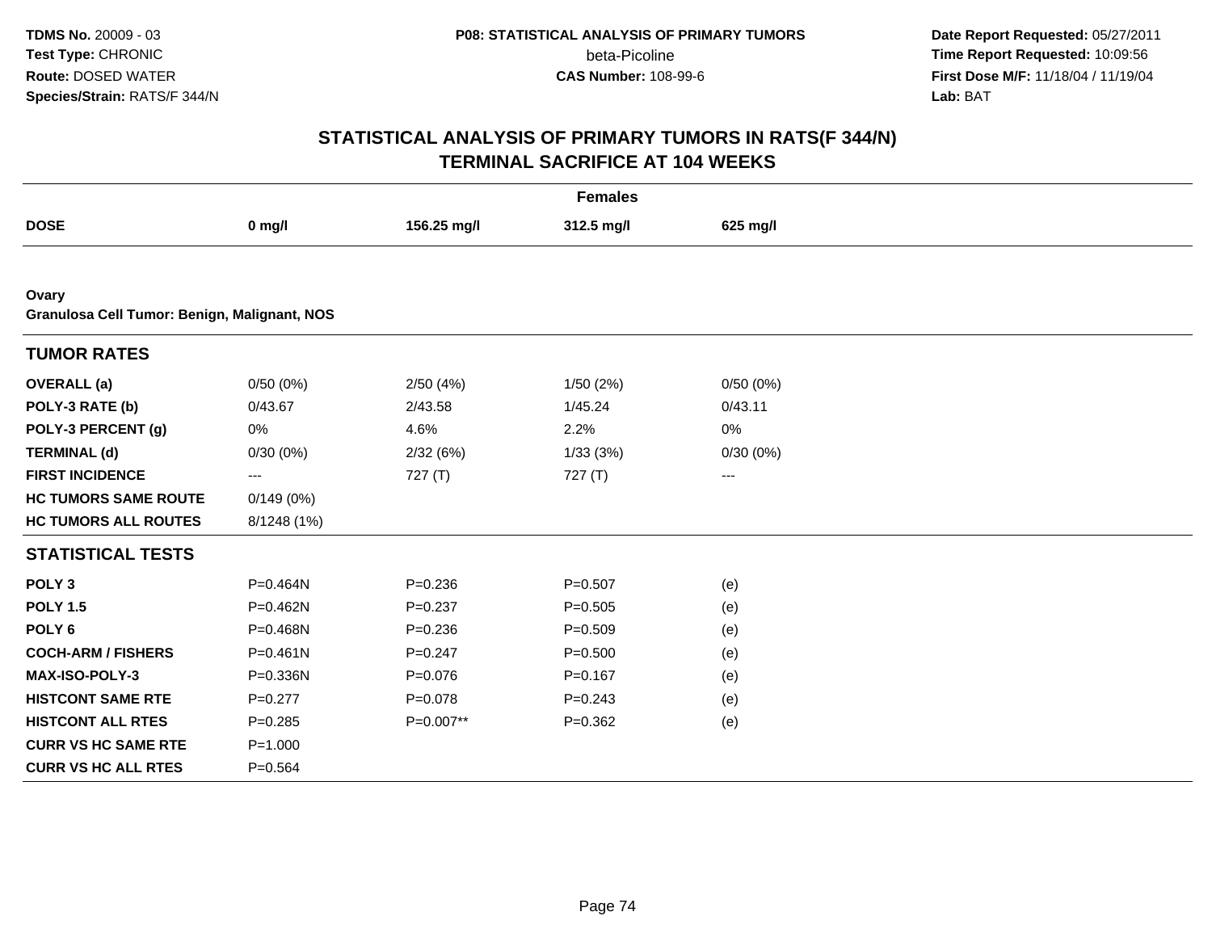TDMS No. 20009 - 03
Test Type: CHRONIC
Route: DOSED WATER
Species/Strain: RATS/F 344/N

P08: STATISTICAL ANALYSIS OF PRIMARY TUMORS
beta-Picoline
CAS Number: 108-99-6

Date Report Requested: 05/27/2011
Time Report Requested: 10:09:56
First Dose M/F: 11/18/04 / 11/19/04
Lab: BAT

# STATISTICAL ANALYSIS OF PRIMARY TUMORS IN RATS(F 344/N)
## TERMINAL SACRIFICE AT 104 WEEKS

| | Females | | | |
|---|---|---|---|---|
| **DOSE** | **0 mg/l** | **156.25 mg/l** | **312.5 mg/l** | **625 mg/l** |
| **Ovary** | | | | |
| **Granulosa Cell Tumor: Benign, Malignant, NOS** | | | | |
| **TUMOR RATES** | | | | |
| **OVERALL (a)** | 0/50 (0%) | 2/50 (4%) | 1/50 (2%) | 0/50 (0%) |
| **POLY-3 RATE (b)** | 0/43.67 | 2/43.58 | 1/45.24 | 0/43.11 |
| **POLY-3 PERCENT (g)** | 0% | 4.6% | 2.2% | 0% |
| **TERMINAL (d)** | 0/30 (0%) | 2/32 (6%) | 1/33 (3%) | 0/30 (0%) |
| **FIRST INCIDENCE** | --- | 727 (T) | 727 (T) | --- |
| **HC TUMORS SAME ROUTE** | 0/149 (0%) | | | |
| **HC TUMORS ALL ROUTES** | 8/1248 (1%) | | | |
| **STATISTICAL TESTS** | | | | |
| **POLY 3** | P=0.464N | P=0.236 | P=0.507 | (e) |
| **POLY 1.5** | P=0.462N | P=0.237 | P=0.505 | (e) |
| **POLY 6** | P=0.468N | P=0.236 | P=0.509 | (e) |
| **COCH-ARM / FISHERS** | P=0.461N | P=0.247 | P=0.500 | (e) |
| **MAX-ISO-POLY-3** | P=0.336N | P=0.076 | P=0.167 | (e) |
| **HISTCONT SAME RTE** | P=0.277 | P=0.078 | P=0.243 | (e) |
| **HISTCONT ALL RTES** | P=0.285 | P=0.007** | P=0.362 | (e) |
| **CURR VS HC SAME RTE** | P=1.000 | | | |
| **CURR VS HC ALL RTES** | P=0.564 | | | |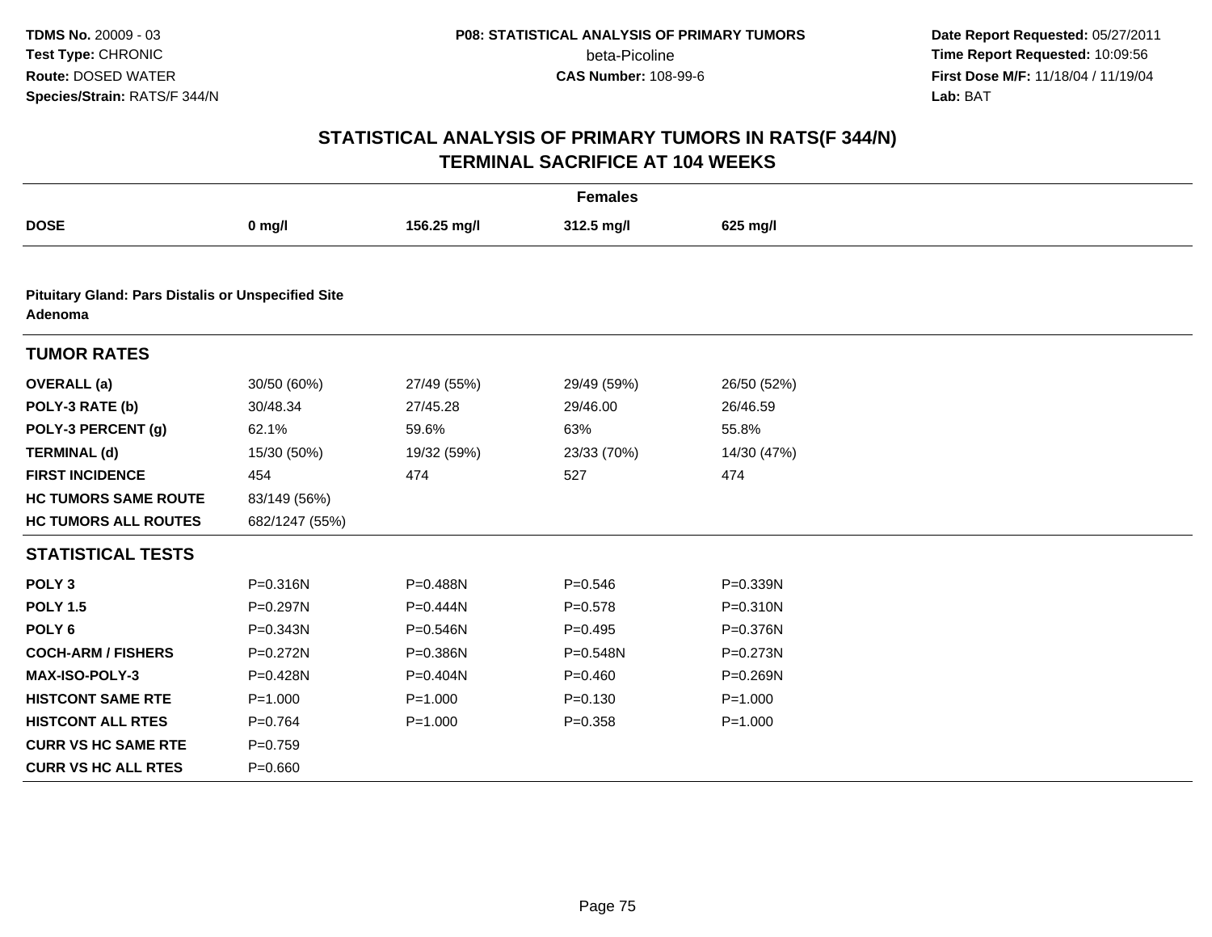# STATISTICAL ANALYSIS OF PRIMARY TUMORS IN RATS(F 344/N)
## TERMINAL SACRIFICE AT 104 WEEKS

**TDMS No.** 20009 - 03
**Test Type:** CHRONIC
**Route:** DOSED WATER
**Species/Strain:** RATS/F 344/N

**P08: STATISTICAL ANALYSIS OF PRIMARY TUMORS**
beta-Picoline
**CAS Number:** 108-99-6

**Date Report Requested:** 05/27/2011
**Time Report Requested:** 10:09:56
**First Dose M/F:** 11/18/04 / 11/19/04
**Lab:** BAT

| Females | | | | |
|---|---|---|---|---|
| **DOSE** | **0 mg/l** | **156.25 mg/l** | **312.5 mg/l** | **625 mg/l** |
| **Pituitary Gland: Pars Distalis or Unspecified Site Adenoma** | | | | |
| **TUMOR RATES** | | | | |
| **OVERALL (a)** | 30/50 (60%) | 27/49 (55%) | 29/49 (59%) | 26/50 (52%) |
| **POLY-3 RATE (b)** | 30/48.34 | 27/45.28 | 29/46.00 | 26/46.59 |
| **POLY-3 PERCENT (g)** | 62.1% | 59.6% | 63% | 55.8% |
| **TERMINAL (d)** | 15/30 (50%) | 19/32 (59%) | 23/33 (70%) | 14/30 (47%) |
| **FIRST INCIDENCE** | 454 | 474 | 527 | 474 |
| **HC TUMORS SAME ROUTE** | 83/149 (56%) | | | |
| **HC TUMORS ALL ROUTES** | 682/1247 (55%) | | | |
| **STATISTICAL TESTS** | | | | |
| **POLY 3** | P=0.316N | P=0.488N | P=0.546 | P=0.339N |
| **POLY 1.5** | P=0.297N | P=0.444N | P=0.578 | P=0.310N |
| **POLY 6** | P=0.343N | P=0.546N | P=0.495 | P=0.376N |
| **COCH-ARM / FISHERS** | P=0.272N | P=0.386N | P=0.548N | P=0.273N |
| **MAX-ISO-POLY-3** | P=0.428N | P=0.404N | P=0.460 | P=0.269N |
| **HISTCONT SAME RTE** | P=1.000 | P=1.000 | P=0.130 | P=1.000 |
| **HISTCONT ALL RTES** | P=0.764 | P=1.000 | P=0.358 | P=1.000 |
| **CURR VS HC SAME RTE** | P=0.759 | | | |
| **CURR VS HC ALL RTES** | P=0.660 | | | |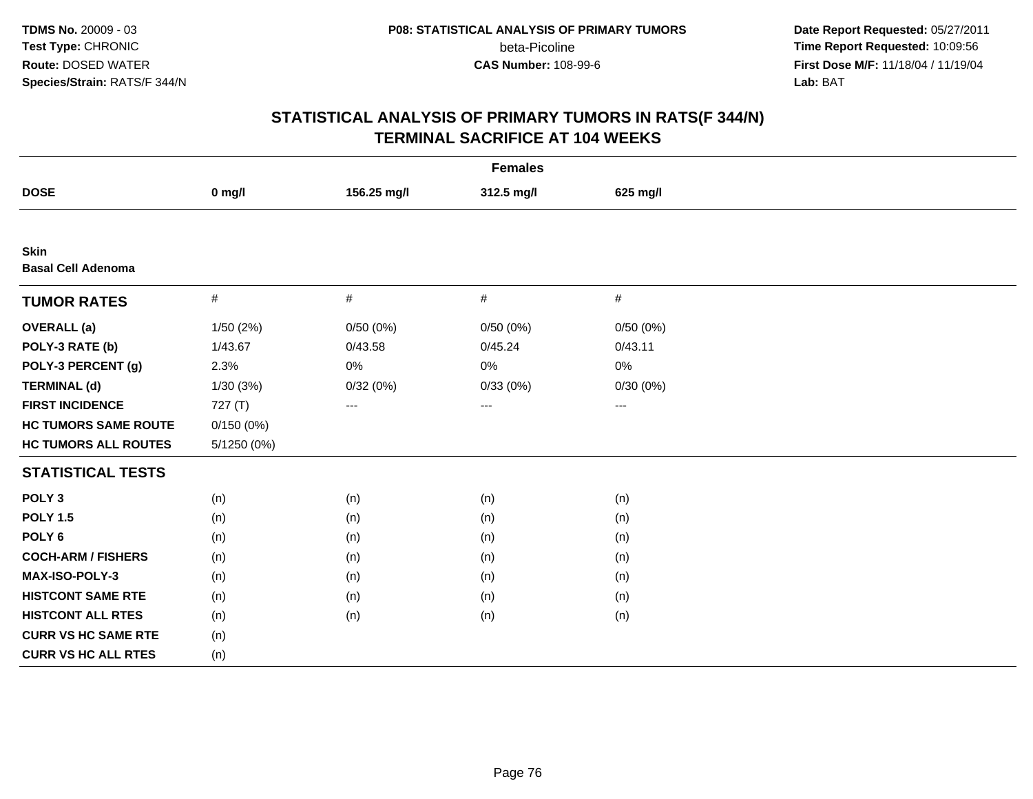# STATISTICAL ANALYSIS OF PRIMARY TUMORS IN RATS(F 344/N) TERMINAL SACRIFICE AT 104 WEEKS

| | Females | | | |
|---|---|---|---|---|
| **DOSE** | **0 mg/l** | **156.25 mg/l** | **312.5 mg/l** | **625 mg/l** |
| **Skin** | | | | |
| **Basal Cell Adenoma** | | | | |
| **TUMOR RATES** | # | # | # | # |
| **OVERALL (a)** | 1/50 (2%) | 0/50 (0%) | 0/50 (0%) | 0/50 (0%) |
| **POLY-3 RATE (b)** | 1/43.67 | 0/43.58 | 0/45.24 | 0/43.11 |
| **POLY-3 PERCENT (g)** | 2.3% | 0% | 0% | 0% |
| **TERMINAL (d)** | 1/30 (3%) | 0/32 (0%) | 0/33 (0%) | 0/30 (0%) |
| **FIRST INCIDENCE** | 727 (T) | --- | --- | --- |
| **HC TUMORS SAME ROUTE** | 0/150 (0%) | | | |
| **HC TUMORS ALL ROUTES** | 5/1250 (0%) | | | |
| **STATISTICAL TESTS** | | | | |
| **POLY 3** | (n) | (n) | (n) | (n) |
| **POLY 1.5** | (n) | (n) | (n) | (n) |
| **POLY 6** | (n) | (n) | (n) | (n) |
| **COCH-ARM / FISHERS** | (n) | (n) | (n) | (n) |
| **MAX-ISO-POLY-3** | (n) | (n) | (n) | (n) |
| **HISTCONT SAME RTE** | (n) | (n) | (n) | (n) |
| **HISTCONT ALL RTES** | (n) | (n) | (n) | (n) |
| **CURR VS HC SAME RTE** | (n) | | | |
| **CURR VS HC ALL RTES** | (n) | | | |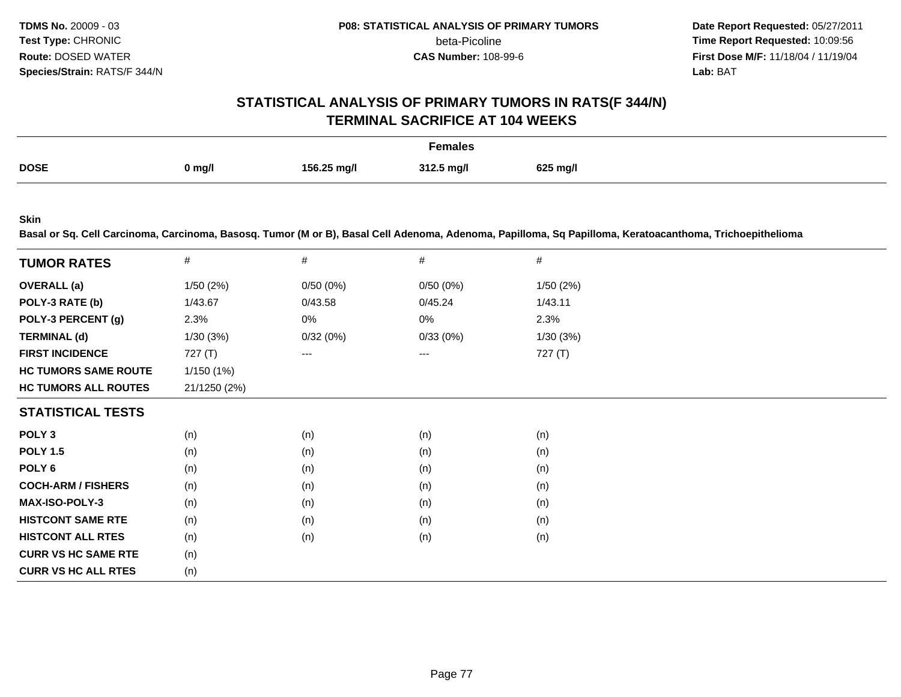**TDMS No.** 20009 - 03
**Test Type:** CHRONIC
**Route:** DOSED WATER
**Species/Strain:** RATS/F 344/N

**P08: STATISTICAL ANALYSIS OF PRIMARY TUMORS**
beta-Picoline
**CAS Number:** 108-99-6

**Date Report Requested:** 05/27/2011
**Time Report Requested:** 10:09:56
**First Dose M/F:** 11/18/04 / 11/19/04
**Lab:** BAT

# STATISTICAL ANALYSIS OF PRIMARY TUMORS IN RATS(F 344/N) TERMINAL SACRIFICE AT 104 WEEKS

| | Females | | | |
|---|---|---|---|---|
| **DOSE** | **0 mg/l** | **156.25 mg/l** | **312.5 mg/l** | **625 mg/l** |

**Skin**
**Basal or Sq. Cell Carcinoma, Carcinoma, Basosq. Tumor (M or B), Basal Cell Adenoma, Adenoma, Papilloma, Sq Papilloma, Keratoacanthoma, Trichoepithelioma**

| **TUMOR RATES** | # | # | # | # |
|---|---|---|---|---|
| **OVERALL (a)** | 1/50 (2%) | 0/50 (0%) | 0/50 (0%) | 1/50 (2%) |
| **POLY-3 RATE (b)** | 1/43.67 | 0/43.58 | 0/45.24 | 1/43.11 |
| **POLY-3 PERCENT (g)** | 2.3% | 0% | 0% | 2.3% |
| **TERMINAL (d)** | 1/30 (3%) | 0/32 (0%) | 0/33 (0%) | 1/30 (3%) |
| **FIRST INCIDENCE** | 727 (T) | --- | --- | 727 (T) |
| **HC TUMORS SAME ROUTE** | 1/150 (1%) | | | |
| **HC TUMORS ALL ROUTES** | 21/1250 (2%) | | | |
| **STATISTICAL TESTS** | | | | |
| **POLY 3** | (n) | (n) | (n) | (n) |
| **POLY 1.5** | (n) | (n) | (n) | (n) |
| **POLY 6** | (n) | (n) | (n) | (n) |
| **COCH-ARM / FISHERS** | (n) | (n) | (n) | (n) |
| **MAX-ISO-POLY-3** | (n) | (n) | (n) | (n) |
| **HISTCONT SAME RTE** | (n) | (n) | (n) | (n) |
| **HISTCONT ALL RTES** | (n) | (n) | (n) | (n) |
| **CURR VS HC SAME RTE** | (n) | | | |
| **CURR VS HC ALL RTES** | (n) | | | |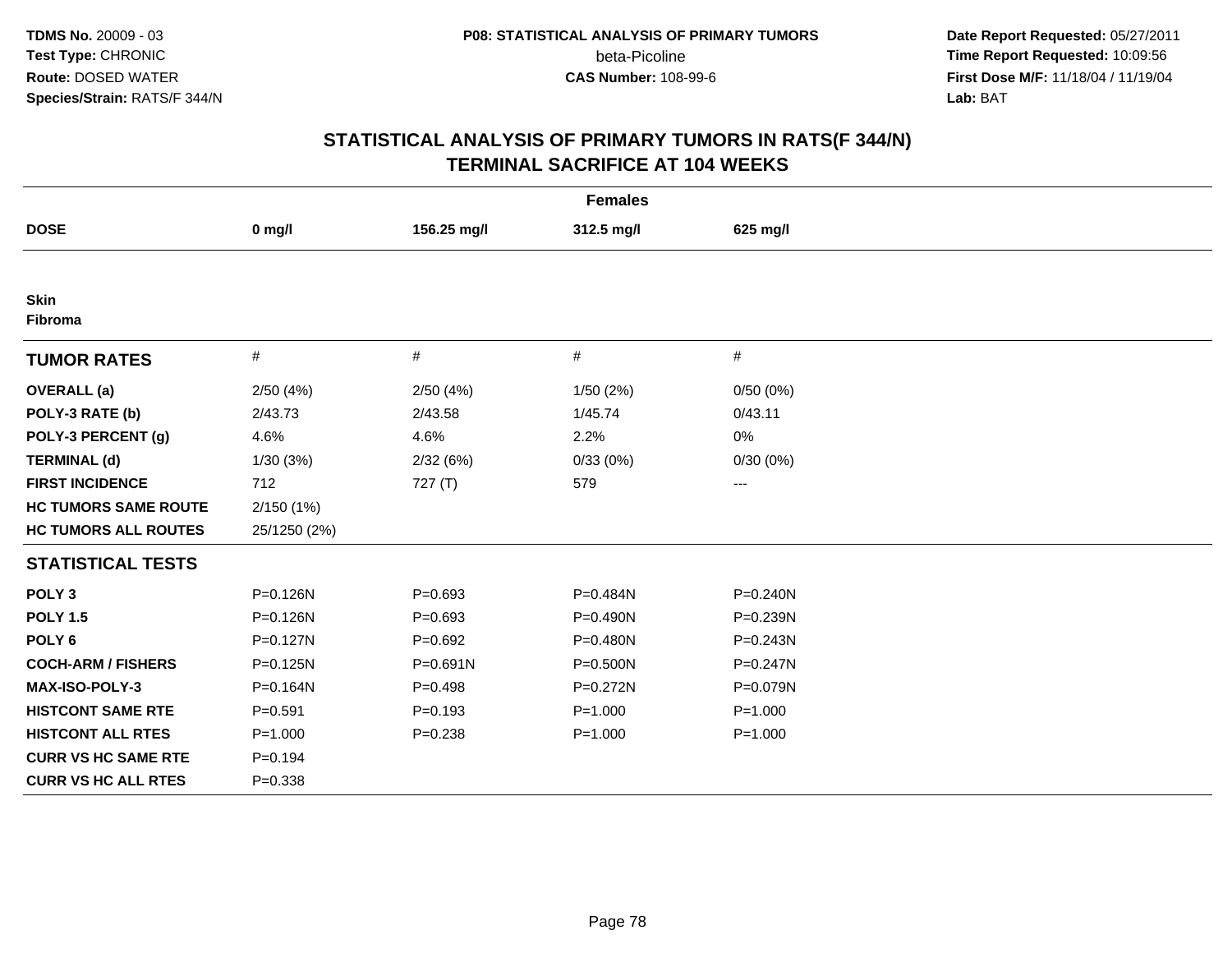**TDMS No.** 20009 - 03
**Test Type:** CHRONIC
**Route:** DOSED WATER
**Species/Strain:** RATS/F 344/N

**P08: STATISTICAL ANALYSIS OF PRIMARY TUMORS**
beta-Picoline
**CAS Number:** 108-99-6

**Date Report Requested:** 05/27/2011
**Time Report Requested:** 10:09:56
**First Dose M/F:** 11/18/04 / 11/19/04
**Lab:** BAT

## STATISTICAL ANALYSIS OF PRIMARY TUMORS IN RATS(F 344/N) TERMINAL SACRIFICE AT 104 WEEKS

| Females | | | | |
|---|---|---|---|---|
| **DOSE** | **0 mg/l** | **156.25 mg/l** | **312.5 mg/l** | **625 mg/l** |
| **Skin** | | | | |
| **Fibroma** | | | | |
| **TUMOR RATES** | # | # | # | # |
| **OVERALL (a)** | 2/50 (4%) | 2/50 (4%) | 1/50 (2%) | 0/50 (0%) |
| **POLY-3 RATE (b)** | 2/43.73 | 2/43.58 | 1/45.74 | 0/43.11 |
| **POLY-3 PERCENT (g)** | 4.6% | 4.6% | 2.2% | 0% |
| **TERMINAL (d)** | 1/30 (3%) | 2/32 (6%) | 0/33 (0%) | 0/30 (0%) |
| **FIRST INCIDENCE** | 712 | 727 (T) | 579 | --- |
| **HC TUMORS SAME ROUTE** | 2/150 (1%) | | | |
| **HC TUMORS ALL ROUTES** | 25/1250 (2%) | | | |
| **STATISTICAL TESTS** | | | | |
| **POLY 3** | P=0.126N | P=0.693 | P=0.484N | P=0.240N |
| **POLY 1.5** | P=0.126N | P=0.693 | P=0.490N | P=0.239N |
| **POLY 6** | P=0.127N | P=0.692 | P=0.480N | P=0.243N |
| **COCH-ARM / FISHERS** | P=0.125N | P=0.691N | P=0.500N | P=0.247N |
| **MAX-ISO-POLY-3** | P=0.164N | P=0.498 | P=0.272N | P=0.079N |
| **HISTCONT SAME RTE** | P=0.591 | P=0.193 | P=1.000 | P=1.000 |
| **HISTCONT ALL RTES** | P=1.000 | P=0.238 | P=1.000 | P=1.000 |
| **CURR VS HC SAME RTE** | P=0.194 | | | |
| **CURR VS HC ALL RTES** | P=0.338 | | | |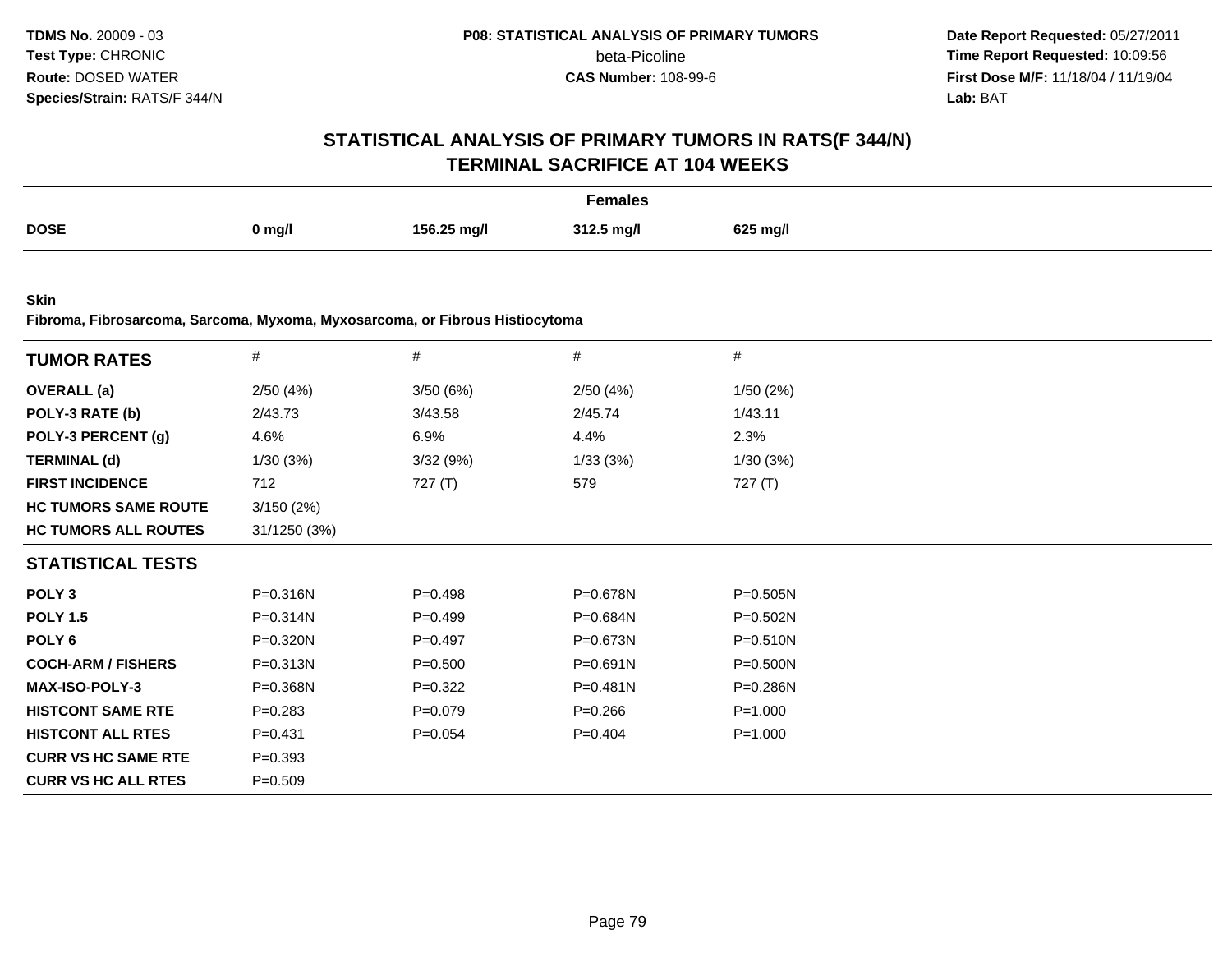**TDMS No.** 20009 - 03
**Test Type:** CHRONIC
**Route:** DOSED WATER
**Species/Strain:** RATS/F 344/N

**P08: STATISTICAL ANALYSIS OF PRIMARY TUMORS**
beta-Picoline
**CAS Number:** 108-99-6

**Date Report Requested:** 05/27/2011
**Time Report Requested:** 10:09:56
**First Dose M/F:** 11/18/04 / 11/19/04
**Lab:** BAT

## STATISTICAL ANALYSIS OF PRIMARY TUMORS IN RATS(F 344/N)
## TERMINAL SACRIFICE AT 104 WEEKS

| | Females | | | |
|---|---|---|---|---|
| **DOSE** | **0 mg/l** | **156.25 mg/l** | **312.5 mg/l** | **625 mg/l** |

**Skin**
**Fibroma, Fibrosarcoma, Sarcoma, Myxoma, Myxosarcoma, or Fibrous Histiocytoma**

| **TUMOR RATES** | # | # | # | # |
|---|---|---|---|---|
| **OVERALL (a)** | 2/50 (4%) | 3/50 (6%) | 2/50 (4%) | 1/50 (2%) |
| **POLY-3 RATE (b)** | 2/43.73 | 3/43.58 | 2/45.74 | 1/43.11 |
| **POLY-3 PERCENT (g)** | 4.6% | 6.9% | 4.4% | 2.3% |
| **TERMINAL (d)** | 1/30 (3%) | 3/32 (9%) | 1/33 (3%) | 1/30 (3%) |
| **FIRST INCIDENCE** | 712 | 727 (T) | 579 | 727 (T) |
| **HC TUMORS SAME ROUTE** | 3/150 (2%) | | | |
| **HC TUMORS ALL ROUTES** | 31/1250 (3%) | | | |
| **STATISTICAL TESTS** | | | | |
| **POLY 3** | P=0.316N | P=0.498 | P=0.678N | P=0.505N |
| **POLY 1.5** | P=0.314N | P=0.499 | P=0.684N | P=0.502N |
| **POLY 6** | P=0.320N | P=0.497 | P=0.673N | P=0.510N |
| **COCH-ARM / FISHERS** | P=0.313N | P=0.500 | P=0.691N | P=0.500N |
| **MAX-ISO-POLY-3** | P=0.368N | P=0.322 | P=0.481N | P=0.286N |
| **HISTCONT SAME RTE** | P=0.283 | P=0.079 | P=0.266 | P=1.000 |
| **HISTCONT ALL RTES** | P=0.431 | P=0.054 | P=0.404 | P=1.000 |
| **CURR VS HC SAME RTE** | P=0.393 | | | |
| **CURR VS HC ALL RTES** | P=0.509 | | | |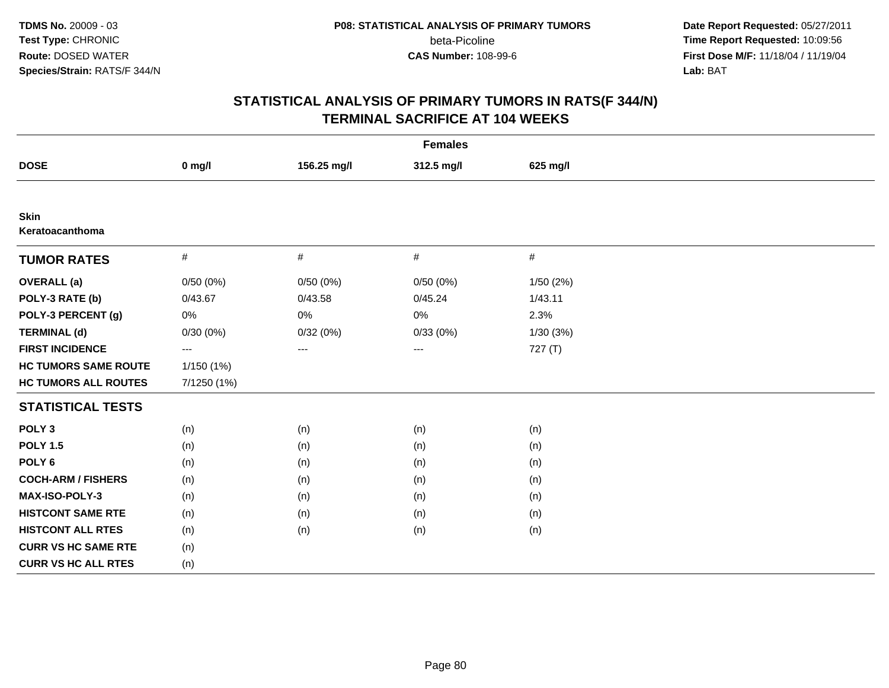**TDMS No.** 20009 - 03
**Test Type:** CHRONIC
**Route:** DOSED WATER
**Species/Strain:** RATS/F 344/N

**P08: STATISTICAL ANALYSIS OF PRIMARY TUMORS**
beta-Picoline
**CAS Number:** 108-99-6

**Date Report Requested:** 05/27/2011
**Time Report Requested:** 10:09:56
**First Dose M/F:** 11/18/04 / 11/19/04
**Lab:** BAT

# STATISTICAL ANALYSIS OF PRIMARY TUMORS IN RATS(F 344/N)
## TERMINAL SACRIFICE AT 104 WEEKS

| Females | | | | |
|---|---|---|---|---|
| **DOSE** | **0 mg/l** | **156.25 mg/l** | **312.5 mg/l** | **625 mg/l** |
| **Skin** | | | | |
| **Keratoacanthoma** | | | | |
| **TUMOR RATES** | # | # | # | # |
| **OVERALL (a)** | 0/50 (0%) | 0/50 (0%) | 0/50 (0%) | 1/50 (2%) |
| **POLY-3 RATE (b)** | 0/43.67 | 0/43.58 | 0/45.24 | 1/43.11 |
| **POLY-3 PERCENT (g)** | 0% | 0% | 0% | 2.3% |
| **TERMINAL (d)** | 0/30 (0%) | 0/32 (0%) | 0/33 (0%) | 1/30 (3%) |
| **FIRST INCIDENCE** | --- | --- | --- | 727 (T) |
| **HC TUMORS SAME ROUTE** | 1/150 (1%) | | | |
| **HC TUMORS ALL ROUTES** | 7/1250 (1%) | | | |
| **STATISTICAL TESTS** | | | | |
| **POLY 3** | (n) | (n) | (n) | (n) |
| **POLY 1.5** | (n) | (n) | (n) | (n) |
| **POLY 6** | (n) | (n) | (n) | (n) |
| **COCH-ARM / FISHERS** | (n) | (n) | (n) | (n) |
| **MAX-ISO-POLY-3** | (n) | (n) | (n) | (n) |
| **HISTCONT SAME RTE** | (n) | (n) | (n) | (n) |
| **HISTCONT ALL RTES** | (n) | (n) | (n) | (n) |
| **CURR VS HC SAME RTE** | (n) | | | |
| **CURR VS HC ALL RTES** | (n) | | | |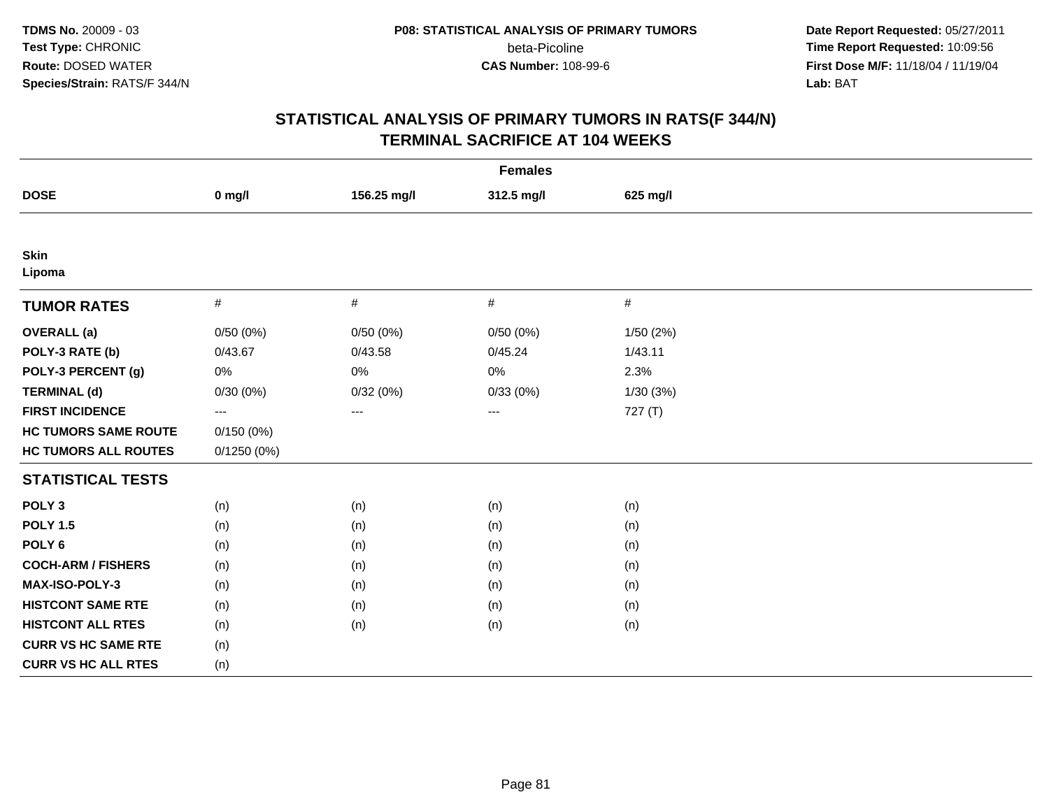**TDMS No.** 20009 - 03
**Test Type:** CHRONIC
**Route:** DOSED WATER
**Species/Strain:** RATS/F 344/N

**P08: STATISTICAL ANALYSIS OF PRIMARY TUMORS**
beta-Picoline
**CAS Number:** 108-99-6

**Date Report Requested:** 05/27/2011
**Time Report Requested:** 10:09:56
**First Dose M/F:** 11/18/04 / 11/19/04
**Lab:** BAT

## STATISTICAL ANALYSIS OF PRIMARY TUMORS IN RATS(F 344/N)
## TERMINAL SACRIFICE AT 104 WEEKS

| | Females | | | |
|---|---|---|---|---|
| **DOSE** | **0 mg/l** | **156.25 mg/l** | **312.5 mg/l** | **625 mg/l** |
| **Skin** | | | | |
| **Lipoma** | | | | |
| **TUMOR RATES** | # | # | # | # |
| **OVERALL (a)** | 0/50 (0%) | 0/50 (0%) | 0/50 (0%) | 1/50 (2%) |
| **POLY-3 RATE (b)** | 0/43.67 | 0/43.58 | 0/45.24 | 1/43.11 |
| **POLY-3 PERCENT (g)** | 0% | 0% | 0% | 2.3% |
| **TERMINAL (d)** | 0/30 (0%) | 0/32 (0%) | 0/33 (0%) | 1/30 (3%) |
| **FIRST INCIDENCE** | --- | --- | --- | 727 (T) |
| **HC TUMORS SAME ROUTE** | 0/150 (0%) | | | |
| **HC TUMORS ALL ROUTES** | 0/1250 (0%) | | | |
| **STATISTICAL TESTS** | | | | |
| **POLY 3** | (n) | (n) | (n) | (n) |
| **POLY 1.5** | (n) | (n) | (n) | (n) |
| **POLY 6** | (n) | (n) | (n) | (n) |
| **COCH-ARM / FISHERS** | (n) | (n) | (n) | (n) |
| **MAX-ISO-POLY-3** | (n) | (n) | (n) | (n) |
| **HISTCONT SAME RTE** | (n) | (n) | (n) | (n) |
| **HISTCONT ALL RTES** | (n) | (n) | (n) | (n) |
| **CURR VS HC SAME RTE** | (n) | | | |
| **CURR VS HC ALL RTES** | (n) | | | |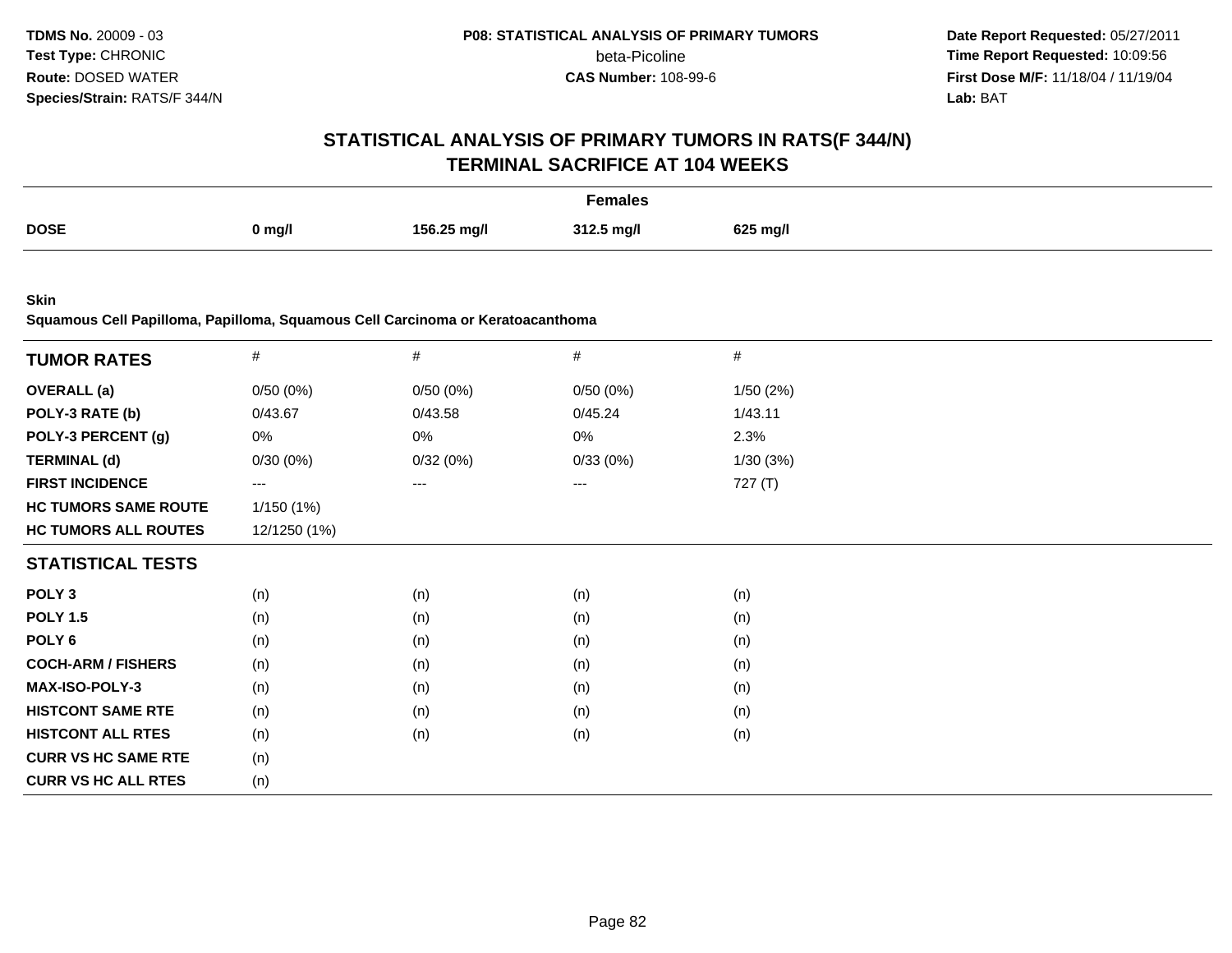# STATISTICAL ANALYSIS OF PRIMARY TUMORS IN RATS(F 344/N)
## TERMINAL SACRIFICE AT 104 WEEKS

| | Females | | | |
|---|---|---|---|---|
| **DOSE** | **0 mg/l** | **156.25 mg/l** | **312.5 mg/l** | **625 mg/l** |

**Skin**

**Squamous Cell Papilloma, Papilloma, Squamous Cell Carcinoma or Keratoacanthoma**

| **TUMOR RATES** | # | # | # | # |
|---|---|---|---|---|
| **OVERALL (a)** | 0/50 (0%) | 0/50 (0%) | 0/50 (0%) | 1/50 (2%) |
| **POLY-3 RATE (b)** | 0/43.67 | 0/43.58 | 0/45.24 | 1/43.11 |
| **POLY-3 PERCENT (g)** | 0% | 0% | 0% | 2.3% |
| **TERMINAL (d)** | 0/30 (0%) | 0/32 (0%) | 0/33 (0%) | 1/30 (3%) |
| **FIRST INCIDENCE** | --- | --- | --- | 727 (T) |
| **HC TUMORS SAME ROUTE** | 1/150 (1%) | | | |
| **HC TUMORS ALL ROUTES** | 12/1250 (1%) | | | |
| **STATISTICAL TESTS** | | | | |
| **POLY 3** | (n) | (n) | (n) | (n) |
| **POLY 1.5** | (n) | (n) | (n) | (n) |
| **POLY 6** | (n) | (n) | (n) | (n) |
| **COCH-ARM / FISHERS** | (n) | (n) | (n) | (n) |
| **MAX-ISO-POLY-3** | (n) | (n) | (n) | (n) |
| **HISTCONT SAME RTE** | (n) | (n) | (n) | (n) |
| **HISTCONT ALL RTES** | (n) | (n) | (n) | (n) |
| **CURR VS HC SAME RTE** | (n) | | | |
| **CURR VS HC ALL RTES** | (n) | | | |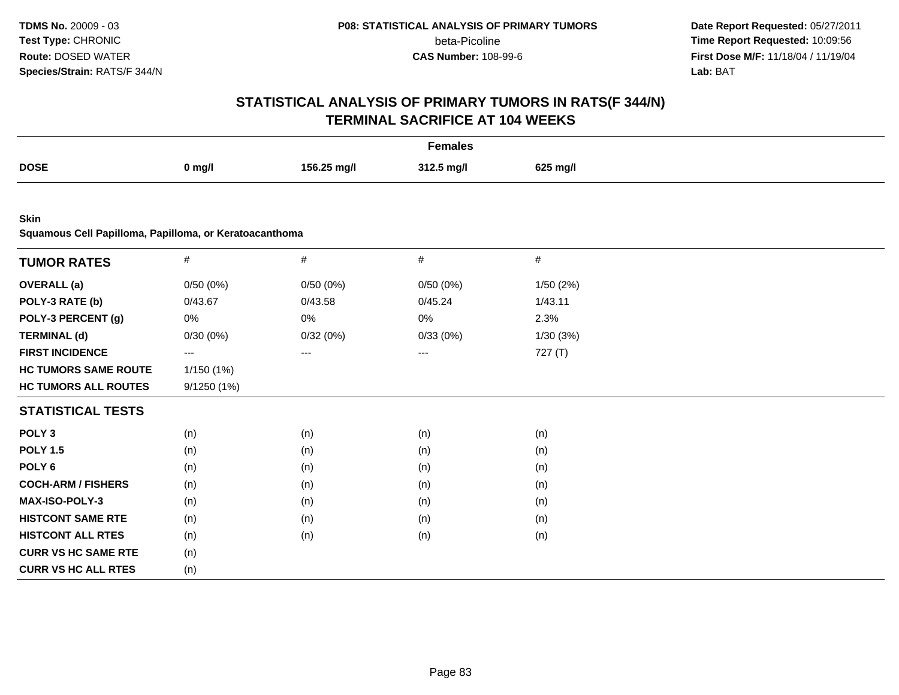TDMS No. 20009 - 03
Test Type: CHRONIC
Route: DOSED WATER
Species/Strain: RATS/F 344/N

P08: STATISTICAL ANALYSIS OF PRIMARY TUMORS
beta-Picoline
CAS Number: 108-99-6

Date Report Requested: 05/27/2011
Time Report Requested: 10:09:56
First Dose M/F: 11/18/04 / 11/19/04
Lab: BAT

# STATISTICAL ANALYSIS OF PRIMARY TUMORS IN RATS(F 344/N)
## TERMINAL SACRIFICE AT 104 WEEKS

| | Females | | | |
|---|---|---|---|---|
| **DOSE** | **0 mg/l** | **156.25 mg/l** | **312.5 mg/l** | **625 mg/l** |

**Skin**
**Squamous Cell Papilloma, Papilloma, or Keratoacanthoma**

| **TUMOR RATES** | # | # | # | # |
|---|---|---|---|---|
| **OVERALL (a)** | 0/50 (0%) | 0/50 (0%) | 0/50 (0%) | 1/50 (2%) |
| **POLY-3 RATE (b)** | 0/43.67 | 0/43.58 | 0/45.24 | 1/43.11 |
| **POLY-3 PERCENT (g)** | 0% | 0% | 0% | 2.3% |
| **TERMINAL (d)** | 0/30 (0%) | 0/32 (0%) | 0/33 (0%) | 1/30 (3%) |
| **FIRST INCIDENCE** | --- | --- | --- | 727 (T) |
| **HC TUMORS SAME ROUTE** | 1/150 (1%) | | | |
| **HC TUMORS ALL ROUTES** | 9/1250 (1%) | | | |
| **STATISTICAL TESTS** | | | | |
| **POLY 3** | (n) | (n) | (n) | (n) |
| **POLY 1.5** | (n) | (n) | (n) | (n) |
| **POLY 6** | (n) | (n) | (n) | (n) |
| **COCH-ARM / FISHERS** | (n) | (n) | (n) | (n) |
| **MAX-ISO-POLY-3** | (n) | (n) | (n) | (n) |
| **HISTCONT SAME RTE** | (n) | (n) | (n) | (n) |
| **HISTCONT ALL RTES** | (n) | (n) | (n) | (n) |
| **CURR VS HC SAME RTE** | (n) | | | |
| **CURR VS HC ALL RTES** | (n) | | | |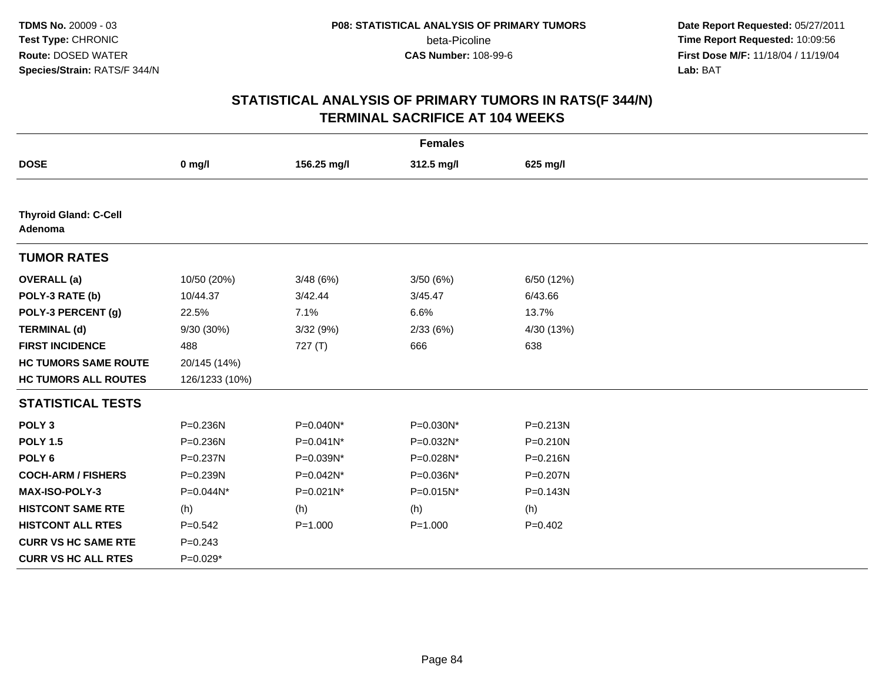# STATISTICAL ANALYSIS OF PRIMARY TUMORS IN RATS(F 344/N)
## TERMINAL SACRIFICE AT 104 WEEKS

| | Females | | | |
|---|---|---|---|---|
| **DOSE** | **0 mg/l** | **156.25 mg/l** | **312.5 mg/l** | **625 mg/l** |
| **Thyroid Gland: C-Cell Adenoma** | | | | |
| **TUMOR RATES** | | | | |
| **OVERALL (a)** | 10/50 (20%) | 3/48 (6%) | 3/50 (6%) | 6/50 (12%) |
| **POLY-3 RATE (b)** | 10/44.37 | 3/42.44 | 3/45.47 | 6/43.66 |
| **POLY-3 PERCENT (g)** | 22.5% | 7.1% | 6.6% | 13.7% |
| **TERMINAL (d)** | 9/30 (30%) | 3/32 (9%) | 2/33 (6%) | 4/30 (13%) |
| **FIRST INCIDENCE** | 488 | 727 (T) | 666 | 638 |
| **HC TUMORS SAME ROUTE** | 20/145 (14%) | | | |
| **HC TUMORS ALL ROUTES** | 126/1233 (10%) | | | |
| **STATISTICAL TESTS** | | | | |
| **POLY 3** | P=0.236N | P=0.040N* | P=0.030N* | P=0.213N |
| **POLY 1.5** | P=0.236N | P=0.041N* | P=0.032N* | P=0.210N |
| **POLY 6** | P=0.237N | P=0.039N* | P=0.028N* | P=0.216N |
| **COCH-ARM / FISHERS** | P=0.239N | P=0.042N* | P=0.036N* | P=0.207N |
| **MAX-ISO-POLY-3** | P=0.044N* | P=0.021N* | P=0.015N* | P=0.143N |
| **HISTCONT SAME RTE** | (h) | (h) | (h) | (h) |
| **HISTCONT ALL RTES** | P=0.542 | P=1.000 | P=1.000 | P=0.402 |
| **CURR VS HC SAME RTE** | P=0.243 | | | |
| **CURR VS HC ALL RTES** | P=0.029* | | | |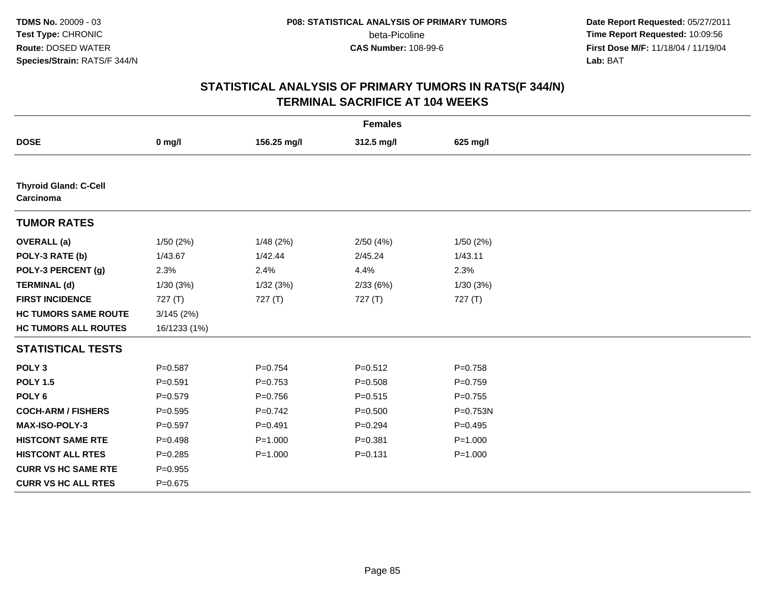# STATISTICAL ANALYSIS OF PRIMARY TUMORS IN RATS(F 344/N)
## TERMINAL SACRIFICE AT 104 WEEKS

| | Females | | | |
|---|---|---|---|---|
| **DOSE** | **0 mg/l** | **156.25 mg/l** | **312.5 mg/l** | **625 mg/l** |
| **Thyroid Gland: C-Cell Carcinoma** | | | | |
| **TUMOR RATES** | | | | |
| **OVERALL (a)** | 1/50 (2%) | 1/48 (2%) | 2/50 (4%) | 1/50 (2%) |
| **POLY-3 RATE (b)** | 1/43.67 | 1/42.44 | 2/45.24 | 1/43.11 |
| **POLY-3 PERCENT (g)** | 2.3% | 2.4% | 4.4% | 2.3% |
| **TERMINAL (d)** | 1/30 (3%) | 1/32 (3%) | 2/33 (6%) | 1/30 (3%) |
| **FIRST INCIDENCE** | 727 (T) | 727 (T) | 727 (T) | 727 (T) |
| **HC TUMORS SAME ROUTE** | 3/145 (2%) | | | |
| **HC TUMORS ALL ROUTES** | 16/1233 (1%) | | | |
| **STATISTICAL TESTS** | | | | |
| **POLY 3** | P=0.587 | P=0.754 | P=0.512 | P=0.758 |
| **POLY 1.5** | P=0.591 | P=0.753 | P=0.508 | P=0.759 |
| **POLY 6** | P=0.579 | P=0.756 | P=0.515 | P=0.755 |
| **COCH-ARM / FISHERS** | P=0.595 | P=0.742 | P=0.500 | P=0.753N |
| **MAX-ISO-POLY-3** | P=0.597 | P=0.491 | P=0.294 | P=0.495 |
| **HISTCONT SAME RTE** | P=0.498 | P=1.000 | P=0.381 | P=1.000 |
| **HISTCONT ALL RTES** | P=0.285 | P=1.000 | P=0.131 | P=1.000 |
| **CURR VS HC SAME RTE** | P=0.955 | | | |
| **CURR VS HC ALL RTES** | P=0.675 | | | |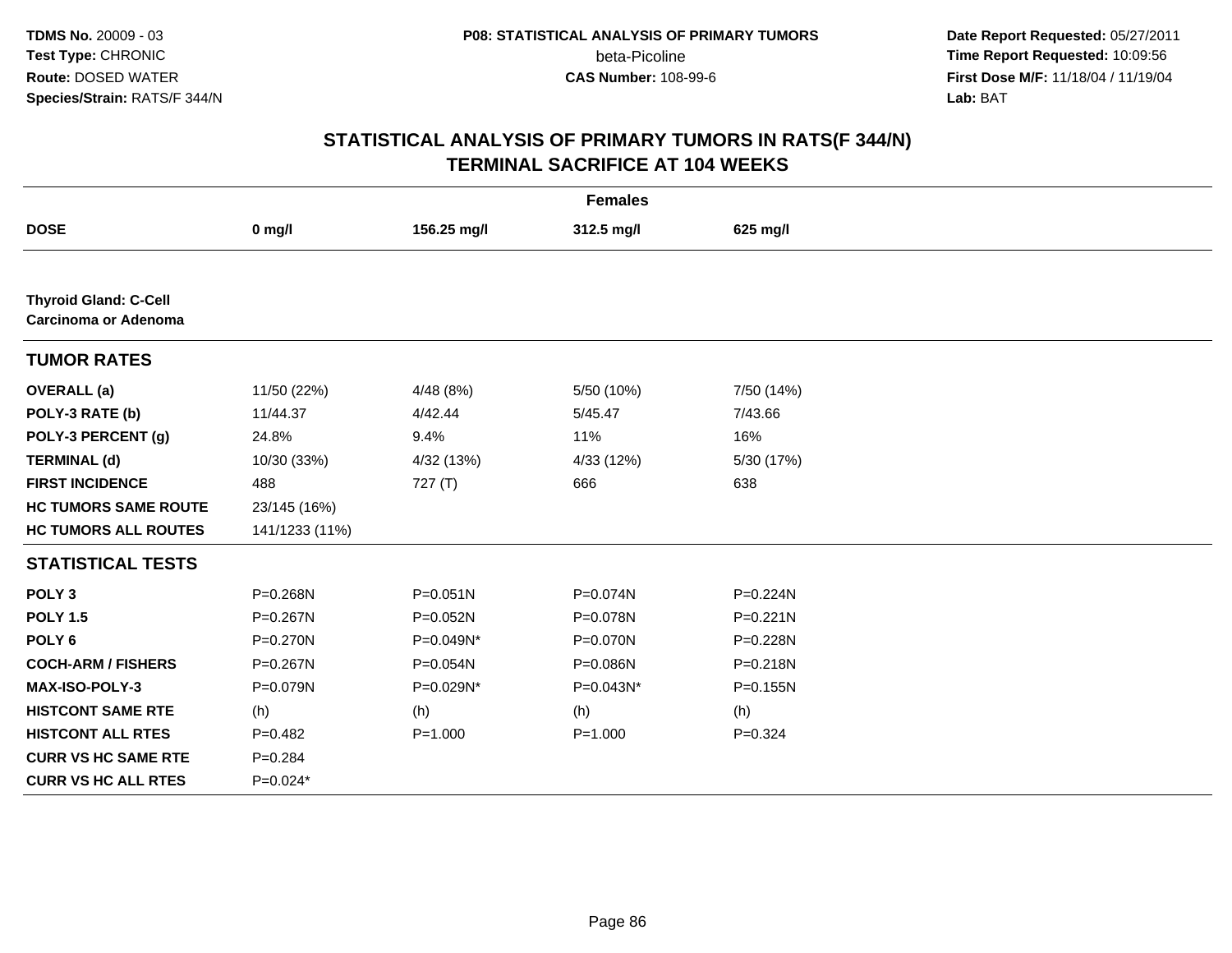**TDMS No.** 20009 - 03
**Test Type:** CHRONIC
**Route:** DOSED WATER
**Species/Strain:** RATS/F 344/N

**P08: STATISTICAL ANALYSIS OF PRIMARY TUMORS**
beta-Picoline
**CAS Number:** 108-99-6

**Date Report Requested:** 05/27/2011
**Time Report Requested:** 10:09:56
**First Dose M/F:** 11/18/04 / 11/19/04
**Lab:** BAT

## STATISTICAL ANALYSIS OF PRIMARY TUMORS IN RATS(F 344/N) TERMINAL SACRIFICE AT 104 WEEKS

| | Females | | | |
|---|---|---|---|---|
| **DOSE** | **0 mg/l** | **156.25 mg/l** | **312.5 mg/l** | **625 mg/l** |
| **Thyroid Gland: C-Cell Carcinoma or Adenoma** | | | | |
| **TUMOR RATES** | | | | |
| **OVERALL (a)** | 11/50 (22%) | 4/48 (8%) | 5/50 (10%) | 7/50 (14%) |
| **POLY-3 RATE (b)** | 11/44.37 | 4/42.44 | 5/45.47 | 7/43.66 |
| **POLY-3 PERCENT (g)** | 24.8% | 9.4% | 11% | 16% |
| **TERMINAL (d)** | 10/30 (33%) | 4/32 (13%) | 4/33 (12%) | 5/30 (17%) |
| **FIRST INCIDENCE** | 488 | 727 (T) | 666 | 638 |
| **HC TUMORS SAME ROUTE** | 23/145 (16%) | | | |
| **HC TUMORS ALL ROUTES** | 141/1233 (11%) | | | |
| **STATISTICAL TESTS** | | | | |
| **POLY 3** | P=0.268N | P=0.051N | P=0.074N | P=0.224N |
| **POLY 1.5** | P=0.267N | P=0.052N | P=0.078N | P=0.221N |
| **POLY 6** | P=0.270N | P=0.049N* | P=0.070N | P=0.228N |
| **COCH-ARM / FISHERS** | P=0.267N | P=0.054N | P=0.086N | P=0.218N |
| **MAX-ISO-POLY-3** | P=0.079N | P=0.029N* | P=0.043N* | P=0.155N |
| **HISTCONT SAME RTE** | (h) | (h) | (h) | (h) |
| **HISTCONT ALL RTES** | P=0.482 | P=1.000 | P=1.000 | P=0.324 |
| **CURR VS HC SAME RTE** | P=0.284 | | | |
| **CURR VS HC ALL RTES** | P=0.024* | | | |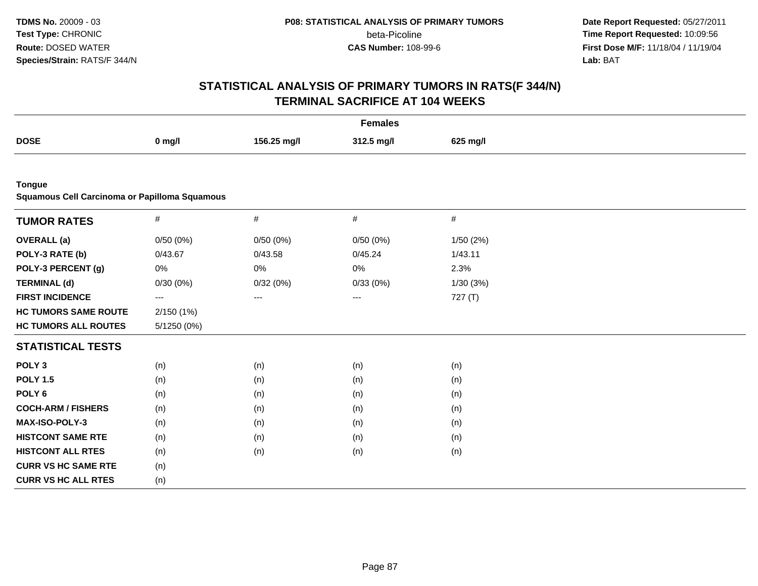**TDMS No.** 20009 - 03
**Test Type:** CHRONIC
**Route:** DOSED WATER
**Species/Strain:** RATS/F 344/N

**P08: STATISTICAL ANALYSIS OF PRIMARY TUMORS**
beta-Picoline
**CAS Number:** 108-99-6

**Date Report Requested:** 05/27/2011
**Time Report Requested:** 10:09:56
**First Dose M/F:** 11/18/04 / 11/19/04
**Lab:** BAT

## STATISTICAL ANALYSIS OF PRIMARY TUMORS IN RATS(F 344/N)
## TERMINAL SACRIFICE AT 104 WEEKS

**Females**

| DOSE | 0 mg/l | 156.25 mg/l | 312.5 mg/l | 625 mg/l |
|---|---|---|---|---|

**Tongue**
**Squamous Cell Carcinoma or Papilloma Squamous**

| TUMOR RATES | # | # | # | # |
|---|---|---|---|---|
| **OVERALL (a)** | 0/50 (0%) | 0/50 (0%) | 0/50 (0%) | 1/50 (2%) |
| **POLY-3 RATE (b)** | 0/43.67 | 0/43.58 | 0/45.24 | 1/43.11 |
| **POLY-3 PERCENT (g)** | 0% | 0% | 0% | 2.3% |
| **TERMINAL (d)** | 0/30 (0%) | 0/32 (0%) | 0/33 (0%) | 1/30 (3%) |
| **FIRST INCIDENCE** | --- | --- | --- | 727 (T) |
| **HC TUMORS SAME ROUTE** | 2/150 (1%) | | | |
| **HC TUMORS ALL ROUTES** | 5/1250 (0%) | | | |
| **STATISTICAL TESTS** | | | | |
| **POLY 3** | (n) | (n) | (n) | (n) |
| **POLY 1.5** | (n) | (n) | (n) | (n) |
| **POLY 6** | (n) | (n) | (n) | (n) |
| **COCH-ARM / FISHERS** | (n) | (n) | (n) | (n) |
| **MAX-ISO-POLY-3** | (n) | (n) | (n) | (n) |
| **HISTCONT SAME RTE** | (n) | (n) | (n) | (n) |
| **HISTCONT ALL RTES** | (n) | (n) | (n) | (n) |
| **CURR VS HC SAME RTE** | (n) | | | |
| **CURR VS HC ALL RTES** | (n) | | | |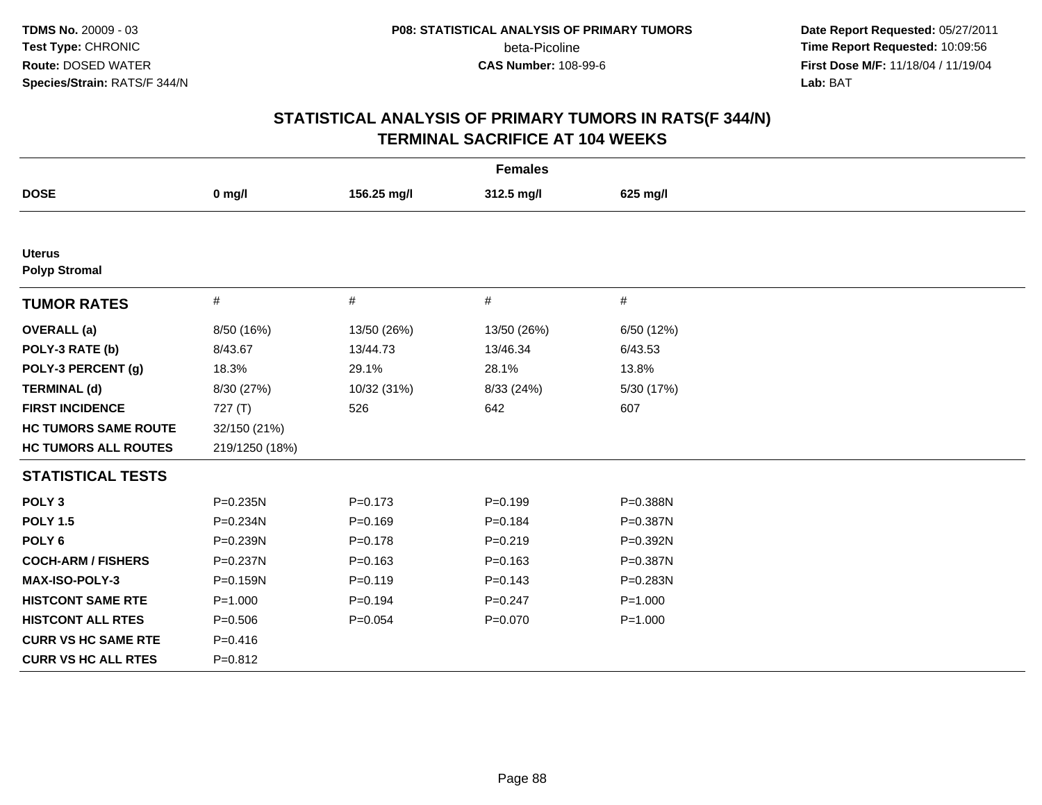**TDMS No.** 20009 - 03
**Test Type:** CHRONIC
**Route:** DOSED WATER
**Species/Strain:** RATS/F 344/N

**P08: STATISTICAL ANALYSIS OF PRIMARY TUMORS**
beta-Picoline
**CAS Number:** 108-99-6

**Date Report Requested:** 05/27/2011
**Time Report Requested:** 10:09:56
**First Dose M/F:** 11/18/04 / 11/19/04
**Lab:** BAT

## STATISTICAL ANALYSIS OF PRIMARY TUMORS IN RATS(F 344/N) TERMINAL SACRIFICE AT 104 WEEKS

| | Females | | | |
|---|---|---|---|---|
| **DOSE** | **0 mg/l** | **156.25 mg/l** | **312.5 mg/l** | **625 mg/l** |
| **Uterus** | | | | |
| **Polyp Stromal** | | | | |
| **TUMOR RATES** | # | # | # | # |
| **OVERALL (a)** | 8/50 (16%) | 13/50 (26%) | 13/50 (26%) | 6/50 (12%) |
| **POLY-3 RATE (b)** | 8/43.67 | 13/44.73 | 13/46.34 | 6/43.53 |
| **POLY-3 PERCENT (g)** | 18.3% | 29.1% | 28.1% | 13.8% |
| **TERMINAL (d)** | 8/30 (27%) | 10/32 (31%) | 8/33 (24%) | 5/30 (17%) |
| **FIRST INCIDENCE** | 727 (T) | 526 | 642 | 607 |
| **HC TUMORS SAME ROUTE** | 32/150 (21%) | | | |
| **HC TUMORS ALL ROUTES** | 219/1250 (18%) | | | |
| **STATISTICAL TESTS** | | | | |
| **POLY 3** | P=0.235N | P=0.173 | P=0.199 | P=0.388N |
| **POLY 1.5** | P=0.234N | P=0.169 | P=0.184 | P=0.387N |
| **POLY 6** | P=0.239N | P=0.178 | P=0.219 | P=0.392N |
| **COCH-ARM / FISHERS** | P=0.237N | P=0.163 | P=0.163 | P=0.387N |
| **MAX-ISO-POLY-3** | P=0.159N | P=0.119 | P=0.143 | P=0.283N |
| **HISTCONT SAME RTE** | P=1.000 | P=0.194 | P=0.247 | P=1.000 |
| **HISTCONT ALL RTES** | P=0.506 | P=0.054 | P=0.070 | P=1.000 |
| **CURR VS HC SAME RTE** | P=0.416 | | | |
| **CURR VS HC ALL RTES** | P=0.812 | | | |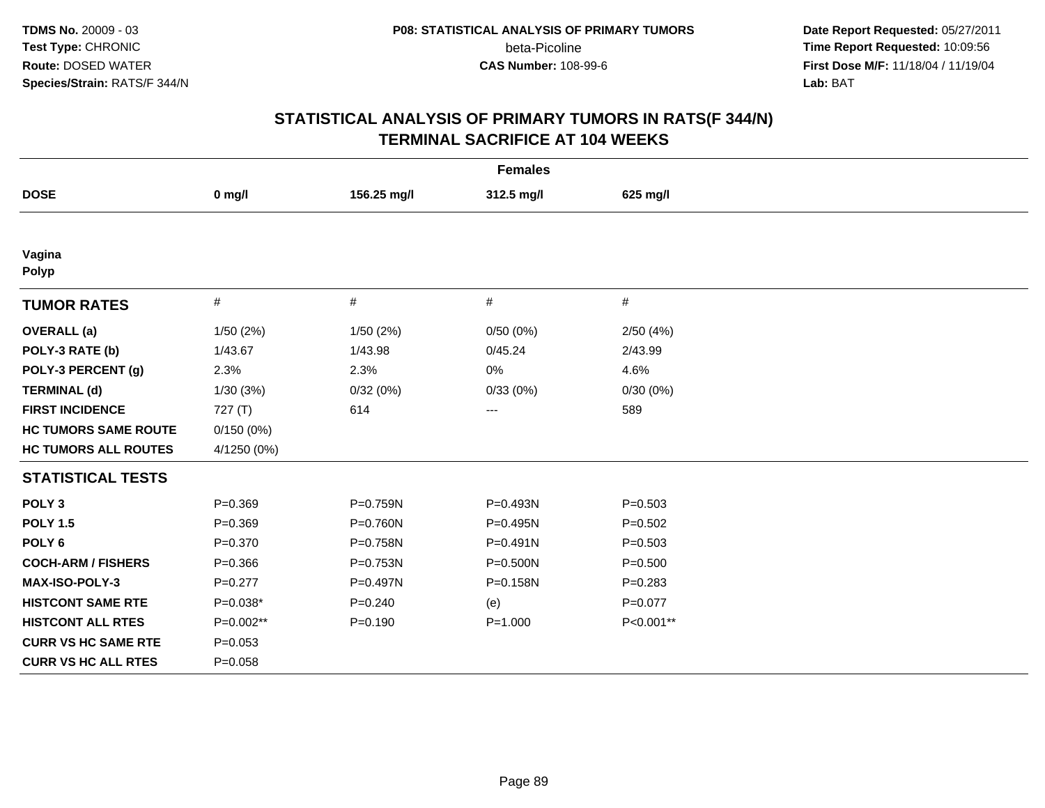**TDMS No.** 20009 - 03
**Test Type:** CHRONIC
**Route:** DOSED WATER
**Species/Strain:** RATS/F 344/N

**P08: STATISTICAL ANALYSIS OF PRIMARY TUMORS**
beta-Picoline
**CAS Number:** 108-99-6

**Date Report Requested:** 05/27/2011
**Time Report Requested:** 10:09:56
**First Dose M/F:** 11/18/04 / 11/19/04
**Lab:** BAT

## STATISTICAL ANALYSIS OF PRIMARY TUMORS IN RATS(F 344/N)
## TERMINAL SACRIFICE AT 104 WEEKS

| | Females | | | |
|---|---|---|---|---|
| **DOSE** | **0 mg/l** | **156.25 mg/l** | **312.5 mg/l** | **625 mg/l** |
| **Vagina** | | | | |
| **Polyp** | | | | |
| **TUMOR RATES** | # | # | # | # |
| **OVERALL (a)** | 1/50 (2%) | 1/50 (2%) | 0/50 (0%) | 2/50 (4%) |
| **POLY-3 RATE (b)** | 1/43.67 | 1/43.98 | 0/45.24 | 2/43.99 |
| **POLY-3 PERCENT (g)** | 2.3% | 2.3% | 0% | 4.6% |
| **TERMINAL (d)** | 1/30 (3%) | 0/32 (0%) | 0/33 (0%) | 0/30 (0%) |
| **FIRST INCIDENCE** | 727 (T) | 614 | --- | 589 |
| **HC TUMORS SAME ROUTE** | 0/150 (0%) | | | |
| **HC TUMORS ALL ROUTES** | 4/1250 (0%) | | | |
| **STATISTICAL TESTS** | | | | |
| **POLY 3** | P=0.369 | P=0.759N | P=0.493N | P=0.503 |
| **POLY 1.5** | P=0.369 | P=0.760N | P=0.495N | P=0.502 |
| **POLY 6** | P=0.370 | P=0.758N | P=0.491N | P=0.503 |
| **COCH-ARM / FISHERS** | P=0.366 | P=0.753N | P=0.500N | P=0.500 |
| **MAX-ISO-POLY-3** | P=0.277 | P=0.497N | P=0.158N | P=0.283 |
| **HISTCONT SAME RTE** | P=0.038* | P=0.240 | (e) | P=0.077 |
| **HISTCONT ALL RTES** | P=0.002** | P=0.190 | P=1.000 | P<0.001** |
| **CURR VS HC SAME RTE** | P=0.053 | | | |
| **CURR VS HC ALL RTES** | P=0.058 | | | |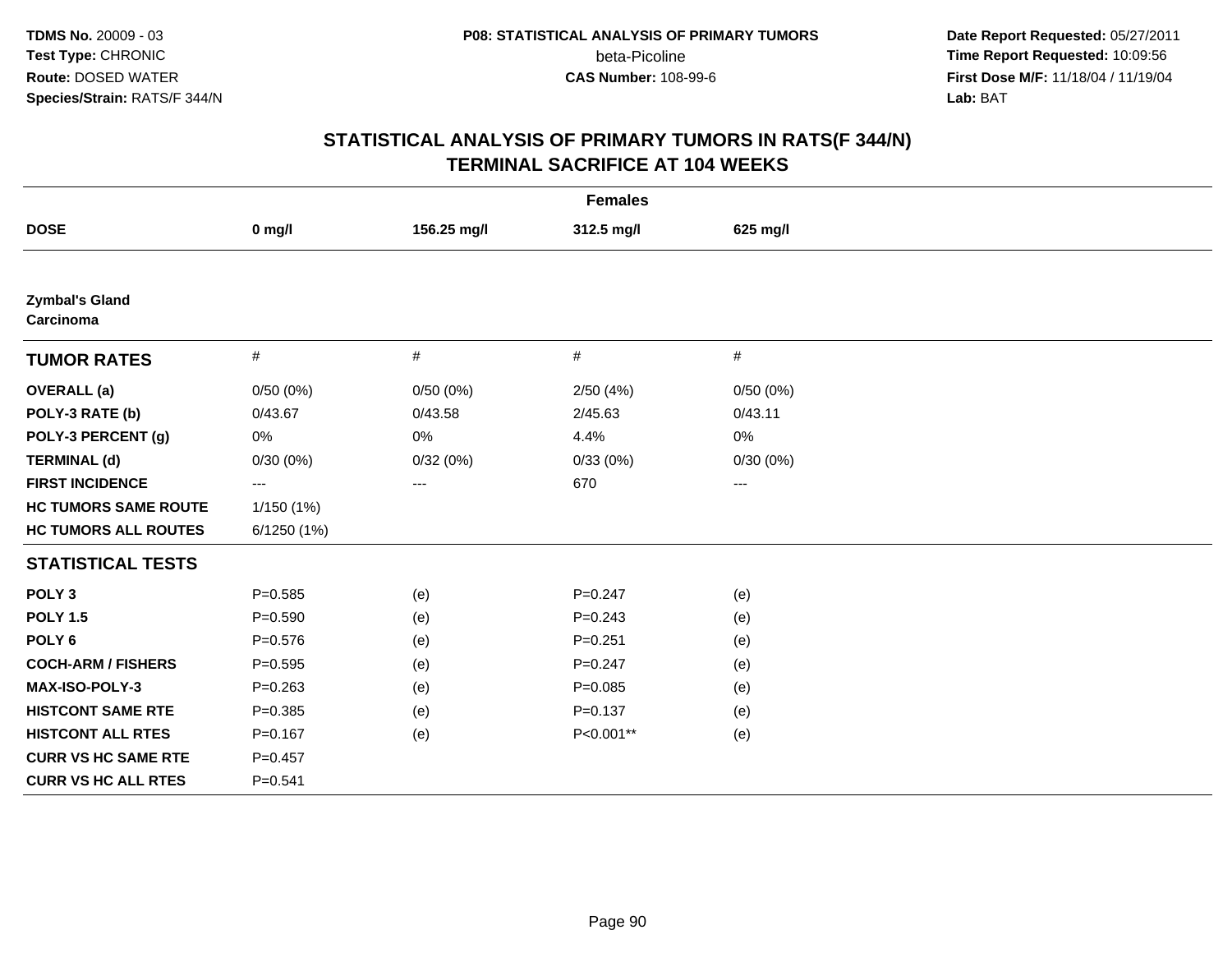TDMS No. 20009 - 03
Test Type: CHRONIC
Route: DOSED WATER
Species/Strain: RATS/F 344/N

P08: STATISTICAL ANALYSIS OF PRIMARY TUMORS
beta-Picoline
CAS Number: 108-99-6

Date Report Requested: 05/27/2011
Time Report Requested: 10:09:56
First Dose M/F: 11/18/04 / 11/19/04
Lab: BAT

## STATISTICAL ANALYSIS OF PRIMARY TUMORS IN RATS(F 344/N)
## TERMINAL SACRIFICE AT 104 WEEKS

| Females | | | | |
|---|---|---|---|---|
| **DOSE** | **0 mg/l** | **156.25 mg/l** | **312.5 mg/l** | **625 mg/l** |
| **Zymbal's Gland** | | | | |
| **Carcinoma** | | | | |
| **TUMOR RATES** | # | # | # | # |
| **OVERALL (a)** | 0/50 (0%) | 0/50 (0%) | 2/50 (4%) | 0/50 (0%) |
| **POLY-3 RATE (b)** | 0/43.67 | 0/43.58 | 2/45.63 | 0/43.11 |
| **POLY-3 PERCENT (g)** | 0% | 0% | 4.4% | 0% |
| **TERMINAL (d)** | 0/30 (0%) | 0/32 (0%) | 0/33 (0%) | 0/30 (0%) |
| **FIRST INCIDENCE** | --- | --- | 670 | --- |
| **HC TUMORS SAME ROUTE** | 1/150 (1%) | | | |
| **HC TUMORS ALL ROUTES** | 6/1250 (1%) | | | |
| **STATISTICAL TESTS** | | | | |
| **POLY 3** | P=0.585 | (e) | P=0.247 | (e) |
| **POLY 1.5** | P=0.590 | (e) | P=0.243 | (e) |
| **POLY 6** | P=0.576 | (e) | P=0.251 | (e) |
| **COCH-ARM / FISHERS** | P=0.595 | (e) | P=0.247 | (e) |
| **MAX-ISO-POLY-3** | P=0.263 | (e) | P=0.085 | (e) |
| **HISTCONT SAME RTE** | P=0.385 | (e) | P=0.137 | (e) |
| **HISTCONT ALL RTES** | P=0.167 | (e) | P<0.001** | (e) |
| **CURR VS HC SAME RTE** | P=0.457 | | | |
| **CURR VS HC ALL RTES** | P=0.541 | | | |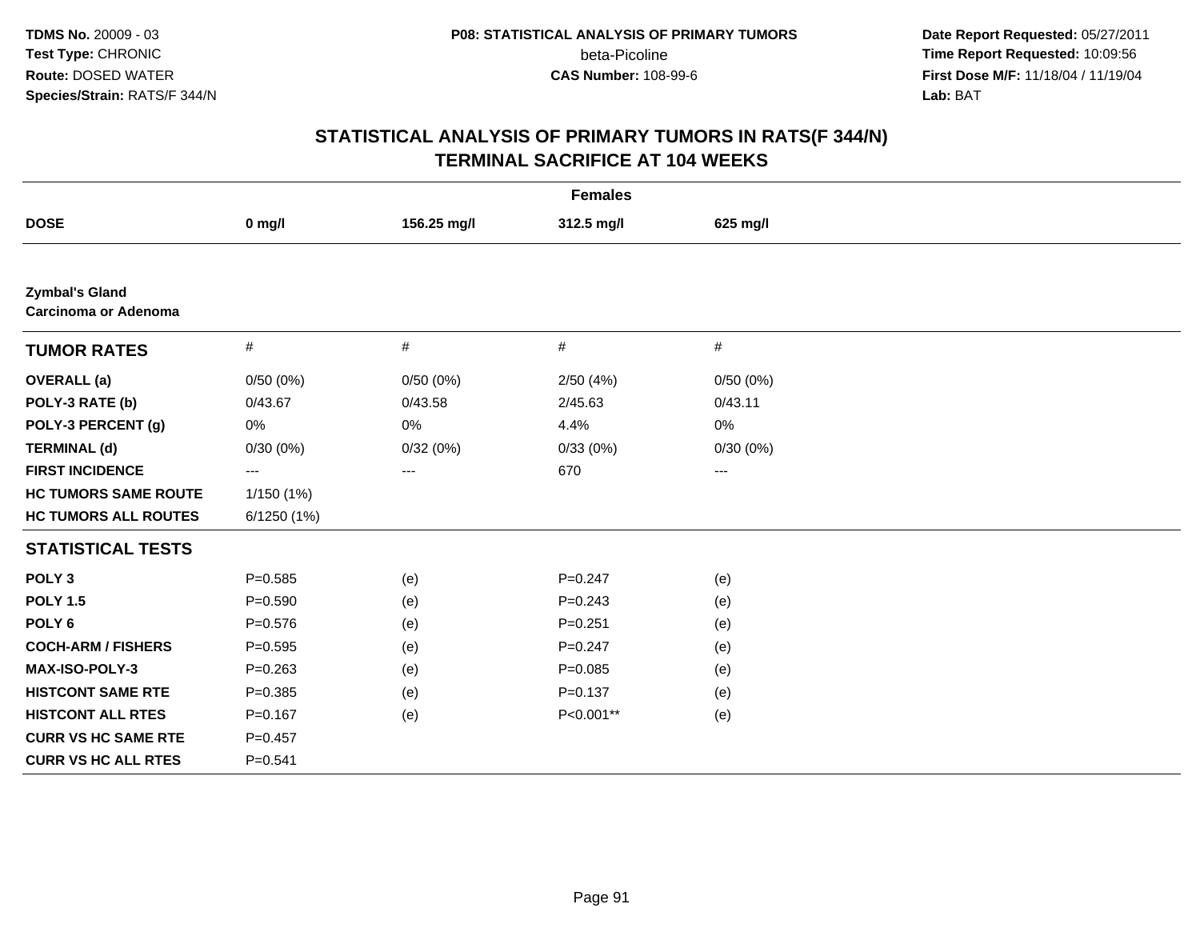# STATISTICAL ANALYSIS OF PRIMARY TUMORS IN RATS(F 344/N)
## TERMINAL SACRIFICE AT 104 WEEKS

| | Females | | | |
|---|---|---|---|---|
| **DOSE** | **0 mg/l** | **156.25 mg/l** | **312.5 mg/l** | **625 mg/l** |
| **Zymbal's Gland** | | | | |
| **Carcinoma or Adenoma** | | | | |
| **TUMOR RATES** | # | # | # | # |
| **OVERALL (a)** | 0/50 (0%) | 0/50 (0%) | 2/50 (4%) | 0/50 (0%) |
| **POLY-3 RATE (b)** | 0/43.67 | 0/43.58 | 2/45.63 | 0/43.11 |
| **POLY-3 PERCENT (g)** | 0% | 0% | 4.4% | 0% |
| **TERMINAL (d)** | 0/30 (0%) | 0/32 (0%) | 0/33 (0%) | 0/30 (0%) |
| **FIRST INCIDENCE** | --- | --- | 670 | --- |
| **HC TUMORS SAME ROUTE** | 1/150 (1%) | | | |
| **HC TUMORS ALL ROUTES** | 6/1250 (1%) | | | |
| **STATISTICAL TESTS** | | | | |
| **POLY 3** | P=0.585 | (e) | P=0.247 | (e) |
| **POLY 1.5** | P=0.590 | (e) | P=0.243 | (e) |
| **POLY 6** | P=0.576 | (e) | P=0.251 | (e) |
| **COCH-ARM / FISHERS** | P=0.595 | (e) | P=0.247 | (e) |
| **MAX-ISO-POLY-3** | P=0.263 | (e) | P=0.085 | (e) |
| **HISTCONT SAME RTE** | P=0.385 | (e) | P=0.137 | (e) |
| **HISTCONT ALL RTES** | P=0.167 | (e) | P<0.001** | (e) |
| **CURR VS HC SAME RTE** | P=0.457 | | | |
| **CURR VS HC ALL RTES** | P=0.541 | | | |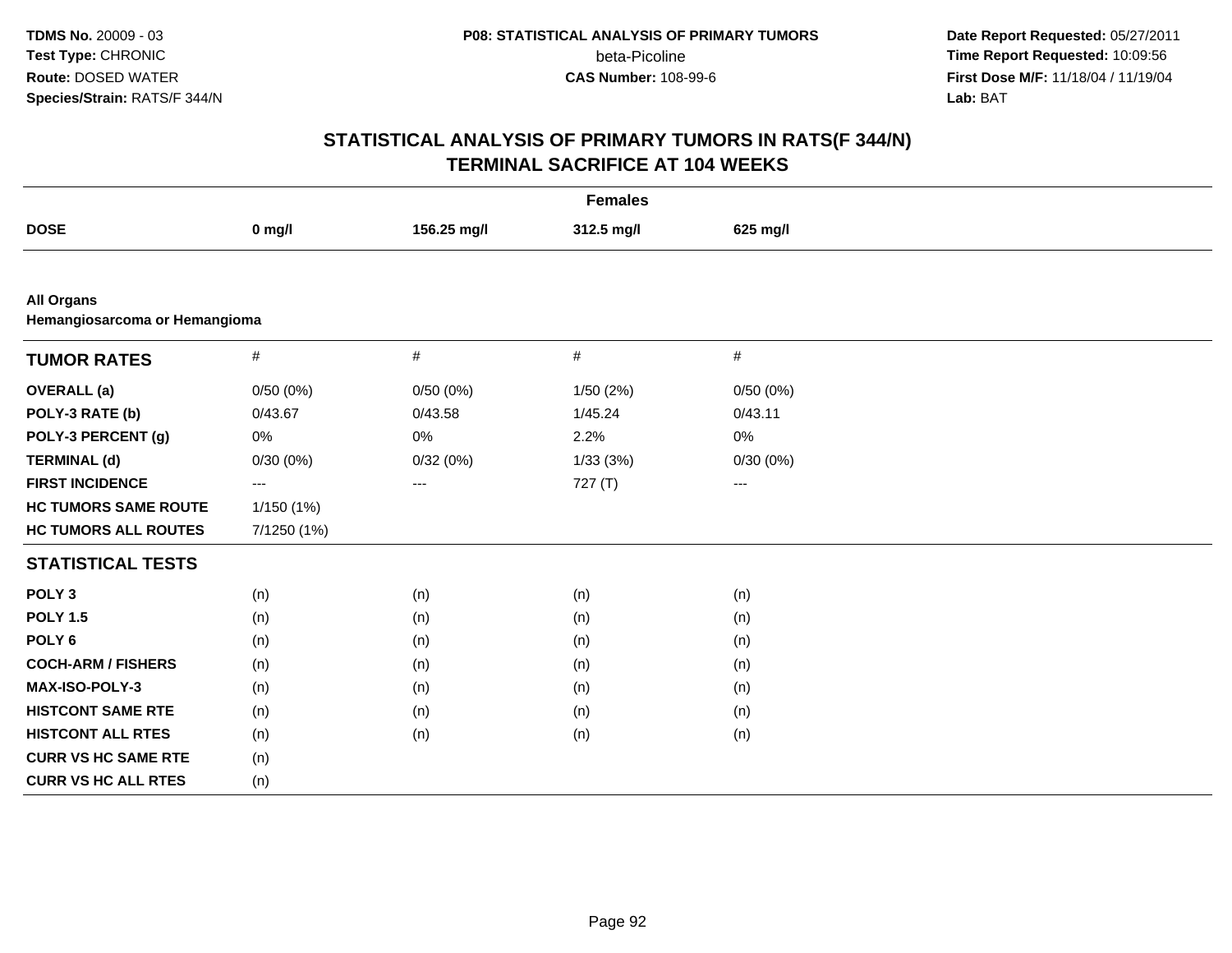## STATISTICAL ANALYSIS OF PRIMARY TUMORS IN RATS(F 344/N) TERMINAL SACRIFICE AT 104 WEEKS

| | Females | | | |
|---|---|---|---|---|
| **DOSE** | **0 mg/l** | **156.25 mg/l** | **312.5 mg/l** | **625 mg/l** |

**All Organs**
**Hemangiosarcoma or Hemangioma**

| **TUMOR RATES** | # | # | # | # |
|---|---|---|---|---|
| **OVERALL (a)** | 0/50 (0%) | 0/50 (0%) | 1/50 (2%) | 0/50 (0%) |
| **POLY-3 RATE (b)** | 0/43.67 | 0/43.58 | 1/45.24 | 0/43.11 |
| **POLY-3 PERCENT (g)** | 0% | 0% | 2.2% | 0% |
| **TERMINAL (d)** | 0/30 (0%) | 0/32 (0%) | 1/33 (3%) | 0/30 (0%) |
| **FIRST INCIDENCE** | --- | --- | 727 (T) | --- |
| **HC TUMORS SAME ROUTE** | 1/150 (1%) | | | |
| **HC TUMORS ALL ROUTES** | 7/1250 (1%) | | | |
| **STATISTICAL TESTS** | | | | |
| **POLY 3** | (n) | (n) | (n) | (n) |
| **POLY 1.5** | (n) | (n) | (n) | (n) |
| **POLY 6** | (n) | (n) | (n) | (n) |
| **COCH-ARM / FISHERS** | (n) | (n) | (n) | (n) |
| **MAX-ISO-POLY-3** | (n) | (n) | (n) | (n) |
| **HISTCONT SAME RTE** | (n) | (n) | (n) | (n) |
| **HISTCONT ALL RTES** | (n) | (n) | (n) | (n) |
| **CURR VS HC SAME RTE** | (n) | | | |
| **CURR VS HC ALL RTES** | (n) | | | |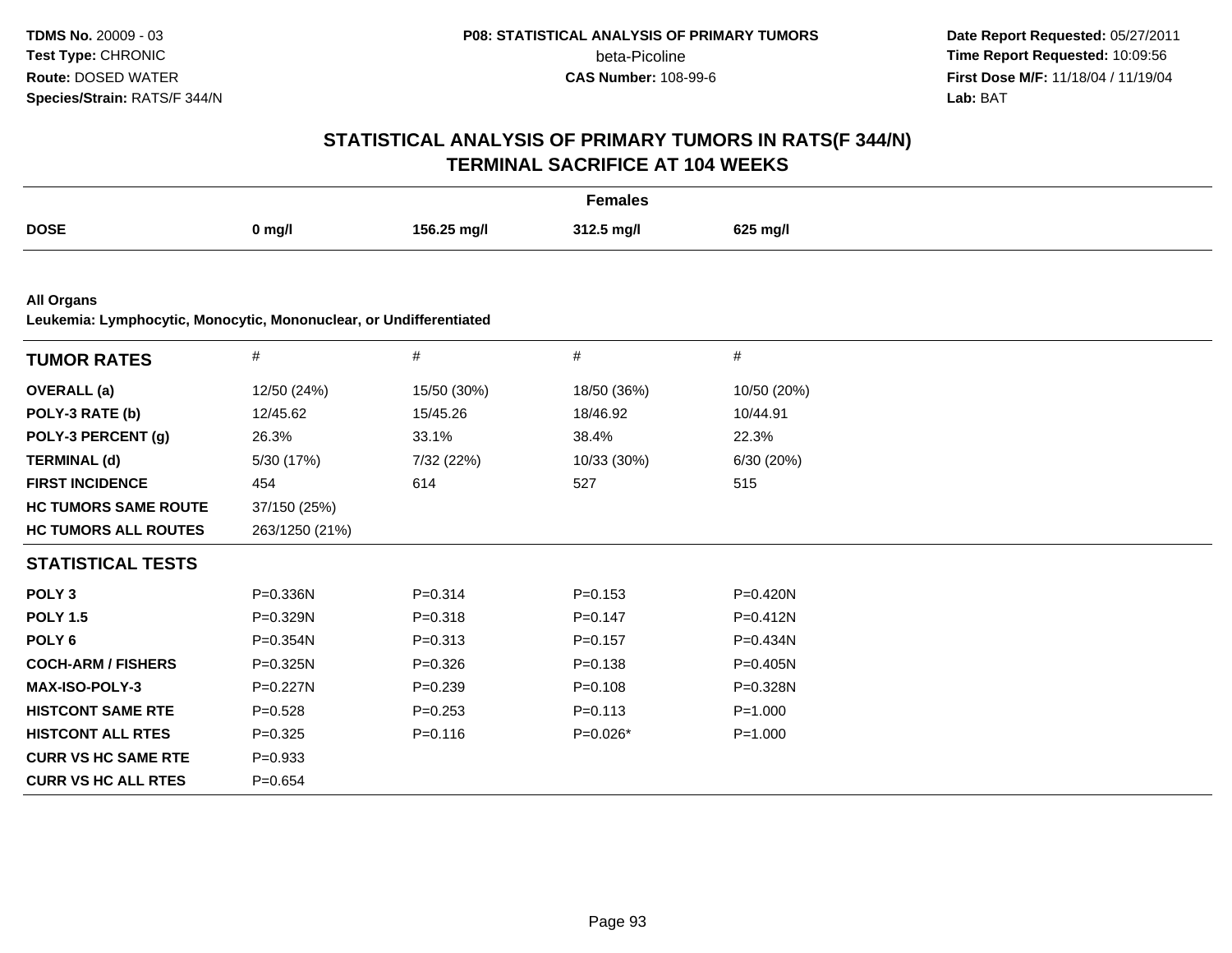**TDMS No.** 20009 - 03
**Test Type:** CHRONIC
**Route:** DOSED WATER
**Species/Strain:** RATS/F 344/N

**P08: STATISTICAL ANALYSIS OF PRIMARY TUMORS**
beta-Picoline
**CAS Number:** 108-99-6

**Date Report Requested:** 05/27/2011
**Time Report Requested:** 10:09:56
**First Dose M/F:** 11/18/04 / 11/19/04
**Lab:** BAT

# STATISTICAL ANALYSIS OF PRIMARY TUMORS IN RATS(F 344/N)
## TERMINAL SACRIFICE AT 104 WEEKS

**Females**

| DOSE | 0 mg/l | 156.25 mg/l | 312.5 mg/l | 625 mg/l |
|---|---|---|---|---|

**All Organs**
**Leukemia: Lymphocytic, Monocytic, Mononuclear, or Undifferentiated**

| TUMOR RATES | # | # | # | # |
|---|---|---|---|---|
| **OVERALL (a)** | 12/50 (24%) | 15/50 (30%) | 18/50 (36%) | 10/50 (20%) |
| **POLY-3 RATE (b)** | 12/45.62 | 15/45.26 | 18/46.92 | 10/44.91 |
| **POLY-3 PERCENT (g)** | 26.3% | 33.1% | 38.4% | 22.3% |
| **TERMINAL (d)** | 5/30 (17%) | 7/32 (22%) | 10/33 (30%) | 6/30 (20%) |
| **FIRST INCIDENCE** | 454 | 614 | 527 | 515 |
| **HC TUMORS SAME ROUTE** | 37/150 (25%) | | | |
| **HC TUMORS ALL ROUTES** | 263/1250 (21%) | | | |
| **STATISTICAL TESTS** | | | | |
| **POLY 3** | P=0.336N | P=0.314 | P=0.153 | P=0.420N |
| **POLY 1.5** | P=0.329N | P=0.318 | P=0.147 | P=0.412N |
| **POLY 6** | P=0.354N | P=0.313 | P=0.157 | P=0.434N |
| **COCH-ARM / FISHERS** | P=0.325N | P=0.326 | P=0.138 | P=0.405N |
| **MAX-ISO-POLY-3** | P=0.227N | P=0.239 | P=0.108 | P=0.328N |
| **HISTCONT SAME RTE** | P=0.528 | P=0.253 | P=0.113 | P=1.000 |
| **HISTCONT ALL RTES** | P=0.325 | P=0.116 | P=0.026* | P=1.000 |
| **CURR VS HC SAME RTE** | P=0.933 | | | |
| **CURR VS HC ALL RTES** | P=0.654 | | | |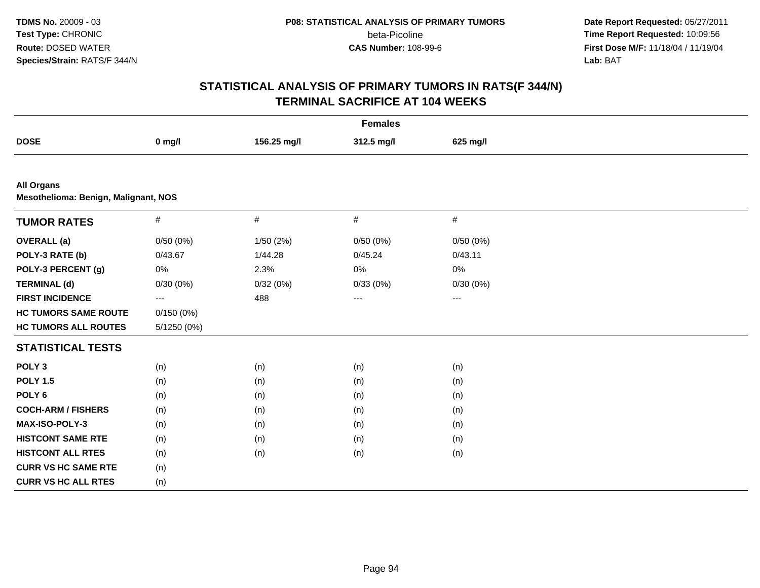**TDMS No.** 20009 - 03
**Test Type:** CHRONIC
**Route:** DOSED WATER
**Species/Strain:** RATS/F 344/N

**P08: STATISTICAL ANALYSIS OF PRIMARY TUMORS**
beta-Picoline
**CAS Number:** 108-99-6

**Date Report Requested:** 05/27/2011
**Time Report Requested:** 10:09:56
**First Dose M/F:** 11/18/04 / 11/19/04
**Lab:** BAT

# STATISTICAL ANALYSIS OF PRIMARY TUMORS IN RATS(F 344/N)
## TERMINAL SACRIFICE AT 104 WEEKS

| | Females | | | |
|---|---|---|---|---|
| **DOSE** | **0 mg/l** | **156.25 mg/l** | **312.5 mg/l** | **625 mg/l** |

**All Organs**
**Mesothelioma: Benign, Malignant, NOS**

| **TUMOR RATES** | # | # | # | # |
|---|---|---|---|---|
| **OVERALL (a)** | 0/50 (0%) | 1/50 (2%) | 0/50 (0%) | 0/50 (0%) |
| **POLY-3 RATE (b)** | 0/43.67 | 1/44.28 | 0/45.24 | 0/43.11 |
| **POLY-3 PERCENT (g)** | 0% | 2.3% | 0% | 0% |
| **TERMINAL (d)** | 0/30 (0%) | 0/32 (0%) | 0/33 (0%) | 0/30 (0%) |
| **FIRST INCIDENCE** | --- | 488 | --- | --- |
| **HC TUMORS SAME ROUTE** | 0/150 (0%) | | | |
| **HC TUMORS ALL ROUTES** | 5/1250 (0%) | | | |
| **STATISTICAL TESTS** | | | | |
| **POLY 3** | (n) | (n) | (n) | (n) |
| **POLY 1.5** | (n) | (n) | (n) | (n) |
| **POLY 6** | (n) | (n) | (n) | (n) |
| **COCH-ARM / FISHERS** | (n) | (n) | (n) | (n) |
| **MAX-ISO-POLY-3** | (n) | (n) | (n) | (n) |
| **HISTCONT SAME RTE** | (n) | (n) | (n) | (n) |
| **HISTCONT ALL RTES** | (n) | (n) | (n) | (n) |
| **CURR VS HC SAME RTE** | (n) | | | |
| **CURR VS HC ALL RTES** | (n) | | | |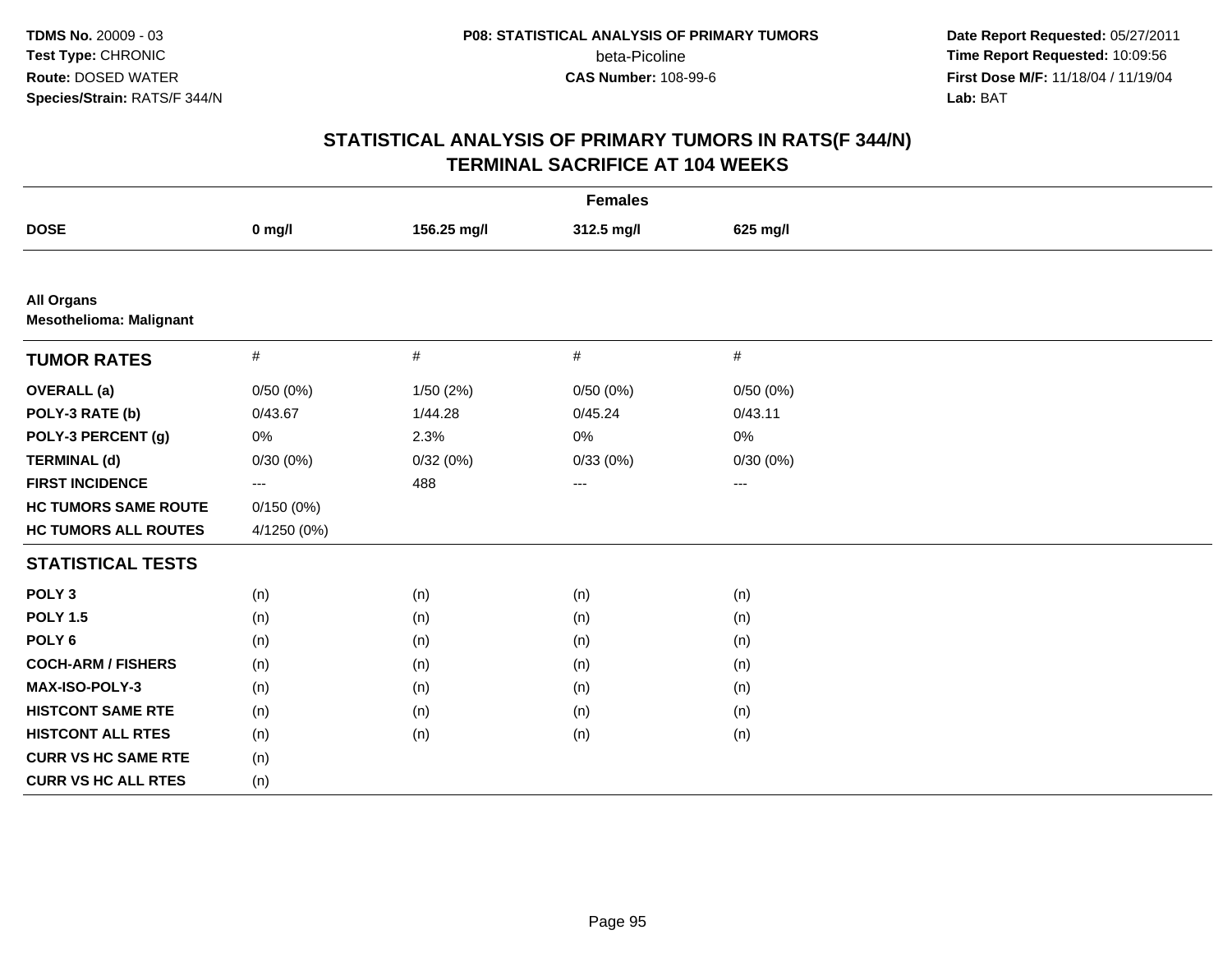**TDMS No.** 20009 - 03
**Test Type:** CHRONIC
**Route:** DOSED WATER
**Species/Strain:** RATS/F 344/N

**P08: STATISTICAL ANALYSIS OF PRIMARY TUMORS**
beta-Picoline
**CAS Number:** 108-99-6

**Date Report Requested:** 05/27/2011
**Time Report Requested:** 10:09:56
**First Dose M/F:** 11/18/04 / 11/19/04
**Lab:** BAT

## STATISTICAL ANALYSIS OF PRIMARY TUMORS IN RATS(F 344/N)
## TERMINAL SACRIFICE AT 104 WEEKS

| Females | | | | |
|---|---|---|---|---|
| **DOSE** | **0 mg/l** | **156.25 mg/l** | **312.5 mg/l** | **625 mg/l** |
| **All Organs** | | | | |
| **Mesothelioma: Malignant** | | | | |
| **TUMOR RATES** | # | # | # | # |
| **OVERALL (a)** | 0/50 (0%) | 1/50 (2%) | 0/50 (0%) | 0/50 (0%) |
| **POLY-3 RATE (b)** | 0/43.67 | 1/44.28 | 0/45.24 | 0/43.11 |
| **POLY-3 PERCENT (g)** | 0% | 2.3% | 0% | 0% |
| **TERMINAL (d)** | 0/30 (0%) | 0/32 (0%) | 0/33 (0%) | 0/30 (0%) |
| **FIRST INCIDENCE** | --- | 488 | --- | --- |
| **HC TUMORS SAME ROUTE** | 0/150 (0%) | | | |
| **HC TUMORS ALL ROUTES** | 4/1250 (0%) | | | |
| **STATISTICAL TESTS** | | | | |
| **POLY 3** | (n) | (n) | (n) | (n) |
| **POLY 1.5** | (n) | (n) | (n) | (n) |
| **POLY 6** | (n) | (n) | (n) | (n) |
| **COCH-ARM / FISHERS** | (n) | (n) | (n) | (n) |
| **MAX-ISO-POLY-3** | (n) | (n) | (n) | (n) |
| **HISTCONT SAME RTE** | (n) | (n) | (n) | (n) |
| **HISTCONT ALL RTES** | (n) | (n) | (n) | (n) |
| **CURR VS HC SAME RTE** | (n) | | | |
| **CURR VS HC ALL RTES** | (n) | | | |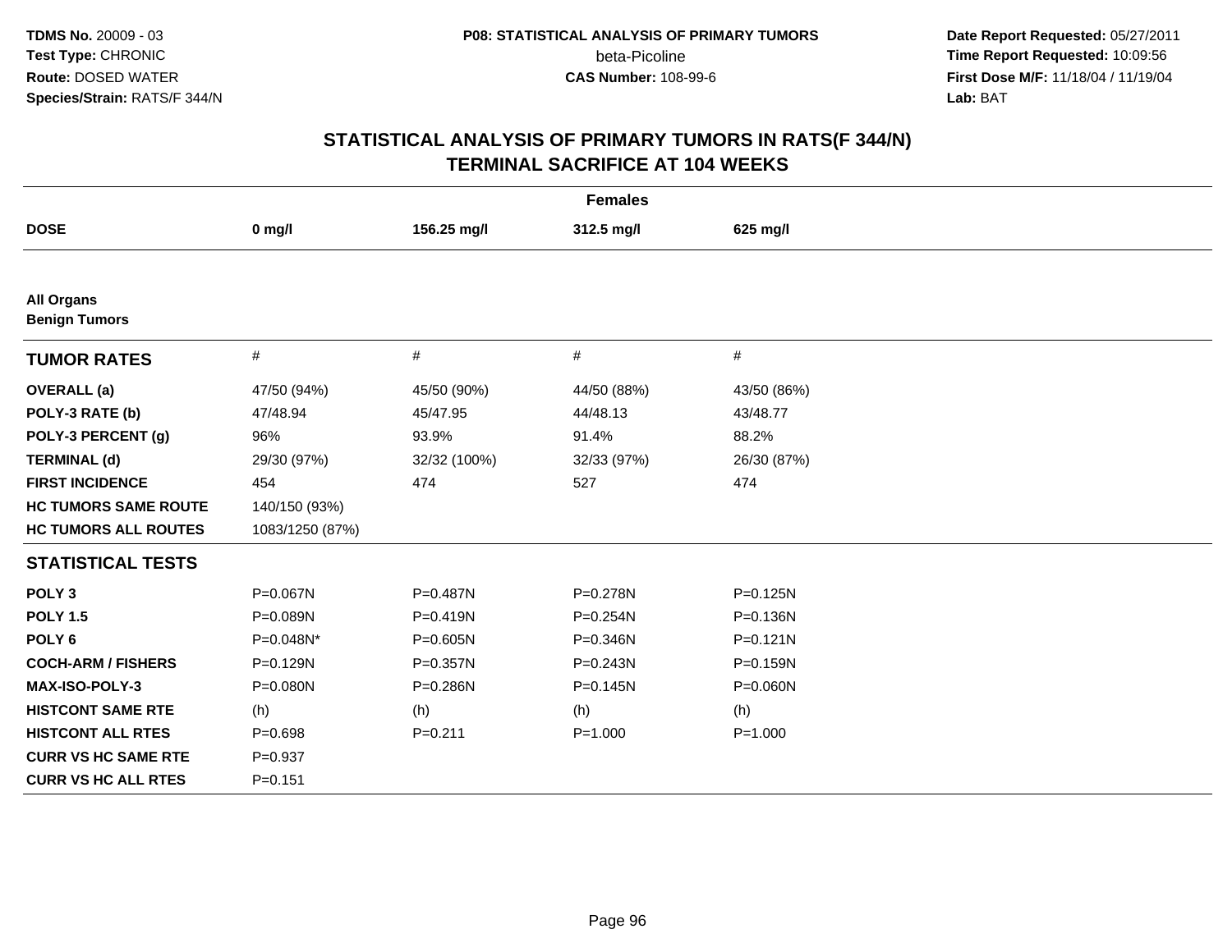# STATISTICAL ANALYSIS OF PRIMARY TUMORS IN RATS(F 344/N) TERMINAL SACRIFICE AT 104 WEEKS

| Females | | | | |
|---|---|---|---|---|
| **DOSE** | **0 mg/l** | **156.25 mg/l** | **312.5 mg/l** | **625 mg/l** |

**All Organs**
**Benign Tumors**

| **TUMOR RATES** | # | # | # | # |
|---|---|---|---|---|
| **OVERALL (a)** | 47/50 (94%) | 45/50 (90%) | 44/50 (88%) | 43/50 (86%) |
| **POLY-3 RATE (b)** | 47/48.94 | 45/47.95 | 44/48.13 | 43/48.77 |
| **POLY-3 PERCENT (g)** | 96% | 93.9% | 91.4% | 88.2% |
| **TERMINAL (d)** | 29/30 (97%) | 32/32 (100%) | 32/33 (97%) | 26/30 (87%) |
| **FIRST INCIDENCE** | 454 | 474 | 527 | 474 |
| **HC TUMORS SAME ROUTE** | 140/150 (93%) | | | |
| **HC TUMORS ALL ROUTES** | 1083/1250 (87%) | | | |
| **STATISTICAL TESTS** | | | | |
| **POLY 3** | P=0.067N | P=0.487N | P=0.278N | P=0.125N |
| **POLY 1.5** | P=0.089N | P=0.419N | P=0.254N | P=0.136N |
| **POLY 6** | P=0.048N* | P=0.605N | P=0.346N | P=0.121N |
| **COCH-ARM / FISHERS** | P=0.129N | P=0.357N | P=0.243N | P=0.159N |
| **MAX-ISO-POLY-3** | P=0.080N | P=0.286N | P=0.145N | P=0.060N |
| **HISTCONT SAME RTE** | (h) | (h) | (h) | (h) |
| **HISTCONT ALL RTES** | P=0.698 | P=0.211 | P=1.000 | P=1.000 |
| **CURR VS HC SAME RTE** | P=0.937 | | | |
| **CURR VS HC ALL RTES** | P=0.151 | | | |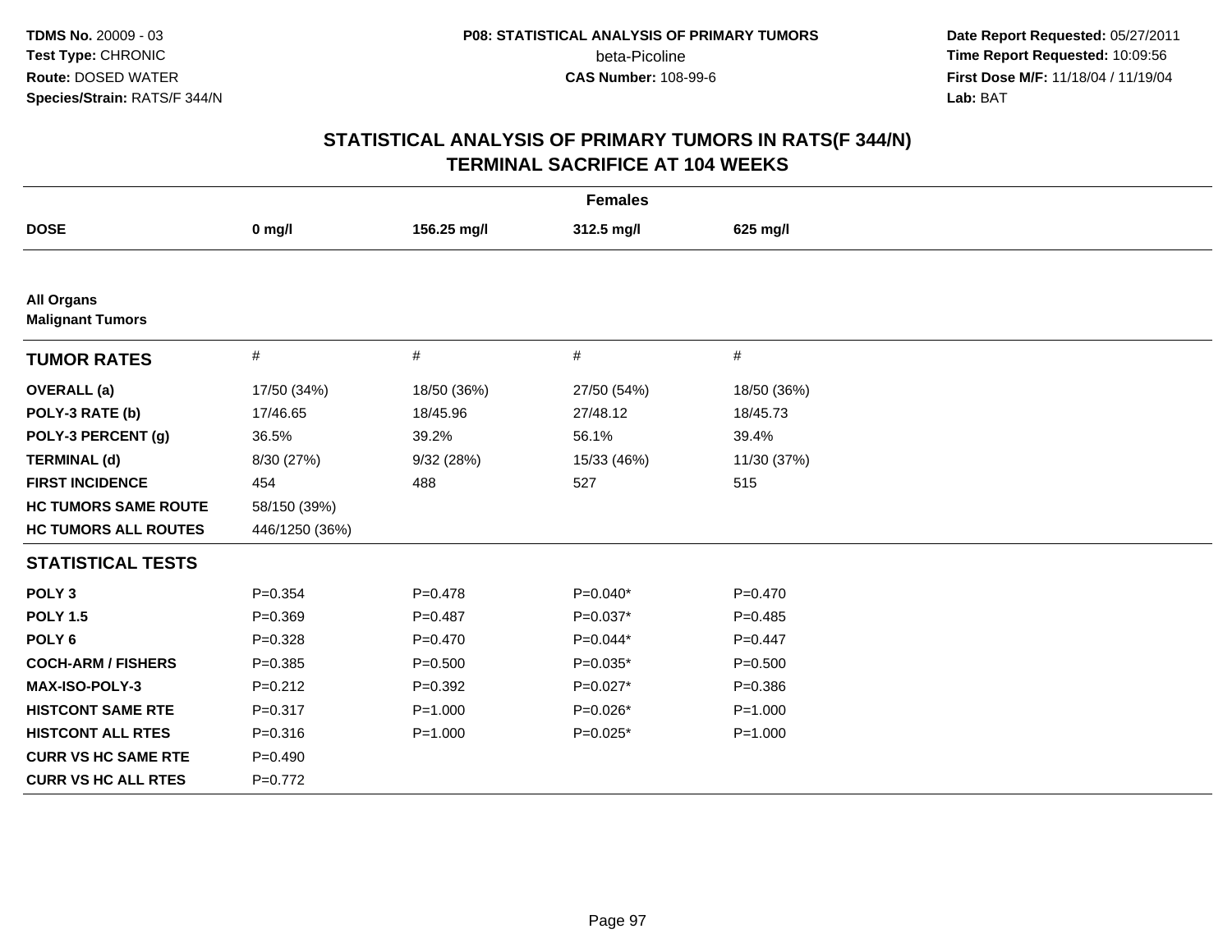**TDMS No.** 20009 - 03
**Test Type:** CHRONIC
**Route:** DOSED WATER
**Species/Strain:** RATS/F 344/N

**P08: STATISTICAL ANALYSIS OF PRIMARY TUMORS**
beta-Picoline
**CAS Number:** 108-99-6

**Date Report Requested:** 05/27/2011
**Time Report Requested:** 10:09:56
**First Dose M/F:** 11/18/04 / 11/19/04
**Lab:** BAT

## STATISTICAL ANALYSIS OF PRIMARY TUMORS IN RATS(F 344/N)
## TERMINAL SACRIFICE AT 104 WEEKS

**Females**

| DOSE | 0 mg/l | 156.25 mg/l | 312.5 mg/l | 625 mg/l |
|---|---|---|---|---|
| **All Organs** | | | | |
| **Malignant Tumors** | | | | |
| **TUMOR RATES** | # | # | # | # |
| **OVERALL (a)** | 17/50 (34%) | 18/50 (36%) | 27/50 (54%) | 18/50 (36%) |
| **POLY-3 RATE (b)** | 17/46.65 | 18/45.96 | 27/48.12 | 18/45.73 |
| **POLY-3 PERCENT (g)** | 36.5% | 39.2% | 56.1% | 39.4% |
| **TERMINAL (d)** | 8/30 (27%) | 9/32 (28%) | 15/33 (46%) | 11/30 (37%) |
| **FIRST INCIDENCE** | 454 | 488 | 527 | 515 |
| **HC TUMORS SAME ROUTE** | 58/150 (39%) | | | |
| **HC TUMORS ALL ROUTES** | 446/1250 (36%) | | | |
| **STATISTICAL TESTS** | | | | |
| **POLY 3** | P=0.354 | P=0.478 | P=0.040* | P=0.470 |
| **POLY 1.5** | P=0.369 | P=0.487 | P=0.037* | P=0.485 |
| **POLY 6** | P=0.328 | P=0.470 | P=0.044* | P=0.447 |
| **COCH-ARM / FISHERS** | P=0.385 | P=0.500 | P=0.035* | P=0.500 |
| **MAX-ISO-POLY-3** | P=0.212 | P=0.392 | P=0.027* | P=0.386 |
| **HISTCONT SAME RTE** | P=0.317 | P=1.000 | P=0.026* | P=1.000 |
| **HISTCONT ALL RTES** | P=0.316 | P=1.000 | P=0.025* | P=1.000 |
| **CURR VS HC SAME RTE** | P=0.490 | | | |
| **CURR VS HC ALL RTES** | P=0.772 | | | |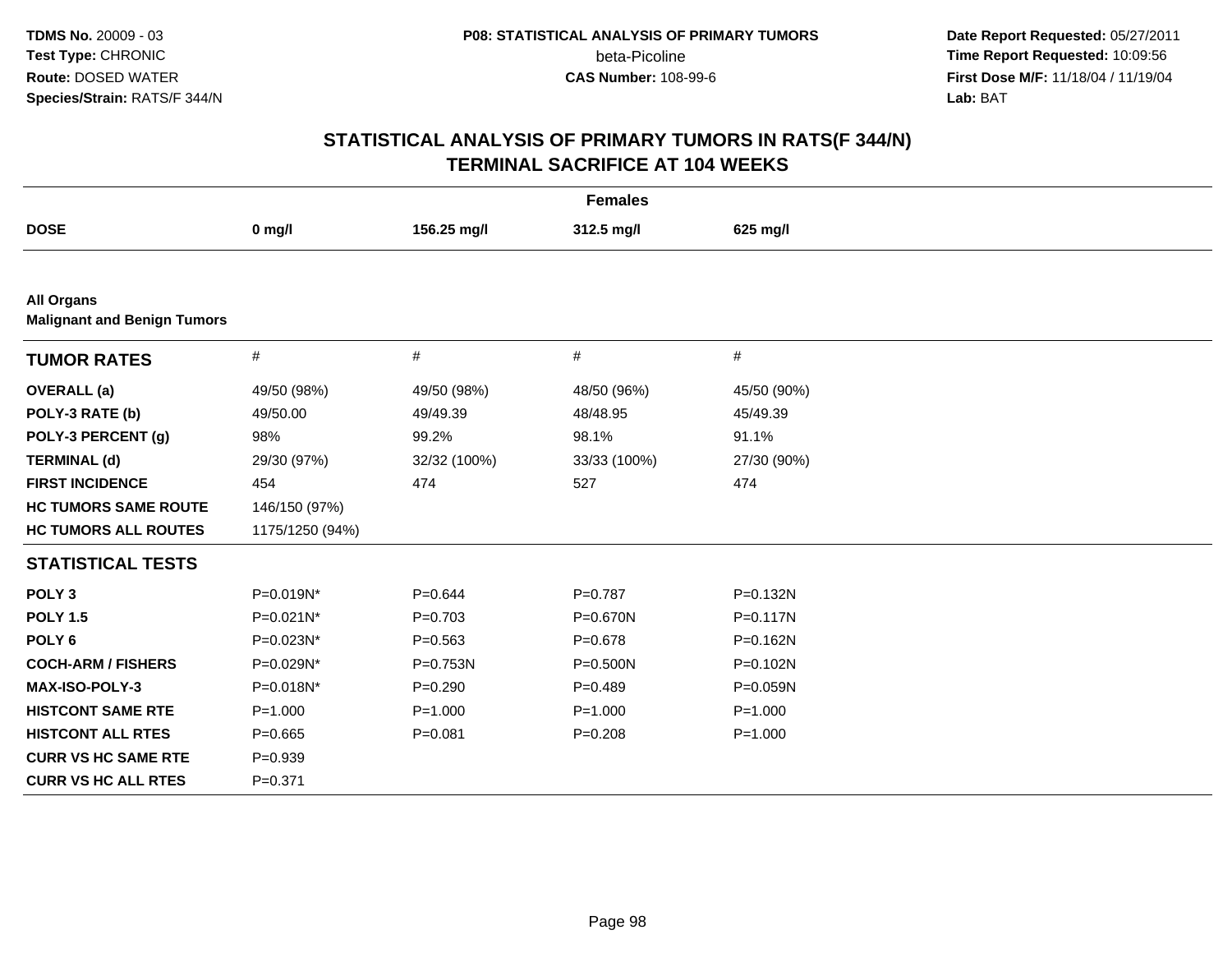**TDMS No.** 20009 - 03
**Test Type:** CHRONIC
**Route:** DOSED WATER
**Species/Strain:** RATS/F 344/N

**P08: STATISTICAL ANALYSIS OF PRIMARY TUMORS**
beta-Picoline
**CAS Number:** 108-99-6

**Date Report Requested:** 05/27/2011
**Time Report Requested:** 10:09:56
**First Dose M/F:** 11/18/04 / 11/19/04
**Lab:** BAT

# STATISTICAL ANALYSIS OF PRIMARY TUMORS IN RATS(F 344/N) TERMINAL SACRIFICE AT 104 WEEKS

| | Females | | | |
|---|---|---|---|---|
| **DOSE** | **0 mg/l** | **156.25 mg/l** | **312.5 mg/l** | **625 mg/l** |
| **All Organs** | | | | |
| **Malignant and Benign Tumors** | | | | |
| **TUMOR RATES** | # | # | # | # |
| **OVERALL (a)** | 49/50 (98%) | 49/50 (98%) | 48/50 (96%) | 45/50 (90%) |
| **POLY-3 RATE (b)** | 49/50.00 | 49/49.39 | 48/48.95 | 45/49.39 |
| **POLY-3 PERCENT (g)** | 98% | 99.2% | 98.1% | 91.1% |
| **TERMINAL (d)** | 29/30 (97%) | 32/32 (100%) | 33/33 (100%) | 27/30 (90%) |
| **FIRST INCIDENCE** | 454 | 474 | 527 | 474 |
| **HC TUMORS SAME ROUTE** | 146/150 (97%) | | | |
| **HC TUMORS ALL ROUTES** | 1175/1250 (94%) | | | |
| **STATISTICAL TESTS** | | | | |
| **POLY 3** | P=0.019N* | P=0.644 | P=0.787 | P=0.132N |
| **POLY 1.5** | P=0.021N* | P=0.703 | P=0.670N | P=0.117N |
| **POLY 6** | P=0.023N* | P=0.563 | P=0.678 | P=0.162N |
| **COCH-ARM / FISHERS** | P=0.029N* | P=0.753N | P=0.500N | P=0.102N |
| **MAX-ISO-POLY-3** | P=0.018N* | P=0.290 | P=0.489 | P=0.059N |
| **HISTCONT SAME RTE** | P=1.000 | P=1.000 | P=1.000 | P=1.000 |
| **HISTCONT ALL RTES** | P=0.665 | P=0.081 | P=0.208 | P=1.000 |
| **CURR VS HC SAME RTE** | P=0.939 | | | |
| **CURR VS HC ALL RTES** | P=0.371 | | | |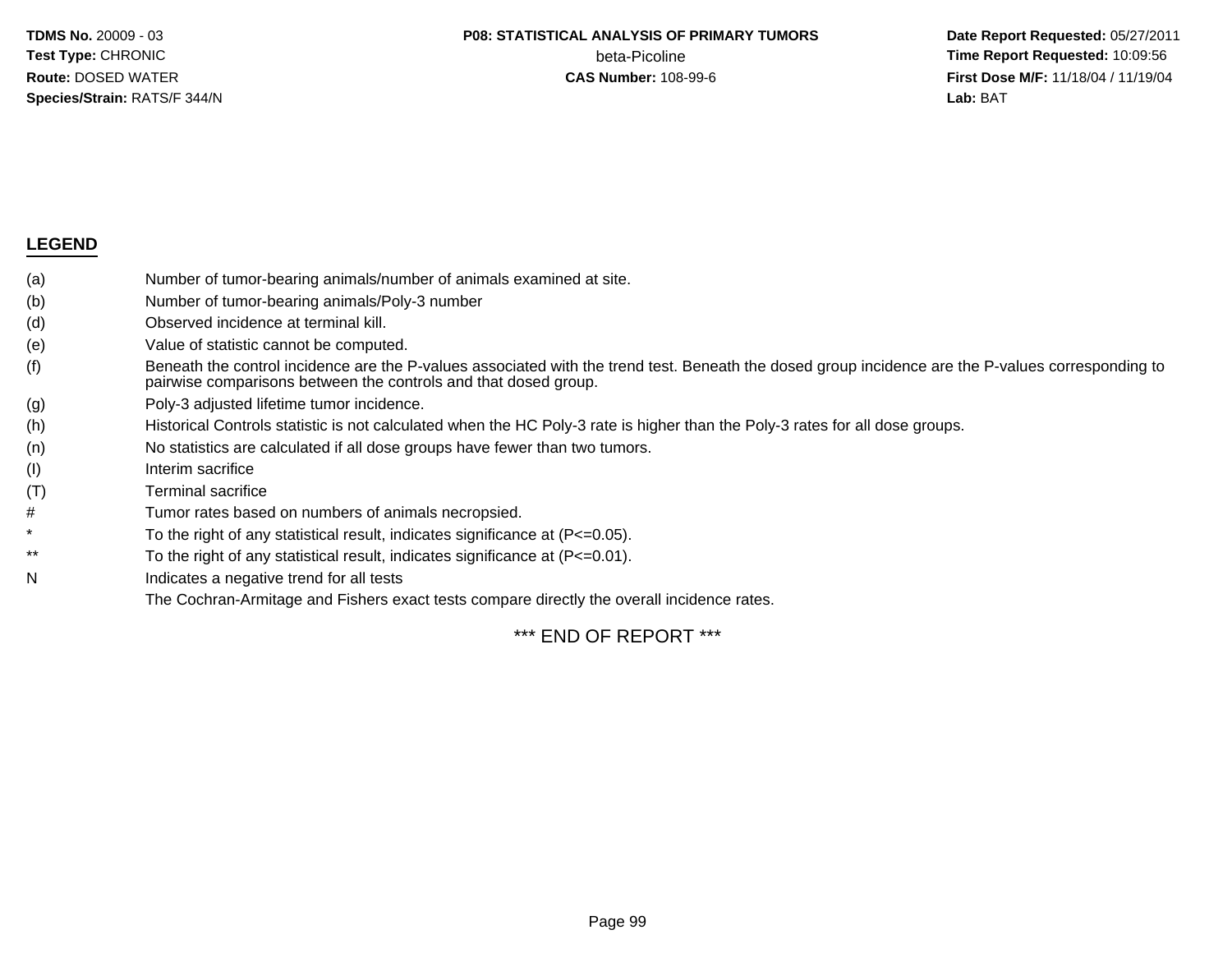## LEGEND

| | |
|---|---|
| (a) | Number of tumor-bearing animals/number of animals examined at site. |
| (b) | Number of tumor-bearing animals/Poly-3 number |
| (d) | Observed incidence at terminal kill. |
| (e) | Value of statistic cannot be computed. |
| (f) | Beneath the control incidence are the P-values associated with the trend test. Beneath the dosed group incidence are the P-values corresponding to pairwise comparisons between the controls and that dosed group. |
| (g) | Poly-3 adjusted lifetime tumor incidence. |
| (h) | Historical Controls statistic is not calculated when the HC Poly-3 rate is higher than the Poly-3 rates for all dose groups. |
| (n) | No statistics are calculated if all dose groups have fewer than two tumors. |
| (I) | Interim sacrifice |
| (T) | Terminal sacrifice |
| # | Tumor rates based on numbers of animals necropsied. |
| * | To the right of any statistical result, indicates significance at (P<=0.05). |
| ** | To the right of any statistical result, indicates significance at (P<=0.01). |
| N | Indicates a negative trend for all tests |
| | The Cochran-Armitage and Fishers exact tests compare directly the overall incidence rates. |

*** END OF REPORT ***